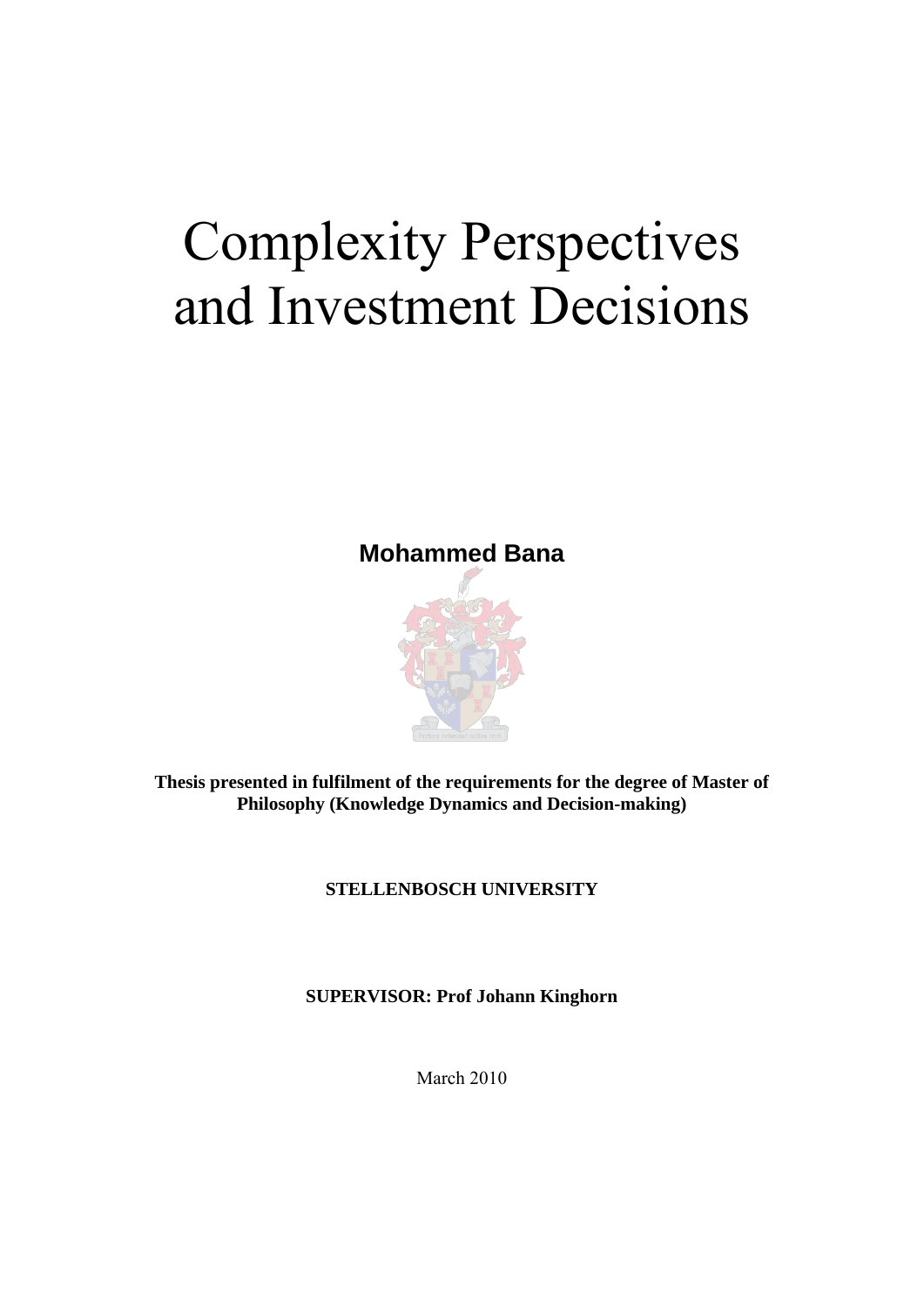# Complexity Perspectives and Investment Decisions

**Mohammed Bana**

**Thesis presented in fulfilment of the requirements for the degree of Master of Philosophy (Knowledge Dynamics and Decision-making)**

**STELLENBOSCH UNIVERSITY**

**SUPERVISOR: Prof Johann Kinghorn**

March 2010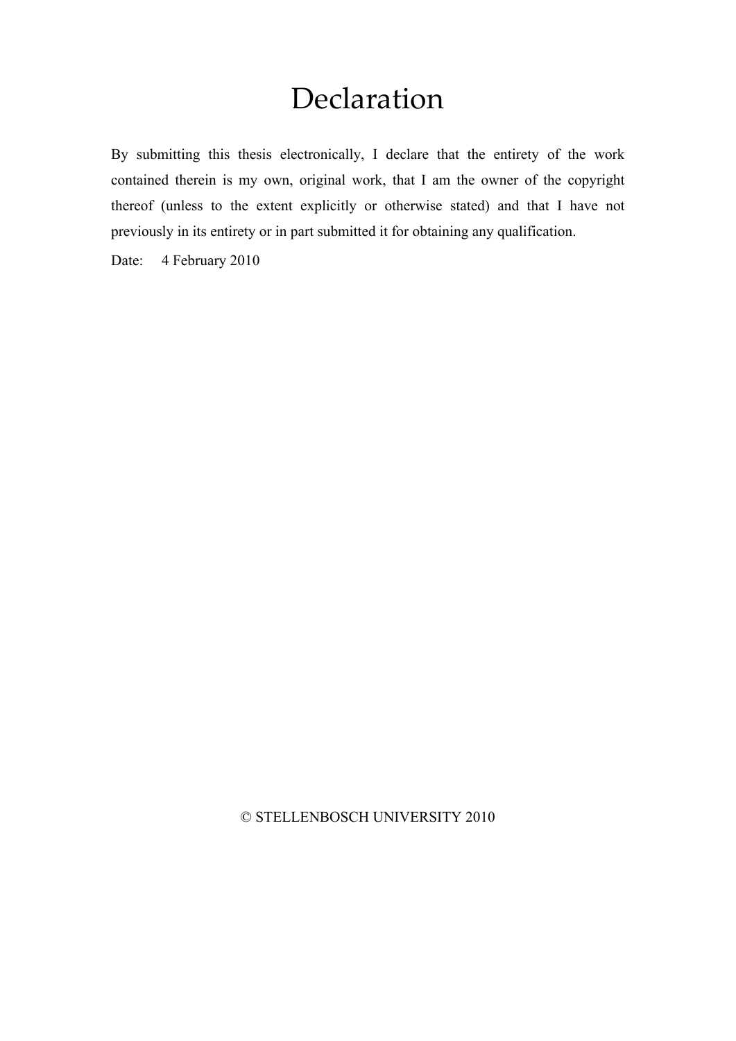# Declaration

By submitting this thesis electronically, I declare that the entirety of the work contained therein is my own, original work, that I am the owner of the copyright thereof (unless to the extent explicitly or otherwise stated) and that I have not previously in its entirety or in part submitted it for obtaining any qualification.

Date: 4 February 2010

© STELLENBOSCH UNIVERSITY 2010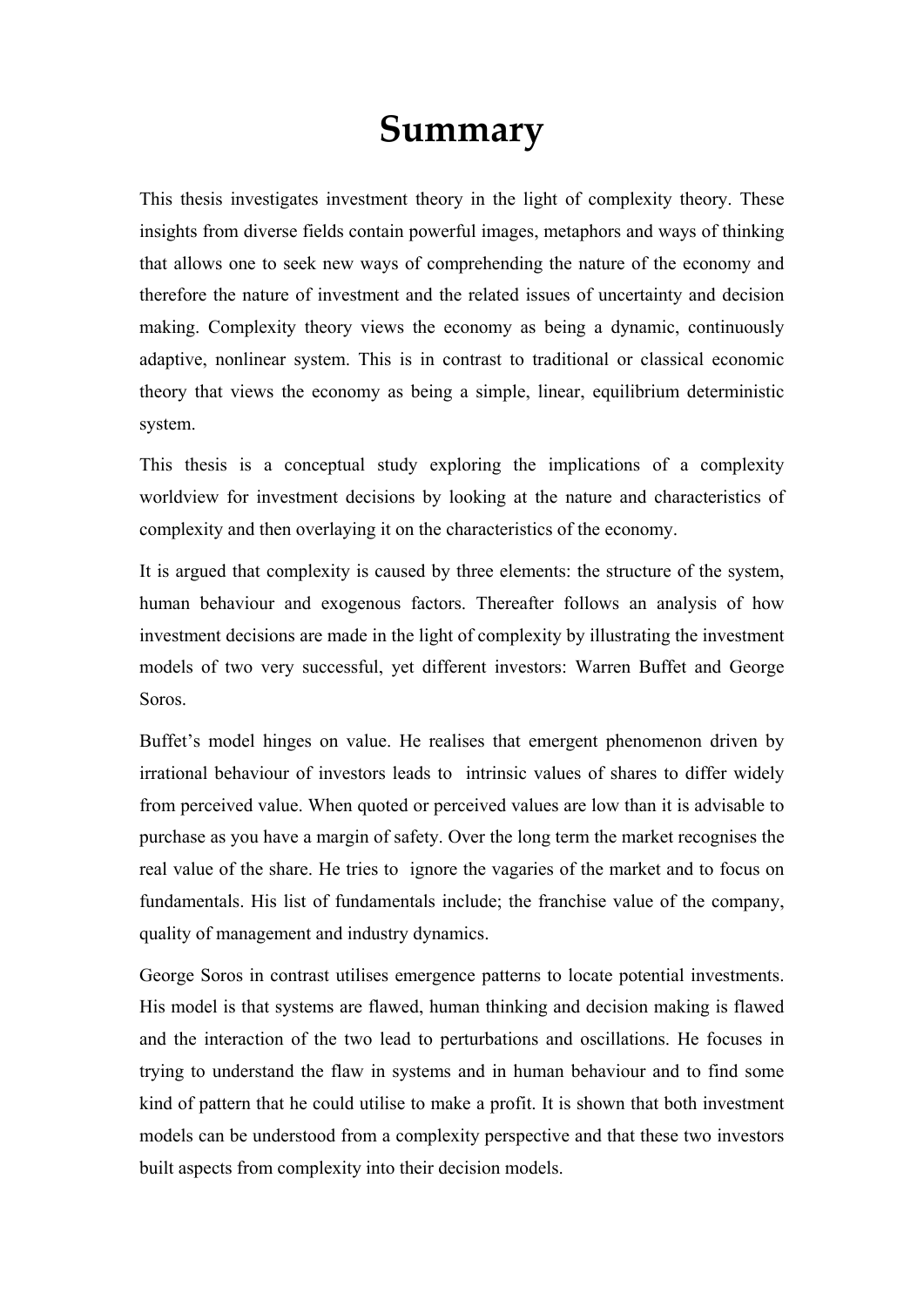# Summary

This thesis investigates investment theory in the light of complexity theory. These insights from diverse fields contain powerful images, metaphors and ways of thinking that allows one to seek new ways of comprehending the nature of the economy and therefore the nature of investment and the related issues of uncertainty and decision making. Complexity theory views the economy as being a dynamic, continuously adaptive, nonlinear system. This is in contrast to traditional or classical economic theory that views the economy as being a simple, linear, equilibrium deterministic system.

This thesis is a conceptual study exploring the implications of a complexity worldview for investment decisions by looking at the nature and characteristics of complexity and then overlaying it on the characteristics of the economy.

It is argued that complexity is caused by three elements: the structure of the system, human behaviour and exogenous factors. Thereafter follows an analysis of how investment decisions are made in the light of complexity by illustrating the investment models of two very successful, yet different investors: Warren Buffet and George Soros.

Buffet's model hinges on value. He realises that emergent phenomenon driven by irrational behaviour of investors leads to intrinsic values of shares to differ widely from perceived value. When quoted or perceived values are low than it is advisable to purchase as you have a margin of safety. Over the long term the market recognises the real value of the share. He tries to ignore the vagaries of the market and to focus on fundamentals. His list of fundamentals include; the franchise value of the company, quality of management and industry dynamics.

George Soros in contrast utilises emergence patterns to locate potential investments. His model is that systems are flawed, human thinking and decision making is flawed and the interaction of the two lead to perturbations and oscillations. He focuses in trying to understand the flaw in systems and in human behaviour and to find some kind of pattern that he could utilise to make a profit. It is shown that both investment models can be understood from a complexity perspective and that these two investors built aspects from complexity into their decision models.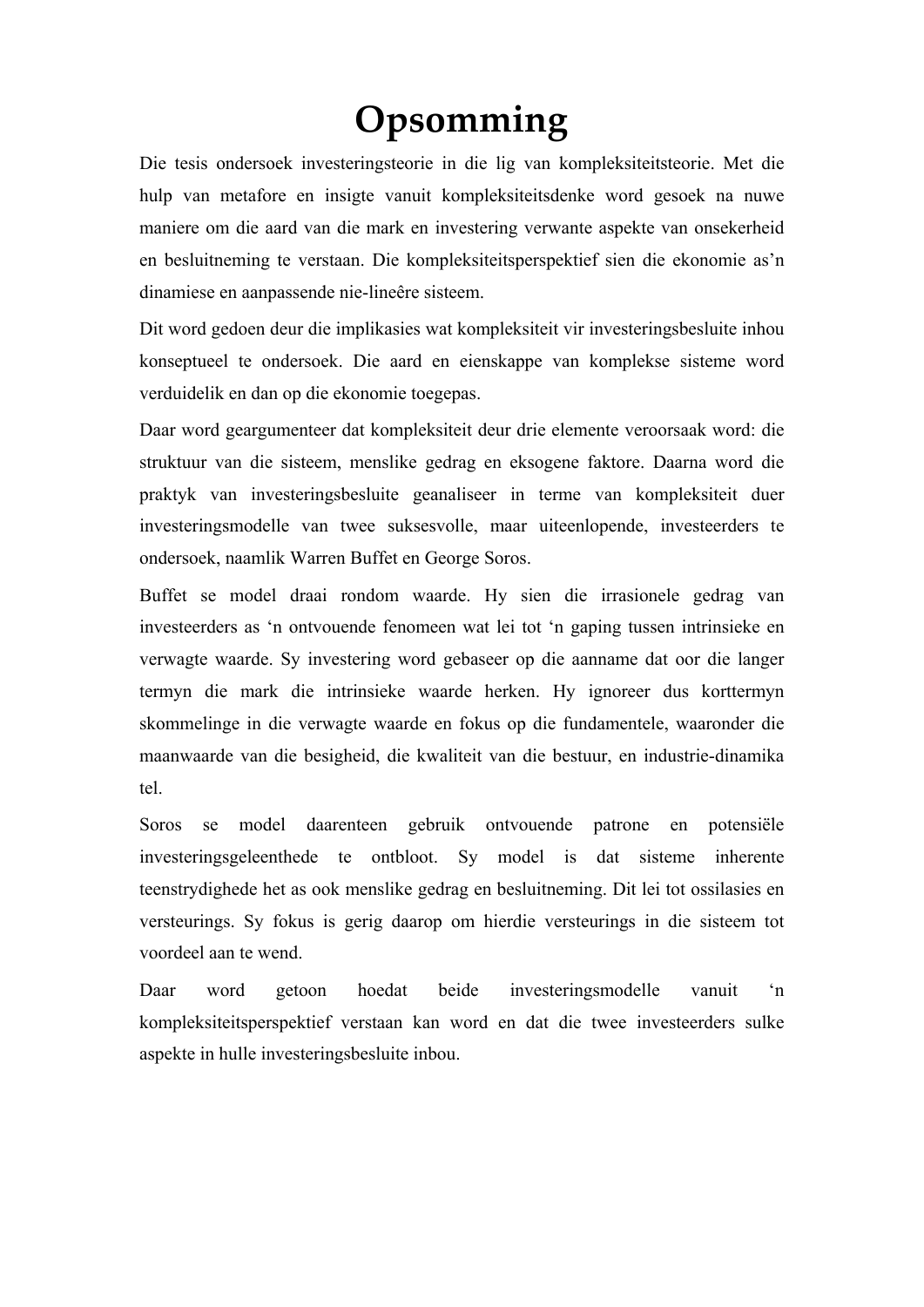# Opsomming

Die tesis ondersoek investeringsteorie in die lig van kompleksiteitsteorie. Met die hulp van metafore en insigte vanuit kompleksiteitsdenke word gesoek na nuwe maniere om die aard van die mark en investering verwante aspekte van onsekerheid en besluitneming te verstaan. Die kompleksiteitsperspektief sien die ekonomie as'n dinamiese en aanpassende nie-lineêre sisteem.

Dit word gedoen deur die implikasies wat kompleksiteit vir investeringsbesluite inhou konseptueel te ondersoek. Die aard en eienskappe van komplekse sisteme word verduidelik en dan op die ekonomie toegepas.

Daar word geargumenteer dat kompleksiteit deur drie elemente veroorsaak word: die struktuur van die sisteem, menslike gedrag en eksogene faktore. Daarna word die praktyk van investeringsbesluite geanaliseer in terme van kompleksiteit duer investeringsmodelle van twee suksesvolle, maar uiteenlopende, investeerders te ondersoek, naamlik Warren Buffet en George Soros.

Buffet se model draai rondom waarde. Hy sien die irrasionele gedrag van investeerders as 'n ontvouende fenomeen wat lei tot 'n gaping tussen intrinsieke en verwagte waarde. Sy investering word gebaseer op die aanname dat oor die langer termyn die mark die intrinsieke waarde herken. Hy ignoreer dus korttermyn skommelinge in die verwagte waarde en fokus op die fundamentele, waaronder die maanwaarde van die besigheid, die kwaliteit van die bestuur, en industrie-dinamika tel.

Soros se model daarenteen gebruik ontvouende patrone en potensiële investeringsgeleenthede te ontbloot. Sy model is dat sisteme inherente teenstrydighede het as ook menslike gedrag en besluitneming. Dit lei tot ossilasies en versteurings. Sy fokus is gerig daarop om hierdie versteurings in die sisteem tot voordeel aan te wend.

Daar word getoon hoedat beide investeringsmodelle vanuit 'n kompleksiteitsperspektief verstaan kan word en dat die twee investeerders sulke aspekte in hulle investeringsbesluite inbou.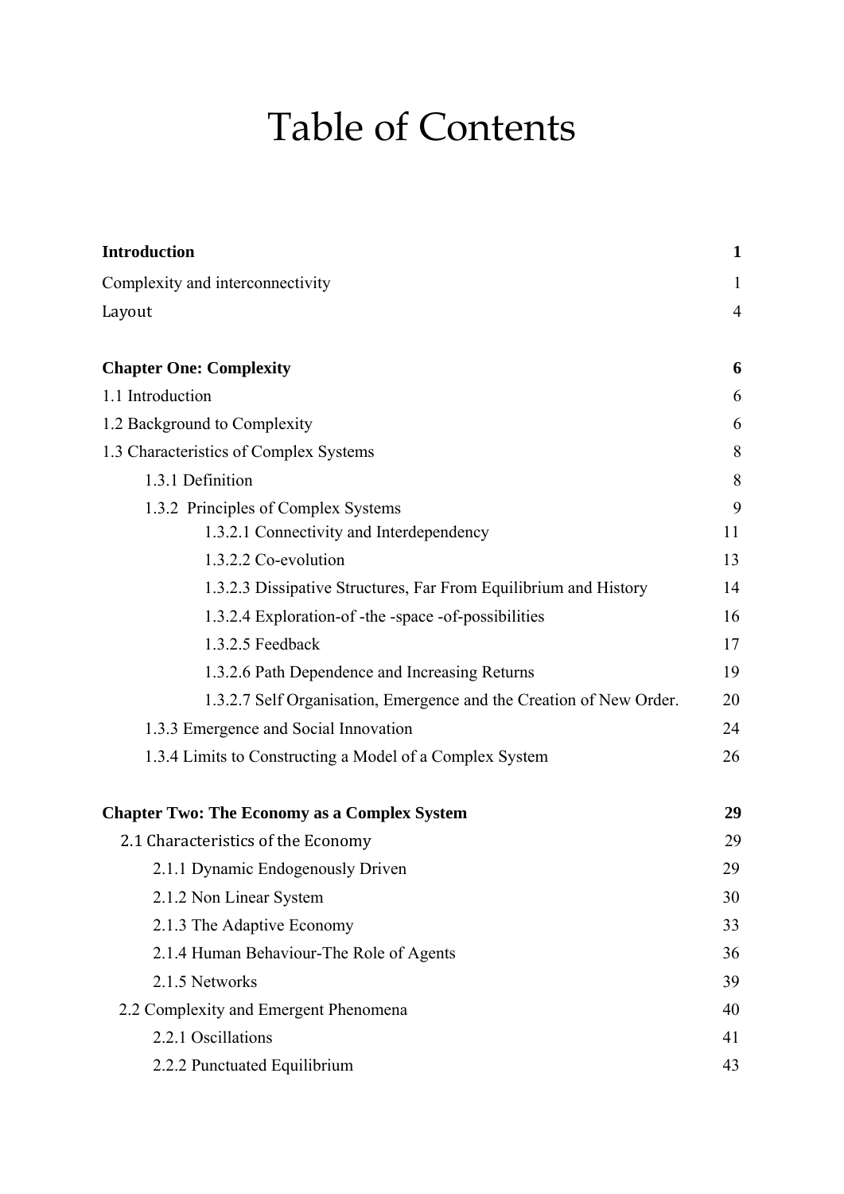# Table of Contents

| | |
|---|---|
| **Introduction** | **1** |
| Complexity and interconnectivity | 1 |
| Layout | 4 |
| | |
| **Chapter One: Complexity** | **6** |
| 1.1 Introduction | 6 |
| 1.2 Background to Complexity | 6 |
| 1.3 Characteristics of Complex Systems | 8 |
| 1.3.1 Definition | 8 |
| 1.3.2 Principles of Complex Systems | 9 |
| 1.3.2.1 Connectivity and Interdependency | 11 |
| 1.3.2.2 Co-evolution | 13 |
| 1.3.2.3 Dissipative Structures, Far From Equilibrium and History | 14 |
| 1.3.2.4 Exploration-of -the -space -of-possibilities | 16 |
| 1.3.2.5 Feedback | 17 |
| 1.3.2.6 Path Dependence and Increasing Returns | 19 |
| 1.3.2.7 Self Organisation, Emergence and the Creation of New Order. | 20 |
| 1.3.3 Emergence and Social Innovation | 24 |
| 1.3.4 Limits to Constructing a Model of a Complex System | 26 |
| | |
| **Chapter Two: The Economy as a Complex System** | **29** |
| 2.1 Characteristics of the Economy | 29 |
| 2.1.1 Dynamic Endogenously Driven | 29 |
| 2.1.2 Non Linear System | 30 |
| 2.1.3 The Adaptive Economy | 33 |
| 2.1.4 Human Behaviour-The Role of Agents | 36 |
| 2.1.5 Networks | 39 |
| 2.2 Complexity and Emergent Phenomena | 40 |
| 2.2.1 Oscillations | 41 |
| 2.2.2 Punctuated Equilibrium | 43 |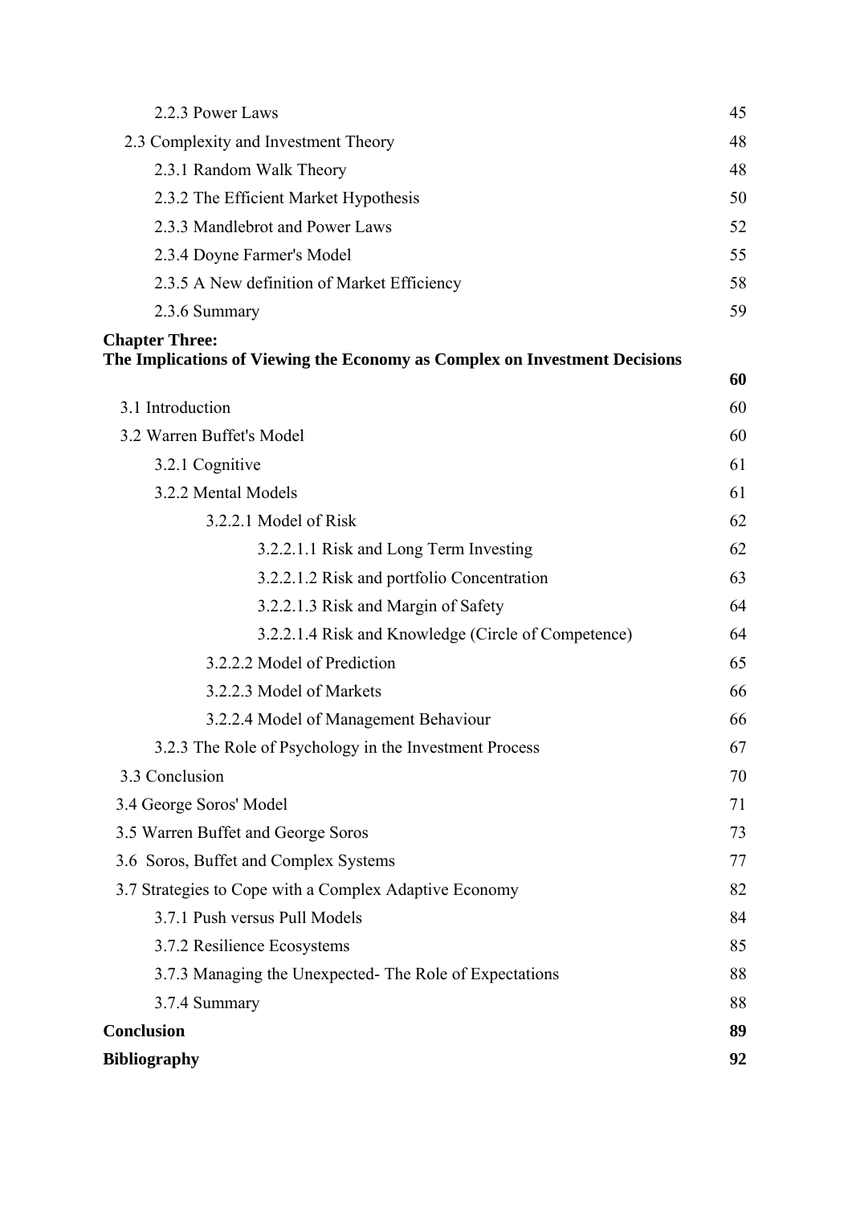2.2.3 Power Laws 45

2.3 Complexity and Investment Theory 48

2.3.1 Random Walk Theory 48

2.3.2 The Efficient Market Hypothesis 50

2.3.3 Mandlebrot and Power Laws 52

2.3.4 Doyne Farmer's Model 55

2.3.5 A New definition of Market Efficiency 58

2.3.6 Summary 59

**Chapter Three:**
**The Implications of Viewing the Economy as Complex on Investment Decisions** **60**

3.1 Introduction 60

3.2 Warren Buffet's Model 60

3.2.1 Cognitive 61

3.2.2 Mental Models 61

3.2.2.1 Model of Risk 62

3.2.2.1.1 Risk and Long Term Investing 62

3.2.2.1.2 Risk and portfolio Concentration 63

3.2.2.1.3 Risk and Margin of Safety 64

3.2.2.1.4 Risk and Knowledge (Circle of Competence) 64

3.2.2.2 Model of Prediction 65

3.2.2.3 Model of Markets 66

3.2.2.4 Model of Management Behaviour 66

3.2.3 The Role of Psychology in the Investment Process 67

3.3 Conclusion 70

3.4 George Soros' Model 71

3.5 Warren Buffet and George Soros 73

3.6 Soros, Buffet and Complex Systems 77

3.7 Strategies to Cope with a Complex Adaptive Economy 82

3.7.1 Push versus Pull Models 84

3.7.2 Resilience Ecosystems 85

3.7.3 Managing the Unexpected- The Role of Expectations 88

3.7.4 Summary 88

**Conclusion** **89**

**Bibliography** **92**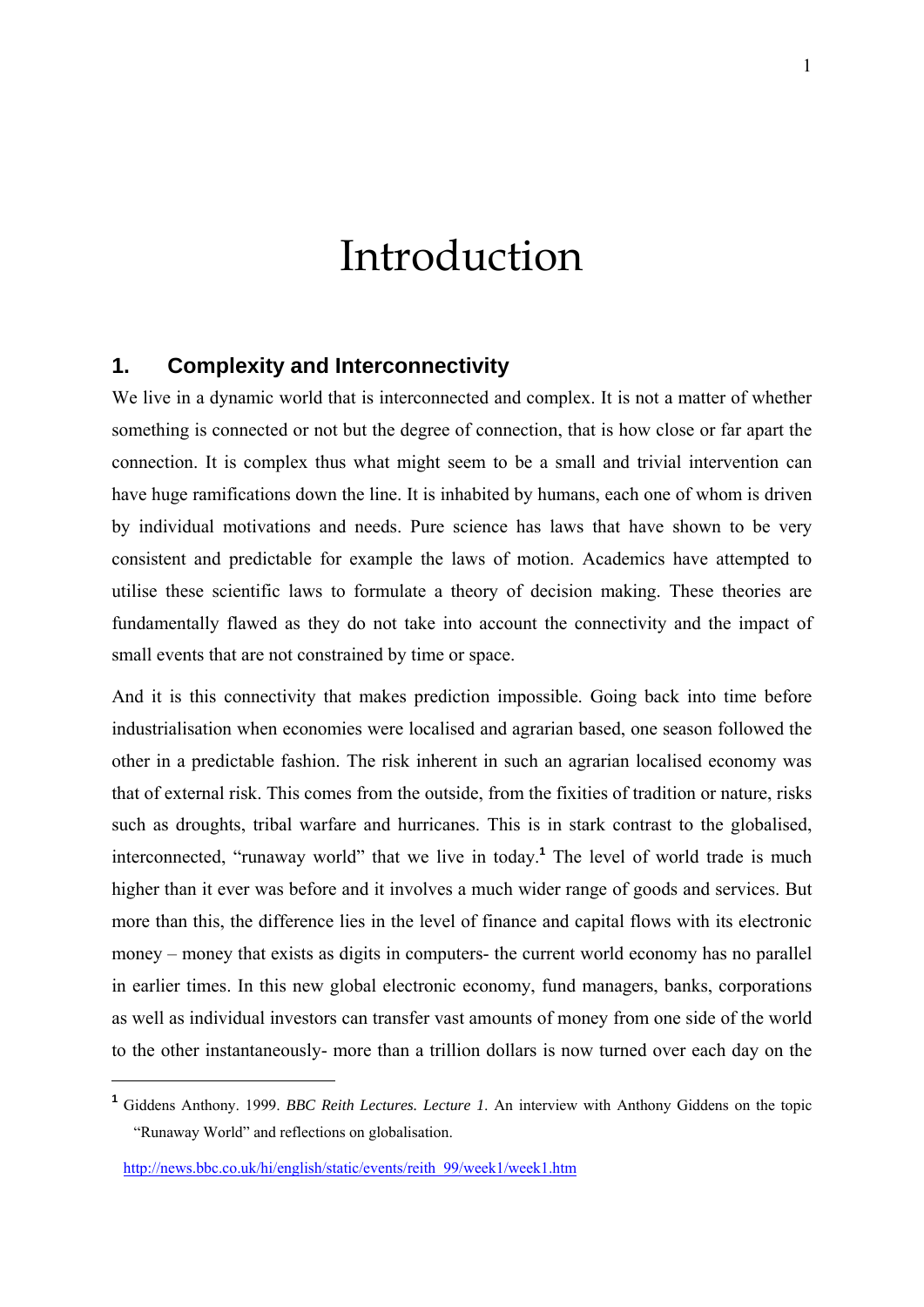# Introduction

## 1. Complexity and Interconnectivity

We live in a dynamic world that is interconnected and complex. It is not a matter of whether something is connected or not but the degree of connection, that is how close or far apart the connection. It is complex thus what might seem to be a small and trivial intervention can have huge ramifications down the line. It is inhabited by humans, each one of whom is driven by individual motivations and needs. Pure science has laws that have shown to be very consistent and predictable for example the laws of motion. Academics have attempted to utilise these scientific laws to formulate a theory of decision making. These theories are fundamentally flawed as they do not take into account the connectivity and the impact of small events that are not constrained by time or space.

And it is this connectivity that makes prediction impossible. Going back into time before industrialisation when economies were localised and agrarian based, one season followed the other in a predictable fashion. The risk inherent in such an agrarian localised economy was that of external risk. This comes from the outside, from the fixities of tradition or nature, risks such as droughts, tribal warfare and hurricanes. This is in stark contrast to the globalised, interconnected, "runaway world" that we live in today.[1] The level of world trade is much higher than it ever was before and it involves a much wider range of goods and services. But more than this, the difference lies in the level of finance and capital flows with its electronic money – money that exists as digits in computers- the current world economy has no parallel in earlier times. In this new global electronic economy, fund managers, banks, corporations as well as individual investors can transfer vast amounts of money from one side of the world to the other instantaneously- more than a trillion dollars is now turned over each day on the

---

[1] Giddens Anthony. 1999. *BBC Reith Lectures. Lecture 1.* An interview with Anthony Giddens on the topic "Runaway World" and reflections on globalisation.

http://news.bbc.co.uk/hi/english/static/events/reith_99/week1/week1.htm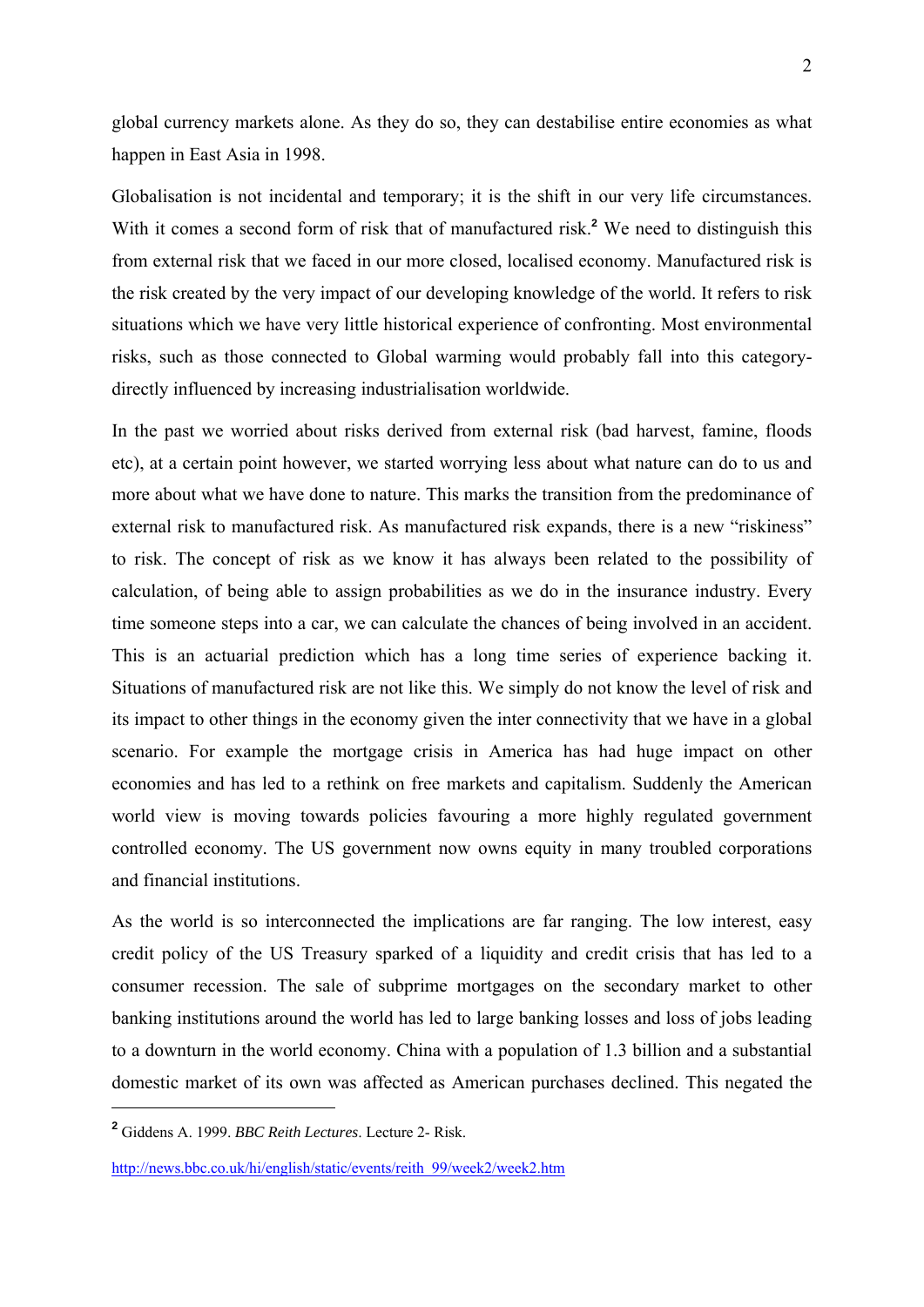global currency markets alone. As they do so, they can destabilise entire economies as what happen in East Asia in 1998.

Globalisation is not incidental and temporary; it is the shift in our very life circumstances. With it comes a second form of risk that of manufactured risk.[2] We need to distinguish this from external risk that we faced in our more closed, localised economy. Manufactured risk is the risk created by the very impact of our developing knowledge of the world. It refers to risk situations which we have very little historical experience of confronting. Most environmental risks, such as those connected to Global warming would probably fall into this category- directly influenced by increasing industrialisation worldwide.

In the past we worried about risks derived from external risk (bad harvest, famine, floods etc), at a certain point however, we started worrying less about what nature can do to us and more about what we have done to nature. This marks the transition from the predominance of external risk to manufactured risk. As manufactured risk expands, there is a new "riskiness" to risk. The concept of risk as we know it has always been related to the possibility of calculation, of being able to assign probabilities as we do in the insurance industry. Every time someone steps into a car, we can calculate the chances of being involved in an accident. This is an actuarial prediction which has a long time series of experience backing it. Situations of manufactured risk are not like this. We simply do not know the level of risk and its impact to other things in the economy given the inter connectivity that we have in a global scenario. For example the mortgage crisis in America has had huge impact on other economies and has led to a rethink on free markets and capitalism. Suddenly the American world view is moving towards policies favouring a more highly regulated government controlled economy. The US government now owns equity in many troubled corporations and financial institutions.

As the world is so interconnected the implications are far ranging. The low interest, easy credit policy of the US Treasury sparked of a liquidity and credit crisis that has led to a consumer recession. The sale of subprime mortgages on the secondary market to other banking institutions around the world has led to large banking losses and loss of jobs leading to a downturn in the world economy. China with a population of 1.3 billion and a substantial domestic market of its own was affected as American purchases declined. This negated the

---

[2] Giddens A. 1999. *BBC Reith Lectures*. Lecture 2- Risk.

http://news.bbc.co.uk/hi/english/static/events/reith_99/week2/week2.htm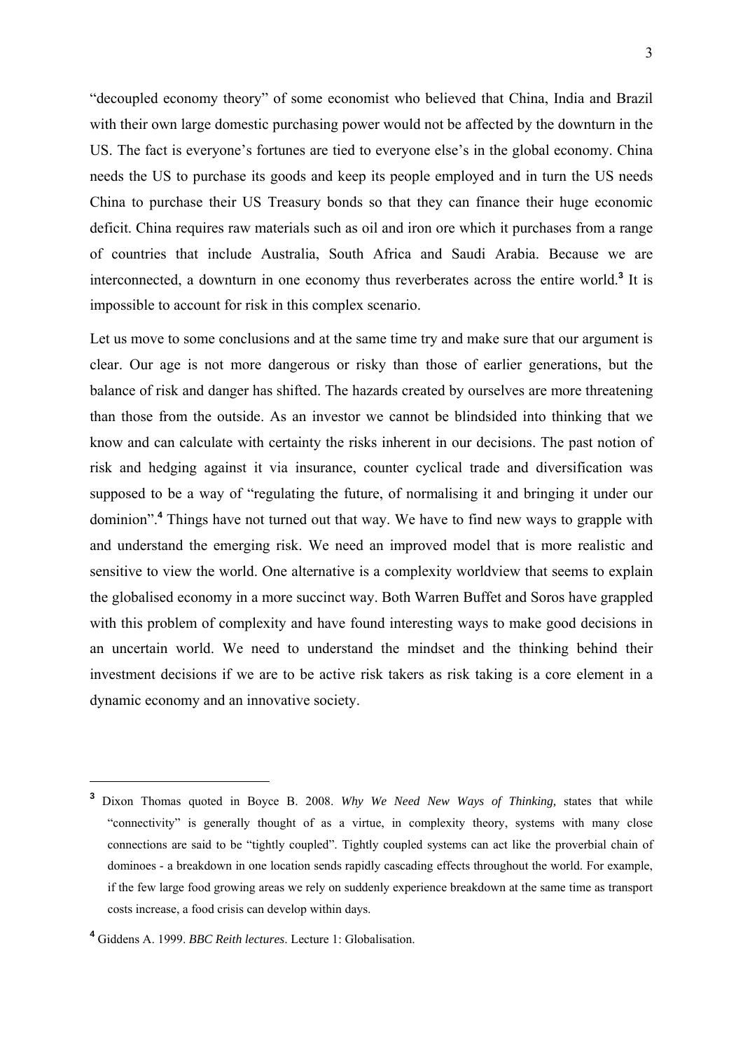"decoupled economy theory" of some economist who believed that China, India and Brazil with their own large domestic purchasing power would not be affected by the downturn in the US. The fact is everyone's fortunes are tied to everyone else's in the global economy. China needs the US to purchase its goods and keep its people employed and in turn the US needs China to purchase their US Treasury bonds so that they can finance their huge economic deficit. China requires raw materials such as oil and iron ore which it purchases from a range of countries that include Australia, South Africa and Saudi Arabia. Because we are interconnected, a downturn in one economy thus reverberates across the entire world.[3] It is impossible to account for risk in this complex scenario.

Let us move to some conclusions and at the same time try and make sure that our argument is clear. Our age is not more dangerous or risky than those of earlier generations, but the balance of risk and danger has shifted. The hazards created by ourselves are more threatening than those from the outside. As an investor we cannot be blindsided into thinking that we know and can calculate with certainty the risks inherent in our decisions. The past notion of risk and hedging against it via insurance, counter cyclical trade and diversification was supposed to be a way of "regulating the future, of normalising it and bringing it under our dominion".[4] Things have not turned out that way. We have to find new ways to grapple with and understand the emerging risk. We need an improved model that is more realistic and sensitive to view the world. One alternative is a complexity worldview that seems to explain the globalised economy in a more succinct way. Both Warren Buffet and Soros have grappled with this problem of complexity and have found interesting ways to make good decisions in an uncertain world. We need to understand the mindset and the thinking behind their investment decisions if we are to be active risk takers as risk taking is a core element in a dynamic economy and an innovative society.

---

[3] Dixon Thomas quoted in Boyce B. 2008. *Why We Need New Ways of Thinking,* states that while "connectivity" is generally thought of as a virtue, in complexity theory, systems with many close connections are said to be "tightly coupled". Tightly coupled systems can act like the proverbial chain of dominoes - a breakdown in one location sends rapidly cascading effects throughout the world. For example, if the few large food growing areas we rely on suddenly experience breakdown at the same time as transport costs increase, a food crisis can develop within days.

[4] Giddens A. 1999. *BBC Reith lectures*. Lecture 1: Globalisation.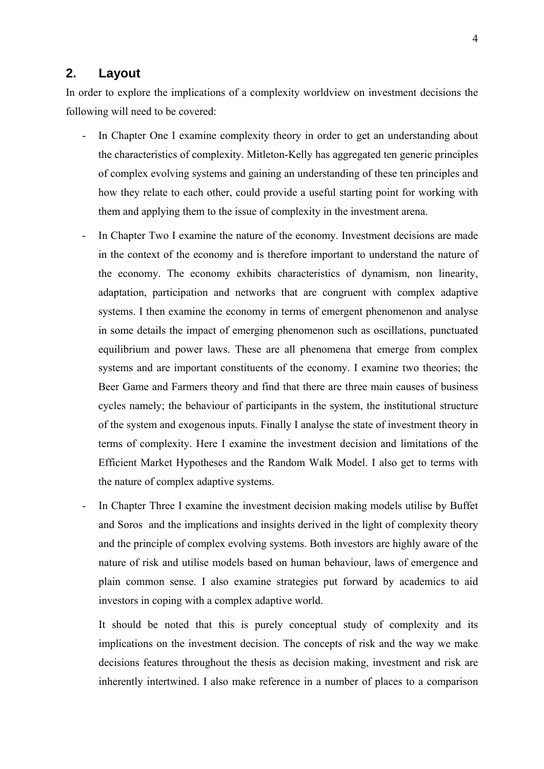## 2. Layout

In order to explore the implications of a complexity worldview on investment decisions the following will need to be covered:

- In Chapter One I examine complexity theory in order to get an understanding about the characteristics of complexity. Mitleton-Kelly has aggregated ten generic principles of complex evolving systems and gaining an understanding of these ten principles and how they relate to each other, could provide a useful starting point for working with them and applying them to the issue of complexity in the investment arena.
- In Chapter Two I examine the nature of the economy. Investment decisions are made in the context of the economy and is therefore important to understand the nature of the economy. The economy exhibits characteristics of dynamism, non linearity, adaptation, participation and networks that are congruent with complex adaptive systems. I then examine the economy in terms of emergent phenomenon and analyse in some details the impact of emerging phenomenon such as oscillations, punctuated equilibrium and power laws. These are all phenomena that emerge from complex systems and are important constituents of the economy. I examine two theories; the Beer Game and Farmers theory and find that there are three main causes of business cycles namely; the behaviour of participants in the system, the institutional structure of the system and exogenous inputs. Finally I analyse the state of investment theory in terms of complexity. Here I examine the investment decision and limitations of the Efficient Market Hypotheses and the Random Walk Model. I also get to terms with the nature of complex adaptive systems.
- In Chapter Three I examine the investment decision making models utilise by Buffet and Soros and the implications and insights derived in the light of complexity theory and the principle of complex evolving systems. Both investors are highly aware of the nature of risk and utilise models based on human behaviour, laws of emergence and plain common sense. I also examine strategies put forward by academics to aid investors in coping with a complex adaptive world.

  It should be noted that this is purely conceptual study of complexity and its implications on the investment decision. The concepts of risk and the way we make decisions features throughout the thesis as decision making, investment and risk are inherently intertwined. I also make reference in a number of places to a comparison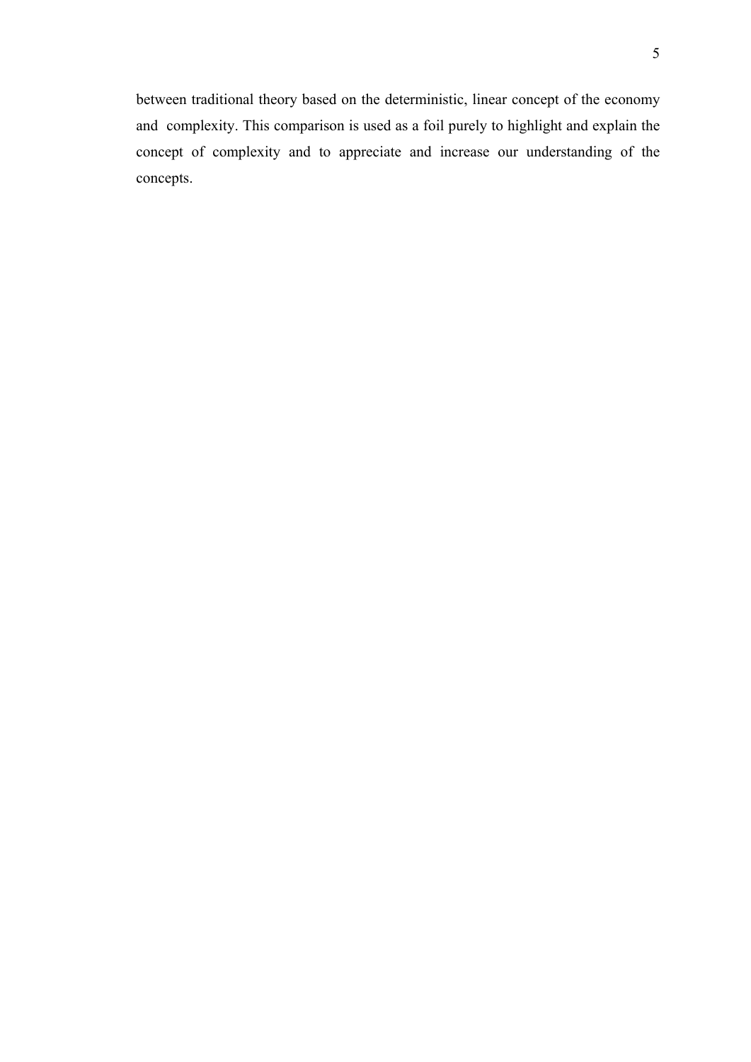between traditional theory based on the deterministic, linear concept of the economy and complexity. This comparison is used as a foil purely to highlight and explain the concept of complexity and to appreciate and increase our understanding of the concepts.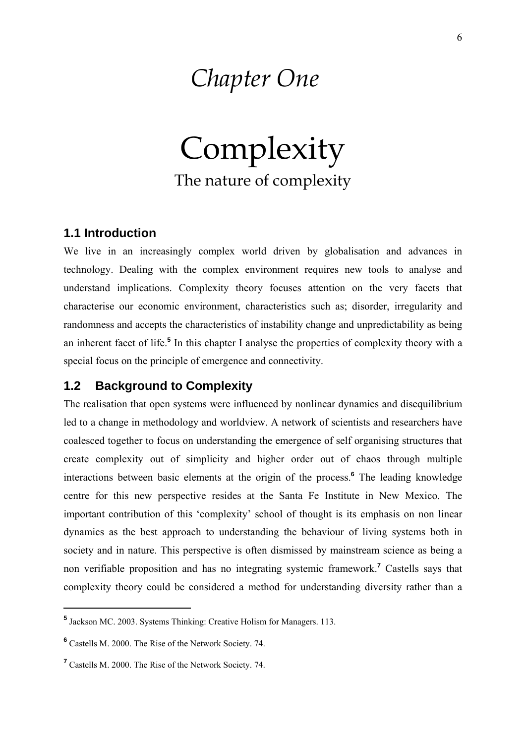# *Chapter One*

# Complexity

## The nature of complexity

### 1.1 Introduction

We live in an increasingly complex world driven by globalisation and advances in technology. Dealing with the complex environment requires new tools to analyse and understand implications. Complexity theory focuses attention on the very facets that characterise our economic environment, characteristics such as; disorder, irregularity and randomness and accepts the characteristics of instability change and unpredictability as being an inherent facet of life.[5] In this chapter I analyse the properties of complexity theory with a special focus on the principle of emergence and connectivity.

### 1.2 Background to Complexity

The realisation that open systems were influenced by nonlinear dynamics and disequilibrium led to a change in methodology and worldview. A network of scientists and researchers have coalesced together to focus on understanding the emergence of self organising structures that create complexity out of simplicity and higher order out of chaos through multiple interactions between basic elements at the origin of the process.[6] The leading knowledge centre for this new perspective resides at the Santa Fe Institute in New Mexico. The important contribution of this 'complexity' school of thought is its emphasis on non linear dynamics as the best approach to understanding the behaviour of living systems both in society and in nature. This perspective is often dismissed by mainstream science as being a non verifiable proposition and has no integrating systemic framework.[7] Castells says that complexity theory could be considered a method for understanding diversity rather than a

---

[5] Jackson MC. 2003. Systems Thinking: Creative Holism for Managers. 113.

[6] Castells M. 2000. The Rise of the Network Society. 74.

[7] Castells M. 2000. The Rise of the Network Society. 74.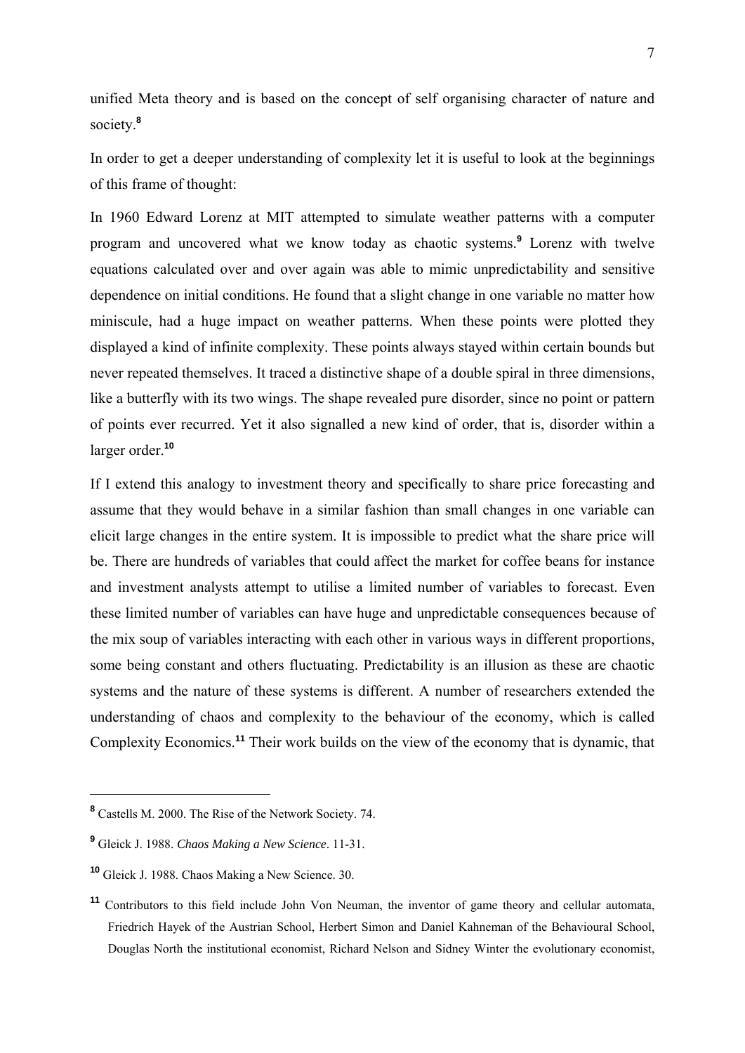unified Meta theory and is based on the concept of self organising character of nature and society.[8]

In order to get a deeper understanding of complexity let it is useful to look at the beginnings of this frame of thought:

In 1960 Edward Lorenz at MIT attempted to simulate weather patterns with a computer program and uncovered what we know today as chaotic systems.[9] Lorenz with twelve equations calculated over and over again was able to mimic unpredictability and sensitive dependence on initial conditions. He found that a slight change in one variable no matter how miniscule, had a huge impact on weather patterns. When these points were plotted they displayed a kind of infinite complexity. These points always stayed within certain bounds but never repeated themselves. It traced a distinctive shape of a double spiral in three dimensions, like a butterfly with its two wings. The shape revealed pure disorder, since no point or pattern of points ever recurred. Yet it also signalled a new kind of order, that is, disorder within a larger order.[10]

If I extend this analogy to investment theory and specifically to share price forecasting and assume that they would behave in a similar fashion than small changes in one variable can elicit large changes in the entire system. It is impossible to predict what the share price will be. There are hundreds of variables that could affect the market for coffee beans for instance and investment analysts attempt to utilise a limited number of variables to forecast. Even these limited number of variables can have huge and unpredictable consequences because of the mix soup of variables interacting with each other in various ways in different proportions, some being constant and others fluctuating. Predictability is an illusion as these are chaotic systems and the nature of these systems is different. A number of researchers extended the understanding of chaos and complexity to the behaviour of the economy, which is called Complexity Economics.[11] Their work builds on the view of the economy that is dynamic, that

---

[8] Castells M. 2000. The Rise of the Network Society. 74.

[9] Gleick J. 1988. *Chaos Making a New Science*. 11-31.

[10] Gleick J. 1988. Chaos Making a New Science. 30.

[11] Contributors to this field include John Von Neuman, the inventor of game theory and cellular automata, Friedrich Hayek of the Austrian School, Herbert Simon and Daniel Kahneman of the Behavioural School, Douglas North the institutional economist, Richard Nelson and Sidney Winter the evolutionary economist,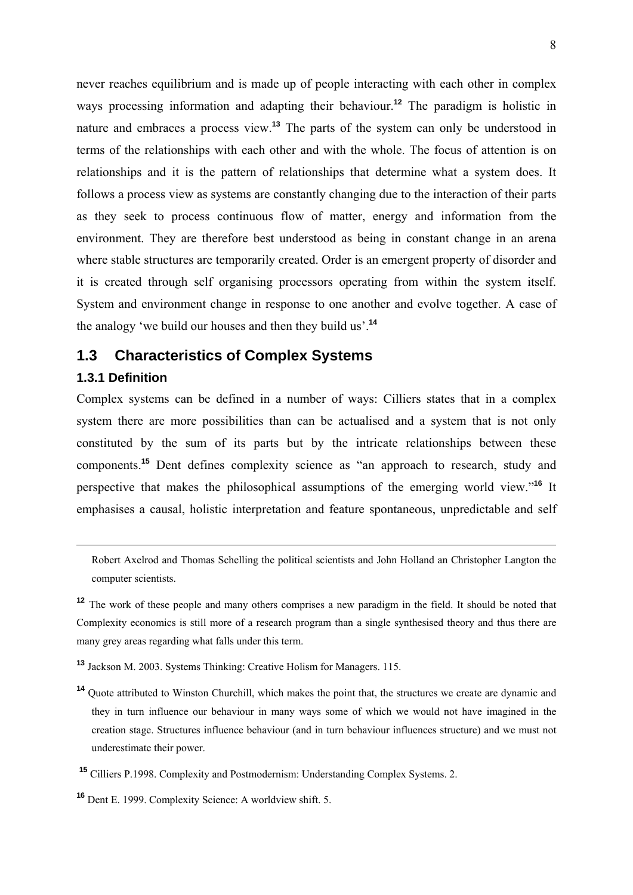never reaches equilibrium and is made up of people interacting with each other in complex ways processing information and adapting their behaviour.[12] The paradigm is holistic in nature and embraces a process view.[13] The parts of the system can only be understood in terms of the relationships with each other and with the whole. The focus of attention is on relationships and it is the pattern of relationships that determine what a system does. It follows a process view as systems are constantly changing due to the interaction of their parts as they seek to process continuous flow of matter, energy and information from the environment. They are therefore best understood as being in constant change in an arena where stable structures are temporarily created. Order is an emergent property of disorder and it is created through self organising processors operating from within the system itself. System and environment change in response to one another and evolve together. A case of the analogy 'we build our houses and then they build us'.[14]

## 1.3 Characteristics of Complex Systems

### 1.3.1 Definition

Complex systems can be defined in a number of ways: Cilliers states that in a complex system there are more possibilities than can be actualised and a system that is not only constituted by the sum of its parts but by the intricate relationships between these components.[15] Dent defines complexity science as "an approach to research, study and perspective that makes the philosophical assumptions of the emerging world view."[16] It emphasises a causal, holistic interpretation and feature spontaneous, unpredictable and self

---

Robert Axelrod and Thomas Schelling the political scientists and John Holland an Christopher Langton the computer scientists.

[12] The work of these people and many others comprises a new paradigm in the field. It should be noted that Complexity economics is still more of a research program than a single synthesised theory and thus there are many grey areas regarding what falls under this term.

[13] Jackson M. 2003. Systems Thinking: Creative Holism for Managers. 115.

[14] Quote attributed to Winston Churchill, which makes the point that, the structures we create are dynamic and they in turn influence our behaviour in many ways some of which we would not have imagined in the creation stage. Structures influence behaviour (and in turn behaviour influences structure) and we must not underestimate their power.

[15] Cilliers P.1998. Complexity and Postmodernism: Understanding Complex Systems. 2.

[16] Dent E. 1999. Complexity Science: A worldview shift. 5.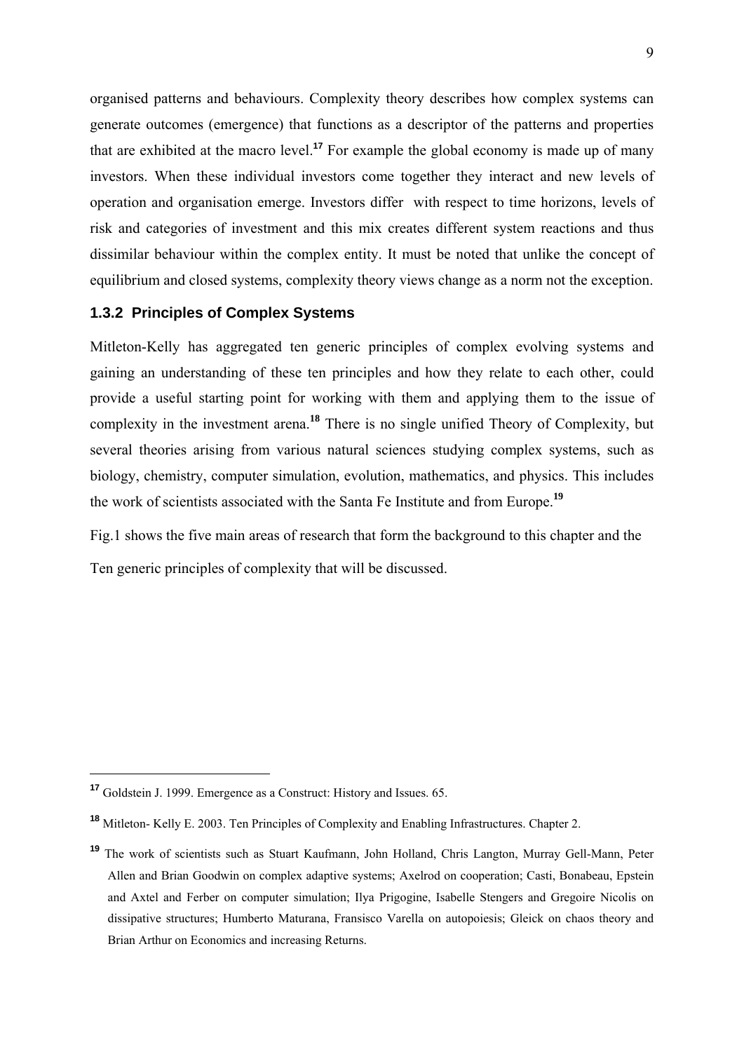organised patterns and behaviours. Complexity theory describes how complex systems can generate outcomes (emergence) that functions as a descriptor of the patterns and properties that are exhibited at the macro level.[17] For example the global economy is made up of many investors. When these individual investors come together they interact and new levels of operation and organisation emerge. Investors differ with respect to time horizons, levels of risk and categories of investment and this mix creates different system reactions and thus dissimilar behaviour within the complex entity. It must be noted that unlike the concept of equilibrium and closed systems, complexity theory views change as a norm not the exception.

### 1.3.2 Principles of Complex Systems

Mitleton-Kelly has aggregated ten generic principles of complex evolving systems and gaining an understanding of these ten principles and how they relate to each other, could provide a useful starting point for working with them and applying them to the issue of complexity in the investment arena.[18] There is no single unified Theory of Complexity, but several theories arising from various natural sciences studying complex systems, such as biology, chemistry, computer simulation, evolution, mathematics, and physics. This includes the work of scientists associated with the Santa Fe Institute and from Europe.[19]

Fig.1 shows the five main areas of research that form the background to this chapter and the Ten generic principles of complexity that will be discussed.

---

[17] Goldstein J. 1999. Emergence as a Construct: History and Issues. 65.

[18] Mitleton- Kelly E. 2003. Ten Principles of Complexity and Enabling Infrastructures. Chapter 2.

[19] The work of scientists such as Stuart Kaufmann, John Holland, Chris Langton, Murray Gell-Mann, Peter Allen and Brian Goodwin on complex adaptive systems; Axelrod on cooperation; Casti, Bonabeau, Epstein and Axtel and Ferber on computer simulation; Ilya Prigogine, Isabelle Stengers and Gregoire Nicolis on dissipative structures; Humberto Maturana, Fransisco Varella on autopoiesis; Gleick on chaos theory and Brian Arthur on Economics and increasing Returns.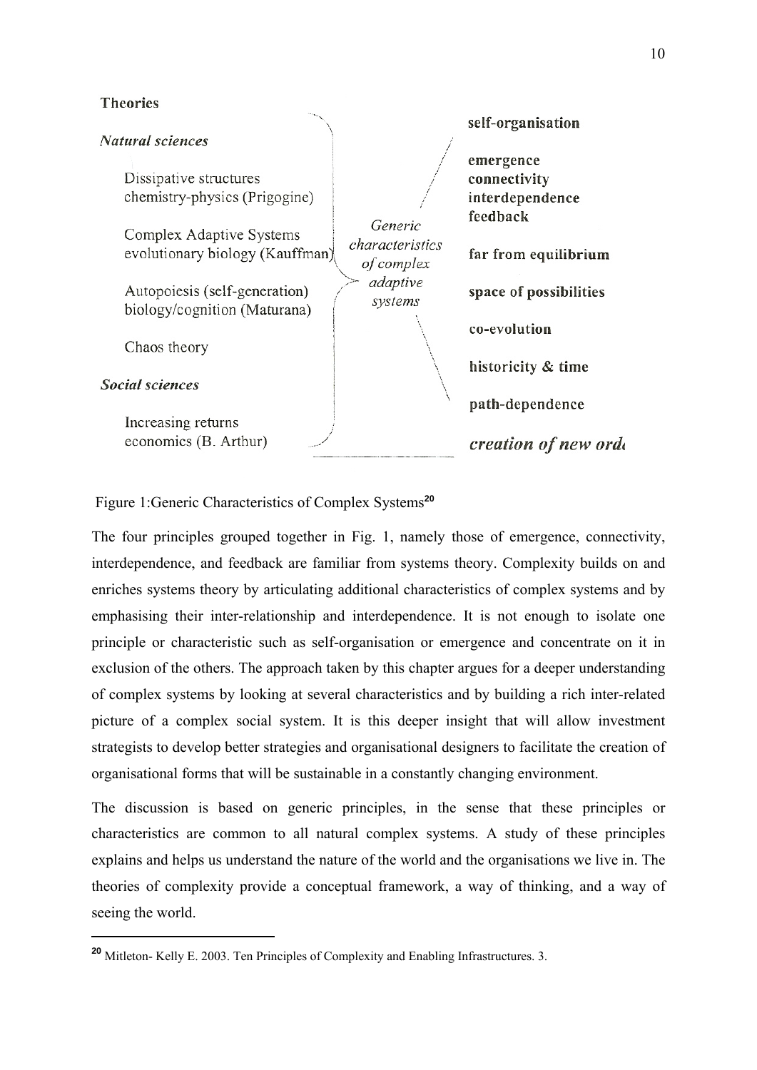**Theories**

***Natural sciences***

Dissipative structures chemistry-physics (Prigogine)

Complex Adaptive Systems evolutionary biology (Kauffman)

Autopoiesis (self-generation) biology/cognition (Maturana)

Chaos theory

***Social sciences***

Increasing returns economics (B. Arthur)

*Generic characteristics of complex adaptive systems*

**self-organisation**

**emergence**
**connectivity**
**interdependence**
**feedback**

**far from equilibrium**

**space of possibilities**

**co-evolution**

**historicity & time**

**path-dependence**

***creation of new ord***

Figure 1:Generic Characteristics of Complex Systems[20]

The four principles grouped together in Fig. 1, namely those of emergence, connectivity, interdependence, and feedback are familiar from systems theory. Complexity builds on and enriches systems theory by articulating additional characteristics of complex systems and by emphasising their inter-relationship and interdependence. It is not enough to isolate one principle or characteristic such as self-organisation or emergence and concentrate on it in exclusion of the others. The approach taken by this chapter argues for a deeper understanding of complex systems by looking at several characteristics and by building a rich inter-related picture of a complex social system. It is this deeper insight that will allow investment strategists to develop better strategies and organisational designers to facilitate the creation of organisational forms that will be sustainable in a constantly changing environment.

The discussion is based on generic principles, in the sense that these principles or characteristics are common to all natural complex systems. A study of these principles explains and helps us understand the nature of the world and the organisations we live in. The theories of complexity provide a conceptual framework, a way of thinking, and a way of seeing the world.

---

[20] Mitleton- Kelly E. 2003. Ten Principles of Complexity and Enabling Infrastructures. 3.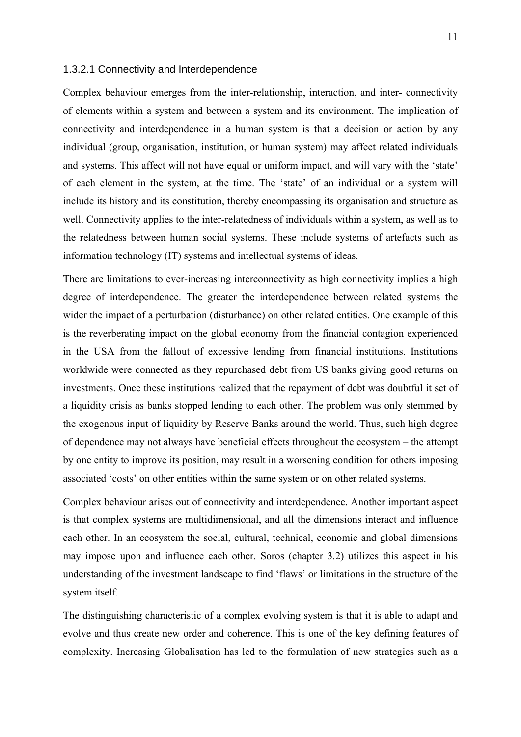### 1.3.2.1 Connectivity and Interdependence

Complex behaviour emerges from the inter-relationship, interaction, and inter- connectivity of elements within a system and between a system and its environment. The implication of connectivity and interdependence in a human system is that a decision or action by any individual (group, organisation, institution, or human system) may affect related individuals and systems. This affect will not have equal or uniform impact, and will vary with the 'state' of each element in the system, at the time. The 'state' of an individual or a system will include its history and its constitution, thereby encompassing its organisation and structure as well. Connectivity applies to the inter-relatedness of individuals within a system, as well as to the relatedness between human social systems. These include systems of artefacts such as information technology (IT) systems and intellectual systems of ideas.

There are limitations to ever-increasing interconnectivity as high connectivity implies a high degree of interdependence. The greater the interdependence between related systems the wider the impact of a perturbation (disturbance) on other related entities. One example of this is the reverberating impact on the global economy from the financial contagion experienced in the USA from the fallout of excessive lending from financial institutions. Institutions worldwide were connected as they repurchased debt from US banks giving good returns on investments. Once these institutions realized that the repayment of debt was doubtful it set of a liquidity crisis as banks stopped lending to each other. The problem was only stemmed by the exogenous input of liquidity by Reserve Banks around the world. Thus, such high degree of dependence may not always have beneficial effects throughout the ecosystem – the attempt by one entity to improve its position, may result in a worsening condition for others imposing associated 'costs' on other entities within the same system or on other related systems.

Complex behaviour arises out of connectivity and interdependence. Another important aspect is that complex systems are multidimensional, and all the dimensions interact and influence each other. In an ecosystem the social, cultural, technical, economic and global dimensions may impose upon and influence each other. Soros (chapter 3.2) utilizes this aspect in his understanding of the investment landscape to find 'flaws' or limitations in the structure of the system itself.

The distinguishing characteristic of a complex evolving system is that it is able to adapt and evolve and thus create new order and coherence. This is one of the key defining features of complexity. Increasing Globalisation has led to the formulation of new strategies such as a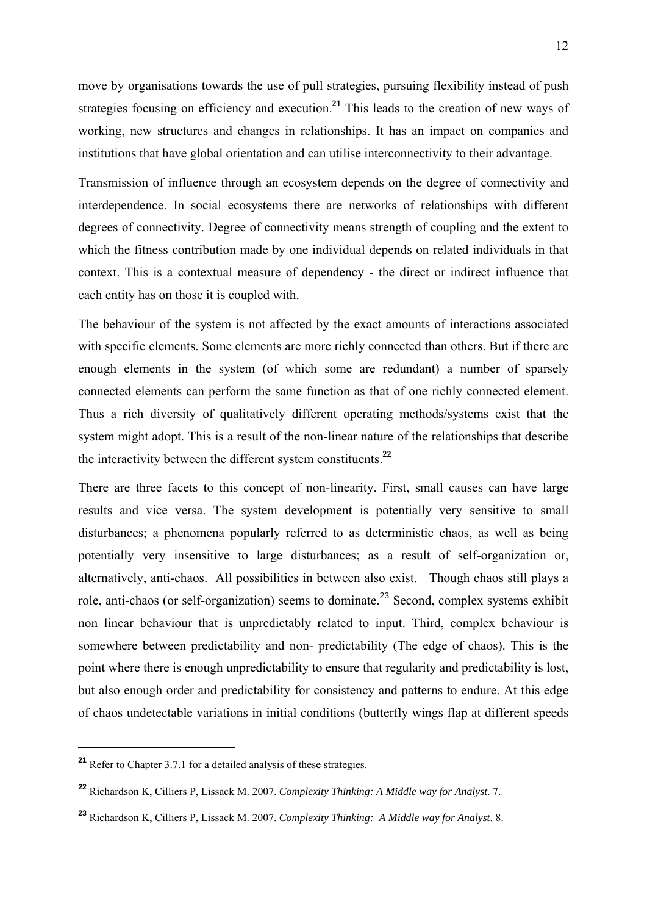move by organisations towards the use of pull strategies, pursuing flexibility instead of push strategies focusing on efficiency and execution.[21] This leads to the creation of new ways of working, new structures and changes in relationships. It has an impact on companies and institutions that have global orientation and can utilise interconnectivity to their advantage.

Transmission of influence through an ecosystem depends on the degree of connectivity and interdependence. In social ecosystems there are networks of relationships with different degrees of connectivity. Degree of connectivity means strength of coupling and the extent to which the fitness contribution made by one individual depends on related individuals in that context. This is a contextual measure of dependency - the direct or indirect influence that each entity has on those it is coupled with.

The behaviour of the system is not affected by the exact amounts of interactions associated with specific elements. Some elements are more richly connected than others. But if there are enough elements in the system (of which some are redundant) a number of sparsely connected elements can perform the same function as that of one richly connected element. Thus a rich diversity of qualitatively different operating methods/systems exist that the system might adopt. This is a result of the non-linear nature of the relationships that describe the interactivity between the different system constituents.[22]

There are three facets to this concept of non-linearity. First, small causes can have large results and vice versa. The system development is potentially very sensitive to small disturbances; a phenomena popularly referred to as deterministic chaos, as well as being potentially very insensitive to large disturbances; as a result of self-organization or, alternatively, anti-chaos. All possibilities in between also exist. Though chaos still plays a role, anti-chaos (or self-organization) seems to dominate.[23] Second, complex systems exhibit non linear behaviour that is unpredictably related to input. Third, complex behaviour is somewhere between predictability and non- predictability (The edge of chaos). This is the point where there is enough unpredictability to ensure that regularity and predictability is lost, but also enough order and predictability for consistency and patterns to endure. At this edge of chaos undetectable variations in initial conditions (butterfly wings flap at different speeds

---

[21] Refer to Chapter 3.7.1 for a detailed analysis of these strategies.

[22] Richardson K, Cilliers P, Lissack M. 2007. *Complexity Thinking: A Middle way for Analyst*. 7.

[23] Richardson K, Cilliers P, Lissack M. 2007. *Complexity Thinking: A Middle way for Analyst*. 8.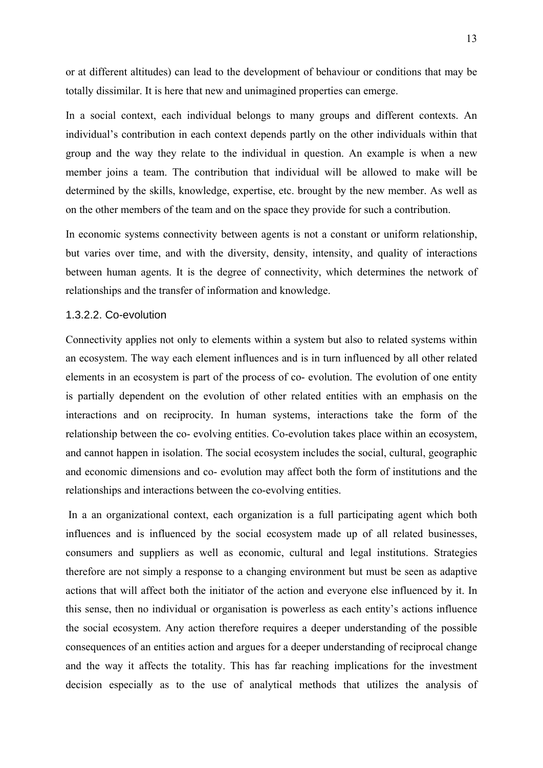or at different altitudes) can lead to the development of behaviour or conditions that may be totally dissimilar. It is here that new and unimagined properties can emerge.

In a social context, each individual belongs to many groups and different contexts. An individual's contribution in each context depends partly on the other individuals within that group and the way they relate to the individual in question. An example is when a new member joins a team. The contribution that individual will be allowed to make will be determined by the skills, knowledge, expertise, etc. brought by the new member. As well as on the other members of the team and on the space they provide for such a contribution.

In economic systems connectivity between agents is not a constant or uniform relationship, but varies over time, and with the diversity, density, intensity, and quality of interactions between human agents. It is the degree of connectivity, which determines the network of relationships and the transfer of information and knowledge.

#### 1.3.2.2. Co-evolution

Connectivity applies not only to elements within a system but also to related systems within an ecosystem. The way each element influences and is in turn influenced by all other related elements in an ecosystem is part of the process of co- evolution. The evolution of one entity is partially dependent on the evolution of other related entities with an emphasis on the interactions and on reciprocity. In human systems, interactions take the form of the relationship between the co- evolving entities. Co-evolution takes place within an ecosystem, and cannot happen in isolation. The social ecosystem includes the social, cultural, geographic and economic dimensions and co- evolution may affect both the form of institutions and the relationships and interactions between the co-evolving entities.

In a an organizational context, each organization is a full participating agent which both influences and is influenced by the social ecosystem made up of all related businesses, consumers and suppliers as well as economic, cultural and legal institutions. Strategies therefore are not simply a response to a changing environment but must be seen as adaptive actions that will affect both the initiator of the action and everyone else influenced by it. In this sense, then no individual or organisation is powerless as each entity's actions influence the social ecosystem. Any action therefore requires a deeper understanding of the possible consequences of an entities action and argues for a deeper understanding of reciprocal change and the way it affects the totality. This has far reaching implications for the investment decision especially as to the use of analytical methods that utilizes the analysis of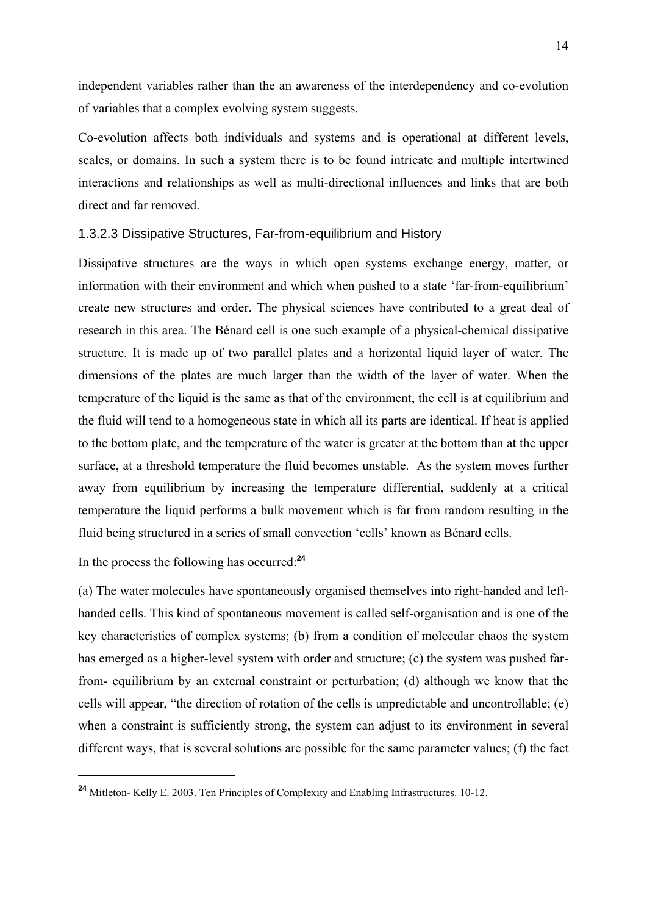independent variables rather than the an awareness of the interdependency and co-evolution of variables that a complex evolving system suggests.

Co-evolution affects both individuals and systems and is operational at different levels, scales, or domains. In such a system there is to be found intricate and multiple intertwined interactions and relationships as well as multi-directional influences and links that are both direct and far removed.

### 1.3.2.3 Dissipative Structures, Far-from-equilibrium and History

Dissipative structures are the ways in which open systems exchange energy, matter, or information with their environment and which when pushed to a state 'far-from-equilibrium' create new structures and order. The physical sciences have contributed to a great deal of research in this area. The Bénard cell is one such example of a physical-chemical dissipative structure. It is made up of two parallel plates and a horizontal liquid layer of water. The dimensions of the plates are much larger than the width of the layer of water. When the temperature of the liquid is the same as that of the environment, the cell is at equilibrium and the fluid will tend to a homogeneous state in which all its parts are identical. If heat is applied to the bottom plate, and the temperature of the water is greater at the bottom than at the upper surface, at a threshold temperature the fluid becomes unstable. As the system moves further away from equilibrium by increasing the temperature differential, suddenly at a critical temperature the liquid performs a bulk movement which is far from random resulting in the fluid being structured in a series of small convection 'cells' known as Bénard cells.

In the process the following has occurred:[24]

(a) The water molecules have spontaneously organised themselves into right-handed and left-handed cells. This kind of spontaneous movement is called self-organisation and is one of the key characteristics of complex systems; (b) from a condition of molecular chaos the system has emerged as a higher-level system with order and structure; (c) the system was pushed far-from- equilibrium by an external constraint or perturbation; (d) although we know that the cells will appear, "the direction of rotation of the cells is unpredictable and uncontrollable; (e) when a constraint is sufficiently strong, the system can adjust to its environment in several different ways, that is several solutions are possible for the same parameter values; (f) the fact

[24] Mitleton- Kelly E. 2003. Ten Principles of Complexity and Enabling Infrastructures. 10-12.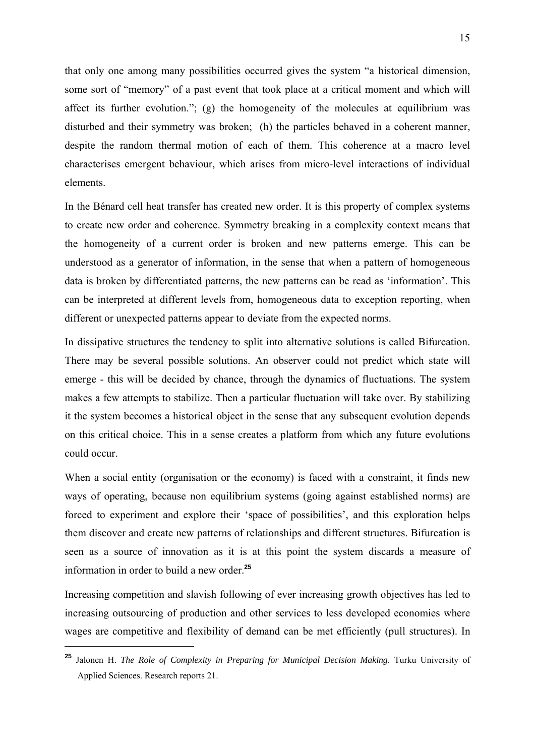that only one among many possibilities occurred gives the system "a historical dimension, some sort of "memory" of a past event that took place at a critical moment and which will affect its further evolution."; (g) the homogeneity of the molecules at equilibrium was disturbed and their symmetry was broken; (h) the particles behaved in a coherent manner, despite the random thermal motion of each of them. This coherence at a macro level characterises emergent behaviour, which arises from micro-level interactions of individual elements.

In the Bénard cell heat transfer has created new order. It is this property of complex systems to create new order and coherence. Symmetry breaking in a complexity context means that the homogeneity of a current order is broken and new patterns emerge. This can be understood as a generator of information, in the sense that when a pattern of homogeneous data is broken by differentiated patterns, the new patterns can be read as 'information'. This can be interpreted at different levels from, homogeneous data to exception reporting, when different or unexpected patterns appear to deviate from the expected norms.

In dissipative structures the tendency to split into alternative solutions is called Bifurcation. There may be several possible solutions. An observer could not predict which state will emerge - this will be decided by chance, through the dynamics of fluctuations. The system makes a few attempts to stabilize. Then a particular fluctuation will take over. By stabilizing it the system becomes a historical object in the sense that any subsequent evolution depends on this critical choice. This in a sense creates a platform from which any future evolutions could occur.

When a social entity (organisation or the economy) is faced with a constraint, it finds new ways of operating, because non equilibrium systems (going against established norms) are forced to experiment and explore their 'space of possibilities', and this exploration helps them discover and create new patterns of relationships and different structures. Bifurcation is seen as a source of innovation as it is at this point the system discards a measure of information in order to build a new order.[25]

Increasing competition and slavish following of ever increasing growth objectives has led to increasing outsourcing of production and other services to less developed economies where wages are competitive and flexibility of demand can be met efficiently (pull structures). In

---

[25] Jalonen H. *The Role of Complexity in Preparing for Municipal Decision Making*. Turku University of Applied Sciences. Research reports 21.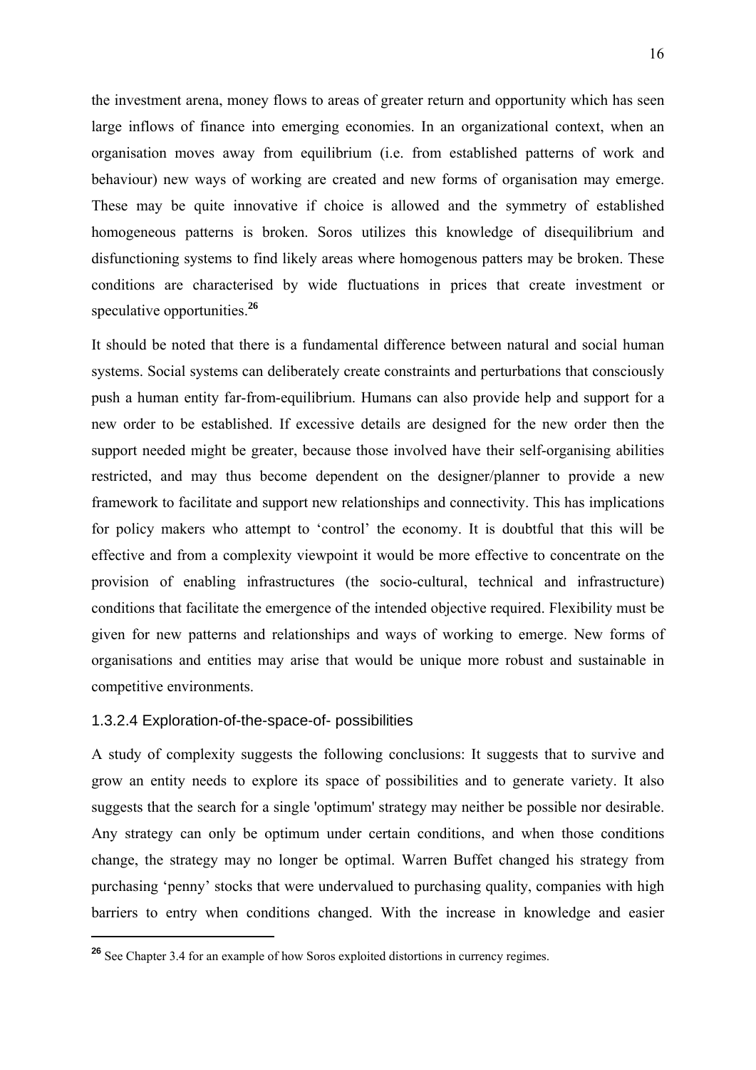the investment arena, money flows to areas of greater return and opportunity which has seen large inflows of finance into emerging economies. In an organizational context, when an organisation moves away from equilibrium (i.e. from established patterns of work and behaviour) new ways of working are created and new forms of organisation may emerge. These may be quite innovative if choice is allowed and the symmetry of established homogeneous patterns is broken. Soros utilizes this knowledge of disequilibrium and disfunctioning systems to find likely areas where homogenous patters may be broken. These conditions are characterised by wide fluctuations in prices that create investment or speculative opportunities.[26]

It should be noted that there is a fundamental difference between natural and social human systems. Social systems can deliberately create constraints and perturbations that consciously push a human entity far-from-equilibrium. Humans can also provide help and support for a new order to be established. If excessive details are designed for the new order then the support needed might be greater, because those involved have their self-organising abilities restricted, and may thus become dependent on the designer/planner to provide a new framework to facilitate and support new relationships and connectivity. This has implications for policy makers who attempt to 'control' the economy. It is doubtful that this will be effective and from a complexity viewpoint it would be more effective to concentrate on the provision of enabling infrastructures (the socio-cultural, technical and infrastructure) conditions that facilitate the emergence of the intended objective required. Flexibility must be given for new patterns and relationships and ways of working to emerge. New forms of organisations and entities may arise that would be unique more robust and sustainable in competitive environments.

#### 1.3.2.4 Exploration-of-the-space-of- possibilities

A study of complexity suggests the following conclusions: It suggests that to survive and grow an entity needs to explore its space of possibilities and to generate variety. It also suggests that the search for a single 'optimum' strategy may neither be possible nor desirable. Any strategy can only be optimum under certain conditions, and when those conditions change, the strategy may no longer be optimal. Warren Buffet changed his strategy from purchasing 'penny' stocks that were undervalued to purchasing quality, companies with high barriers to entry when conditions changed. With the increase in knowledge and easier

[26] See Chapter 3.4 for an example of how Soros exploited distortions in currency regimes.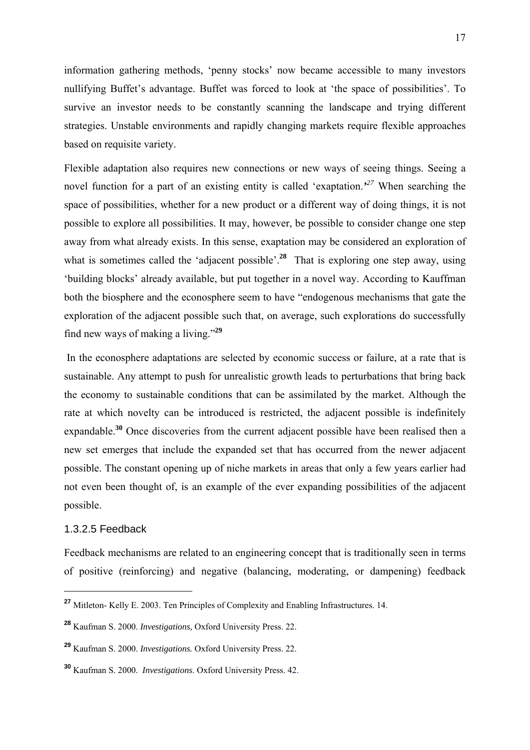information gathering methods, 'penny stocks' now became accessible to many investors nullifying Buffet's advantage. Buffet was forced to look at 'the space of possibilities'. To survive an investor needs to be constantly scanning the landscape and trying different strategies. Unstable environments and rapidly changing markets require flexible approaches based on requisite variety.

Flexible adaptation also requires new connections or new ways of seeing things. Seeing a novel function for a part of an existing entity is called 'exaptation.'[27] When searching the space of possibilities, whether for a new product or a different way of doing things, it is not possible to explore all possibilities. It may, however, be possible to consider change one step away from what already exists. In this sense, exaptation may be considered an exploration of what is sometimes called the 'adjacent possible'.[28] That is exploring one step away, using 'building blocks' already available, but put together in a novel way. According to Kauffman both the biosphere and the econosphere seem to have "endogenous mechanisms that gate the exploration of the adjacent possible such that, on average, such explorations do successfully find new ways of making a living."[29]

In the econosphere adaptations are selected by economic success or failure, at a rate that is sustainable. Any attempt to push for unrealistic growth leads to perturbations that bring back the economy to sustainable conditions that can be assimilated by the market. Although the rate at which novelty can be introduced is restricted, the adjacent possible is indefinitely expandable.[30] Once discoveries from the current adjacent possible have been realised then a new set emerges that include the expanded set that has occurred from the newer adjacent possible. The constant opening up of niche markets in areas that only a few years earlier had not even been thought of, is an example of the ever expanding possibilities of the adjacent possible.

#### 1.3.2.5 Feedback

Feedback mechanisms are related to an engineering concept that is traditionally seen in terms of positive (reinforcing) and negative (balancing, moderating, or dampening) feedback

---

[27] Mitleton- Kelly E. 2003. Ten Principles of Complexity and Enabling Infrastructures. 14.

[28] Kaufman S. 2000. *Investigations,* Oxford University Press. 22.

[29] Kaufman S. 2000. *Investigations.* Oxford University Press. 22.

[30] Kaufman S. 2000. *Investigations*. Oxford University Press. 42.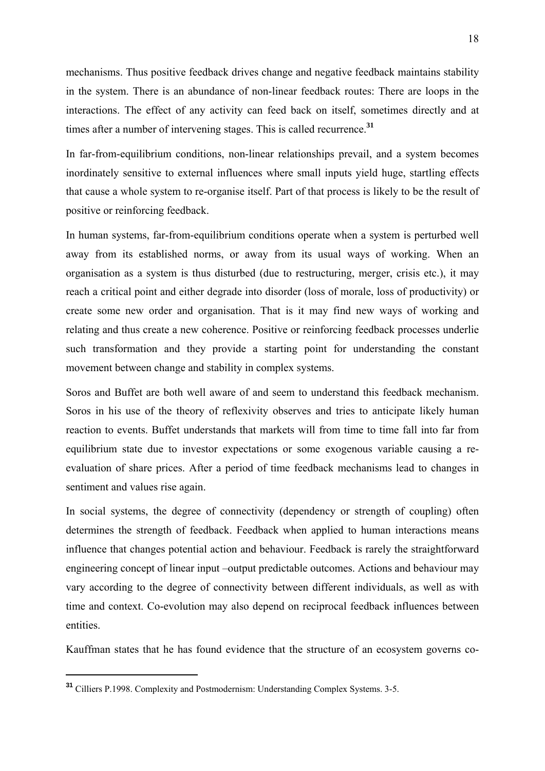mechanisms. Thus positive feedback drives change and negative feedback maintains stability in the system. There is an abundance of non-linear feedback routes: There are loops in the interactions. The effect of any activity can feed back on itself, sometimes directly and at times after a number of intervening stages. This is called recurrence.[31]

In far-from-equilibrium conditions, non-linear relationships prevail, and a system becomes inordinately sensitive to external influences where small inputs yield huge, startling effects that cause a whole system to re-organise itself. Part of that process is likely to be the result of positive or reinforcing feedback.

In human systems, far-from-equilibrium conditions operate when a system is perturbed well away from its established norms, or away from its usual ways of working. When an organisation as a system is thus disturbed (due to restructuring, merger, crisis etc.), it may reach a critical point and either degrade into disorder (loss of morale, loss of productivity) or create some new order and organisation. That is it may find new ways of working and relating and thus create a new coherence. Positive or reinforcing feedback processes underlie such transformation and they provide a starting point for understanding the constant movement between change and stability in complex systems.

Soros and Buffet are both well aware of and seem to understand this feedback mechanism. Soros in his use of the theory of reflexivity observes and tries to anticipate likely human reaction to events. Buffet understands that markets will from time to time fall into far from equilibrium state due to investor expectations or some exogenous variable causing a re-evaluation of share prices. After a period of time feedback mechanisms lead to changes in sentiment and values rise again.

In social systems, the degree of connectivity (dependency or strength of coupling) often determines the strength of feedback. Feedback when applied to human interactions means influence that changes potential action and behaviour. Feedback is rarely the straightforward engineering concept of linear input –output predictable outcomes. Actions and behaviour may vary according to the degree of connectivity between different individuals, as well as with time and context. Co-evolution may also depend on reciprocal feedback influences between entities.

Kauffman states that he has found evidence that the structure of an ecosystem governs co-

[31] Cilliers P.1998. Complexity and Postmodernism: Understanding Complex Systems. 3-5.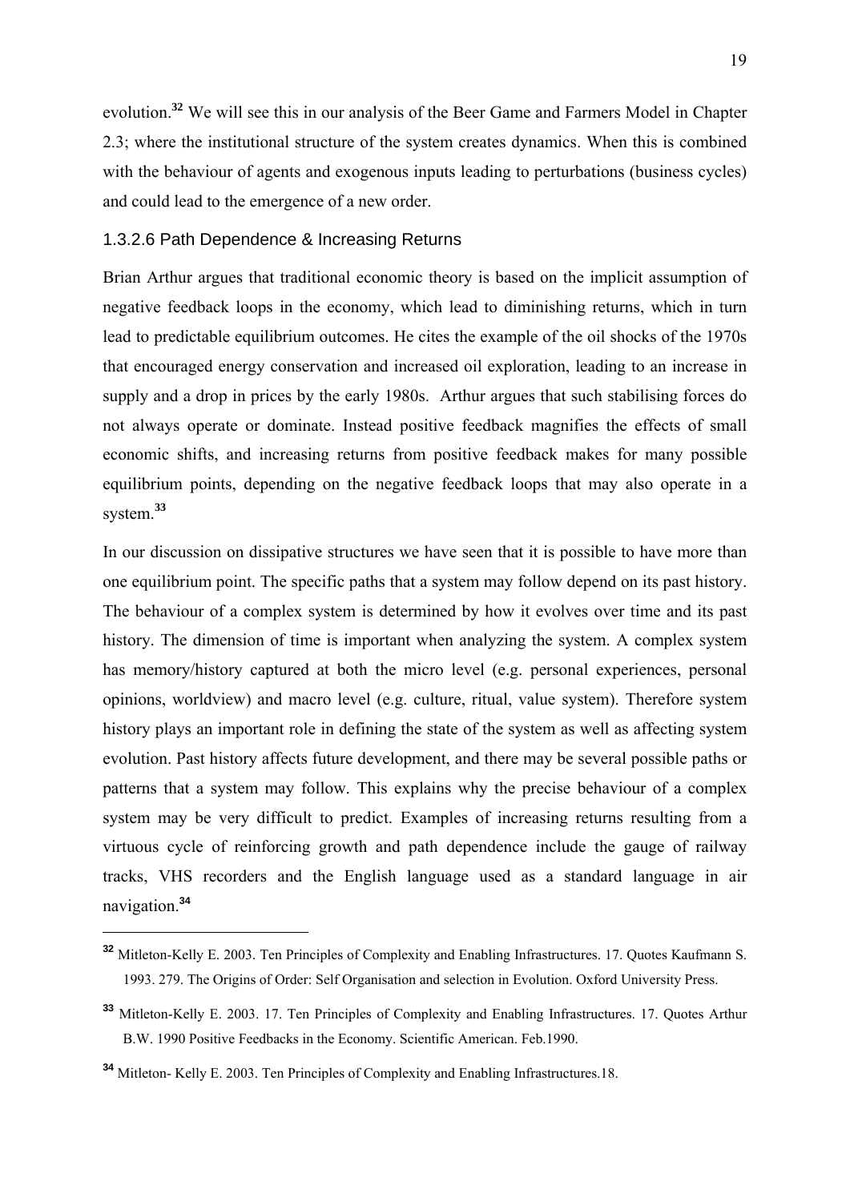evolution.[32] We will see this in our analysis of the Beer Game and Farmers Model in Chapter 2.3; where the institutional structure of the system creates dynamics. When this is combined with the behaviour of agents and exogenous inputs leading to perturbations (business cycles) and could lead to the emergence of a new order.

### 1.3.2.6 Path Dependence & Increasing Returns

Brian Arthur argues that traditional economic theory is based on the implicit assumption of negative feedback loops in the economy, which lead to diminishing returns, which in turn lead to predictable equilibrium outcomes. He cites the example of the oil shocks of the 1970s that encouraged energy conservation and increased oil exploration, leading to an increase in supply and a drop in prices by the early 1980s. Arthur argues that such stabilising forces do not always operate or dominate. Instead positive feedback magnifies the effects of small economic shifts, and increasing returns from positive feedback makes for many possible equilibrium points, depending on the negative feedback loops that may also operate in a system.[33]

In our discussion on dissipative structures we have seen that it is possible to have more than one equilibrium point. The specific paths that a system may follow depend on its past history. The behaviour of a complex system is determined by how it evolves over time and its past history. The dimension of time is important when analyzing the system. A complex system has memory/history captured at both the micro level (e.g. personal experiences, personal opinions, worldview) and macro level (e.g. culture, ritual, value system). Therefore system history plays an important role in defining the state of the system as well as affecting system evolution. Past history affects future development, and there may be several possible paths or patterns that a system may follow. This explains why the precise behaviour of a complex system may be very difficult to predict. Examples of increasing returns resulting from a virtuous cycle of reinforcing growth and path dependence include the gauge of railway tracks, VHS recorders and the English language used as a standard language in air navigation.[34]

---

[32] Mitleton-Kelly E. 2003. Ten Principles of Complexity and Enabling Infrastructures. 17. Quotes Kaufmann S. 1993. 279. The Origins of Order: Self Organisation and selection in Evolution. Oxford University Press.

[33] Mitleton-Kelly E. 2003. 17. Ten Principles of Complexity and Enabling Infrastructures. 17. Quotes Arthur B.W. 1990 Positive Feedbacks in the Economy. Scientific American. Feb.1990.

[34] Mitleton- Kelly E. 2003. Ten Principles of Complexity and Enabling Infrastructures.18.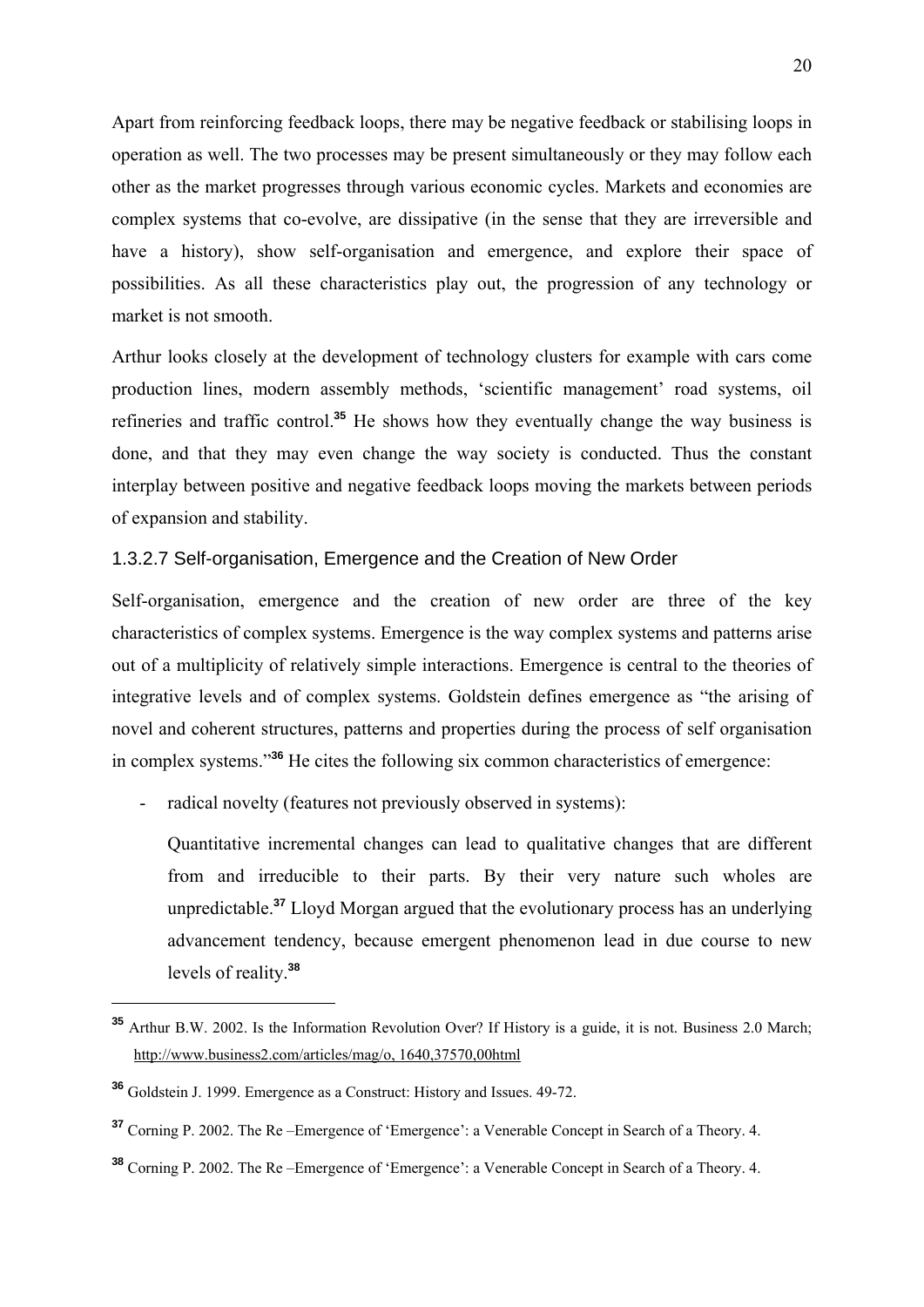Apart from reinforcing feedback loops, there may be negative feedback or stabilising loops in operation as well. The two processes may be present simultaneously or they may follow each other as the market progresses through various economic cycles. Markets and economies are complex systems that co-evolve, are dissipative (in the sense that they are irreversible and have a history), show self-organisation and emergence, and explore their space of possibilities. As all these characteristics play out, the progression of any technology or market is not smooth.

Arthur looks closely at the development of technology clusters for example with cars come production lines, modern assembly methods, 'scientific management' road systems, oil refineries and traffic control.[35] He shows how they eventually change the way business is done, and that they may even change the way society is conducted. Thus the constant interplay between positive and negative feedback loops moving the markets between periods of expansion and stability.

#### 1.3.2.7 Self-organisation, Emergence and the Creation of New Order

Self-organisation, emergence and the creation of new order are three of the key characteristics of complex systems. Emergence is the way complex systems and patterns arise out of a multiplicity of relatively simple interactions. Emergence is central to the theories of integrative levels and of complex systems. Goldstein defines emergence as "the arising of novel and coherent structures, patterns and properties during the process of self organisation in complex systems."[36] He cites the following six common characteristics of emergence:

- radical novelty (features not previously observed in systems):

  Quantitative incremental changes can lead to qualitative changes that are different from and irreducible to their parts. By their very nature such wholes are unpredictable.[37] Lloyd Morgan argued that the evolutionary process has an underlying advancement tendency, because emergent phenomenon lead in due course to new levels of reality.[38]

---

[35] Arthur B.W. 2002. Is the Information Revolution Over? If History is a guide, it is not. Business 2.0 March; http://www.business2.com/articles/mag/o, 1640,37570,00html

[36] Goldstein J. 1999. Emergence as a Construct: History and Issues. 49-72.

[37] Corning P. 2002. The Re –Emergence of 'Emergence': a Venerable Concept in Search of a Theory. 4.

[38] Corning P. 2002. The Re –Emergence of 'Emergence': a Venerable Concept in Search of a Theory. 4.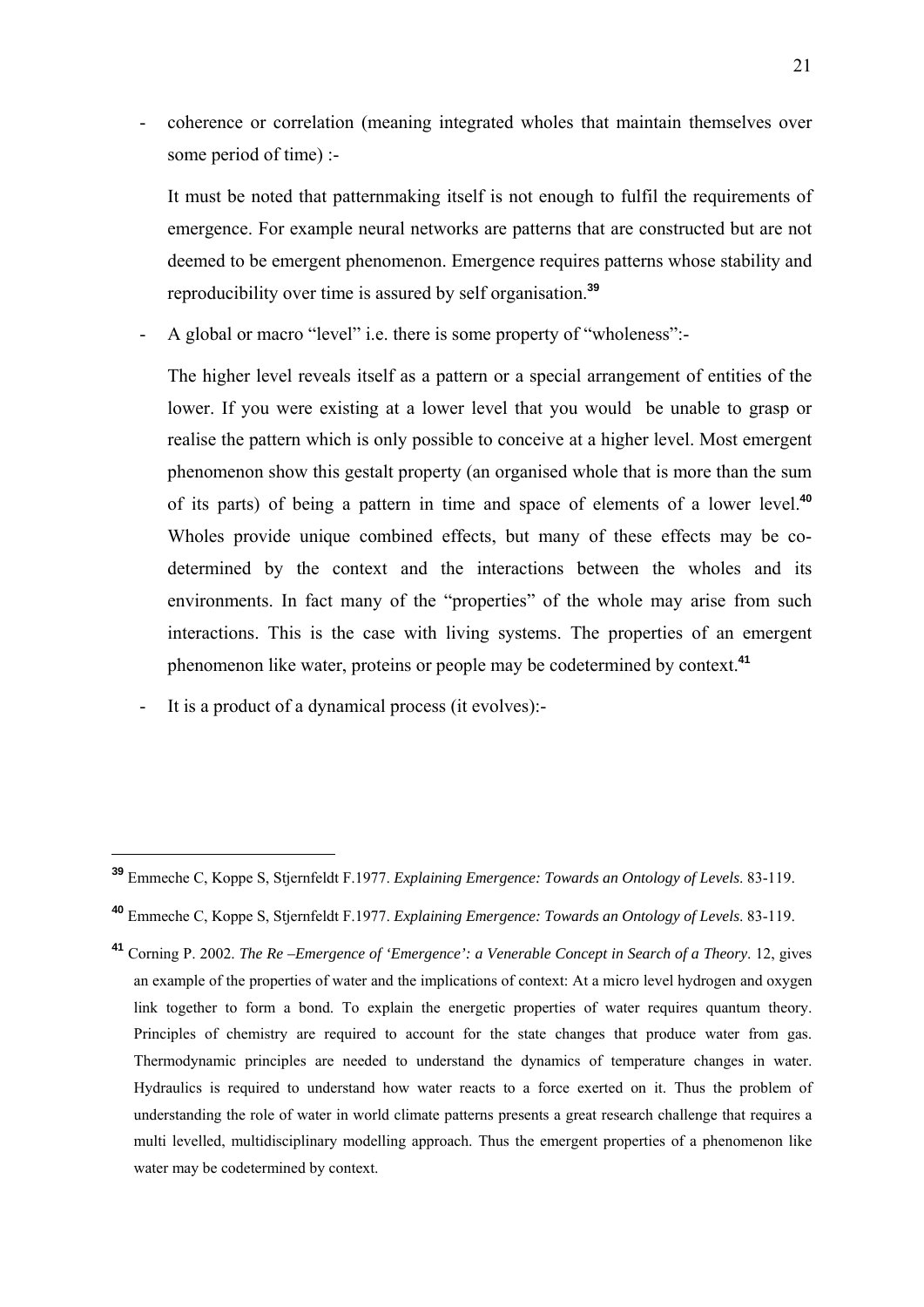- coherence or correlation (meaning integrated wholes that maintain themselves over some period of time) :-

  It must be noted that patternmaking itself is not enough to fulfil the requirements of emergence. For example neural networks are patterns that are constructed but are not deemed to be emergent phenomenon. Emergence requires patterns whose stability and reproducibility over time is assured by self organisation.[39]

- A global or macro "level" i.e. there is some property of "wholeness":-

  The higher level reveals itself as a pattern or a special arrangement of entities of the lower. If you were existing at a lower level that you would be unable to grasp or realise the pattern which is only possible to conceive at a higher level. Most emergent phenomenon show this gestalt property (an organised whole that is more than the sum of its parts) of being a pattern in time and space of elements of a lower level.[40] Wholes provide unique combined effects, but many of these effects may be co-determined by the context and the interactions between the wholes and its environments. In fact many of the "properties" of the whole may arise from such interactions. This is the case with living systems. The properties of an emergent phenomenon like water, proteins or people may be codetermined by context.[41]

- It is a product of a dynamical process (it evolves):-

---

[39] Emmeche C, Koppe S, Stjernfeldt F.1977. *Explaining Emergence: Towards an Ontology of Levels*. 83-119.

[40] Emmeche C, Koppe S, Stjernfeldt F.1977. *Explaining Emergence: Towards an Ontology of Levels*. 83-119.

[41] Corning P. 2002. *The Re –Emergence of 'Emergence': a Venerable Concept in Search of a Theory*. 12, gives an example of the properties of water and the implications of context: At a micro level hydrogen and oxygen link together to form a bond. To explain the energetic properties of water requires quantum theory. Principles of chemistry are required to account for the state changes that produce water from gas. Thermodynamic principles are needed to understand the dynamics of temperature changes in water. Hydraulics is required to understand how water reacts to a force exerted on it. Thus the problem of understanding the role of water in world climate patterns presents a great research challenge that requires a multi levelled, multidisciplinary modelling approach. Thus the emergent properties of a phenomenon like water may be codetermined by context.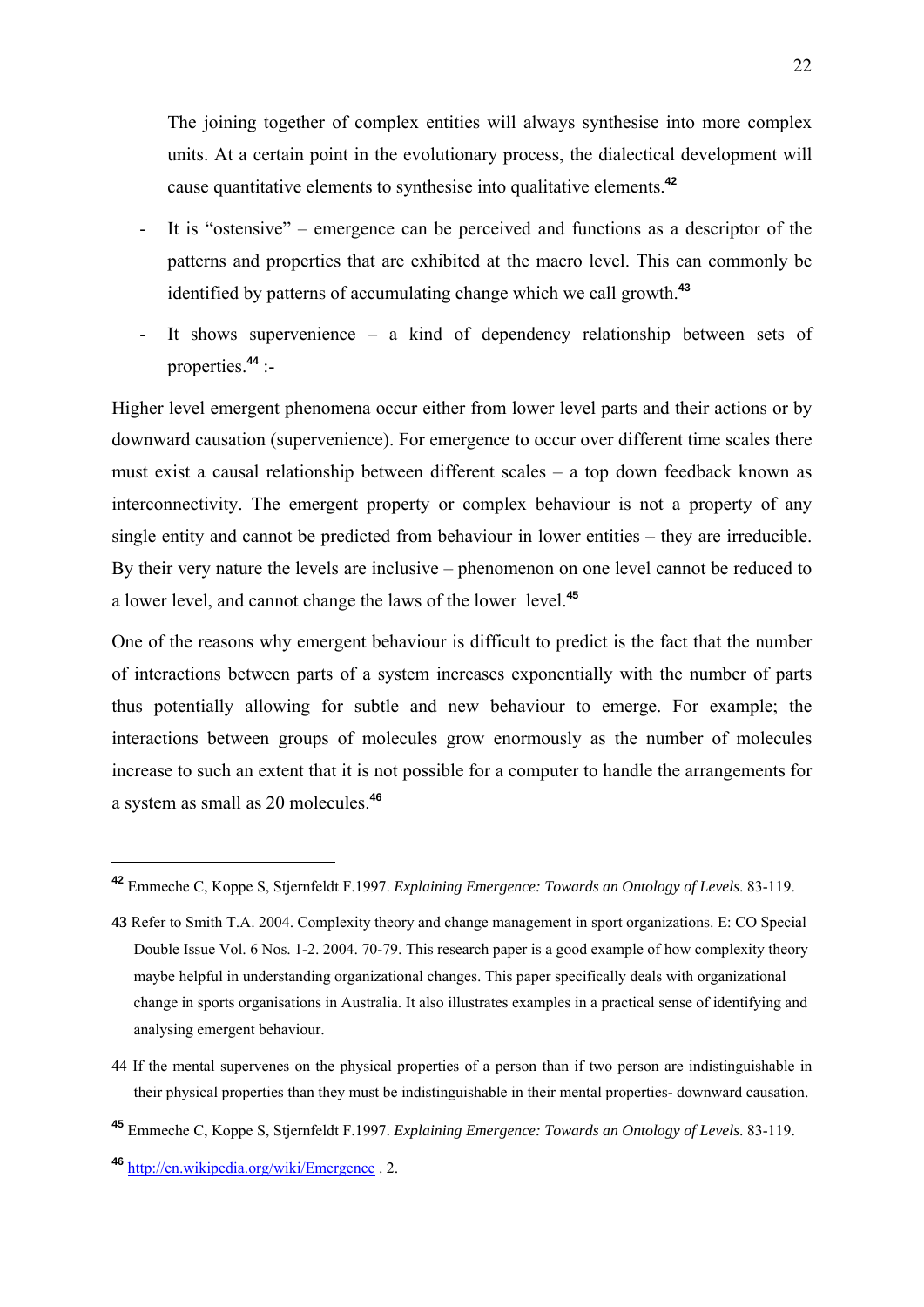The joining together of complex entities will always synthesise into more complex units. At a certain point in the evolutionary process, the dialectical development will cause quantitative elements to synthesise into qualitative elements.[42]

- It is "ostensive" – emergence can be perceived and functions as a descriptor of the patterns and properties that are exhibited at the macro level. This can commonly be identified by patterns of accumulating change which we call growth.[43]
- It shows supervenience – a kind of dependency relationship between sets of properties.[44] :-

Higher level emergent phenomena occur either from lower level parts and their actions or by downward causation (supervenience). For emergence to occur over different time scales there must exist a causal relationship between different scales – a top down feedback known as interconnectivity. The emergent property or complex behaviour is not a property of any single entity and cannot be predicted from behaviour in lower entities – they are irreducible. By their very nature the levels are inclusive – phenomenon on one level cannot be reduced to a lower level, and cannot change the laws of the lower level.[45]

One of the reasons why emergent behaviour is difficult to predict is the fact that the number of interactions between parts of a system increases exponentially with the number of parts thus potentially allowing for subtle and new behaviour to emerge. For example; the interactions between groups of molecules grow enormously as the number of molecules increase to such an extent that it is not possible for a computer to handle the arrangements for a system as small as 20 molecules.[46]

---

[42] Emmeche C, Koppe S, Stjernfeldt F.1997. *Explaining Emergence: Towards an Ontology of Levels*. 83-119.

**43** Refer to Smith T.A. 2004. Complexity theory and change management in sport organizations. E: CO Special Double Issue Vol. 6 Nos. 1-2. 2004. 70-79. This research paper is a good example of how complexity theory maybe helpful in understanding organizational changes. This paper specifically deals with organizational change in sports organisations in Australia. It also illustrates examples in a practical sense of identifying and analysing emergent behaviour.

44 If the mental supervenes on the physical properties of a person than if two person are indistinguishable in their physical properties than they must be indistinguishable in their mental properties- downward causation.

[45] Emmeche C, Koppe S, Stjernfeldt F.1997. *Explaining Emergence: Towards an Ontology of Levels*. 83-119.

[46] http://en.wikipedia.org/wiki/Emergence . 2.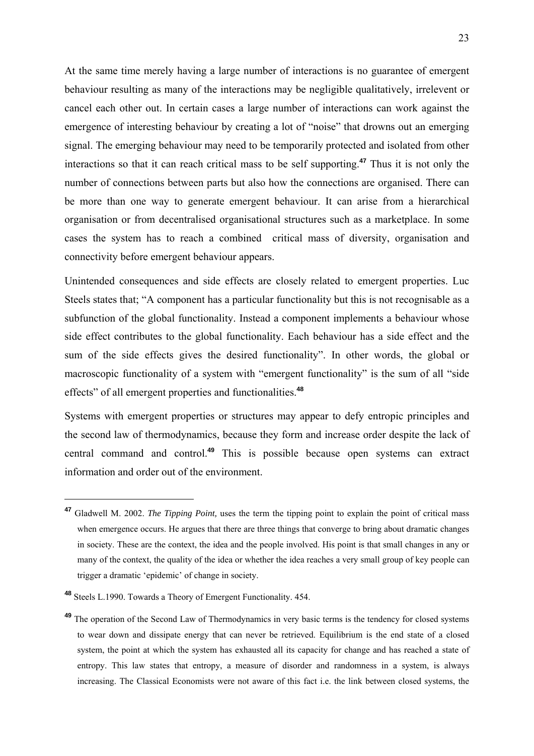At the same time merely having a large number of interactions is no guarantee of emergent behaviour resulting as many of the interactions may be negligible qualitatively, irrelevent or cancel each other out. In certain cases a large number of interactions can work against the emergence of interesting behaviour by creating a lot of "noise" that drowns out an emerging signal. The emerging behaviour may need to be temporarily protected and isolated from other interactions so that it can reach critical mass to be self supporting.[47] Thus it is not only the number of connections between parts but also how the connections are organised. There can be more than one way to generate emergent behaviour. It can arise from a hierarchical organisation or from decentralised organisational structures such as a marketplace. In some cases the system has to reach a combined critical mass of diversity, organisation and connectivity before emergent behaviour appears.

Unintended consequences and side effects are closely related to emergent properties. Luc Steels states that; "A component has a particular functionality but this is not recognisable as a subfunction of the global functionality. Instead a component implements a behaviour whose side effect contributes to the global functionality. Each behaviour has a side effect and the sum of the side effects gives the desired functionality". In other words, the global or macroscopic functionality of a system with "emergent functionality" is the sum of all "side effects" of all emergent properties and functionalities.[48]

Systems with emergent properties or structures may appear to defy entropic principles and the second law of thermodynamics, because they form and increase order despite the lack of central command and control.[49] This is possible because open systems can extract information and order out of the environment.

---

[47] Gladwell M. 2002. *The Tipping Point,* uses the term the tipping point to explain the point of critical mass when emergence occurs. He argues that there are three things that converge to bring about dramatic changes in society. These are the context, the idea and the people involved. His point is that small changes in any or many of the context, the quality of the idea or whether the idea reaches a very small group of key people can trigger a dramatic 'epidemic' of change in society.

[48] Steels L.1990. Towards a Theory of Emergent Functionality. 454.

[49] The operation of the Second Law of Thermodynamics in very basic terms is the tendency for closed systems to wear down and dissipate energy that can never be retrieved. Equilibrium is the end state of a closed system, the point at which the system has exhausted all its capacity for change and has reached a state of entropy. This law states that entropy, a measure of disorder and randomness in a system, is always increasing. The Classical Economists were not aware of this fact i.e. the link between closed systems, the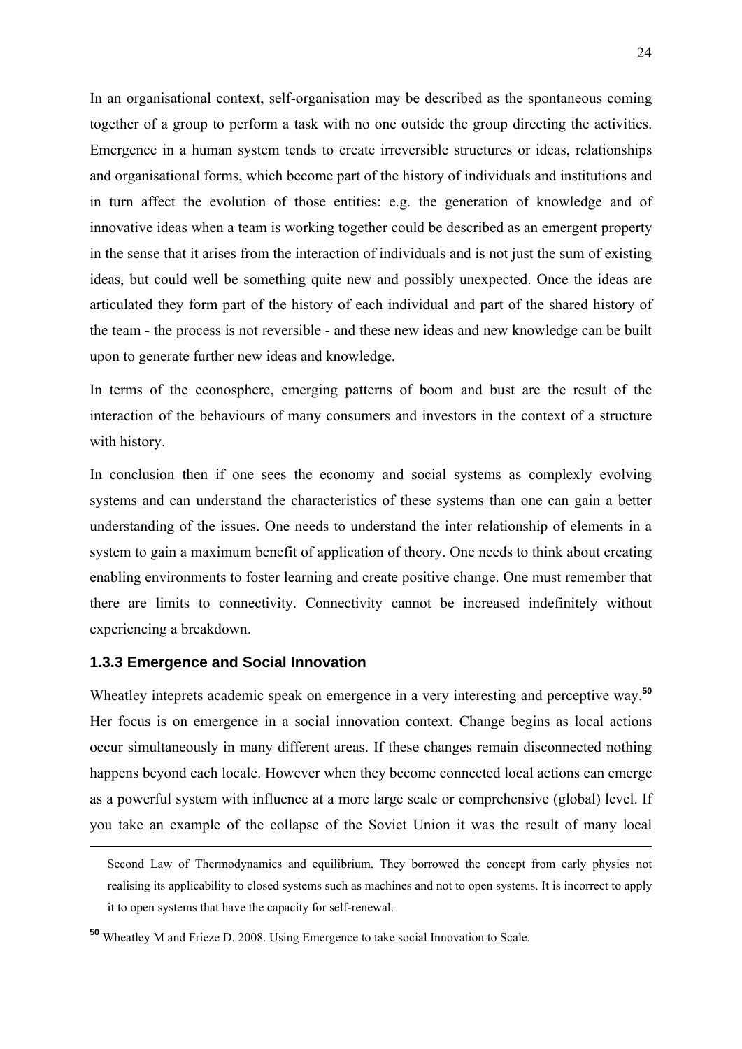In an organisational context, self-organisation may be described as the spontaneous coming together of a group to perform a task with no one outside the group directing the activities. Emergence in a human system tends to create irreversible structures or ideas, relationships and organisational forms, which become part of the history of individuals and institutions and in turn affect the evolution of those entities: e.g. the generation of knowledge and of innovative ideas when a team is working together could be described as an emergent property in the sense that it arises from the interaction of individuals and is not just the sum of existing ideas, but could well be something quite new and possibly unexpected. Once the ideas are articulated they form part of the history of each individual and part of the shared history of the team - the process is not reversible - and these new ideas and new knowledge can be built upon to generate further new ideas and knowledge.

In terms of the econosphere, emerging patterns of boom and bust are the result of the interaction of the behaviours of many consumers and investors in the context of a structure with history.

In conclusion then if one sees the economy and social systems as complexly evolving systems and can understand the characteristics of these systems than one can gain a better understanding of the issues. One needs to understand the inter relationship of elements in a system to gain a maximum benefit of application of theory. One needs to think about creating enabling environments to foster learning and create positive change. One must remember that there are limits to connectivity. Connectivity cannot be increased indefinitely without experiencing a breakdown.

### 1.3.3 Emergence and Social Innovation

Wheatley inteprets academic speak on emergence in a very interesting and perceptive way.[50] Her focus is on emergence in a social innovation context. Change begins as local actions occur simultaneously in many different areas. If these changes remain disconnected nothing happens beyond each locale. However when they become connected local actions can emerge as a powerful system with influence at a more large scale or comprehensive (global) level. If you take an example of the collapse of the Soviet Union it was the result of many local

---

Second Law of Thermodynamics and equilibrium. They borrowed the concept from early physics not realising its applicability to closed systems such as machines and not to open systems. It is incorrect to apply it to open systems that have the capacity for self-renewal.

[50] Wheatley M and Frieze D. 2008. Using Emergence to take social Innovation to Scale.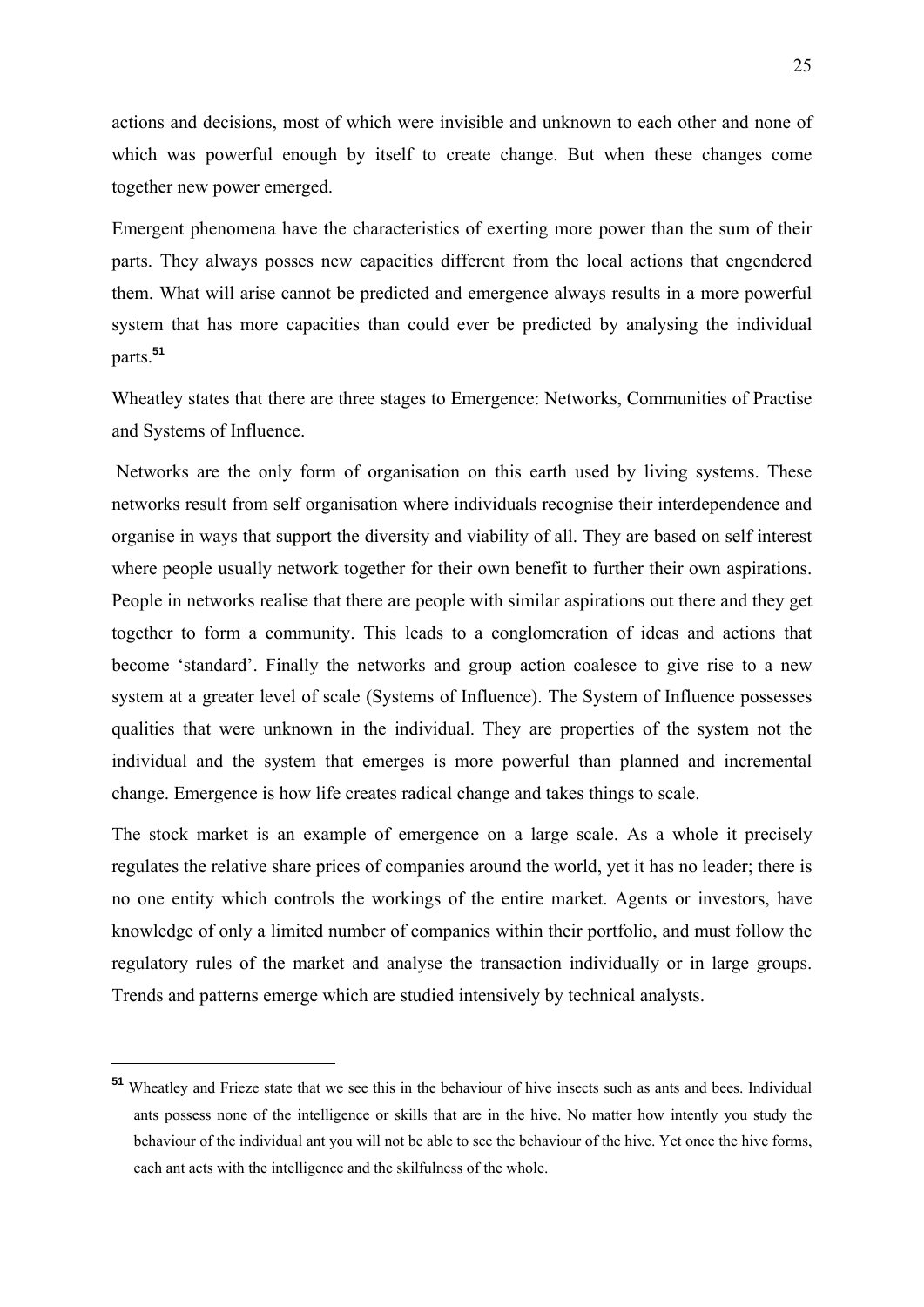actions and decisions, most of which were invisible and unknown to each other and none of which was powerful enough by itself to create change. But when these changes come together new power emerged.

Emergent phenomena have the characteristics of exerting more power than the sum of their parts. They always posses new capacities different from the local actions that engendered them. What will arise cannot be predicted and emergence always results in a more powerful system that has more capacities than could ever be predicted by analysing the individual parts.[51]

Wheatley states that there are three stages to Emergence: Networks, Communities of Practise and Systems of Influence.

Networks are the only form of organisation on this earth used by living systems. These networks result from self organisation where individuals recognise their interdependence and organise in ways that support the diversity and viability of all. They are based on self interest where people usually network together for their own benefit to further their own aspirations. People in networks realise that there are people with similar aspirations out there and they get together to form a community. This leads to a conglomeration of ideas and actions that become 'standard'. Finally the networks and group action coalesce to give rise to a new system at a greater level of scale (Systems of Influence). The System of Influence possesses qualities that were unknown in the individual. They are properties of the system not the individual and the system that emerges is more powerful than planned and incremental change. Emergence is how life creates radical change and takes things to scale.

The stock market is an example of emergence on a large scale. As a whole it precisely regulates the relative share prices of companies around the world, yet it has no leader; there is no one entity which controls the workings of the entire market. Agents or investors, have knowledge of only a limited number of companies within their portfolio, and must follow the regulatory rules of the market and analyse the transaction individually or in large groups. Trends and patterns emerge which are studied intensively by technical analysts.

---

[51] Wheatley and Frieze state that we see this in the behaviour of hive insects such as ants and bees. Individual ants possess none of the intelligence or skills that are in the hive. No matter how intently you study the behaviour of the individual ant you will not be able to see the behaviour of the hive. Yet once the hive forms, each ant acts with the intelligence and the skilfulness of the whole.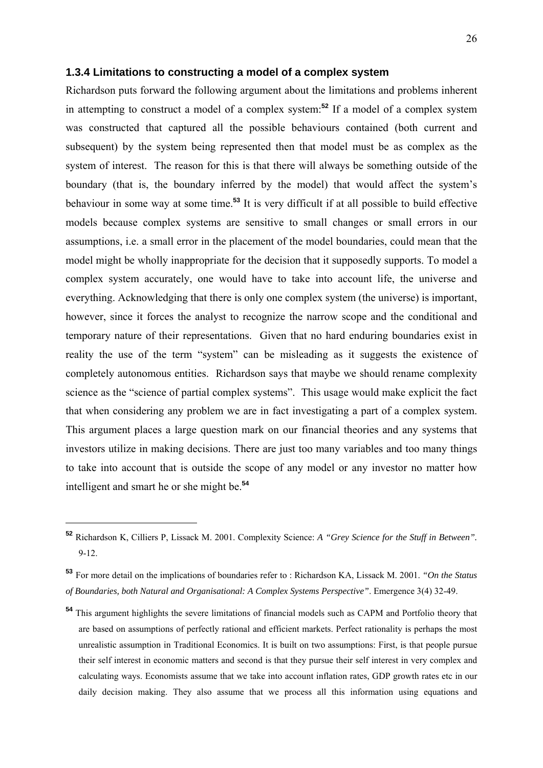### 1.3.4 Limitations to constructing a model of a complex system

Richardson puts forward the following argument about the limitations and problems inherent in attempting to construct a model of a complex system:[52] If a model of a complex system was constructed that captured all the possible behaviours contained (both current and subsequent) by the system being represented then that model must be as complex as the system of interest. The reason for this is that there will always be something outside of the boundary (that is, the boundary inferred by the model) that would affect the system's behaviour in some way at some time.[53] It is very difficult if at all possible to build effective models because complex systems are sensitive to small changes or small errors in our assumptions, i.e. a small error in the placement of the model boundaries, could mean that the model might be wholly inappropriate for the decision that it supposedly supports. To model a complex system accurately, one would have to take into account life, the universe and everything. Acknowledging that there is only one complex system (the universe) is important, however, since it forces the analyst to recognize the narrow scope and the conditional and temporary nature of their representations. Given that no hard enduring boundaries exist in reality the use of the term "system" can be misleading as it suggests the existence of completely autonomous entities. Richardson says that maybe we should rename complexity science as the "science of partial complex systems". This usage would make explicit the fact that when considering any problem we are in fact investigating a part of a complex system. This argument places a large question mark on our financial theories and any systems that investors utilize in making decisions. There are just too many variables and too many things to take into account that is outside the scope of any model or any investor no matter how intelligent and smart he or she might be.[54]

---

[52] Richardson K, Cilliers P, Lissack M. 2001. Complexity Science: *A "Grey Science for the Stuff in Between"*. 9-12.

[53] For more detail on the implications of boundaries refer to : Richardson KA, Lissack M. 2001. *"On the Status of Boundaries, both Natural and Organisational: A Complex Systems Perspective"*. Emergence 3(4) 32-49.

[54] This argument highlights the severe limitations of financial models such as CAPM and Portfolio theory that are based on assumptions of perfectly rational and efficient markets. Perfect rationality is perhaps the most unrealistic assumption in Traditional Economics. It is built on two assumptions: First, is that people pursue their self interest in economic matters and second is that they pursue their self interest in very complex and calculating ways. Economists assume that we take into account inflation rates, GDP growth rates etc in our daily decision making. They also assume that we process all this information using equations and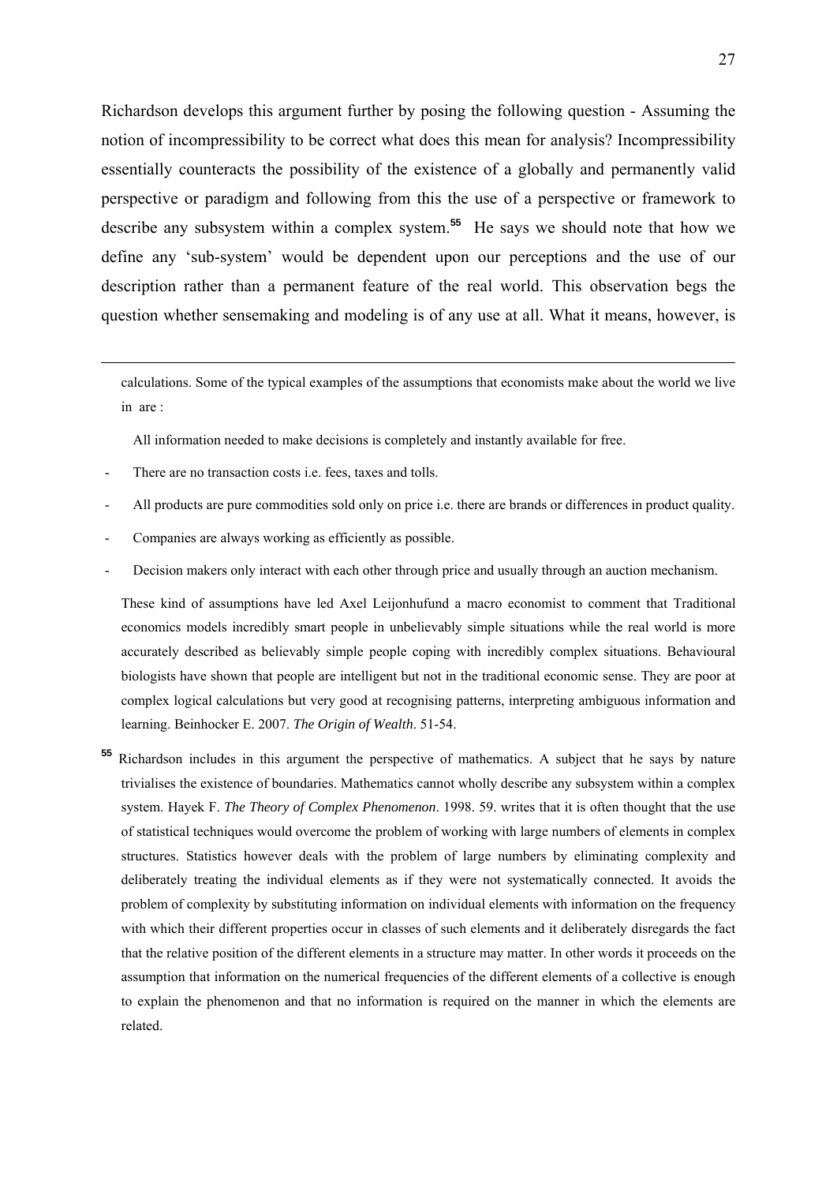Richardson develops this argument further by posing the following question - Assuming the notion of incompressibility to be correct what does this mean for analysis? Incompressibility essentially counteracts the possibility of the existence of a globally and permanently valid perspective or paradigm and following from this the use of a perspective or framework to describe any subsystem within a complex system.[55] He says we should note that how we define any 'sub-system' would be dependent upon our perceptions and the use of our description rather than a permanent feature of the real world. This observation begs the question whether sensemaking and modeling is of any use at all. What it means, however, is

---

calculations. Some of the typical examples of the assumptions that economists make about the world we live in are :

All information needed to make decisions is completely and instantly available for free.

- There are no transaction costs i.e. fees, taxes and tolls.
- All products are pure commodities sold only on price i.e. there are brands or differences in product quality.
- Companies are always working as efficiently as possible.
- Decision makers only interact with each other through price and usually through an auction mechanism.

These kind of assumptions have led Axel Leijonhufund a macro economist to comment that Traditional economics models incredibly smart people in unbelievably simple situations while the real world is more accurately described as believably simple people coping with incredibly complex situations. Behavioural biologists have shown that people are intelligent but not in the traditional economic sense. They are poor at complex logical calculations but very good at recognising patterns, interpreting ambiguous information and learning. Beinhocker E. 2007. *The Origin of Wealth*. 51-54.

[55] Richardson includes in this argument the perspective of mathematics. A subject that he says by nature trivialises the existence of boundaries. Mathematics cannot wholly describe any subsystem within a complex system. Hayek F. *The Theory of Complex Phenomenon*. 1998. 59. writes that it is often thought that the use of statistical techniques would overcome the problem of working with large numbers of elements in complex structures. Statistics however deals with the problem of large numbers by eliminating complexity and deliberately treating the individual elements as if they were not systematically connected. It avoids the problem of complexity by substituting information on individual elements with information on the frequency with which their different properties occur in classes of such elements and it deliberately disregards the fact that the relative position of the different elements in a structure may matter. In other words it proceeds on the assumption that information on the numerical frequencies of the different elements of a collective is enough to explain the phenomenon and that no information is required on the manner in which the elements are related.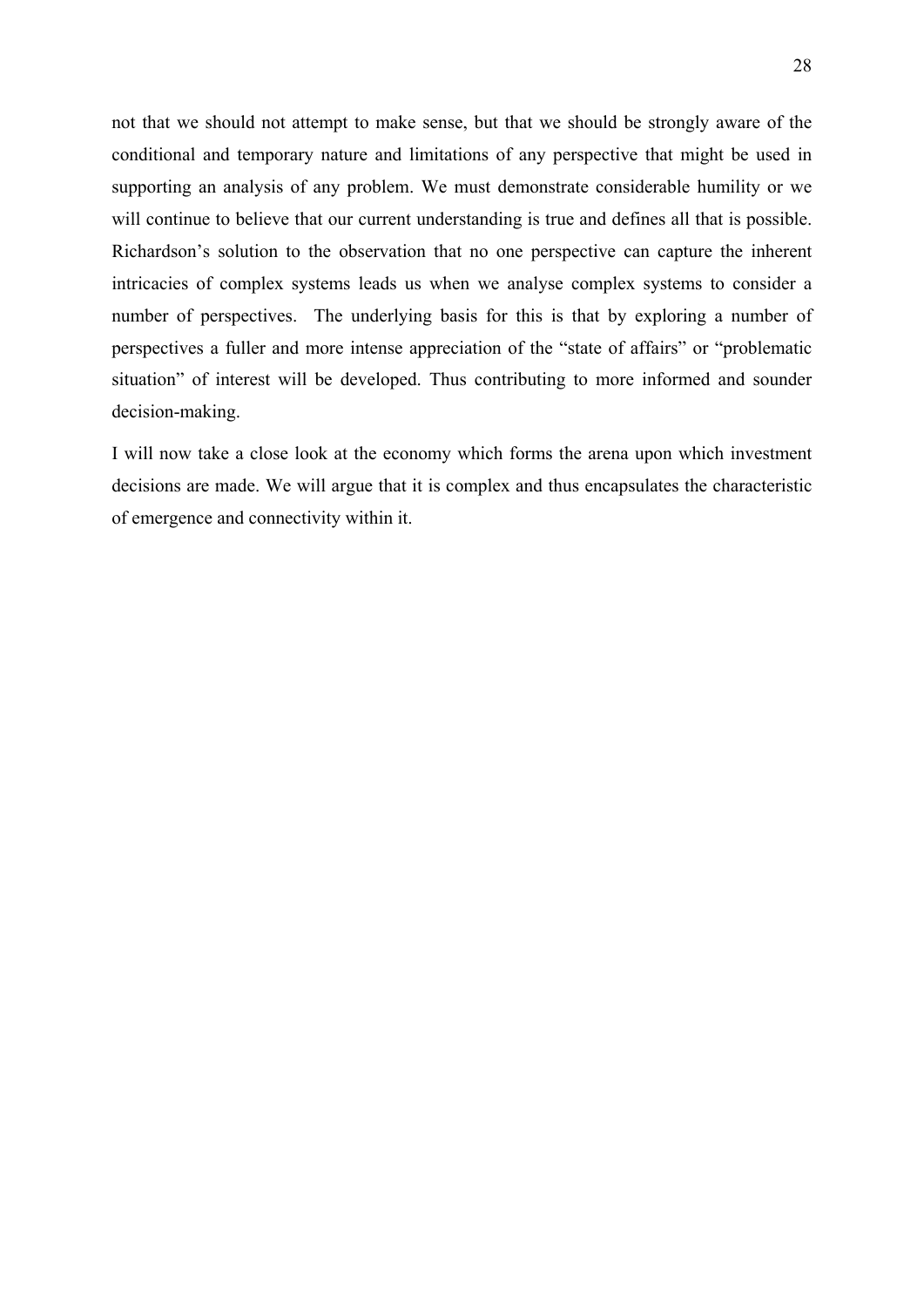not that we should not attempt to make sense, but that we should be strongly aware of the conditional and temporary nature and limitations of any perspective that might be used in supporting an analysis of any problem. We must demonstrate considerable humility or we will continue to believe that our current understanding is true and defines all that is possible. Richardson's solution to the observation that no one perspective can capture the inherent intricacies of complex systems leads us when we analyse complex systems to consider a number of perspectives. The underlying basis for this is that by exploring a number of perspectives a fuller and more intense appreciation of the "state of affairs" or "problematic situation" of interest will be developed. Thus contributing to more informed and sounder decision-making.

I will now take a close look at the economy which forms the arena upon which investment decisions are made. We will argue that it is complex and thus encapsulates the characteristic of emergence and connectivity within it.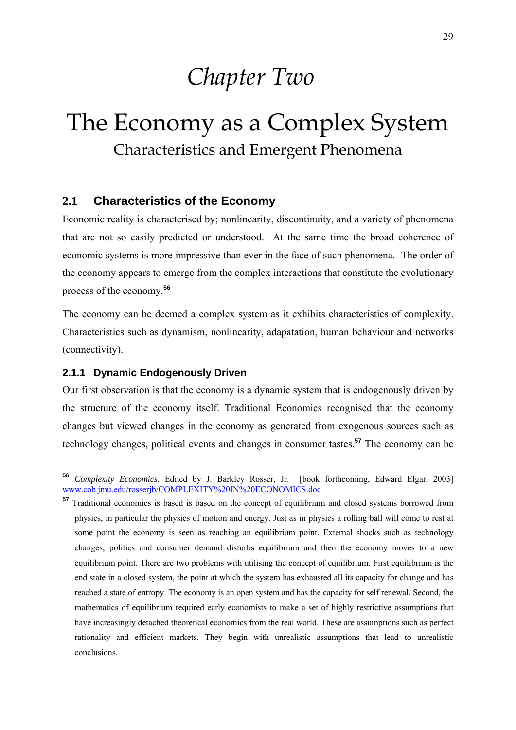# Chapter Two

# The Economy as a Complex System

## Characteristics and Emergent Phenomena

### 2.1 Characteristics of the Economy

Economic reality is characterised by; nonlinearity, discontinuity, and a variety of phenomena that are not so easily predicted or understood. At the same time the broad coherence of economic systems is more impressive than ever in the face of such phenomena. The order of the economy appears to emerge from the complex interactions that constitute the evolutionary process of the economy.[56]

The economy can be deemed a complex system as it exhibits characteristics of complexity. Characteristics such as dynamism, nonlinearity, adapatation, human behaviour and networks (connectivity).

#### 2.1.1 Dynamic Endogenously Driven

Our first observation is that the economy is a dynamic system that is endogenously driven by the structure of the economy itself. Traditional Economics recognised that the economy changes but viewed changes in the economy as generated from exogenous sources such as technology changes, political events and changes in consumer tastes.[57] The economy can be

---

[56] *Complexity Economics*. Edited by J. Barkley Rosser, Jr. [book forthcoming, Edward Elgar, 2003] www.cob.jmu.edu/rosserjb/COMPLEXITY%20IN%20ECONOMICS.doc

[57] Traditional economics is based is based on the concept of equilibrium and closed systems borrowed from physics, in particular the physics of motion and energy. Just as in physics a rolling ball will come to rest at some point the economy is seen as reaching an equilibrium point. External shocks such as technology changes, politics and consumer demand disturbs equilibrium and then the economy moves to a new equilibrium point. There are two problems with utilising the concept of equilibrium. First equilibrium is the end state in a closed system, the point at which the system has exhausted all its capacity for change and has reached a state of entropy. The economy is an open system and has the capacity for self renewal. Second, the mathematics of equilibrium required early economists to make a set of highly restrictive assumptions that have increasingly detached theoretical economics from the real world. These are assumptions such as perfect rationality and efficient markets. They begin with unrealistic assumptions that lead to unrealistic conclusions.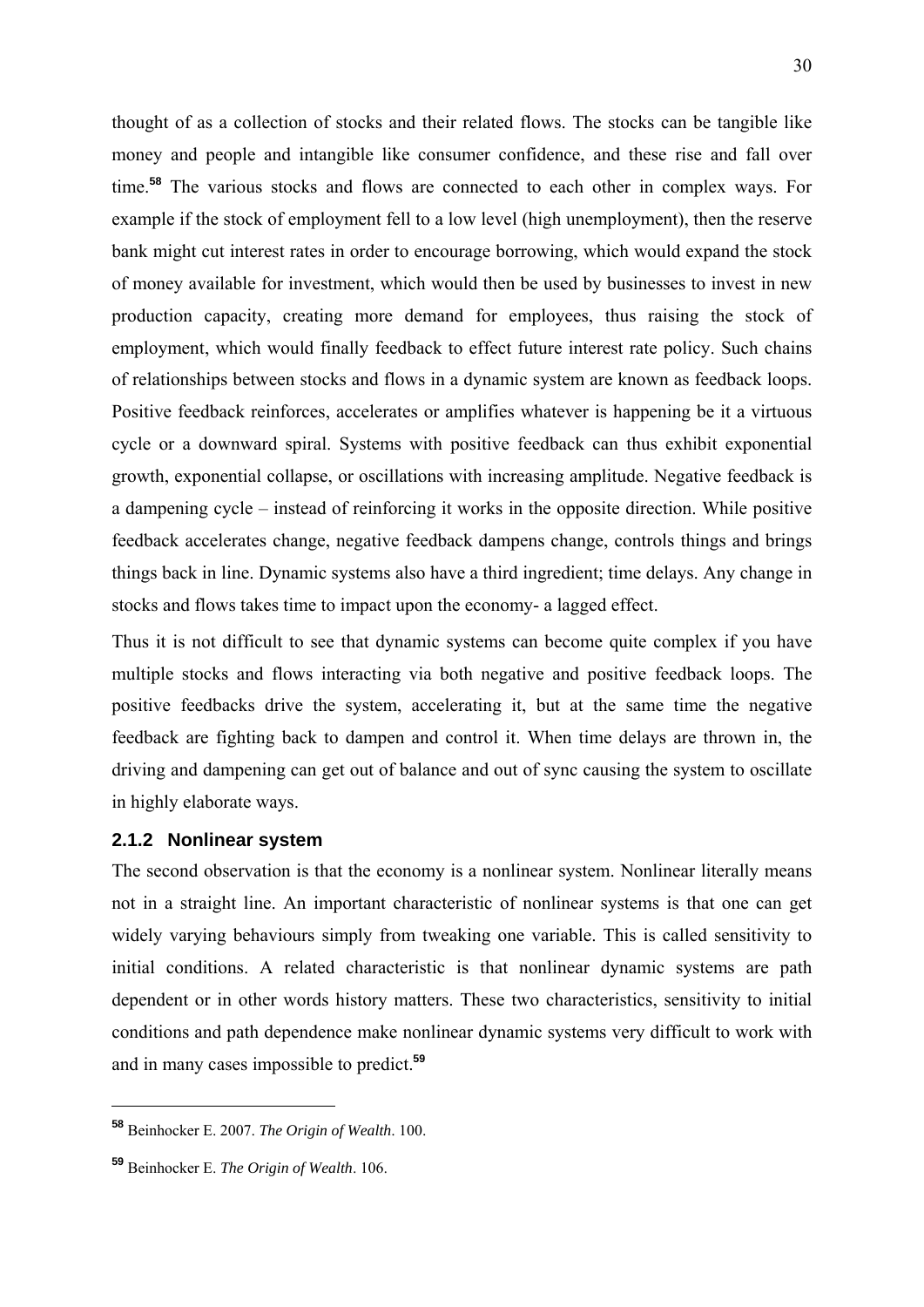thought of as a collection of stocks and their related flows. The stocks can be tangible like money and people and intangible like consumer confidence, and these rise and fall over time.[58] The various stocks and flows are connected to each other in complex ways. For example if the stock of employment fell to a low level (high unemployment), then the reserve bank might cut interest rates in order to encourage borrowing, which would expand the stock of money available for investment, which would then be used by businesses to invest in new production capacity, creating more demand for employees, thus raising the stock of employment, which would finally feedback to effect future interest rate policy. Such chains of relationships between stocks and flows in a dynamic system are known as feedback loops. Positive feedback reinforces, accelerates or amplifies whatever is happening be it a virtuous cycle or a downward spiral. Systems with positive feedback can thus exhibit exponential growth, exponential collapse, or oscillations with increasing amplitude. Negative feedback is a dampening cycle – instead of reinforcing it works in the opposite direction. While positive feedback accelerates change, negative feedback dampens change, controls things and brings things back in line. Dynamic systems also have a third ingredient; time delays. Any change in stocks and flows takes time to impact upon the economy- a lagged effect.

Thus it is not difficult to see that dynamic systems can become quite complex if you have multiple stocks and flows interacting via both negative and positive feedback loops. The positive feedbacks drive the system, accelerating it, but at the same time the negative feedback are fighting back to dampen and control it. When time delays are thrown in, the driving and dampening can get out of balance and out of sync causing the system to oscillate in highly elaborate ways.

### 2.1.2 Nonlinear system

The second observation is that the economy is a nonlinear system. Nonlinear literally means not in a straight line. An important characteristic of nonlinear systems is that one can get widely varying behaviours simply from tweaking one variable. This is called sensitivity to initial conditions. A related characteristic is that nonlinear dynamic systems are path dependent or in other words history matters. These two characteristics, sensitivity to initial conditions and path dependence make nonlinear dynamic systems very difficult to work with and in many cases impossible to predict.[59]

---

[58] Beinhocker E. 2007. *The Origin of Wealth*. 100.

[59] Beinhocker E. *The Origin of Wealth*. 106.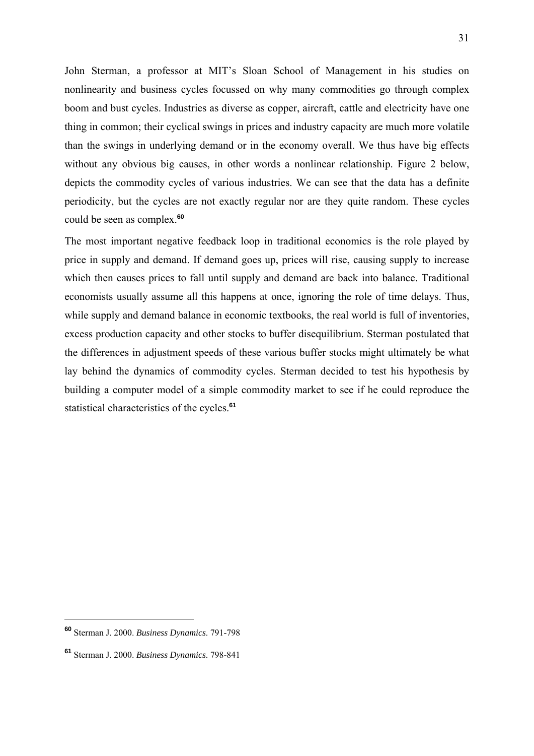John Sterman, a professor at MIT's Sloan School of Management in his studies on nonlinearity and business cycles focussed on why many commodities go through complex boom and bust cycles. Industries as diverse as copper, aircraft, cattle and electricity have one thing in common; their cyclical swings in prices and industry capacity are much more volatile than the swings in underlying demand or in the economy overall. We thus have big effects without any obvious big causes, in other words a nonlinear relationship. Figure 2 below, depicts the commodity cycles of various industries. We can see that the data has a definite periodicity, but the cycles are not exactly regular nor are they quite random. These cycles could be seen as complex.[60]

The most important negative feedback loop in traditional economics is the role played by price in supply and demand. If demand goes up, prices will rise, causing supply to increase which then causes prices to fall until supply and demand are back into balance. Traditional economists usually assume all this happens at once, ignoring the role of time delays. Thus, while supply and demand balance in economic textbooks, the real world is full of inventories, excess production capacity and other stocks to buffer disequilibrium. Sterman postulated that the differences in adjustment speeds of these various buffer stocks might ultimately be what lay behind the dynamics of commodity cycles. Sterman decided to test his hypothesis by building a computer model of a simple commodity market to see if he could reproduce the statistical characteristics of the cycles.[61]

---

[60] Sterman J. 2000. *Business Dynamics*. 791-798

[61] Sterman J. 2000. *Business Dynamics*. 798-841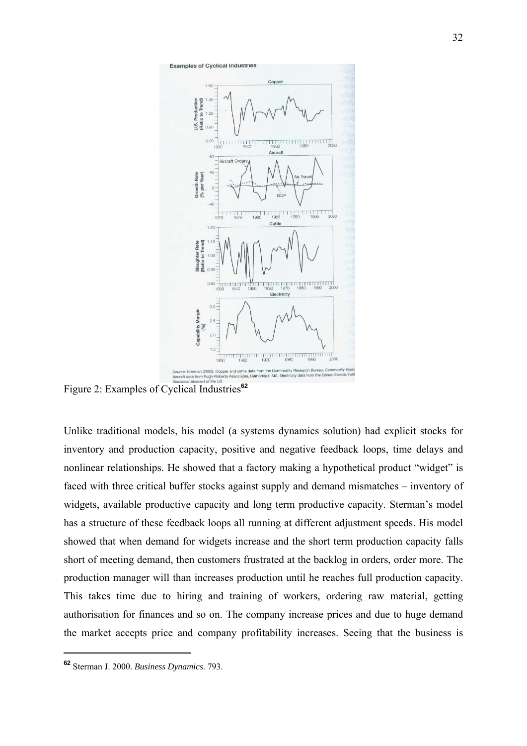Figure 2: Examples of Cyclical Industries[62]

Unlike traditional models, his model (a systems dynamics solution) had explicit stocks for inventory and production capacity, positive and negative feedback loops, time delays and nonlinear relationships. He showed that a factory making a hypothetical product "widget" is faced with three critical buffer stocks against supply and demand mismatches – inventory of widgets, available productive capacity and long term productive capacity. Sterman's model has a structure of these feedback loops all running at different adjustment speeds. His model showed that when demand for widgets increase and the short term production capacity falls short of meeting demand, then customers frustrated at the backlog in orders, order more. The production manager will than increases production until he reaches full production capacity. This takes time due to hiring and training of workers, ordering raw material, getting authorisation for finances and so on. The company increase prices and due to huge demand the market accepts price and company profitability increases. Seeing that the business is

[62] Sterman J. 2000. *Business Dynamics*. 793.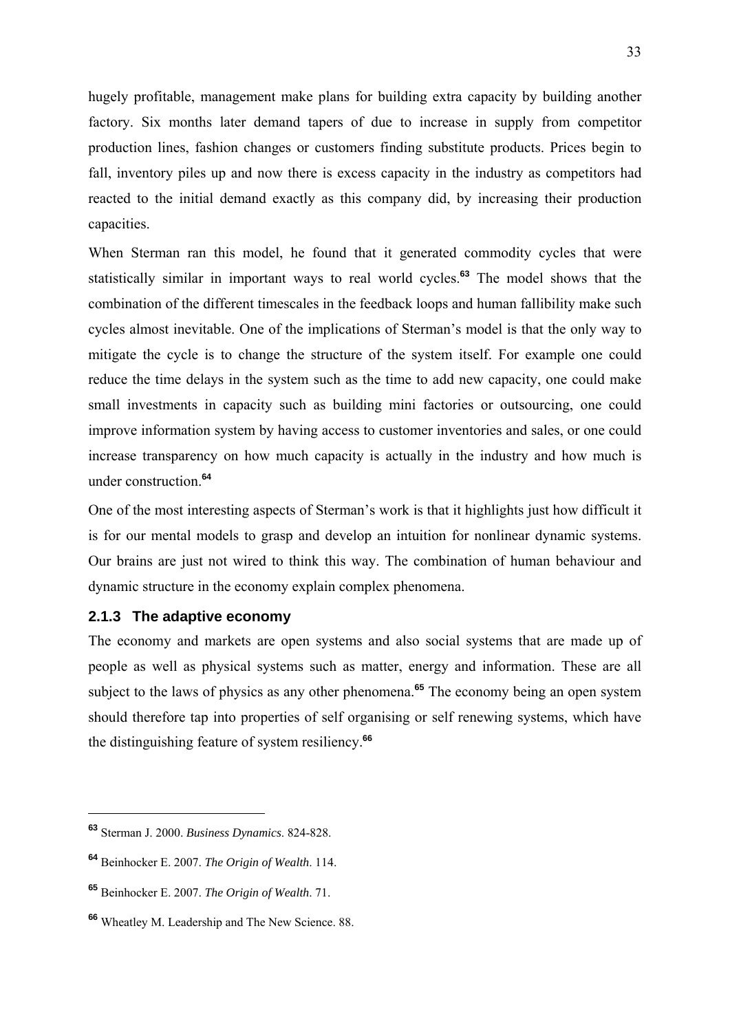hugely profitable, management make plans for building extra capacity by building another factory. Six months later demand tapers of due to increase in supply from competitor production lines, fashion changes or customers finding substitute products. Prices begin to fall, inventory piles up and now there is excess capacity in the industry as competitors had reacted to the initial demand exactly as this company did, by increasing their production capacities.

When Sterman ran this model, he found that it generated commodity cycles that were statistically similar in important ways to real world cycles.[63] The model shows that the combination of the different timescales in the feedback loops and human fallibility make such cycles almost inevitable. One of the implications of Sterman's model is that the only way to mitigate the cycle is to change the structure of the system itself. For example one could reduce the time delays in the system such as the time to add new capacity, one could make small investments in capacity such as building mini factories or outsourcing, one could improve information system by having access to customer inventories and sales, or one could increase transparency on how much capacity is actually in the industry and how much is under construction.[64]

One of the most interesting aspects of Sterman's work is that it highlights just how difficult it is for our mental models to grasp and develop an intuition for nonlinear dynamic systems. Our brains are just not wired to think this way. The combination of human behaviour and dynamic structure in the economy explain complex phenomena.

### 2.1.3 The adaptive economy

The economy and markets are open systems and also social systems that are made up of people as well as physical systems such as matter, energy and information. These are all subject to the laws of physics as any other phenomena.[65] The economy being an open system should therefore tap into properties of self organising or self renewing systems, which have the distinguishing feature of system resiliency.[66]

---

[63] Sterman J. 2000. *Business Dynamics*. 824-828.

[64] Beinhocker E. 2007. *The Origin of Wealth*. 114.

[65] Beinhocker E. 2007. *The Origin of Wealth*. 71.

[66] Wheatley M. Leadership and The New Science. 88.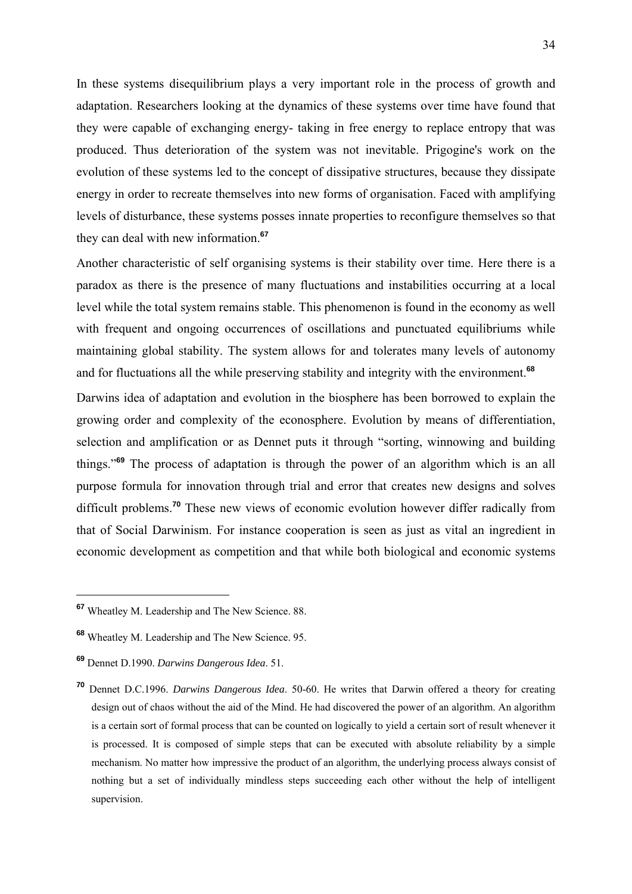In these systems disequilibrium plays a very important role in the process of growth and adaptation. Researchers looking at the dynamics of these systems over time have found that they were capable of exchanging energy- taking in free energy to replace entropy that was produced. Thus deterioration of the system was not inevitable. Prigogine's work on the evolution of these systems led to the concept of dissipative structures, because they dissipate energy in order to recreate themselves into new forms of organisation. Faced with amplifying levels of disturbance, these systems posses innate properties to reconfigure themselves so that they can deal with new information.[67]

Another characteristic of self organising systems is their stability over time. Here there is a paradox as there is the presence of many fluctuations and instabilities occurring at a local level while the total system remains stable. This phenomenon is found in the economy as well with frequent and ongoing occurrences of oscillations and punctuated equilibriums while maintaining global stability. The system allows for and tolerates many levels of autonomy and for fluctuations all the while preserving stability and integrity with the environment.[68]

Darwins idea of adaptation and evolution in the biosphere has been borrowed to explain the growing order and complexity of the econosphere. Evolution by means of differentiation, selection and amplification or as Dennet puts it through "sorting, winnowing and building things."[69] The process of adaptation is through the power of an algorithm which is an all purpose formula for innovation through trial and error that creates new designs and solves difficult problems.[70] These new views of economic evolution however differ radically from that of Social Darwinism. For instance cooperation is seen as just as vital an ingredient in economic development as competition and that while both biological and economic systems

---

[67] Wheatley M. Leadership and The New Science. 88.

[68] Wheatley M. Leadership and The New Science. 95.

[69] Dennet D.1990. *Darwins Dangerous Idea*. 51.

[70] Dennet D.C.1996. *Darwins Dangerous Idea*. 50-60. He writes that Darwin offered a theory for creating design out of chaos without the aid of the Mind. He had discovered the power of an algorithm. An algorithm is a certain sort of formal process that can be counted on logically to yield a certain sort of result whenever it is processed. It is composed of simple steps that can be executed with absolute reliability by a simple mechanism. No matter how impressive the product of an algorithm, the underlying process always consist of nothing but a set of individually mindless steps succeeding each other without the help of intelligent supervision.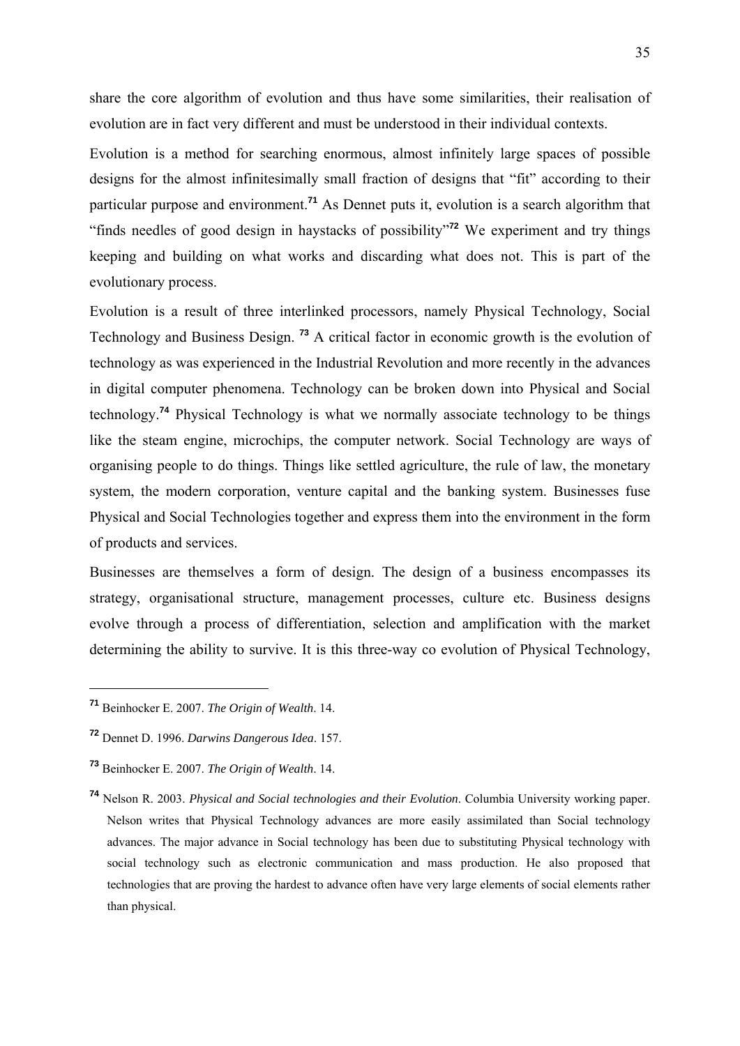share the core algorithm of evolution and thus have some similarities, their realisation of evolution are in fact very different and must be understood in their individual contexts.

Evolution is a method for searching enormous, almost infinitely large spaces of possible designs for the almost infinitesimally small fraction of designs that "fit" according to their particular purpose and environment.[71] As Dennet puts it, evolution is a search algorithm that "finds needles of good design in haystacks of possibility"[72] We experiment and try things keeping and building on what works and discarding what does not. This is part of the evolutionary process.

Evolution is a result of three interlinked processors, namely Physical Technology, Social Technology and Business Design. [73] A critical factor in economic growth is the evolution of technology as was experienced in the Industrial Revolution and more recently in the advances in digital computer phenomena. Technology can be broken down into Physical and Social technology.[74] Physical Technology is what we normally associate technology to be things like the steam engine, microchips, the computer network. Social Technology are ways of organising people to do things. Things like settled agriculture, the rule of law, the monetary system, the modern corporation, venture capital and the banking system. Businesses fuse Physical and Social Technologies together and express them into the environment in the form of products and services.

Businesses are themselves a form of design. The design of a business encompasses its strategy, organisational structure, management processes, culture etc. Business designs evolve through a process of differentiation, selection and amplification with the market determining the ability to survive. It is this three-way co evolution of Physical Technology,

---

[71] Beinhocker E. 2007. *The Origin of Wealth*. 14.

[72] Dennet D. 1996. *Darwins Dangerous Idea*. 157.

[73] Beinhocker E. 2007. *The Origin of Wealth*. 14.

[74] Nelson R. 2003. *Physical and Social technologies and their Evolution*. Columbia University working paper. Nelson writes that Physical Technology advances are more easily assimilated than Social technology advances. The major advance in Social technology has been due to substituting Physical technology with social technology such as electronic communication and mass production. He also proposed that technologies that are proving the hardest to advance often have very large elements of social elements rather than physical.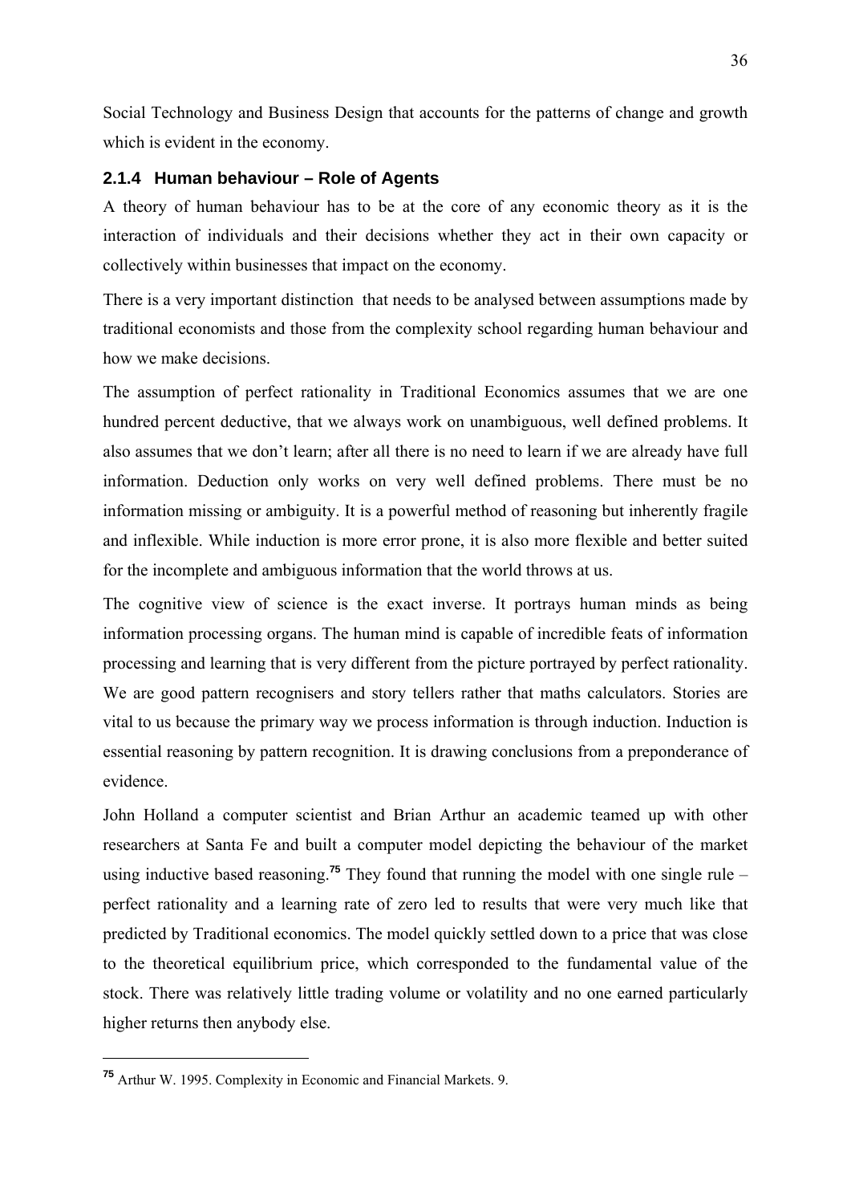Social Technology and Business Design that accounts for the patterns of change and growth which is evident in the economy.

### 2.1.4 Human behaviour – Role of Agents

A theory of human behaviour has to be at the core of any economic theory as it is the interaction of individuals and their decisions whether they act in their own capacity or collectively within businesses that impact on the economy.

There is a very important distinction that needs to be analysed between assumptions made by traditional economists and those from the complexity school regarding human behaviour and how we make decisions.

The assumption of perfect rationality in Traditional Economics assumes that we are one hundred percent deductive, that we always work on unambiguous, well defined problems. It also assumes that we don't learn; after all there is no need to learn if we are already have full information. Deduction only works on very well defined problems. There must be no information missing or ambiguity. It is a powerful method of reasoning but inherently fragile and inflexible. While induction is more error prone, it is also more flexible and better suited for the incomplete and ambiguous information that the world throws at us.

The cognitive view of science is the exact inverse. It portrays human minds as being information processing organs. The human mind is capable of incredible feats of information processing and learning that is very different from the picture portrayed by perfect rationality. We are good pattern recognisers and story tellers rather that maths calculators. Stories are vital to us because the primary way we process information is through induction. Induction is essential reasoning by pattern recognition. It is drawing conclusions from a preponderance of evidence.

John Holland a computer scientist and Brian Arthur an academic teamed up with other researchers at Santa Fe and built a computer model depicting the behaviour of the market using inductive based reasoning.[75] They found that running the model with one single rule – perfect rationality and a learning rate of zero led to results that were very much like that predicted by Traditional economics. The model quickly settled down to a price that was close to the theoretical equilibrium price, which corresponded to the fundamental value of the stock. There was relatively little trading volume or volatility and no one earned particularly higher returns then anybody else.

---

[75] Arthur W. 1995. Complexity in Economic and Financial Markets. 9.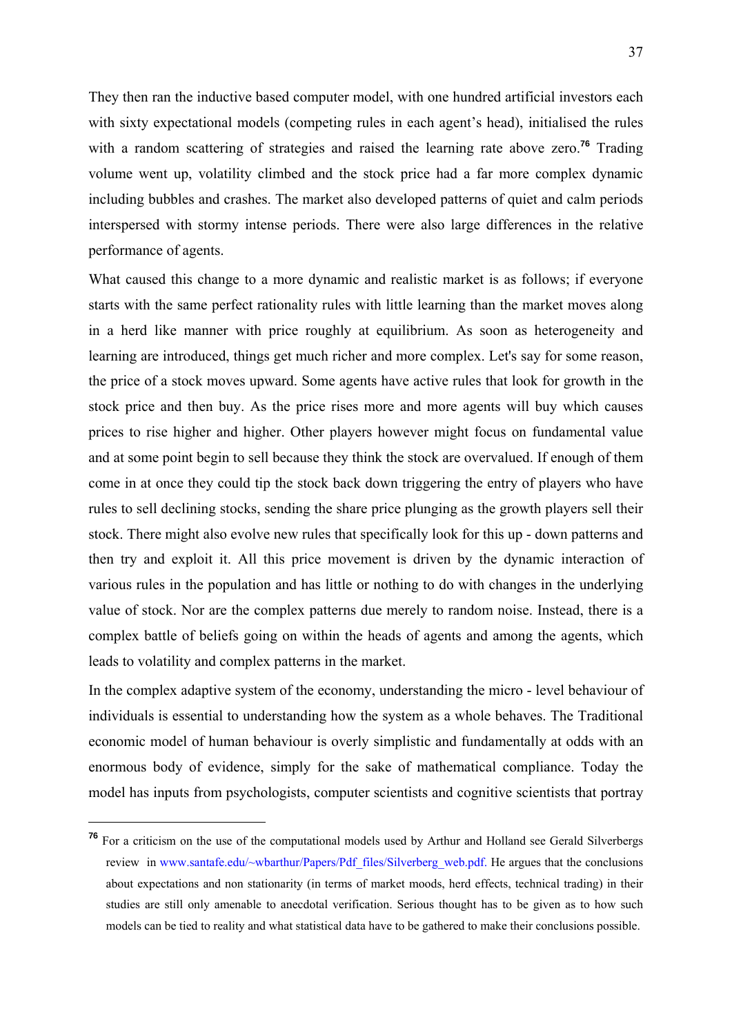They then ran the inductive based computer model, with one hundred artificial investors each with sixty expectational models (competing rules in each agent's head), initialised the rules with a random scattering of strategies and raised the learning rate above zero.[76] Trading volume went up, volatility climbed and the stock price had a far more complex dynamic including bubbles and crashes. The market also developed patterns of quiet and calm periods interspersed with stormy intense periods. There were also large differences in the relative performance of agents.

What caused this change to a more dynamic and realistic market is as follows; if everyone starts with the same perfect rationality rules with little learning than the market moves along in a herd like manner with price roughly at equilibrium. As soon as heterogeneity and learning are introduced, things get much richer and more complex. Let's say for some reason, the price of a stock moves upward. Some agents have active rules that look for growth in the stock price and then buy. As the price rises more and more agents will buy which causes prices to rise higher and higher. Other players however might focus on fundamental value and at some point begin to sell because they think the stock are overvalued. If enough of them come in at once they could tip the stock back down triggering the entry of players who have rules to sell declining stocks, sending the share price plunging as the growth players sell their stock. There might also evolve new rules that specifically look for this up - down patterns and then try and exploit it. All this price movement is driven by the dynamic interaction of various rules in the population and has little or nothing to do with changes in the underlying value of stock. Nor are the complex patterns due merely to random noise. Instead, there is a complex battle of beliefs going on within the heads of agents and among the agents, which leads to volatility and complex patterns in the market.

In the complex adaptive system of the economy, understanding the micro - level behaviour of individuals is essential to understanding how the system as a whole behaves. The Traditional economic model of human behaviour is overly simplistic and fundamentally at odds with an enormous body of evidence, simply for the sake of mathematical compliance. Today the model has inputs from psychologists, computer scientists and cognitive scientists that portray

---

[76] For a criticism on the use of the computational models used by Arthur and Holland see Gerald Silverbergs review in www.santafe.edu/~wbarthur/Papers/Pdf_files/Silverberg_web.pdf. He argues that the conclusions about expectations and non stationarity (in terms of market moods, herd effects, technical trading) in their studies are still only amenable to anecdotal verification. Serious thought has to be given as to how such models can be tied to reality and what statistical data have to be gathered to make their conclusions possible.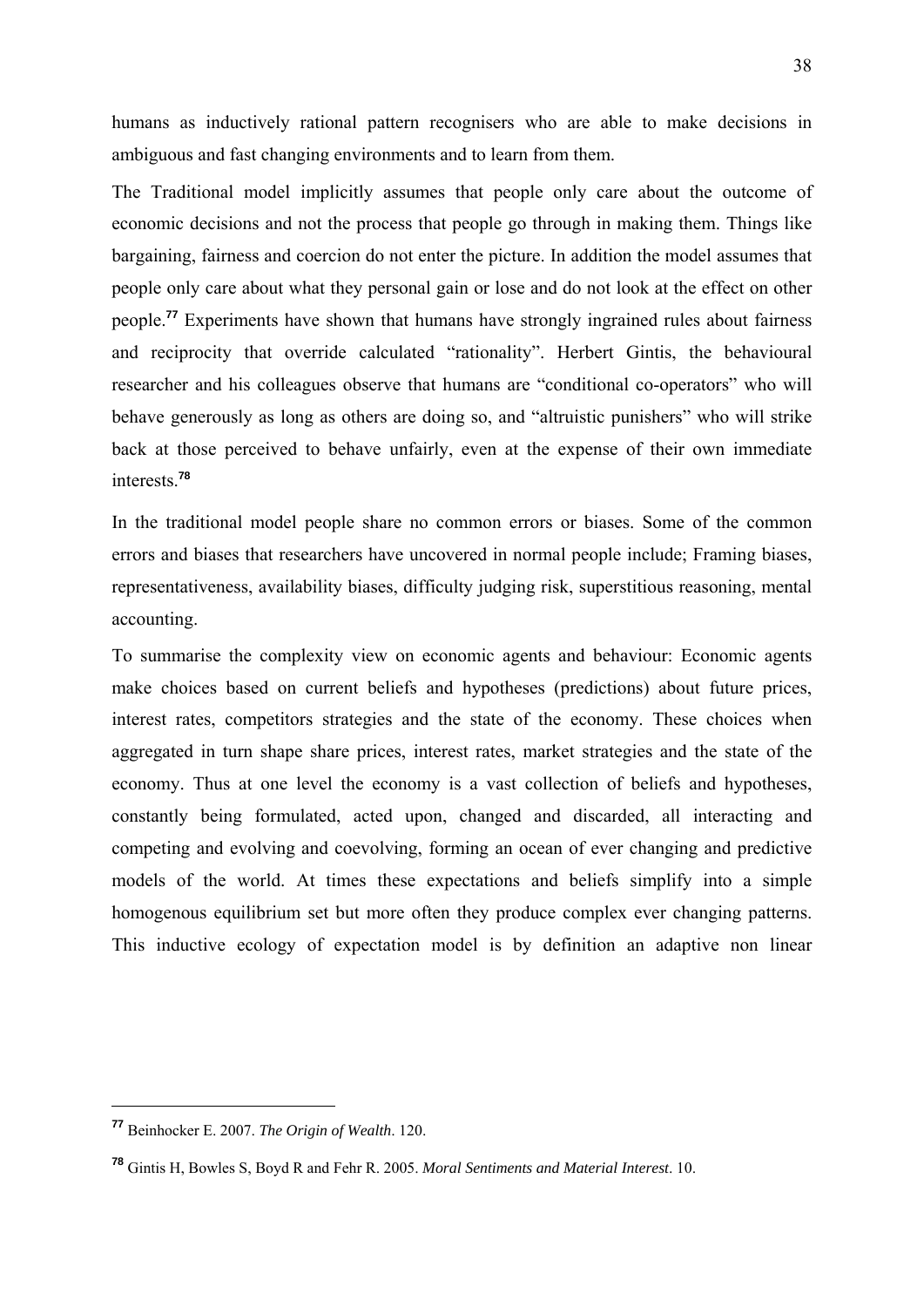humans as inductively rational pattern recognisers who are able to make decisions in ambiguous and fast changing environments and to learn from them.

The Traditional model implicitly assumes that people only care about the outcome of economic decisions and not the process that people go through in making them. Things like bargaining, fairness and coercion do not enter the picture. In addition the model assumes that people only care about what they personal gain or lose and do not look at the effect on other people.[77] Experiments have shown that humans have strongly ingrained rules about fairness and reciprocity that override calculated "rationality". Herbert Gintis, the behavioural researcher and his colleagues observe that humans are "conditional co-operators" who will behave generously as long as others are doing so, and "altruistic punishers" who will strike back at those perceived to behave unfairly, even at the expense of their own immediate interests.[78]

In the traditional model people share no common errors or biases. Some of the common errors and biases that researchers have uncovered in normal people include; Framing biases, representativeness, availability biases, difficulty judging risk, superstitious reasoning, mental accounting.

To summarise the complexity view on economic agents and behaviour: Economic agents make choices based on current beliefs and hypotheses (predictions) about future prices, interest rates, competitors strategies and the state of the economy. These choices when aggregated in turn shape share prices, interest rates, market strategies and the state of the economy. Thus at one level the economy is a vast collection of beliefs and hypotheses, constantly being formulated, acted upon, changed and discarded, all interacting and competing and evolving and coevolving, forming an ocean of ever changing and predictive models of the world. At times these expectations and beliefs simplify into a simple homogenous equilibrium set but more often they produce complex ever changing patterns. This inductive ecology of expectation model is by definition an adaptive non linear

---

[77] Beinhocker E. 2007. *The Origin of Wealth*. 120.

[78] Gintis H, Bowles S, Boyd R and Fehr R. 2005. *Moral Sentiments and Material Interest*. 10.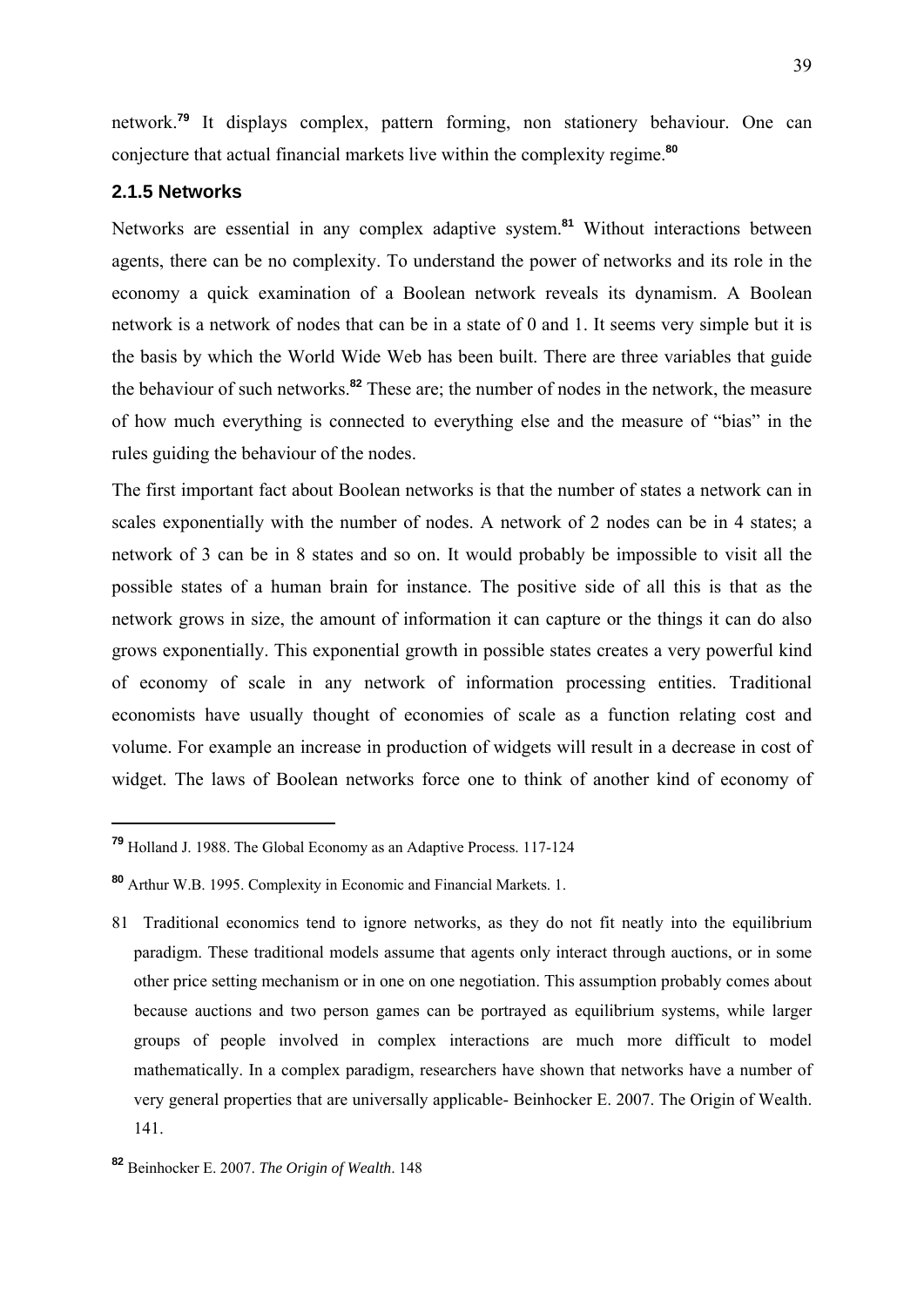network.[79] It displays complex, pattern forming, non stationery behaviour. One can conjecture that actual financial markets live within the complexity regime.[80]

### 2.1.5 Networks

Networks are essential in any complex adaptive system.[81] Without interactions between agents, there can be no complexity. To understand the power of networks and its role in the economy a quick examination of a Boolean network reveals its dynamism. A Boolean network is a network of nodes that can be in a state of 0 and 1. It seems very simple but it is the basis by which the World Wide Web has been built. There are three variables that guide the behaviour of such networks.[82] These are; the number of nodes in the network, the measure of how much everything is connected to everything else and the measure of "bias" in the rules guiding the behaviour of the nodes.

The first important fact about Boolean networks is that the number of states a network can in scales exponentially with the number of nodes. A network of 2 nodes can be in 4 states; a network of 3 can be in 8 states and so on. It would probably be impossible to visit all the possible states of a human brain for instance. The positive side of all this is that as the network grows in size, the amount of information it can capture or the things it can do also grows exponentially. This exponential growth in possible states creates a very powerful kind of economy of scale in any network of information processing entities. Traditional economists have usually thought of economies of scale as a function relating cost and volume. For example an increase in production of widgets will result in a decrease in cost of widget. The laws of Boolean networks force one to think of another kind of economy of

---

[79] Holland J. 1988. The Global Economy as an Adaptive Process. 117-124

[80] Arthur W.B. 1995. Complexity in Economic and Financial Markets. 1.

81 Traditional economics tend to ignore networks, as they do not fit neatly into the equilibrium paradigm. These traditional models assume that agents only interact through auctions, or in some other price setting mechanism or in one on one negotiation. This assumption probably comes about because auctions and two person games can be portrayed as equilibrium systems, while larger groups of people involved in complex interactions are much more difficult to model mathematically. In a complex paradigm, researchers have shown that networks have a number of very general properties that are universally applicable- Beinhocker E. 2007. The Origin of Wealth. 141.

[82] Beinhocker E. 2007. *The Origin of Wealth*. 148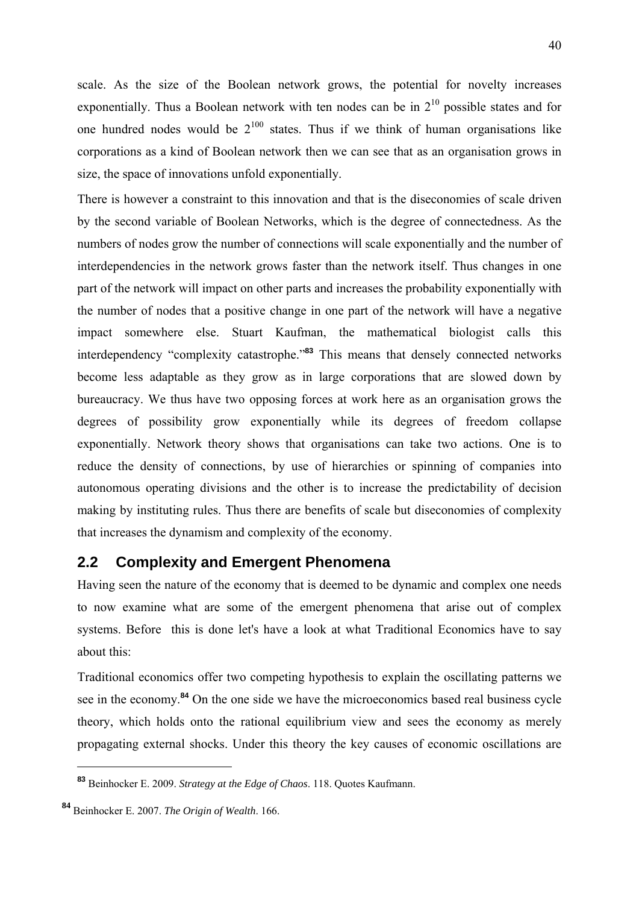scale. As the size of the Boolean network grows, the potential for novelty increases exponentially. Thus a Boolean network with ten nodes can be in $2^{10}$ possible states and for one hundred nodes would be $2^{100}$ states. Thus if we think of human organisations like corporations as a kind of Boolean network then we can see that as an organisation grows in size, the space of innovations unfold exponentially.

There is however a constraint to this innovation and that is the diseconomies of scale driven by the second variable of Boolean Networks, which is the degree of connectedness. As the numbers of nodes grow the number of connections will scale exponentially and the number of interdependencies in the network grows faster than the network itself. Thus changes in one part of the network will impact on other parts and increases the probability exponentially with the number of nodes that a positive change in one part of the network will have a negative impact somewhere else. Stuart Kaufman, the mathematical biologist calls this interdependency "complexity catastrophe."[83] This means that densely connected networks become less adaptable as they grow as in large corporations that are slowed down by bureaucracy. We thus have two opposing forces at work here as an organisation grows the degrees of possibility grow exponentially while its degrees of freedom collapse exponentially. Network theory shows that organisations can take two actions. One is to reduce the density of connections, by use of hierarchies or spinning of companies into autonomous operating divisions and the other is to increase the predictability of decision making by instituting rules. Thus there are benefits of scale but diseconomies of complexity that increases the dynamism and complexity of the economy.

## 2.2 Complexity and Emergent Phenomena

Having seen the nature of the economy that is deemed to be dynamic and complex one needs to now examine what are some of the emergent phenomena that arise out of complex systems. Before this is done let's have a look at what Traditional Economics have to say about this:

Traditional economics offer two competing hypothesis to explain the oscillating patterns we see in the economy.[84] On the one side we have the microeconomics based real business cycle theory, which holds onto the rational equilibrium view and sees the economy as merely propagating external shocks. Under this theory the key causes of economic oscillations are

---

[83] Beinhocker E. 2009. *Strategy at the Edge of Chaos*. 118. Quotes Kaufmann.

[84] Beinhocker E. 2007. *The Origin of Wealth*. 166.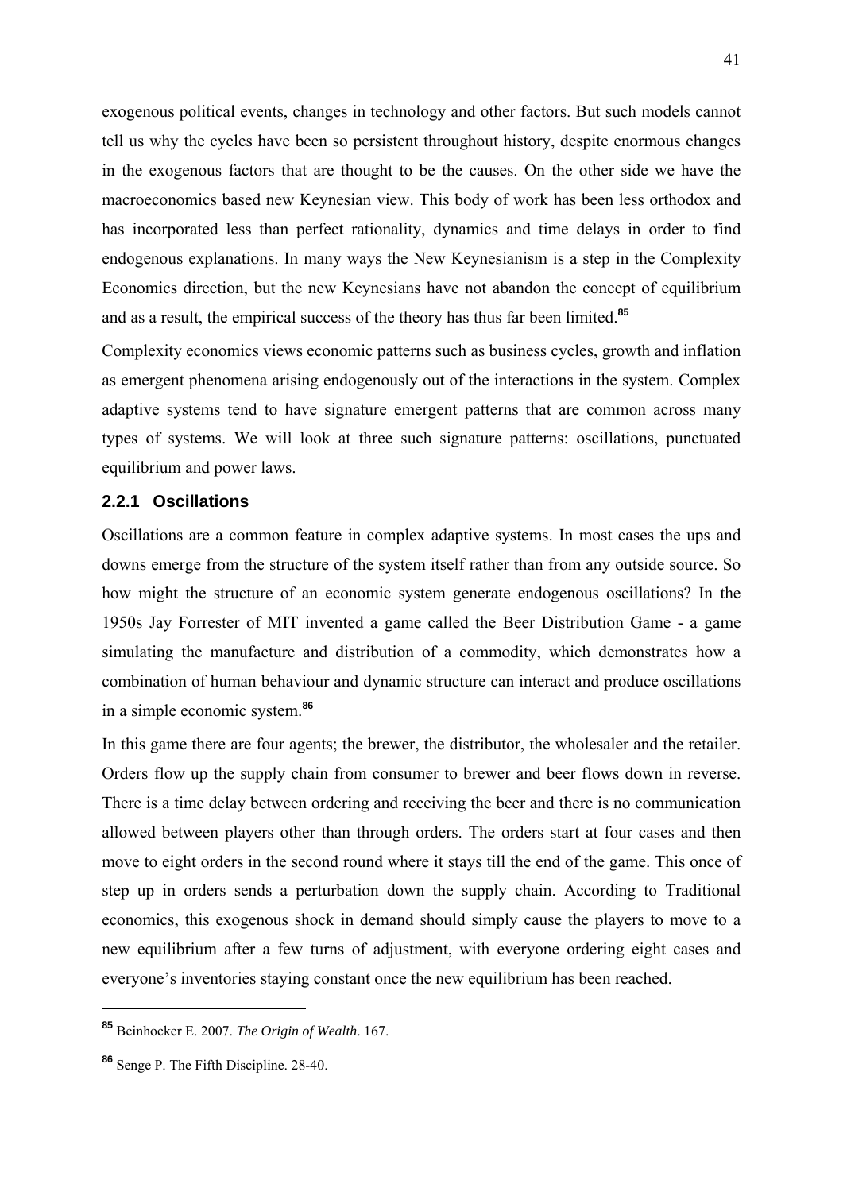exogenous political events, changes in technology and other factors. But such models cannot tell us why the cycles have been so persistent throughout history, despite enormous changes in the exogenous factors that are thought to be the causes. On the other side we have the macroeconomics based new Keynesian view. This body of work has been less orthodox and has incorporated less than perfect rationality, dynamics and time delays in order to find endogenous explanations. In many ways the New Keynesianism is a step in the Complexity Economics direction, but the new Keynesians have not abandon the concept of equilibrium and as a result, the empirical success of the theory has thus far been limited.[85]

Complexity economics views economic patterns such as business cycles, growth and inflation as emergent phenomena arising endogenously out of the interactions in the system. Complex adaptive systems tend to have signature emergent patterns that are common across many types of systems. We will look at three such signature patterns: oscillations, punctuated equilibrium and power laws.

### 2.2.1 Oscillations

Oscillations are a common feature in complex adaptive systems. In most cases the ups and downs emerge from the structure of the system itself rather than from any outside source. So how might the structure of an economic system generate endogenous oscillations? In the 1950s Jay Forrester of MIT invented a game called the Beer Distribution Game - a game simulating the manufacture and distribution of a commodity, which demonstrates how a combination of human behaviour and dynamic structure can interact and produce oscillations in a simple economic system.[86]

In this game there are four agents; the brewer, the distributor, the wholesaler and the retailer. Orders flow up the supply chain from consumer to brewer and beer flows down in reverse. There is a time delay between ordering and receiving the beer and there is no communication allowed between players other than through orders. The orders start at four cases and then move to eight orders in the second round where it stays till the end of the game. This once of step up in orders sends a perturbation down the supply chain. According to Traditional economics, this exogenous shock in demand should simply cause the players to move to a new equilibrium after a few turns of adjustment, with everyone ordering eight cases and everyone's inventories staying constant once the new equilibrium has been reached.

---

[85] Beinhocker E. 2007. *The Origin of Wealth*. 167.

[86] Senge P. The Fifth Discipline. 28-40.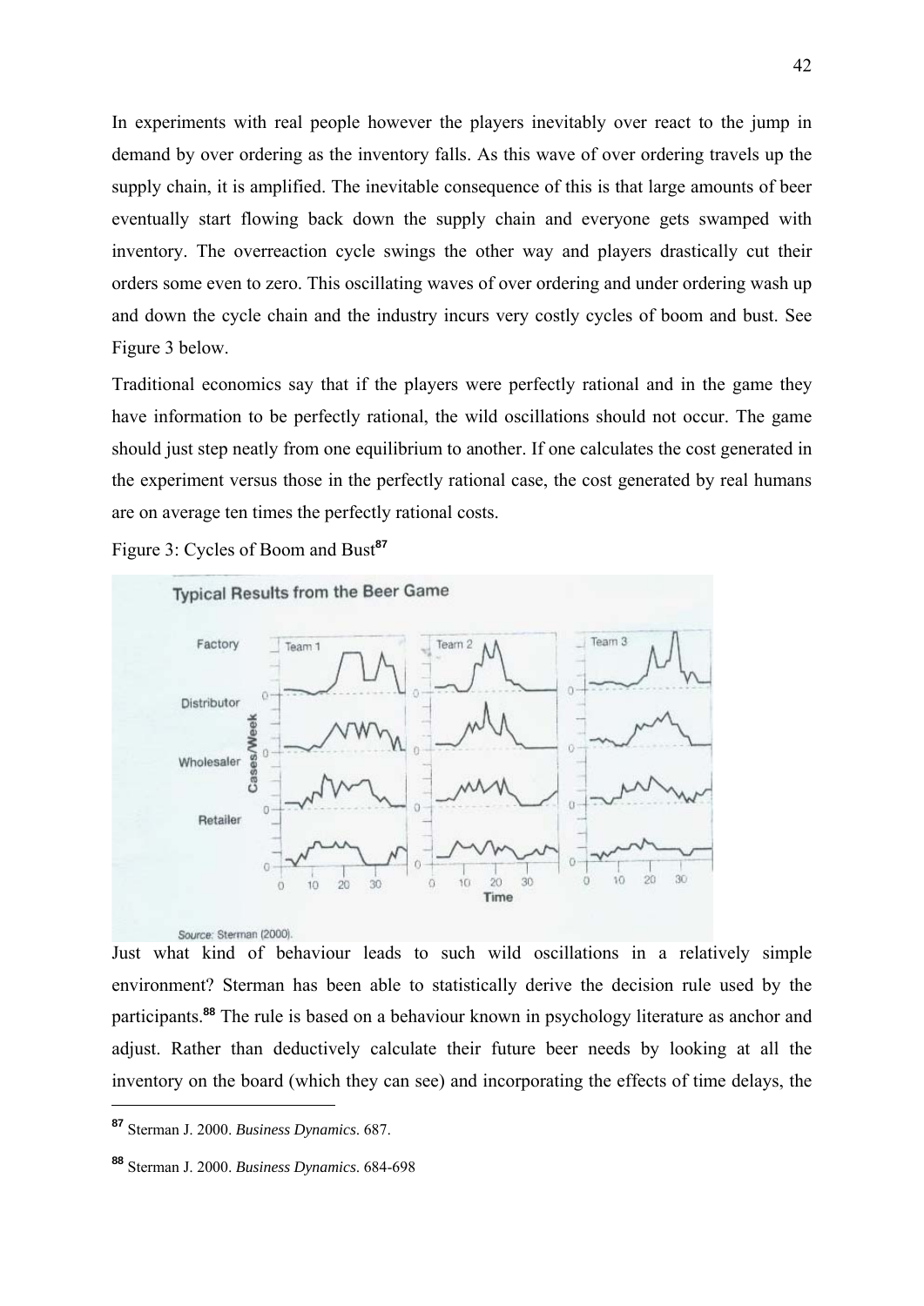In experiments with real people however the players inevitably over react to the jump in demand by over ordering as the inventory falls. As this wave of over ordering travels up the supply chain, it is amplified. The inevitable consequence of this is that large amounts of beer eventually start flowing back down the supply chain and everyone gets swamped with inventory. The overreaction cycle swings the other way and players drastically cut their orders some even to zero. This oscillating waves of over ordering and under ordering wash up and down the cycle chain and the industry incurs very costly cycles of boom and bust. See Figure 3 below.

Traditional economics say that if the players were perfectly rational and in the game they have information to be perfectly rational, the wild oscillations should not occur. The game should just step neatly from one equilibrium to another. If one calculates the cost generated in the experiment versus those in the perfectly rational case, the cost generated by real humans are on average ten times the perfectly rational costs.

Figure 3: Cycles of Boom and Bust[87]

Just what kind of behaviour leads to such wild oscillations in a relatively simple environment? Sterman has been able to statistically derive the decision rule used by the participants.[88] The rule is based on a behaviour known in psychology literature as anchor and adjust. Rather than deductively calculate their future beer needs by looking at all the inventory on the board (which they can see) and incorporating the effects of time delays, the

---

[87] Sterman J. 2000. *Business Dynamics*. 687.

[88] Sterman J. 2000. *Business Dynamics*. 684-698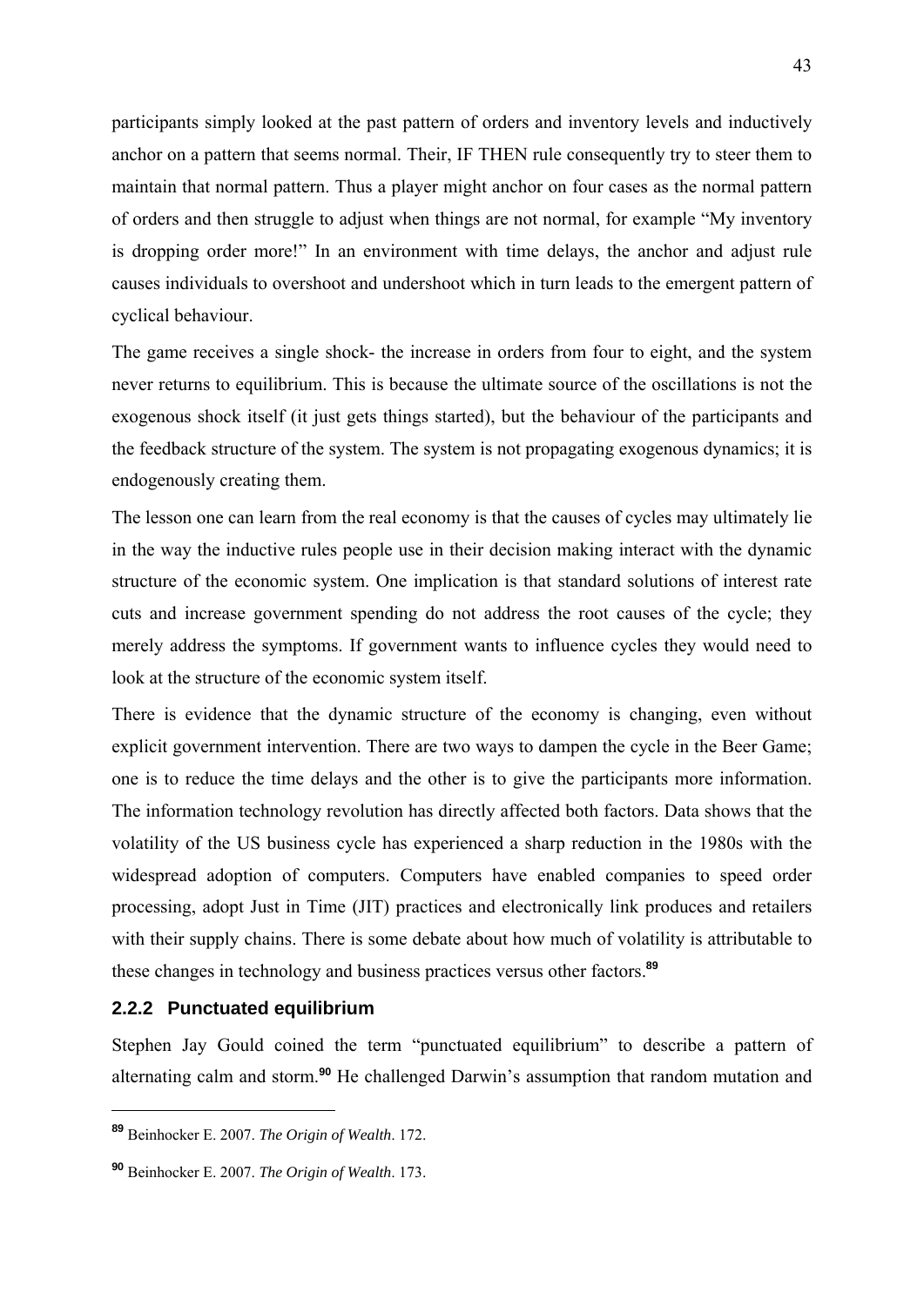participants simply looked at the past pattern of orders and inventory levels and inductively anchor on a pattern that seems normal. Their, IF THEN rule consequently try to steer them to maintain that normal pattern. Thus a player might anchor on four cases as the normal pattern of orders and then struggle to adjust when things are not normal, for example "My inventory is dropping order more!" In an environment with time delays, the anchor and adjust rule causes individuals to overshoot and undershoot which in turn leads to the emergent pattern of cyclical behaviour.

The game receives a single shock- the increase in orders from four to eight, and the system never returns to equilibrium. This is because the ultimate source of the oscillations is not the exogenous shock itself (it just gets things started), but the behaviour of the participants and the feedback structure of the system. The system is not propagating exogenous dynamics; it is endogenously creating them.

The lesson one can learn from the real economy is that the causes of cycles may ultimately lie in the way the inductive rules people use in their decision making interact with the dynamic structure of the economic system. One implication is that standard solutions of interest rate cuts and increase government spending do not address the root causes of the cycle; they merely address the symptoms. If government wants to influence cycles they would need to look at the structure of the economic system itself.

There is evidence that the dynamic structure of the economy is changing, even without explicit government intervention. There are two ways to dampen the cycle in the Beer Game; one is to reduce the time delays and the other is to give the participants more information. The information technology revolution has directly affected both factors. Data shows that the volatility of the US business cycle has experienced a sharp reduction in the 1980s with the widespread adoption of computers. Computers have enabled companies to speed order processing, adopt Just in Time (JIT) practices and electronically link produces and retailers with their supply chains. There is some debate about how much of volatility is attributable to these changes in technology and business practices versus other factors.[89]

### 2.2.2 Punctuated equilibrium

Stephen Jay Gould coined the term "punctuated equilibrium" to describe a pattern of alternating calm and storm.[90] He challenged Darwin's assumption that random mutation and

---

[89] Beinhocker E. 2007. *The Origin of Wealth*. 172.

[90] Beinhocker E. 2007. *The Origin of Wealth*. 173.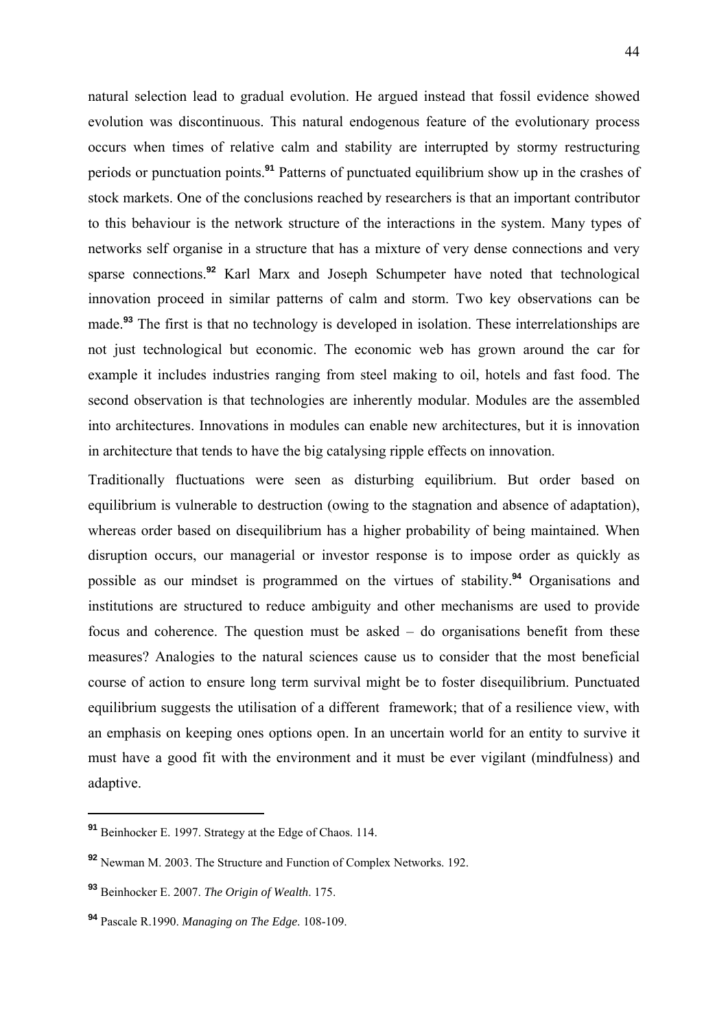natural selection lead to gradual evolution. He argued instead that fossil evidence showed evolution was discontinuous. This natural endogenous feature of the evolutionary process occurs when times of relative calm and stability are interrupted by stormy restructuring periods or punctuation points.[91] Patterns of punctuated equilibrium show up in the crashes of stock markets. One of the conclusions reached by researchers is that an important contributor to this behaviour is the network structure of the interactions in the system. Many types of networks self organise in a structure that has a mixture of very dense connections and very sparse connections.[92] Karl Marx and Joseph Schumpeter have noted that technological innovation proceed in similar patterns of calm and storm. Two key observations can be made.[93] The first is that no technology is developed in isolation. These interrelationships are not just technological but economic. The economic web has grown around the car for example it includes industries ranging from steel making to oil, hotels and fast food. The second observation is that technologies are inherently modular. Modules are the assembled into architectures. Innovations in modules can enable new architectures, but it is innovation in architecture that tends to have the big catalysing ripple effects on innovation.

Traditionally fluctuations were seen as disturbing equilibrium. But order based on equilibrium is vulnerable to destruction (owing to the stagnation and absence of adaptation), whereas order based on disequilibrium has a higher probability of being maintained. When disruption occurs, our managerial or investor response is to impose order as quickly as possible as our mindset is programmed on the virtues of stability.[94] Organisations and institutions are structured to reduce ambiguity and other mechanisms are used to provide focus and coherence. The question must be asked – do organisations benefit from these measures? Analogies to the natural sciences cause us to consider that the most beneficial course of action to ensure long term survival might be to foster disequilibrium. Punctuated equilibrium suggests the utilisation of a different framework; that of a resilience view, with an emphasis on keeping ones options open. In an uncertain world for an entity to survive it must have a good fit with the environment and it must be ever vigilant (mindfulness) and adaptive.

---

[91] Beinhocker E. 1997. Strategy at the Edge of Chaos. 114.

[92] Newman M. 2003. The Structure and Function of Complex Networks. 192.

[93] Beinhocker E. 2007. *The Origin of Wealth*. 175.

[94] Pascale R.1990. *Managing on The Edge*. 108-109.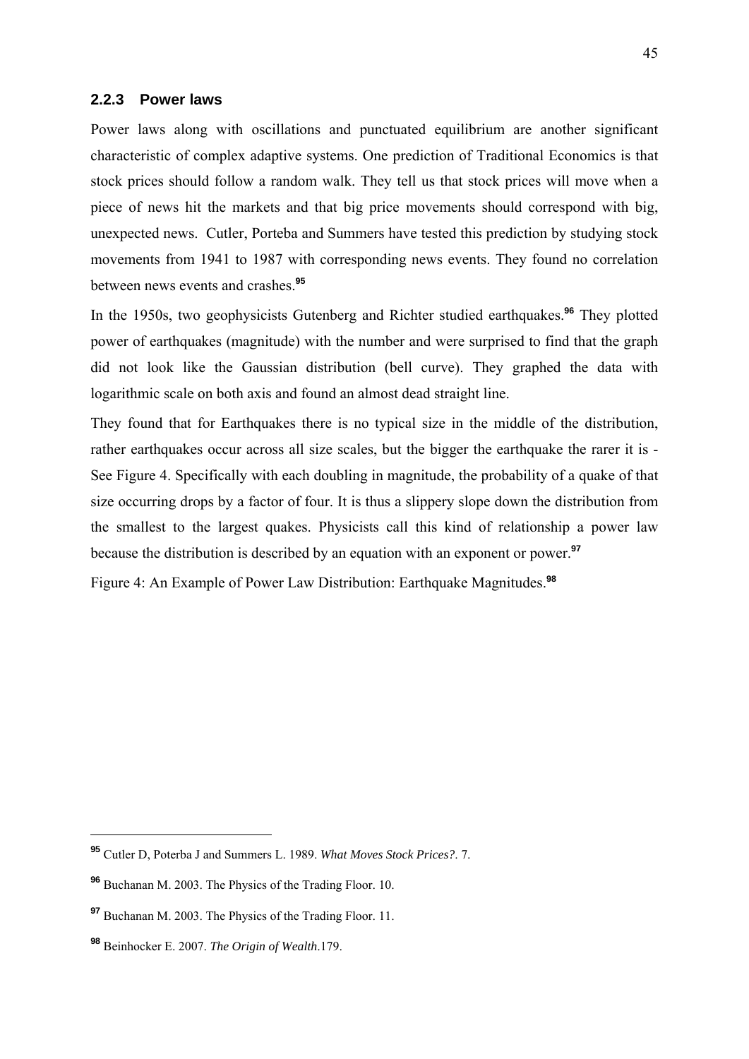### 2.2.3 Power laws

Power laws along with oscillations and punctuated equilibrium are another significant characteristic of complex adaptive systems. One prediction of Traditional Economics is that stock prices should follow a random walk. They tell us that stock prices will move when a piece of news hit the markets and that big price movements should correspond with big, unexpected news. Cutler, Porteba and Summers have tested this prediction by studying stock movements from 1941 to 1987 with corresponding news events. They found no correlation between news events and crashes.[95]

In the 1950s, two geophysicists Gutenberg and Richter studied earthquakes.[96] They plotted power of earthquakes (magnitude) with the number and were surprised to find that the graph did not look like the Gaussian distribution (bell curve). They graphed the data with logarithmic scale on both axis and found an almost dead straight line.

They found that for Earthquakes there is no typical size in the middle of the distribution, rather earthquakes occur across all size scales, but the bigger the earthquake the rarer it is - See Figure 4. Specifically with each doubling in magnitude, the probability of a quake of that size occurring drops by a factor of four. It is thus a slippery slope down the distribution from the smallest to the largest quakes. Physicists call this kind of relationship a power law because the distribution is described by an equation with an exponent or power.[97]

Figure 4: An Example of Power Law Distribution: Earthquake Magnitudes.[98]

---

[95] Cutler D, Poterba J and Summers L. 1989. *What Moves Stock Prices?*. 7.

[96] Buchanan M. 2003. The Physics of the Trading Floor. 10.

[97] Buchanan M. 2003. The Physics of the Trading Floor. 11.

[98] Beinhocker E. 2007. *The Origin of Wealth*.179.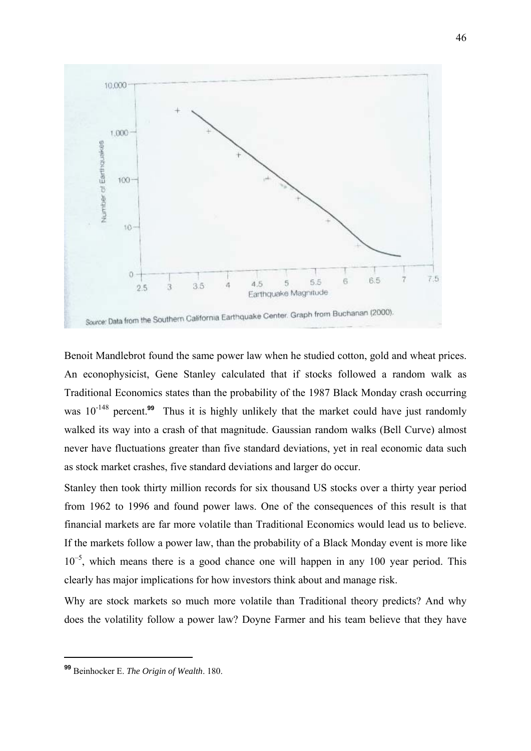Source: Data from the Southern California Earthquake Center. Graph from Buchanan (2000).

Benoit Mandlebrot found the same power law when he studied cotton, gold and wheat prices. An econophysicist, Gene Stanley calculated that if stocks followed a random walk as Traditional Economics states than the probability of the 1987 Black Monday crash occurring was $10^{-148}$ percent.[99] Thus it is highly unlikely that the market could have just randomly walked its way into a crash of that magnitude. Gaussian random walks (Bell Curve) almost never have fluctuations greater than five standard deviations, yet in real economic data such as stock market crashes, five standard deviations and larger do occur.

Stanley then took thirty million records for six thousand US stocks over a thirty year period from 1962 to 1996 and found power laws. One of the consequences of this result is that financial markets are far more volatile than Traditional Economics would lead us to believe. If the markets follow a power law, than the probability of a Black Monday event is more like $10^{-5}$, which means there is a good chance one will happen in any 100 year period. This clearly has major implications for how investors think about and manage risk.

Why are stock markets so much more volatile than Traditional theory predicts? And why does the volatility follow a power law? Doyne Farmer and his team believe that they have

---

[99] Beinhocker E. *The Origin of Wealth*. 180.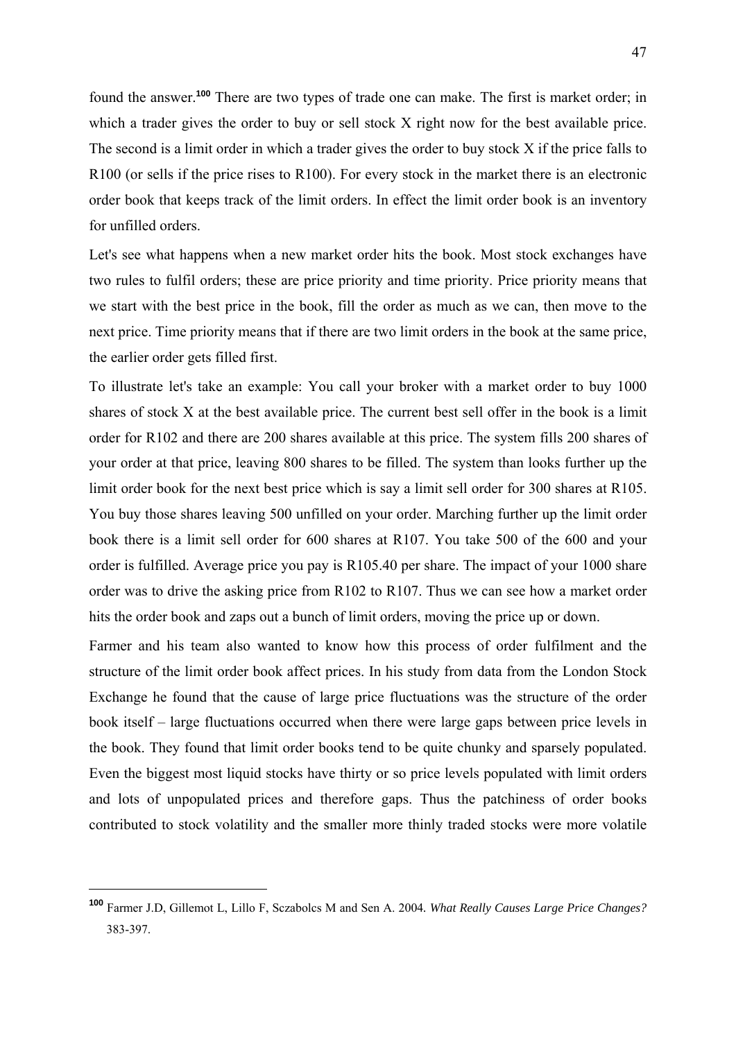found the answer.[100] There are two types of trade one can make. The first is market order; in which a trader gives the order to buy or sell stock X right now for the best available price. The second is a limit order in which a trader gives the order to buy stock X if the price falls to R100 (or sells if the price rises to R100). For every stock in the market there is an electronic order book that keeps track of the limit orders. In effect the limit order book is an inventory for unfilled orders.

Let's see what happens when a new market order hits the book. Most stock exchanges have two rules to fulfil orders; these are price priority and time priority. Price priority means that we start with the best price in the book, fill the order as much as we can, then move to the next price. Time priority means that if there are two limit orders in the book at the same price, the earlier order gets filled first.

To illustrate let's take an example: You call your broker with a market order to buy 1000 shares of stock X at the best available price. The current best sell offer in the book is a limit order for R102 and there are 200 shares available at this price. The system fills 200 shares of your order at that price, leaving 800 shares to be filled. The system than looks further up the limit order book for the next best price which is say a limit sell order for 300 shares at R105. You buy those shares leaving 500 unfilled on your order. Marching further up the limit order book there is a limit sell order for 600 shares at R107. You take 500 of the 600 and your order is fulfilled. Average price you pay is R105.40 per share. The impact of your 1000 share order was to drive the asking price from R102 to R107. Thus we can see how a market order hits the order book and zaps out a bunch of limit orders, moving the price up or down.

Farmer and his team also wanted to know how this process of order fulfilment and the structure of the limit order book affect prices. In his study from data from the London Stock Exchange he found that the cause of large price fluctuations was the structure of the order book itself – large fluctuations occurred when there were large gaps between price levels in the book. They found that limit order books tend to be quite chunky and sparsely populated. Even the biggest most liquid stocks have thirty or so price levels populated with limit orders and lots of unpopulated prices and therefore gaps. Thus the patchiness of order books contributed to stock volatility and the smaller more thinly traded stocks were more volatile

---

[100] Farmer J.D, Gillemot L, Lillo F, Sczabolcs M and Sen A. 2004. *What Really Causes Large Price Changes?* 383-397.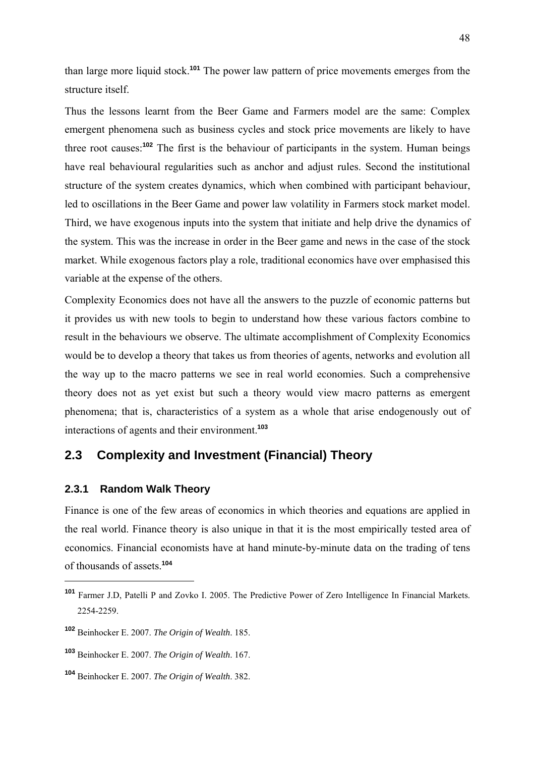than large more liquid stock.[101] The power law pattern of price movements emerges from the structure itself.

Thus the lessons learnt from the Beer Game and Farmers model are the same: Complex emergent phenomena such as business cycles and stock price movements are likely to have three root causes:[102] The first is the behaviour of participants in the system. Human beings have real behavioural regularities such as anchor and adjust rules. Second the institutional structure of the system creates dynamics, which when combined with participant behaviour, led to oscillations in the Beer Game and power law volatility in Farmers stock market model. Third, we have exogenous inputs into the system that initiate and help drive the dynamics of the system. This was the increase in order in the Beer game and news in the case of the stock market. While exogenous factors play a role, traditional economics have over emphasised this variable at the expense of the others.

Complexity Economics does not have all the answers to the puzzle of economic patterns but it provides us with new tools to begin to understand how these various factors combine to result in the behaviours we observe. The ultimate accomplishment of Complexity Economics would be to develop a theory that takes us from theories of agents, networks and evolution all the way up to the macro patterns we see in real world economies. Such a comprehensive theory does not as yet exist but such a theory would view macro patterns as emergent phenomena; that is, characteristics of a system as a whole that arise endogenously out of interactions of agents and their environment.[103]

## 2.3 Complexity and Investment (Financial) Theory

### 2.3.1 Random Walk Theory

Finance is one of the few areas of economics in which theories and equations are applied in the real world. Finance theory is also unique in that it is the most empirically tested area of economics. Financial economists have at hand minute-by-minute data on the trading of tens of thousands of assets.[104]

---

[101] Farmer J.D, Patelli P and Zovko I. 2005. The Predictive Power of Zero Intelligence In Financial Markets. 2254-2259.

[102] Beinhocker E. 2007. *The Origin of Wealth*. 185.

[103] Beinhocker E. 2007. *The Origin of Wealth*. 167.

[104] Beinhocker E. 2007. *The Origin of Wealth*. 382.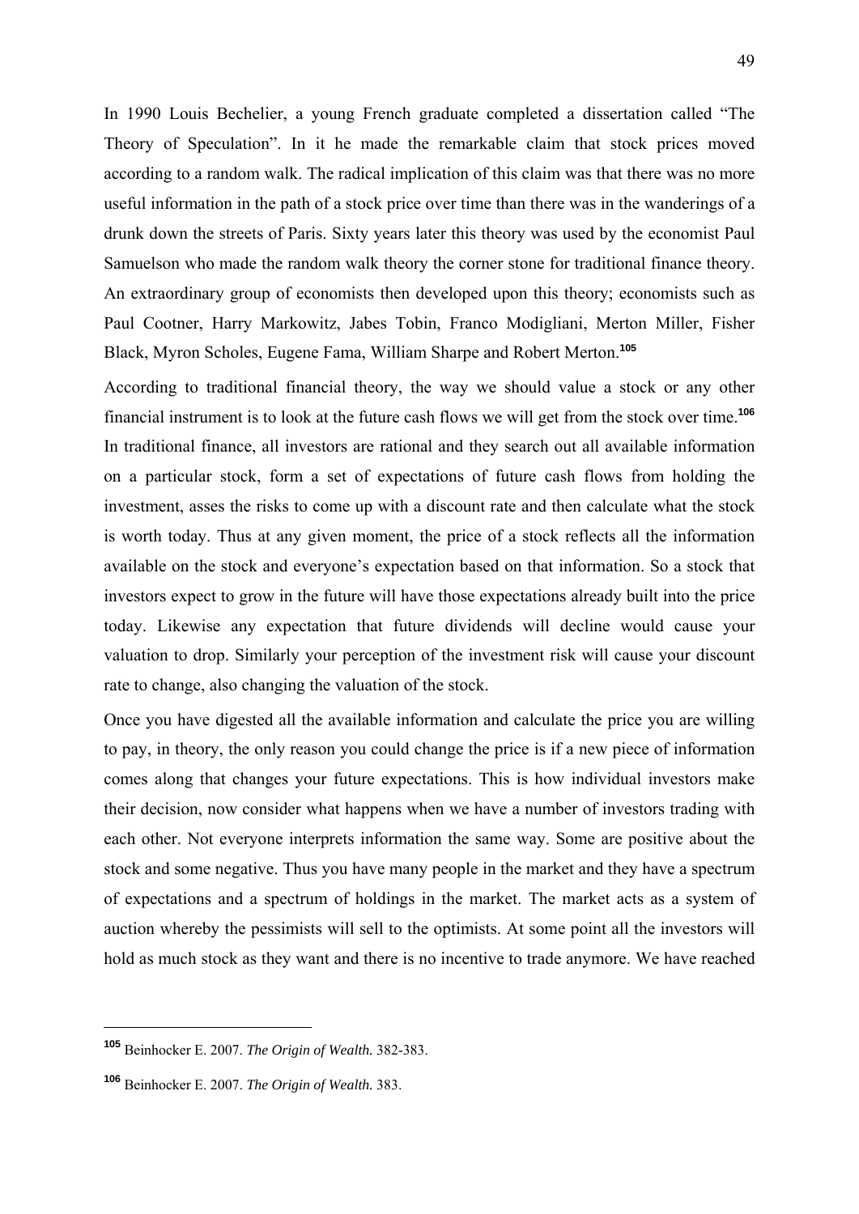In 1990 Louis Bechelier, a young French graduate completed a dissertation called "The Theory of Speculation". In it he made the remarkable claim that stock prices moved according to a random walk. The radical implication of this claim was that there was no more useful information in the path of a stock price over time than there was in the wanderings of a drunk down the streets of Paris. Sixty years later this theory was used by the economist Paul Samuelson who made the random walk theory the corner stone for traditional finance theory. An extraordinary group of economists then developed upon this theory; economists such as Paul Cootner, Harry Markowitz, Jabes Tobin, Franco Modigliani, Merton Miller, Fisher Black, Myron Scholes, Eugene Fama, William Sharpe and Robert Merton.[105]

According to traditional financial theory, the way we should value a stock or any other financial instrument is to look at the future cash flows we will get from the stock over time.[106] In traditional finance, all investors are rational and they search out all available information on a particular stock, form a set of expectations of future cash flows from holding the investment, asses the risks to come up with a discount rate and then calculate what the stock is worth today. Thus at any given moment, the price of a stock reflects all the information available on the stock and everyone's expectation based on that information. So a stock that investors expect to grow in the future will have those expectations already built into the price today. Likewise any expectation that future dividends will decline would cause your valuation to drop. Similarly your perception of the investment risk will cause your discount rate to change, also changing the valuation of the stock.

Once you have digested all the available information and calculate the price you are willing to pay, in theory, the only reason you could change the price is if a new piece of information comes along that changes your future expectations. This is how individual investors make their decision, now consider what happens when we have a number of investors trading with each other. Not everyone interprets information the same way. Some are positive about the stock and some negative. Thus you have many people in the market and they have a spectrum of expectations and a spectrum of holdings in the market. The market acts as a system of auction whereby the pessimists will sell to the optimists. At some point all the investors will hold as much stock as they want and there is no incentive to trade anymore. We have reached

---

[105] Beinhocker E. 2007. *The Origin of Wealth.* 382-383.

[106] Beinhocker E. 2007. *The Origin of Wealth.* 383.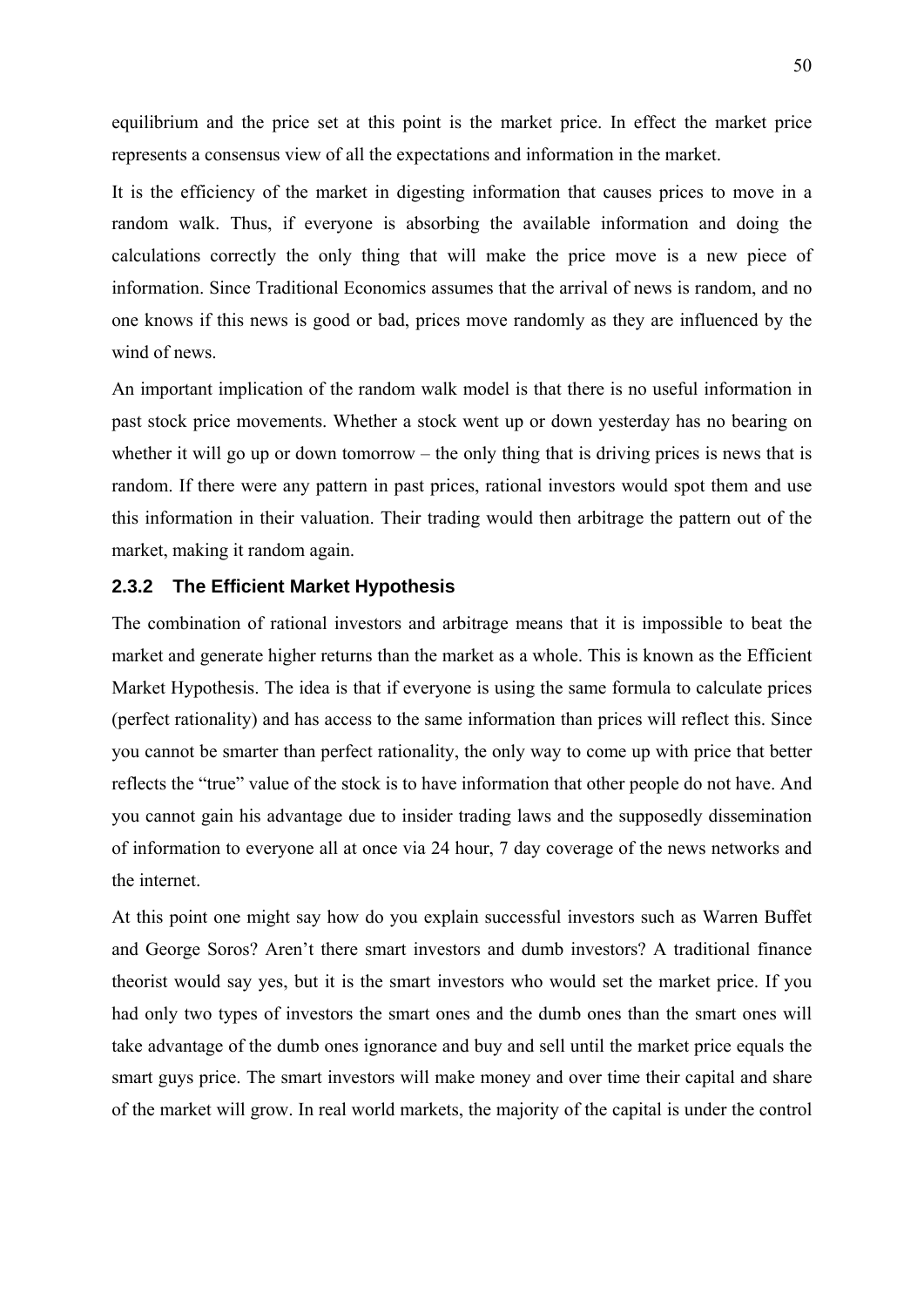equilibrium and the price set at this point is the market price. In effect the market price represents a consensus view of all the expectations and information in the market.

It is the efficiency of the market in digesting information that causes prices to move in a random walk. Thus, if everyone is absorbing the available information and doing the calculations correctly the only thing that will make the price move is a new piece of information. Since Traditional Economics assumes that the arrival of news is random, and no one knows if this news is good or bad, prices move randomly as they are influenced by the wind of news.

An important implication of the random walk model is that there is no useful information in past stock price movements. Whether a stock went up or down yesterday has no bearing on whether it will go up or down tomorrow – the only thing that is driving prices is news that is random. If there were any pattern in past prices, rational investors would spot them and use this information in their valuation. Their trading would then arbitrage the pattern out of the market, making it random again.

### 2.3.2 The Efficient Market Hypothesis

The combination of rational investors and arbitrage means that it is impossible to beat the market and generate higher returns than the market as a whole. This is known as the Efficient Market Hypothesis. The idea is that if everyone is using the same formula to calculate prices (perfect rationality) and has access to the same information than prices will reflect this. Since you cannot be smarter than perfect rationality, the only way to come up with price that better reflects the "true" value of the stock is to have information that other people do not have. And you cannot gain his advantage due to insider trading laws and the supposedly dissemination of information to everyone all at once via 24 hour, 7 day coverage of the news networks and the internet.

At this point one might say how do you explain successful investors such as Warren Buffet and George Soros? Aren't there smart investors and dumb investors? A traditional finance theorist would say yes, but it is the smart investors who would set the market price. If you had only two types of investors the smart ones and the dumb ones than the smart ones will take advantage of the dumb ones ignorance and buy and sell until the market price equals the smart guys price. The smart investors will make money and over time their capital and share of the market will grow. In real world markets, the majority of the capital is under the control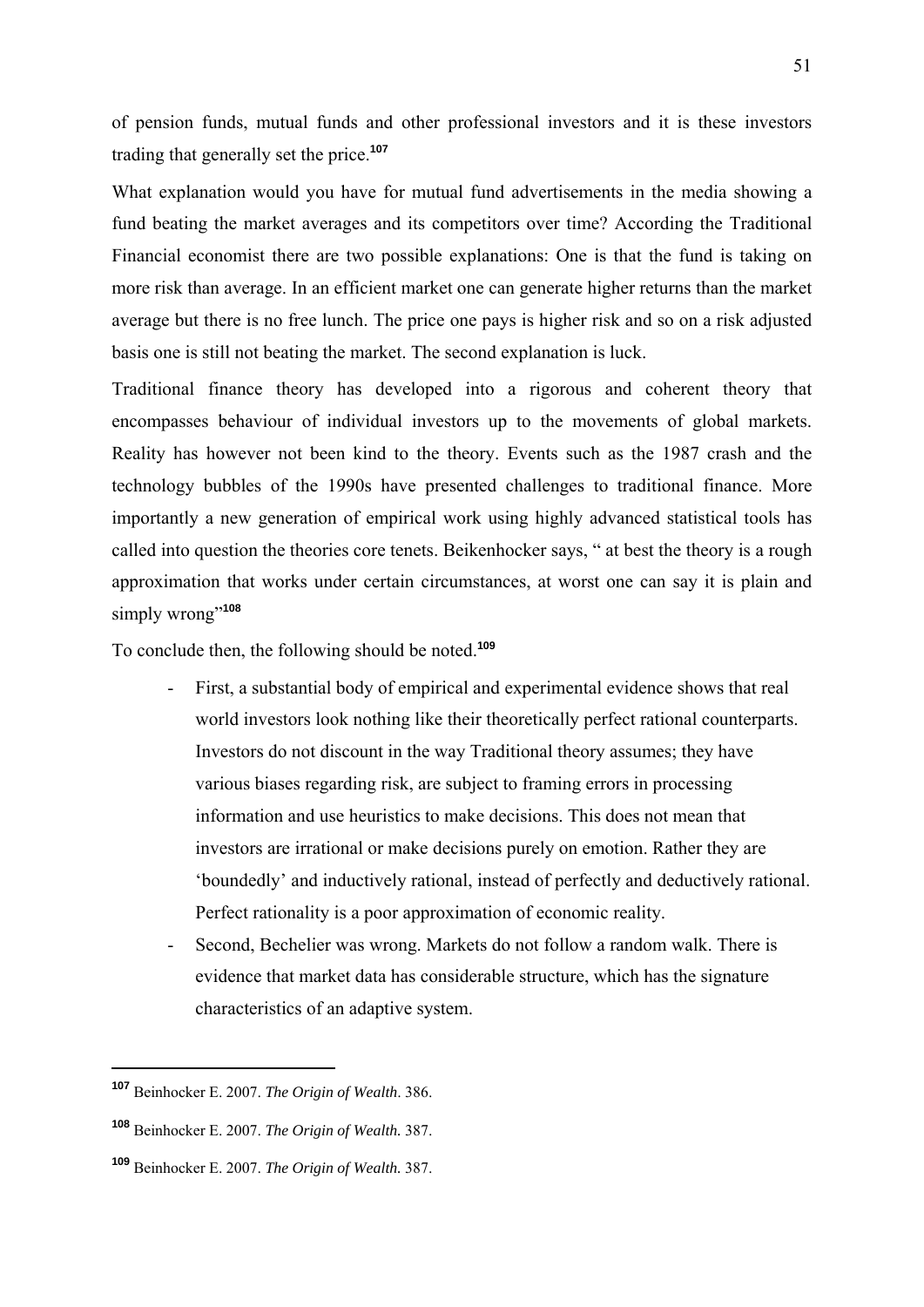of pension funds, mutual funds and other professional investors and it is these investors trading that generally set the price.[107]

What explanation would you have for mutual fund advertisements in the media showing a fund beating the market averages and its competitors over time? According the Traditional Financial economist there are two possible explanations: One is that the fund is taking on more risk than average. In an efficient market one can generate higher returns than the market average but there is no free lunch. The price one pays is higher risk and so on a risk adjusted basis one is still not beating the market. The second explanation is luck.

Traditional finance theory has developed into a rigorous and coherent theory that encompasses behaviour of individual investors up to the movements of global markets. Reality has however not been kind to the theory. Events such as the 1987 crash and the technology bubbles of the 1990s have presented challenges to traditional finance. More importantly a new generation of empirical work using highly advanced statistical tools has called into question the theories core tenets. Beikenhocker says, " at best the theory is a rough approximation that works under certain circumstances, at worst one can say it is plain and simply wrong"[108]

To conclude then, the following should be noted.[109]

- First, a substantial body of empirical and experimental evidence shows that real world investors look nothing like their theoretically perfect rational counterparts. Investors do not discount in the way Traditional theory assumes; they have various biases regarding risk, are subject to framing errors in processing information and use heuristics to make decisions. This does not mean that investors are irrational or make decisions purely on emotion. Rather they are 'boundedly' and inductively rational, instead of perfectly and deductively rational. Perfect rationality is a poor approximation of economic reality.
- Second, Bechelier was wrong. Markets do not follow a random walk. There is evidence that market data has considerable structure, which has the signature characteristics of an adaptive system.

---

[107] Beinhocker E. 2007. *The Origin of Wealth*. 386.

[108] Beinhocker E. 2007. *The Origin of Wealth.* 387.

[109] Beinhocker E. 2007. *The Origin of Wealth.* 387.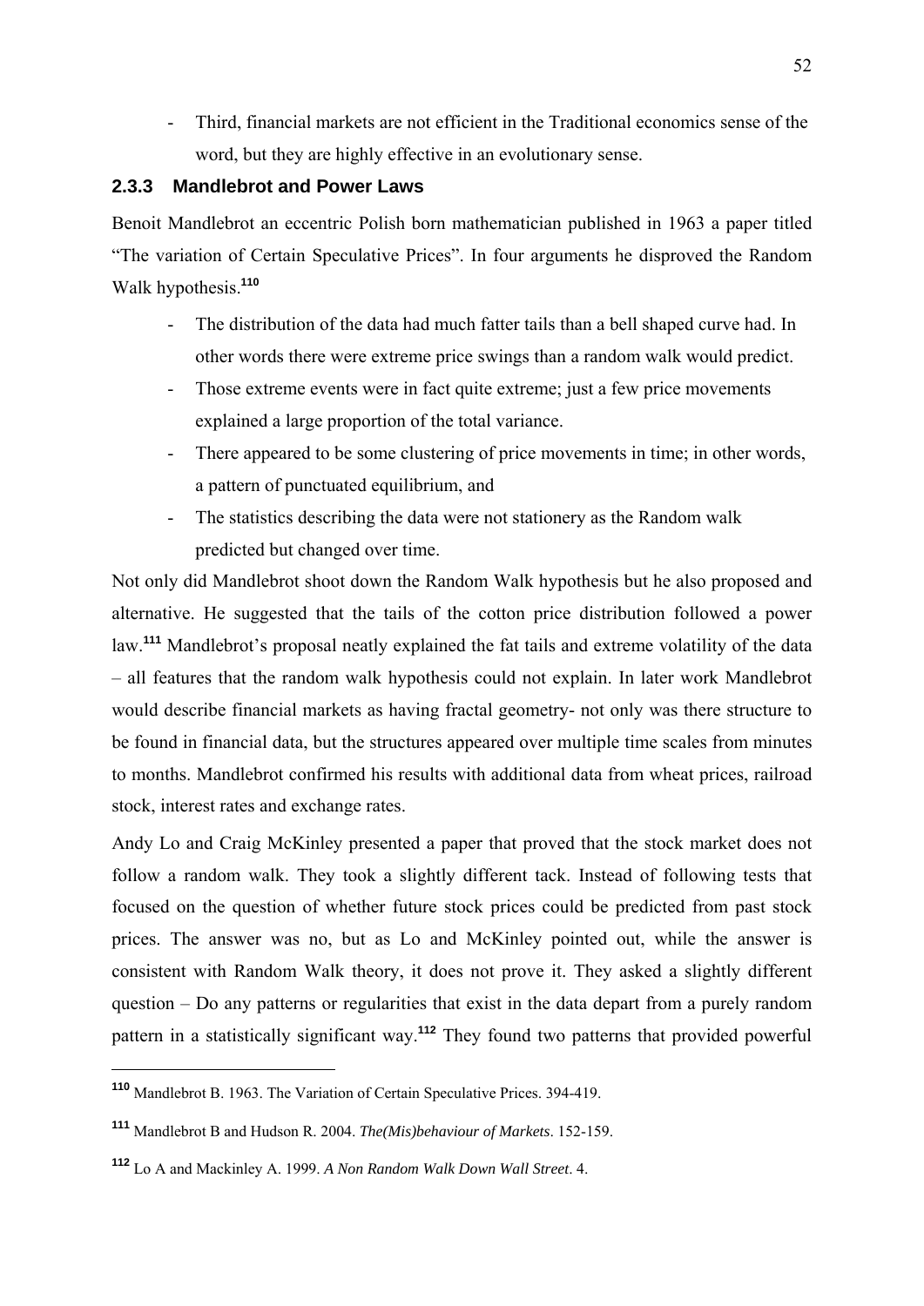- Third, financial markets are not efficient in the Traditional economics sense of the word, but they are highly effective in an evolutionary sense.

### 2.3.3 Mandlebrot and Power Laws

Benoit Mandlebrot an eccentric Polish born mathematician published in 1963 a paper titled "The variation of Certain Speculative Prices". In four arguments he disproved the Random Walk hypothesis.[110]

- The distribution of the data had much fatter tails than a bell shaped curve had. In other words there were extreme price swings than a random walk would predict.
- Those extreme events were in fact quite extreme; just a few price movements explained a large proportion of the total variance.
- There appeared to be some clustering of price movements in time; in other words, a pattern of punctuated equilibrium, and
- The statistics describing the data were not stationery as the Random walk predicted but changed over time.

Not only did Mandlebrot shoot down the Random Walk hypothesis but he also proposed and alternative. He suggested that the tails of the cotton price distribution followed a power law.[111] Mandlebrot's proposal neatly explained the fat tails and extreme volatility of the data – all features that the random walk hypothesis could not explain. In later work Mandlebrot would describe financial markets as having fractal geometry- not only was there structure to be found in financial data, but the structures appeared over multiple time scales from minutes to months. Mandlebrot confirmed his results with additional data from wheat prices, railroad stock, interest rates and exchange rates.

Andy Lo and Craig McKinley presented a paper that proved that the stock market does not follow a random walk. They took a slightly different tack. Instead of following tests that focused on the question of whether future stock prices could be predicted from past stock prices. The answer was no, but as Lo and McKinley pointed out, while the answer is consistent with Random Walk theory, it does not prove it. They asked a slightly different question – Do any patterns or regularities that exist in the data depart from a purely random pattern in a statistically significant way.[112] They found two patterns that provided powerful

---

[110] Mandlebrot B. 1963. The Variation of Certain Speculative Prices. 394-419.

[111] Mandlebrot B and Hudson R. 2004. *The(Mis)behaviour of Markets*. 152-159.

[112] Lo A and Mackinley A. 1999. *A Non Random Walk Down Wall Street*. 4.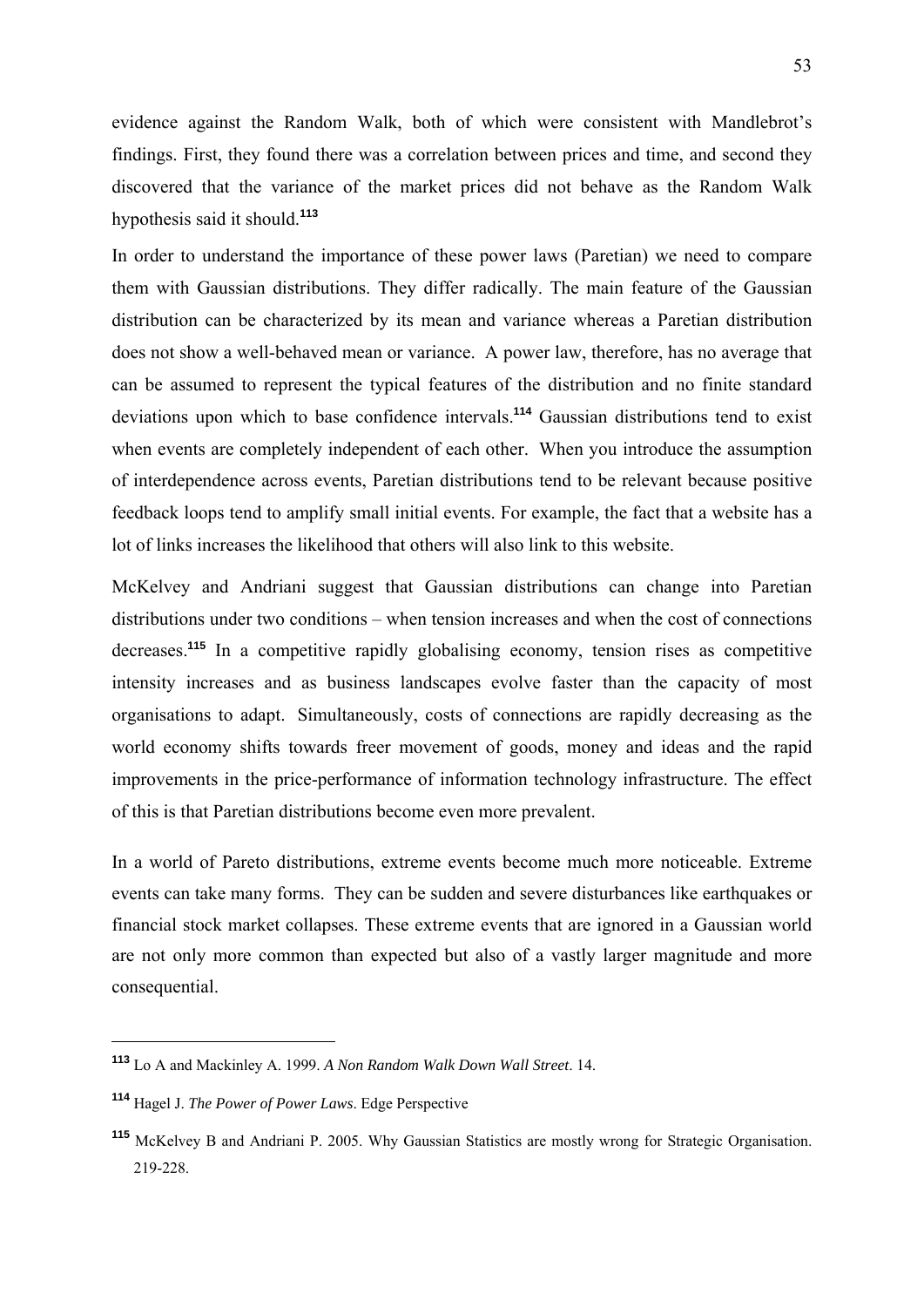evidence against the Random Walk, both of which were consistent with Mandlebrot's findings. First, they found there was a correlation between prices and time, and second they discovered that the variance of the market prices did not behave as the Random Walk hypothesis said it should.[113]

In order to understand the importance of these power laws (Paretian) we need to compare them with Gaussian distributions. They differ radically. The main feature of the Gaussian distribution can be characterized by its mean and variance whereas a Paretian distribution does not show a well-behaved mean or variance. A power law, therefore, has no average that can be assumed to represent the typical features of the distribution and no finite standard deviations upon which to base confidence intervals.[114] Gaussian distributions tend to exist when events are completely independent of each other. When you introduce the assumption of interdependence across events, Paretian distributions tend to be relevant because positive feedback loops tend to amplify small initial events. For example, the fact that a website has a lot of links increases the likelihood that others will also link to this website.

McKelvey and Andriani suggest that Gaussian distributions can change into Paretian distributions under two conditions – when tension increases and when the cost of connections decreases.[115] In a competitive rapidly globalising economy, tension rises as competitive intensity increases and as business landscapes evolve faster than the capacity of most organisations to adapt. Simultaneously, costs of connections are rapidly decreasing as the world economy shifts towards freer movement of goods, money and ideas and the rapid improvements in the price-performance of information technology infrastructure. The effect of this is that Paretian distributions become even more prevalent.

In a world of Pareto distributions, extreme events become much more noticeable. Extreme events can take many forms. They can be sudden and severe disturbances like earthquakes or financial stock market collapses. These extreme events that are ignored in a Gaussian world are not only more common than expected but also of a vastly larger magnitude and more consequential.

---

[113] Lo A and Mackinley A. 1999. *A Non Random Walk Down Wall Street*. 14.

[114] Hagel J. *The Power of Power Laws*. Edge Perspective

[115] McKelvey B and Andriani P. 2005. Why Gaussian Statistics are mostly wrong for Strategic Organisation. 219-228.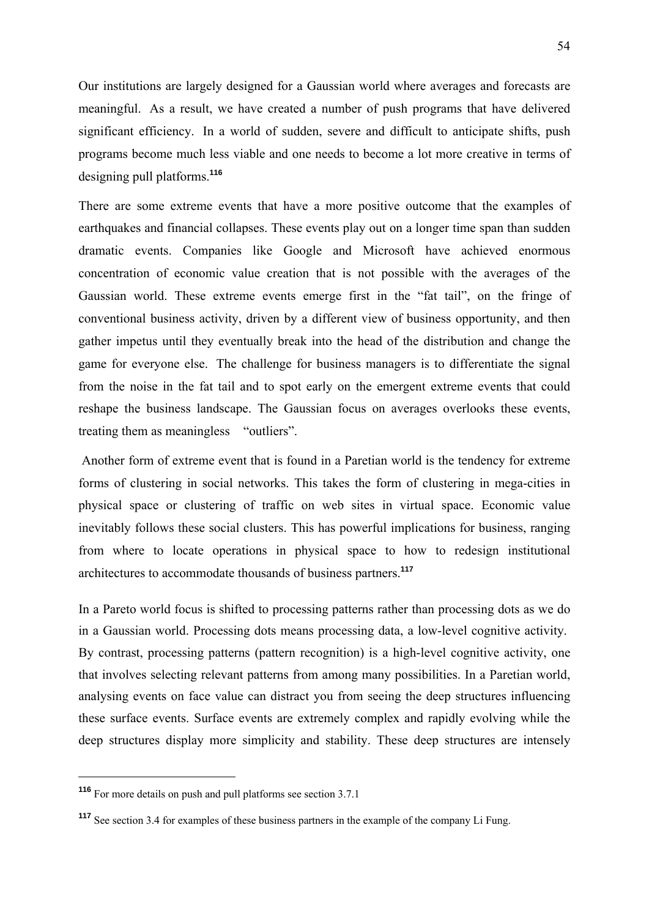Our institutions are largely designed for a Gaussian world where averages and forecasts are meaningful. As a result, we have created a number of push programs that have delivered significant efficiency. In a world of sudden, severe and difficult to anticipate shifts, push programs become much less viable and one needs to become a lot more creative in terms of designing pull platforms.[116]

There are some extreme events that have a more positive outcome that the examples of earthquakes and financial collapses. These events play out on a longer time span than sudden dramatic events. Companies like Google and Microsoft have achieved enormous concentration of economic value creation that is not possible with the averages of the Gaussian world. These extreme events emerge first in the "fat tail", on the fringe of conventional business activity, driven by a different view of business opportunity, and then gather impetus until they eventually break into the head of the distribution and change the game for everyone else. The challenge for business managers is to differentiate the signal from the noise in the fat tail and to spot early on the emergent extreme events that could reshape the business landscape. The Gaussian focus on averages overlooks these events, treating them as meaningless "outliers".

Another form of extreme event that is found in a Paretian world is the tendency for extreme forms of clustering in social networks. This takes the form of clustering in mega-cities in physical space or clustering of traffic on web sites in virtual space. Economic value inevitably follows these social clusters. This has powerful implications for business, ranging from where to locate operations in physical space to how to redesign institutional architectures to accommodate thousands of business partners.[117]

In a Pareto world focus is shifted to processing patterns rather than processing dots as we do in a Gaussian world. Processing dots means processing data, a low-level cognitive activity. By contrast, processing patterns (pattern recognition) is a high-level cognitive activity, one that involves selecting relevant patterns from among many possibilities. In a Paretian world, analysing events on face value can distract you from seeing the deep structures influencing these surface events. Surface events are extremely complex and rapidly evolving while the deep structures display more simplicity and stability. These deep structures are intensely

---

[116] For more details on push and pull platforms see section 3.7.1

[117] See section 3.4 for examples of these business partners in the example of the company Li Fung.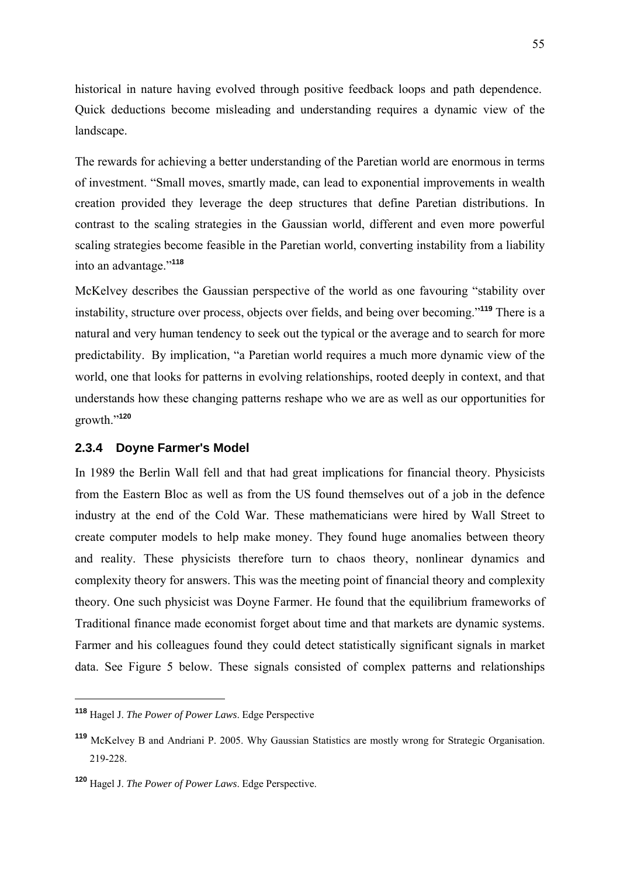historical in nature having evolved through positive feedback loops and path dependence. Quick deductions become misleading and understanding requires a dynamic view of the landscape.

The rewards for achieving a better understanding of the Paretian world are enormous in terms of investment. "Small moves, smartly made, can lead to exponential improvements in wealth creation provided they leverage the deep structures that define Paretian distributions. In contrast to the scaling strategies in the Gaussian world, different and even more powerful scaling strategies become feasible in the Paretian world, converting instability from a liability into an advantage."[118]

McKelvey describes the Gaussian perspective of the world as one favouring "stability over instability, structure over process, objects over fields, and being over becoming."[119] There is a natural and very human tendency to seek out the typical or the average and to search for more predictability. By implication, "a Paretian world requires a much more dynamic view of the world, one that looks for patterns in evolving relationships, rooted deeply in context, and that understands how these changing patterns reshape who we are as well as our opportunities for growth."[120]

### 2.3.4 Doyne Farmer's Model

In 1989 the Berlin Wall fell and that had great implications for financial theory. Physicists from the Eastern Bloc as well as from the US found themselves out of a job in the defence industry at the end of the Cold War. These mathematicians were hired by Wall Street to create computer models to help make money. They found huge anomalies between theory and reality. These physicists therefore turn to chaos theory, nonlinear dynamics and complexity theory for answers. This was the meeting point of financial theory and complexity theory. One such physicist was Doyne Farmer. He found that the equilibrium frameworks of Traditional finance made economist forget about time and that markets are dynamic systems. Farmer and his colleagues found they could detect statistically significant signals in market data. See Figure 5 below. These signals consisted of complex patterns and relationships

---

[118] Hagel J. *The Power of Power Laws*. Edge Perspective

[119] McKelvey B and Andriani P. 2005. Why Gaussian Statistics are mostly wrong for Strategic Organisation. 219-228.

[120] Hagel J. *The Power of Power Laws*. Edge Perspective.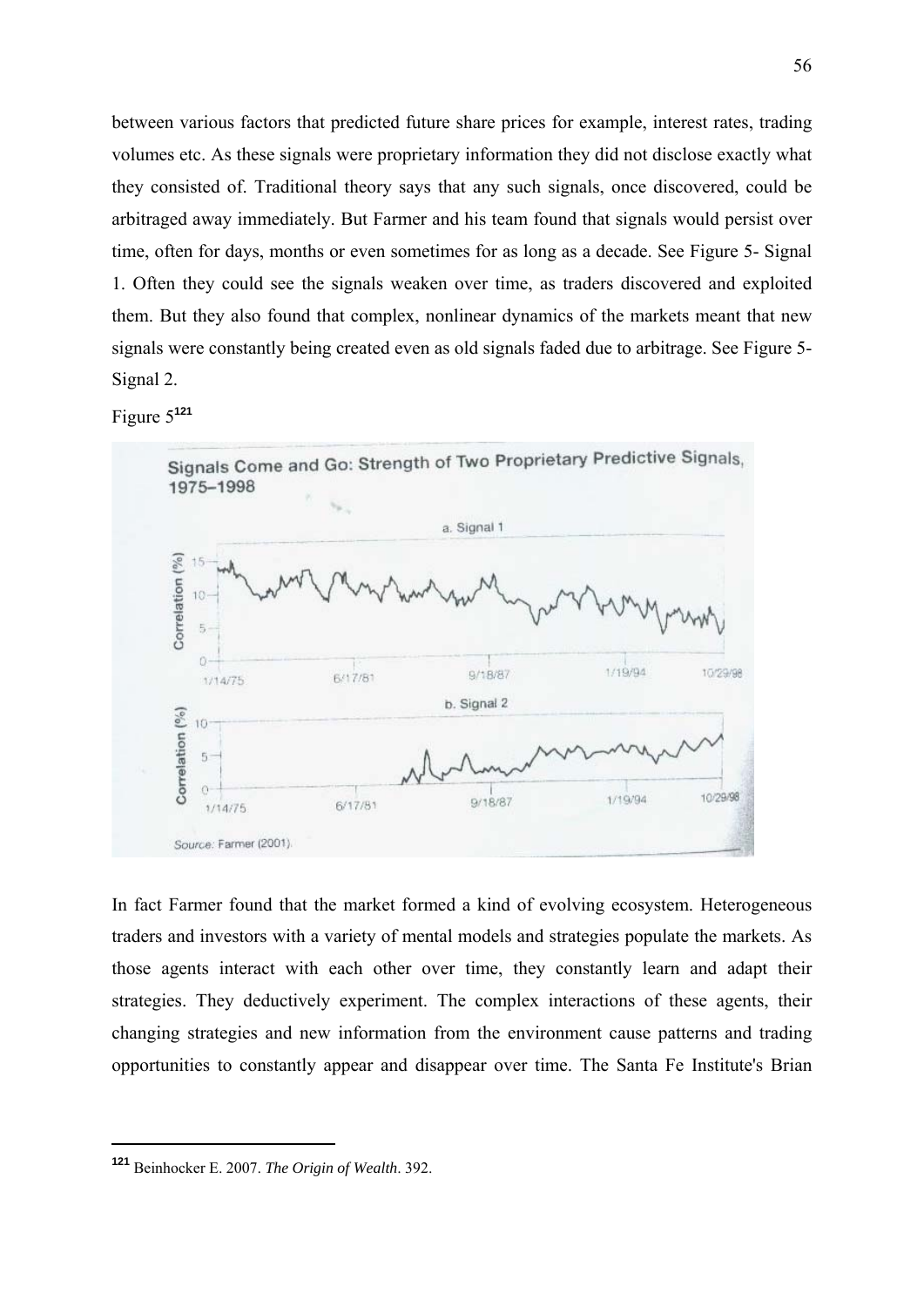between various factors that predicted future share prices for example, interest rates, trading volumes etc. As these signals were proprietary information they did not disclose exactly what they consisted of. Traditional theory says that any such signals, once discovered, could be arbitraged away immediately. But Farmer and his team found that signals would persist over time, often for days, months or even sometimes for as long as a decade. See Figure 5- Signal 1. Often they could see the signals weaken over time, as traders discovered and exploited them. But they also found that complex, nonlinear dynamics of the markets meant that new signals were constantly being created even as old signals faded due to arbitrage. See Figure 5- Signal 2.

Figure 5[121]

Signals Come and Go: Strength of Two Proprietary Predictive Signals, 1975–1998

a. Signal 1

b. Signal 2

Source: Farmer (2001).

In fact Farmer found that the market formed a kind of evolving ecosystem. Heterogeneous traders and investors with a variety of mental models and strategies populate the markets. As those agents interact with each other over time, they constantly learn and adapt their strategies. They deductively experiment. The complex interactions of these agents, their changing strategies and new information from the environment cause patterns and trading opportunities to constantly appear and disappear over time. The Santa Fe Institute's Brian

[121] Beinhocker E. 2007. *The Origin of Wealth*. 392.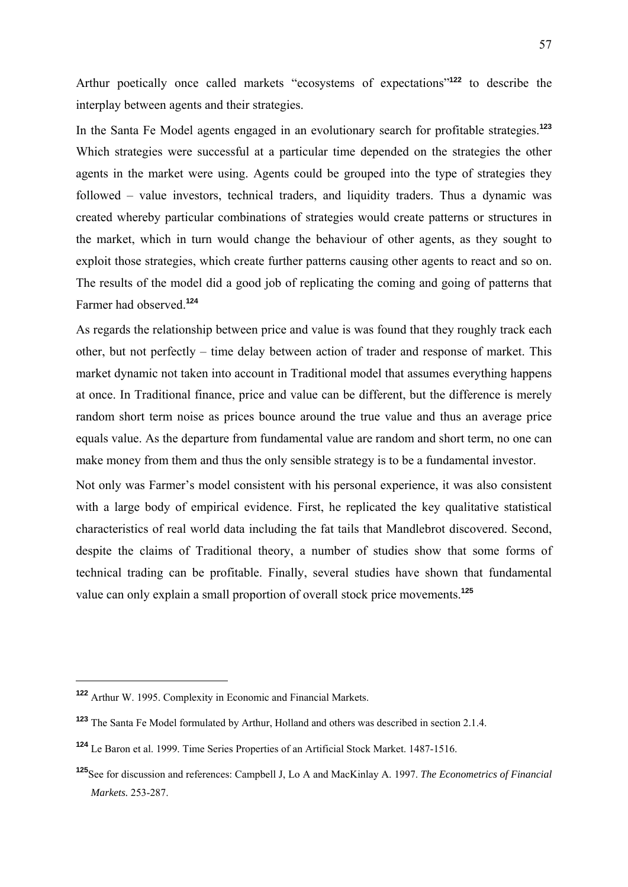Arthur poetically once called markets "ecosystems of expectations"[122] to describe the interplay between agents and their strategies.

In the Santa Fe Model agents engaged in an evolutionary search for profitable strategies.[123] Which strategies were successful at a particular time depended on the strategies the other agents in the market were using. Agents could be grouped into the type of strategies they followed – value investors, technical traders, and liquidity traders. Thus a dynamic was created whereby particular combinations of strategies would create patterns or structures in the market, which in turn would change the behaviour of other agents, as they sought to exploit those strategies, which create further patterns causing other agents to react and so on. The results of the model did a good job of replicating the coming and going of patterns that Farmer had observed.[124]

As regards the relationship between price and value is was found that they roughly track each other, but not perfectly – time delay between action of trader and response of market. This market dynamic not taken into account in Traditional model that assumes everything happens at once. In Traditional finance, price and value can be different, but the difference is merely random short term noise as prices bounce around the true value and thus an average price equals value. As the departure from fundamental value are random and short term, no one can make money from them and thus the only sensible strategy is to be a fundamental investor.

Not only was Farmer's model consistent with his personal experience, it was also consistent with a large body of empirical evidence. First, he replicated the key qualitative statistical characteristics of real world data including the fat tails that Mandlebrot discovered. Second, despite the claims of Traditional theory, a number of studies show that some forms of technical trading can be profitable. Finally, several studies have shown that fundamental value can only explain a small proportion of overall stock price movements.[125]

---

[122] Arthur W. 1995. Complexity in Economic and Financial Markets.

[123] The Santa Fe Model formulated by Arthur, Holland and others was described in section 2.1.4.

[124] Le Baron et al. 1999. Time Series Properties of an Artificial Stock Market. 1487-1516.

[125] See for discussion and references: Campbell J, Lo A and MacKinlay A. 1997. *The Econometrics of Financial Markets*. 253-287.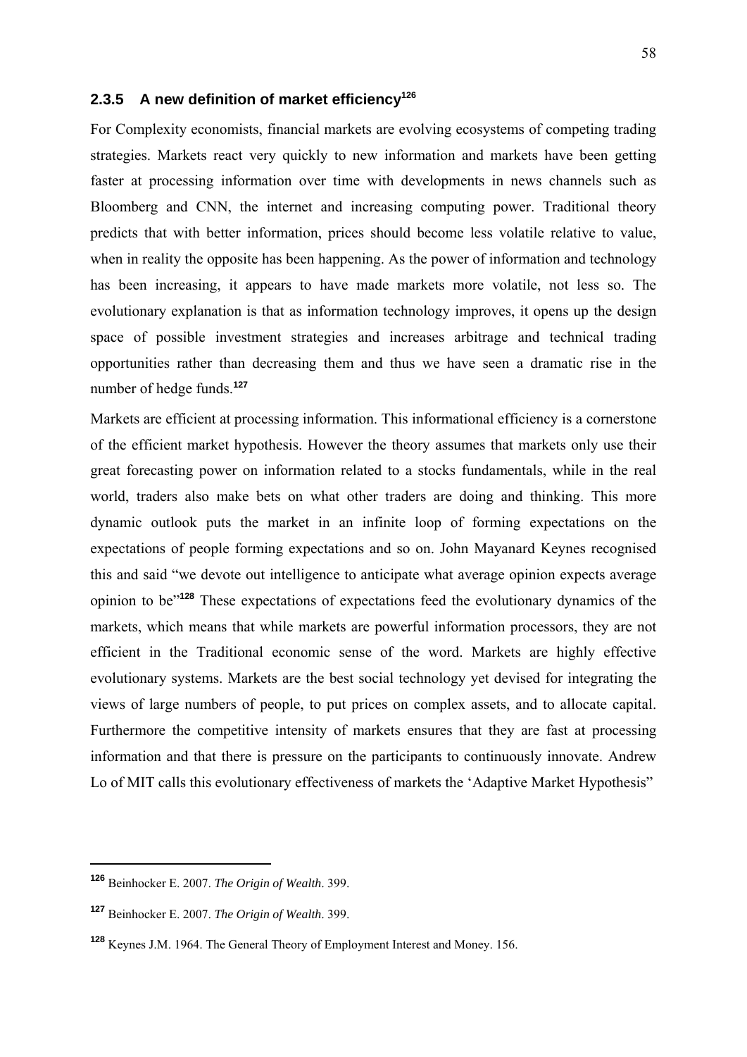### 2.3.5 A new definition of market efficiency[126]

For Complexity economists, financial markets are evolving ecosystems of competing trading strategies. Markets react very quickly to new information and markets have been getting faster at processing information over time with developments in news channels such as Bloomberg and CNN, the internet and increasing computing power. Traditional theory predicts that with better information, prices should become less volatile relative to value, when in reality the opposite has been happening. As the power of information and technology has been increasing, it appears to have made markets more volatile, not less so. The evolutionary explanation is that as information technology improves, it opens up the design space of possible investment strategies and increases arbitrage and technical trading opportunities rather than decreasing them and thus we have seen a dramatic rise in the number of hedge funds.[127]

Markets are efficient at processing information. This informational efficiency is a cornerstone of the efficient market hypothesis. However the theory assumes that markets only use their great forecasting power on information related to a stocks fundamentals, while in the real world, traders also make bets on what other traders are doing and thinking. This more dynamic outlook puts the market in an infinite loop of forming expectations on the expectations of people forming expectations and so on. John Mayanard Keynes recognised this and said "we devote out intelligence to anticipate what average opinion expects average opinion to be"[128] These expectations of expectations feed the evolutionary dynamics of the markets, which means that while markets are powerful information processors, they are not efficient in the Traditional economic sense of the word. Markets are highly effective evolutionary systems. Markets are the best social technology yet devised for integrating the views of large numbers of people, to put prices on complex assets, and to allocate capital. Furthermore the competitive intensity of markets ensures that they are fast at processing information and that there is pressure on the participants to continuously innovate. Andrew Lo of MIT calls this evolutionary effectiveness of markets the 'Adaptive Market Hypothesis"

---

[126] Beinhocker E. 2007. *The Origin of Wealth*. 399.

[127] Beinhocker E. 2007. *The Origin of Wealth*. 399.

[128] Keynes J.M. 1964. The General Theory of Employment Interest and Money. 156.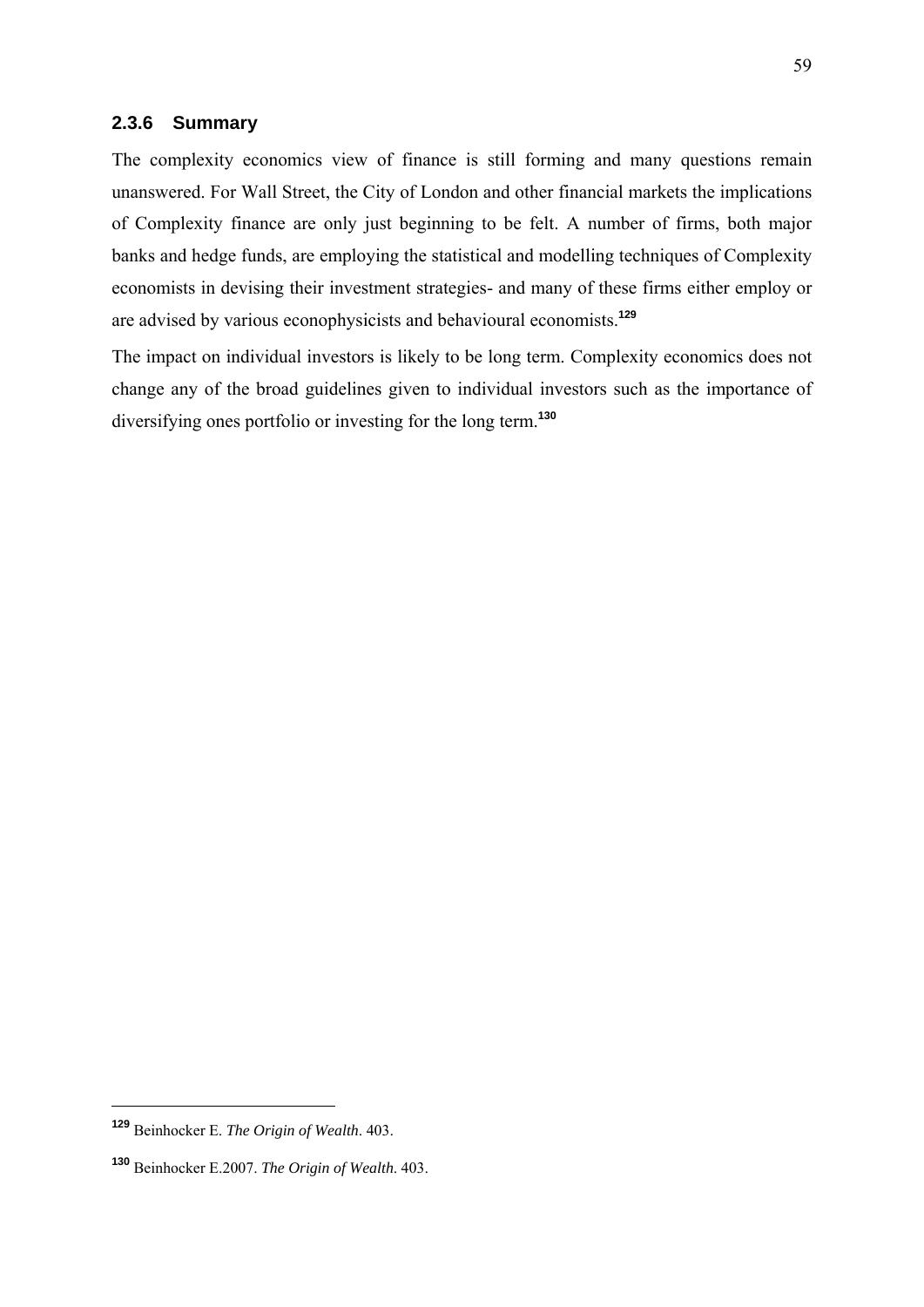### 2.3.6 Summary

The complexity economics view of finance is still forming and many questions remain unanswered. For Wall Street, the City of London and other financial markets the implications of Complexity finance are only just beginning to be felt. A number of firms, both major banks and hedge funds, are employing the statistical and modelling techniques of Complexity economists in devising their investment strategies- and many of these firms either employ or are advised by various econophysicists and behavioural economists.[129]

The impact on individual investors is likely to be long term. Complexity economics does not change any of the broad guidelines given to individual investors such as the importance of diversifying ones portfolio or investing for the long term.[130]

---

[129] Beinhocker E. *The Origin of Wealth*. 403.

[130] Beinhocker E.2007. *The Origin of Wealth*. 403.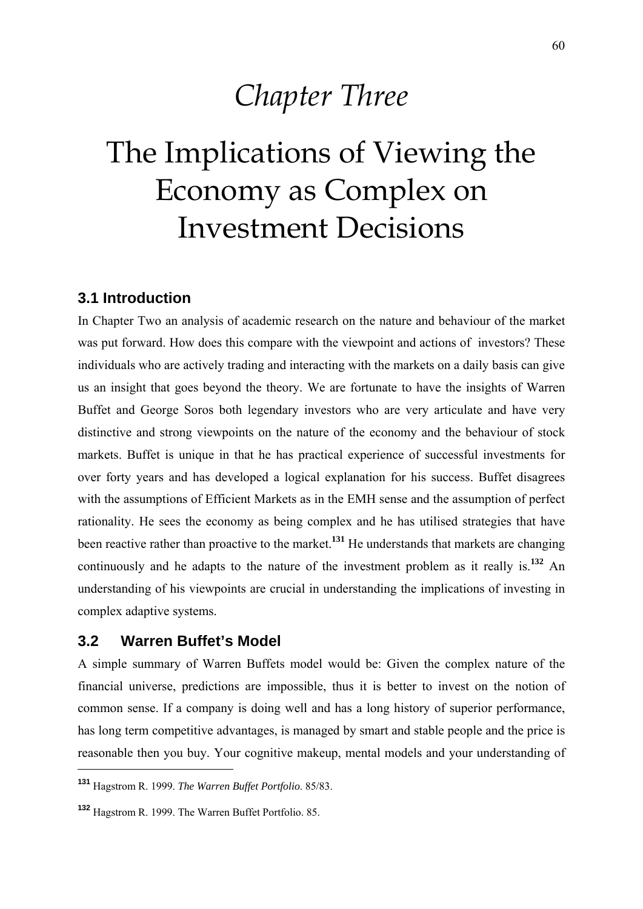# *Chapter Three*

# The Implications of Viewing the Economy as Complex on Investment Decisions

### 3.1 Introduction

In Chapter Two an analysis of academic research on the nature and behaviour of the market was put forward. How does this compare with the viewpoint and actions of investors? These individuals who are actively trading and interacting with the markets on a daily basis can give us an insight that goes beyond the theory. We are fortunate to have the insights of Warren Buffet and George Soros both legendary investors who are very articulate and have very distinctive and strong viewpoints on the nature of the economy and the behaviour of stock markets. Buffet is unique in that he has practical experience of successful investments for over forty years and has developed a logical explanation for his success. Buffet disagrees with the assumptions of Efficient Markets as in the EMH sense and the assumption of perfect rationality. He sees the economy as being complex and he has utilised strategies that have been reactive rather than proactive to the market.[131] He understands that markets are changing continuously and he adapts to the nature of the investment problem as it really is.[132] An understanding of his viewpoints are crucial in understanding the implications of investing in complex adaptive systems.

### 3.2 Warren Buffet's Model

A simple summary of Warren Buffets model would be: Given the complex nature of the financial universe, predictions are impossible, thus it is better to invest on the notion of common sense. If a company is doing well and has a long history of superior performance, has long term competitive advantages, is managed by smart and stable people and the price is reasonable then you buy. Your cognitive makeup, mental models and your understanding of

---

[131] Hagstrom R. 1999. *The Warren Buffet Portfolio*. 85/83.

[132] Hagstrom R. 1999. The Warren Buffet Portfolio. 85.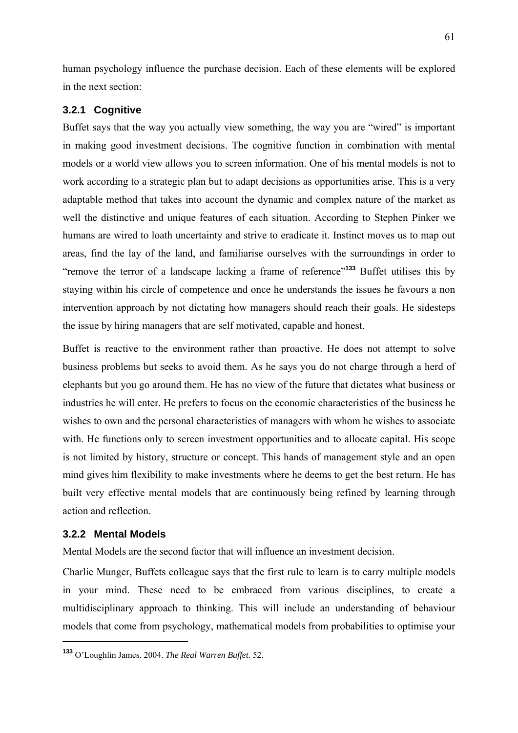human psychology influence the purchase decision. Each of these elements will be explored in the next section:

### 3.2.1 Cognitive

Buffet says that the way you actually view something, the way you are "wired" is important in making good investment decisions. The cognitive function in combination with mental models or a world view allows you to screen information. One of his mental models is not to work according to a strategic plan but to adapt decisions as opportunities arise. This is a very adaptable method that takes into account the dynamic and complex nature of the market as well the distinctive and unique features of each situation. According to Stephen Pinker we humans are wired to loath uncertainty and strive to eradicate it. Instinct moves us to map out areas, find the lay of the land, and familiarise ourselves with the surroundings in order to "remove the terror of a landscape lacking a frame of reference"[133] Buffet utilises this by staying within his circle of competence and once he understands the issues he favours a non intervention approach by not dictating how managers should reach their goals. He sidesteps the issue by hiring managers that are self motivated, capable and honest.

Buffet is reactive to the environment rather than proactive. He does not attempt to solve business problems but seeks to avoid them. As he says you do not charge through a herd of elephants but you go around them. He has no view of the future that dictates what business or industries he will enter. He prefers to focus on the economic characteristics of the business he wishes to own and the personal characteristics of managers with whom he wishes to associate with. He functions only to screen investment opportunities and to allocate capital. His scope is not limited by history, structure or concept. This hands of management style and an open mind gives him flexibility to make investments where he deems to get the best return. He has built very effective mental models that are continuously being refined by learning through action and reflection.

### 3.2.2 Mental Models

Mental Models are the second factor that will influence an investment decision.

Charlie Munger, Buffets colleague says that the first rule to learn is to carry multiple models in your mind. These need to be embraced from various disciplines, to create a multidisciplinary approach to thinking. This will include an understanding of behaviour models that come from psychology, mathematical models from probabilities to optimise your

---

[133] O'Loughlin James. 2004. *The Real Warren Buffet*. 52.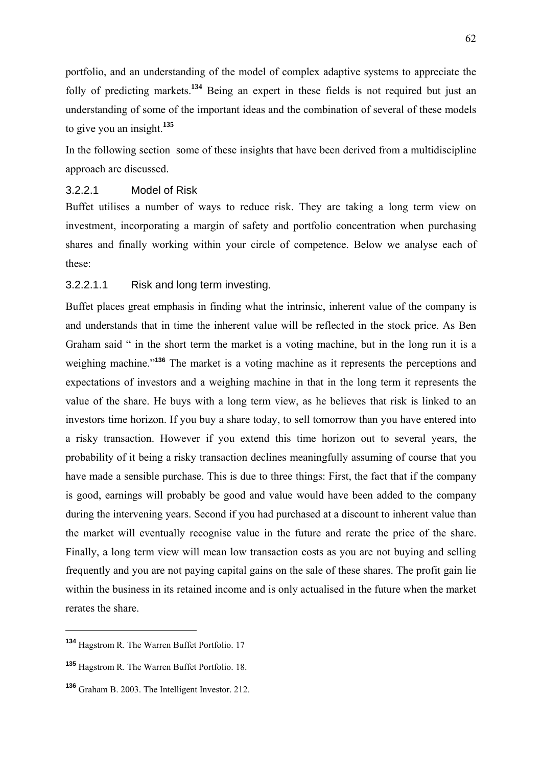portfolio, and an understanding of the model of complex adaptive systems to appreciate the folly of predicting markets.[134] Being an expert in these fields is not required but just an understanding of some of the important ideas and the combination of several of these models to give you an insight.[135]

In the following section some of these insights that have been derived from a multidiscipline approach are discussed.

#### 3.2.2.1 Model of Risk

Buffet utilises a number of ways to reduce risk. They are taking a long term view on investment, incorporating a margin of safety and portfolio concentration when purchasing shares and finally working within your circle of competence. Below we analyse each of these:

##### 3.2.2.1.1 Risk and long term investing.

Buffet places great emphasis in finding what the intrinsic, inherent value of the company is and understands that in time the inherent value will be reflected in the stock price. As Ben Graham said " in the short term the market is a voting machine, but in the long run it is a weighing machine."[136] The market is a voting machine as it represents the perceptions and expectations of investors and a weighing machine in that in the long term it represents the value of the share. He buys with a long term view, as he believes that risk is linked to an investors time horizon. If you buy a share today, to sell tomorrow than you have entered into a risky transaction. However if you extend this time horizon out to several years, the probability of it being a risky transaction declines meaningfully assuming of course that you have made a sensible purchase. This is due to three things: First, the fact that if the company is good, earnings will probably be good and value would have been added to the company during the intervening years. Second if you had purchased at a discount to inherent value than the market will eventually recognise value in the future and rerate the price of the share. Finally, a long term view will mean low transaction costs as you are not buying and selling frequently and you are not paying capital gains on the sale of these shares. The profit gain lie within the business in its retained income and is only actualised in the future when the market rerates the share.

---

[134] Hagstrom R. The Warren Buffet Portfolio. 17

[135] Hagstrom R. The Warren Buffet Portfolio. 18.

[136] Graham B. 2003. The Intelligent Investor. 212.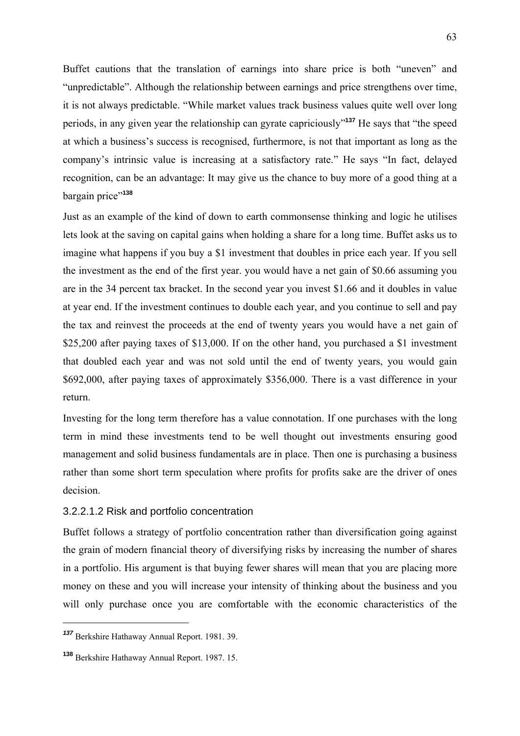Buffet cautions that the translation of earnings into share price is both "uneven" and "unpredictable". Although the relationship between earnings and price strengthens over time, it is not always predictable. "While market values track business values quite well over long periods, in any given year the relationship can gyrate capriciously"[137] He says that "the speed at which a business's success is recognised, furthermore, is not that important as long as the company's intrinsic value is increasing at a satisfactory rate." He says "In fact, delayed recognition, can be an advantage: It may give us the chance to buy more of a good thing at a bargain price"[138]

Just as an example of the kind of down to earth commonsense thinking and logic he utilises lets look at the saving on capital gains when holding a share for a long time. Buffet asks us to imagine what happens if you buy a $1 investment that doubles in price each year. If you sell the investment as the end of the first year. you would have a net gain of $0.66 assuming you are in the 34 percent tax bracket. In the second year you invest $1.66 and it doubles in value at year end. If the investment continues to double each year, and you continue to sell and pay the tax and reinvest the proceeds at the end of twenty years you would have a net gain of $25,200 after paying taxes of $13,000. If on the other hand, you purchased a $1 investment that doubled each year and was not sold until the end of twenty years, you would gain $692,000, after paying taxes of approximately $356,000. There is a vast difference in your return.

Investing for the long term therefore has a value connotation. If one purchases with the long term in mind these investments tend to be well thought out investments ensuring good management and solid business fundamentals are in place. Then one is purchasing a business rather than some short term speculation where profits for profits sake are the driver of ones decision.

#### 3.2.2.1.2 Risk and portfolio concentration

Buffet follows a strategy of portfolio concentration rather than diversification going against the grain of modern financial theory of diversifying risks by increasing the number of shares in a portfolio. His argument is that buying fewer shares will mean that you are placing more money on these and you will increase your intensity of thinking about the business and you will only purchase once you are comfortable with the economic characteristics of the

---

[137] Berkshire Hathaway Annual Report. 1981. 39.

[138] Berkshire Hathaway Annual Report. 1987. 15.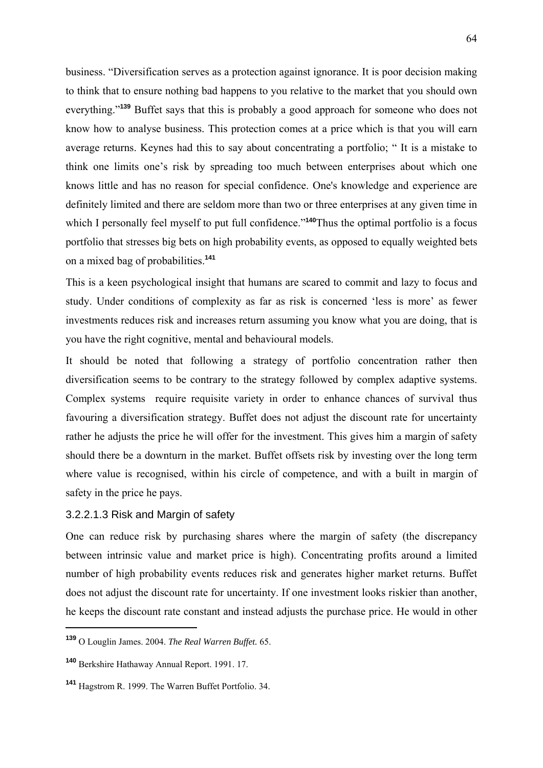business. “Diversification serves as a protection against ignorance. It is poor decision making to think that to ensure nothing bad happens to you relative to the market that you should own everything.”[139] Buffet says that this is probably a good approach for someone who does not know how to analyse business. This protection comes at a price which is that you will earn average returns. Keynes had this to say about concentrating a portfolio; “ It is a mistake to think one limits one’s risk by spreading too much between enterprises about which one knows little and has no reason for special confidence. One's knowledge and experience are definitely limited and there are seldom more than two or three enterprises at any given time in which I personally feel myself to put full confidence.”[140]Thus the optimal portfolio is a focus portfolio that stresses big bets on high probability events, as opposed to equally weighted bets on a mixed bag of probabilities.[141]

This is a keen psychological insight that humans are scared to commit and lazy to focus and study. Under conditions of complexity as far as risk is concerned ‘less is more’ as fewer investments reduces risk and increases return assuming you know what you are doing, that is you have the right cognitive, mental and behavioural models.

It should be noted that following a strategy of portfolio concentration rather then diversification seems to be contrary to the strategy followed by complex adaptive systems. Complex systems require requisite variety in order to enhance chances of survival thus favouring a diversification strategy. Buffet does not adjust the discount rate for uncertainty rather he adjusts the price he will offer for the investment. This gives him a margin of safety should there be a downturn in the market. Buffet offsets risk by investing over the long term where value is recognised, within his circle of competence, and with a built in margin of safety in the price he pays.

#### 3.2.2.1.3 Risk and Margin of safety

One can reduce risk by purchasing shares where the margin of safety (the discrepancy between intrinsic value and market price is high). Concentrating profits around a limited number of high probability events reduces risk and generates higher market returns. Buffet does not adjust the discount rate for uncertainty. If one investment looks riskier than another, he keeps the discount rate constant and instead adjusts the purchase price. He would in other

---

[139] O Louglin James. 2004. *The Real Warren Buffet.* 65.

[140] Berkshire Hathaway Annual Report. 1991. 17.

[141] Hagstrom R. 1999. The Warren Buffet Portfolio. 34.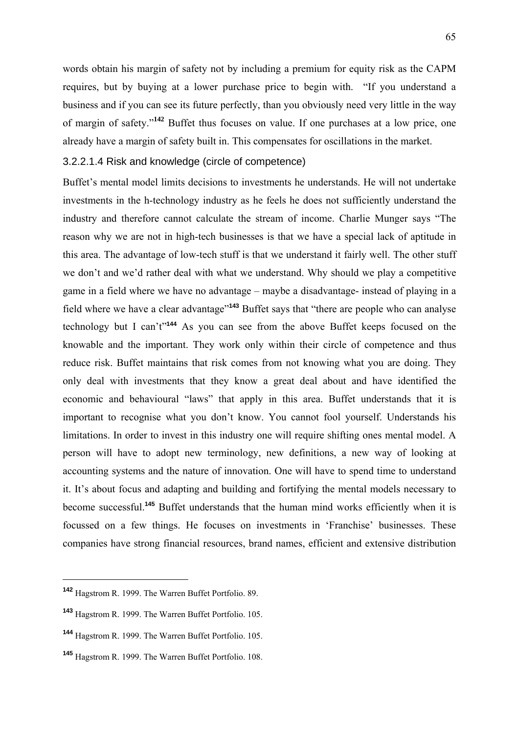words obtain his margin of safety not by including a premium for equity risk as the CAPM requires, but by buying at a lower purchase price to begin with. "If you understand a business and if you can see its future perfectly, than you obviously need very little in the way of margin of safety."[142] Buffet thus focuses on value. If one purchases at a low price, one already have a margin of safety built in. This compensates for oscillations in the market.

###### 3.2.2.1.4 Risk and knowledge (circle of competence)

Buffet's mental model limits decisions to investments he understands. He will not undertake investments in the h-technology industry as he feels he does not sufficiently understand the industry and therefore cannot calculate the stream of income. Charlie Munger says "The reason why we are not in high-tech businesses is that we have a special lack of aptitude in this area. The advantage of low-tech stuff is that we understand it fairly well. The other stuff we don't and we'd rather deal with what we understand. Why should we play a competitive game in a field where we have no advantage – maybe a disadvantage- instead of playing in a field where we have a clear advantage"[143] Buffet says that "there are people who can analyse technology but I can't"[144] As you can see from the above Buffet keeps focused on the knowable and the important. They work only within their circle of competence and thus reduce risk. Buffet maintains that risk comes from not knowing what you are doing. They only deal with investments that they know a great deal about and have identified the economic and behavioural "laws" that apply in this area. Buffet understands that it is important to recognise what you don't know. You cannot fool yourself. Understands his limitations. In order to invest in this industry one will require shifting ones mental model. A person will have to adopt new terminology, new definitions, a new way of looking at accounting systems and the nature of innovation. One will have to spend time to understand it. It's about focus and adapting and building and fortifying the mental models necessary to become successful.[145] Buffet understands that the human mind works efficiently when it is focussed on a few things. He focuses on investments in 'Franchise' businesses. These companies have strong financial resources, brand names, efficient and extensive distribution

---

[142] Hagstrom R. 1999. The Warren Buffet Portfolio. 89.

[143] Hagstrom R. 1999. The Warren Buffet Portfolio. 105.

[144] Hagstrom R. 1999. The Warren Buffet Portfolio. 105.

[145] Hagstrom R. 1999. The Warren Buffet Portfolio. 108.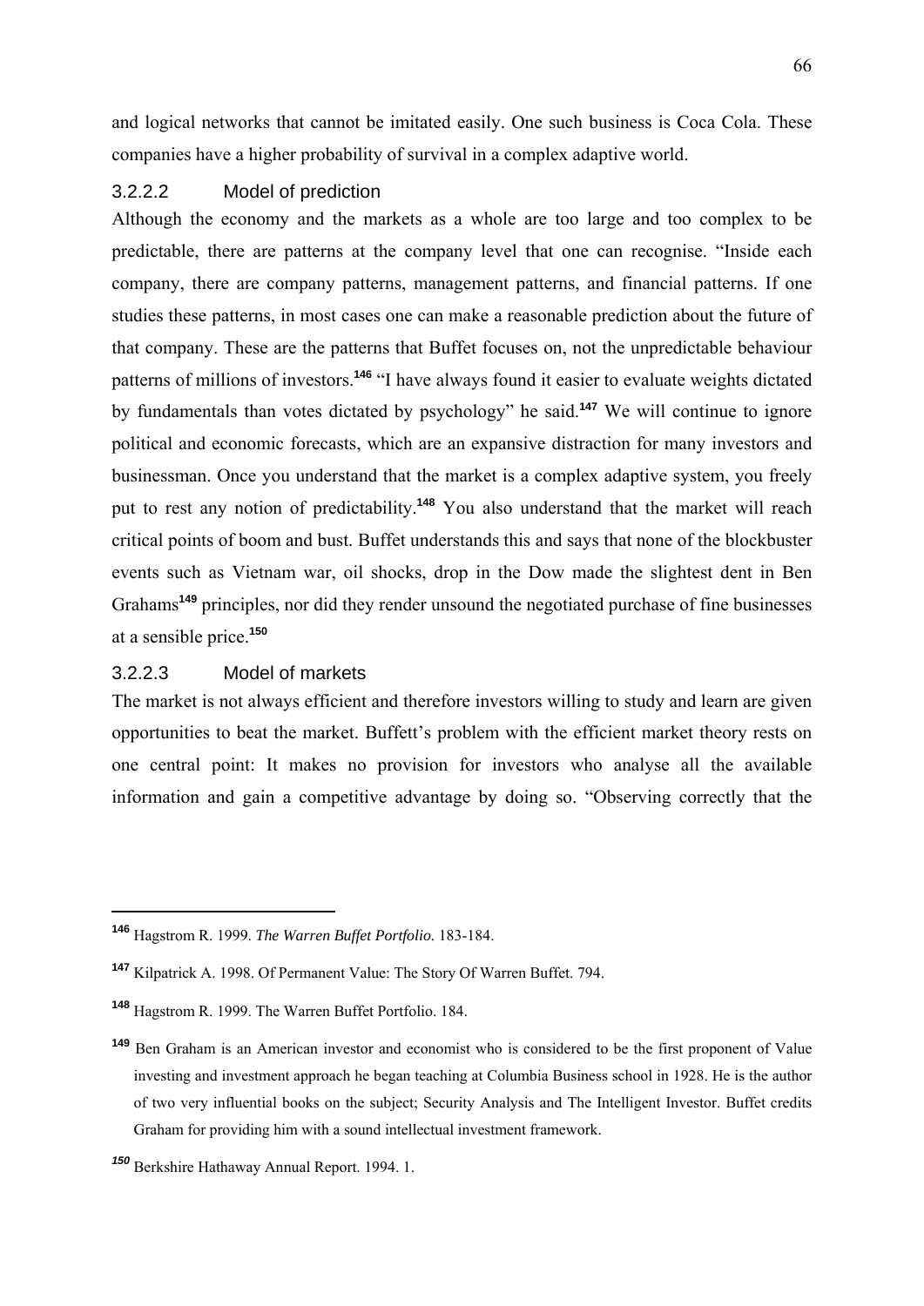and logical networks that cannot be imitated easily. One such business is Coca Cola. These companies have a higher probability of survival in a complex adaptive world.

#### 3.2.2.2 Model of prediction

Although the economy and the markets as a whole are too large and too complex to be predictable, there are patterns at the company level that one can recognise. "Inside each company, there are company patterns, management patterns, and financial patterns. If one studies these patterns, in most cases one can make a reasonable prediction about the future of that company. These are the patterns that Buffet focuses on, not the unpredictable behaviour patterns of millions of investors.[146] "I have always found it easier to evaluate weights dictated by fundamentals than votes dictated by psychology" he said.[147] We will continue to ignore political and economic forecasts, which are an expansive distraction for many investors and businessman. Once you understand that the market is a complex adaptive system, you freely put to rest any notion of predictability.[148] You also understand that the market will reach critical points of boom and bust. Buffet understands this and says that none of the blockbuster events such as Vietnam war, oil shocks, drop in the Dow made the slightest dent in Ben Grahams[149] principles, nor did they render unsound the negotiated purchase of fine businesses at a sensible price.[150]

#### 3.2.2.3 Model of markets

The market is not always efficient and therefore investors willing to study and learn are given opportunities to beat the market. Buffett's problem with the efficient market theory rests on one central point: It makes no provision for investors who analyse all the available information and gain a competitive advantage by doing so. "Observing correctly that the

---

[146] Hagstrom R. 1999. *The Warren Buffet Portfolio.* 183-184.

[147] Kilpatrick A. 1998. Of Permanent Value: The Story Of Warren Buffet. 794.

[148] Hagstrom R. 1999. The Warren Buffet Portfolio. 184.

[149] Ben Graham is an American investor and economist who is considered to be the first proponent of Value investing and investment approach he began teaching at Columbia Business school in 1928. He is the author of two very influential books on the subject; Security Analysis and The Intelligent Investor. Buffet credits Graham for providing him with a sound intellectual investment framework.

[150] Berkshire Hathaway Annual Report. 1994. 1.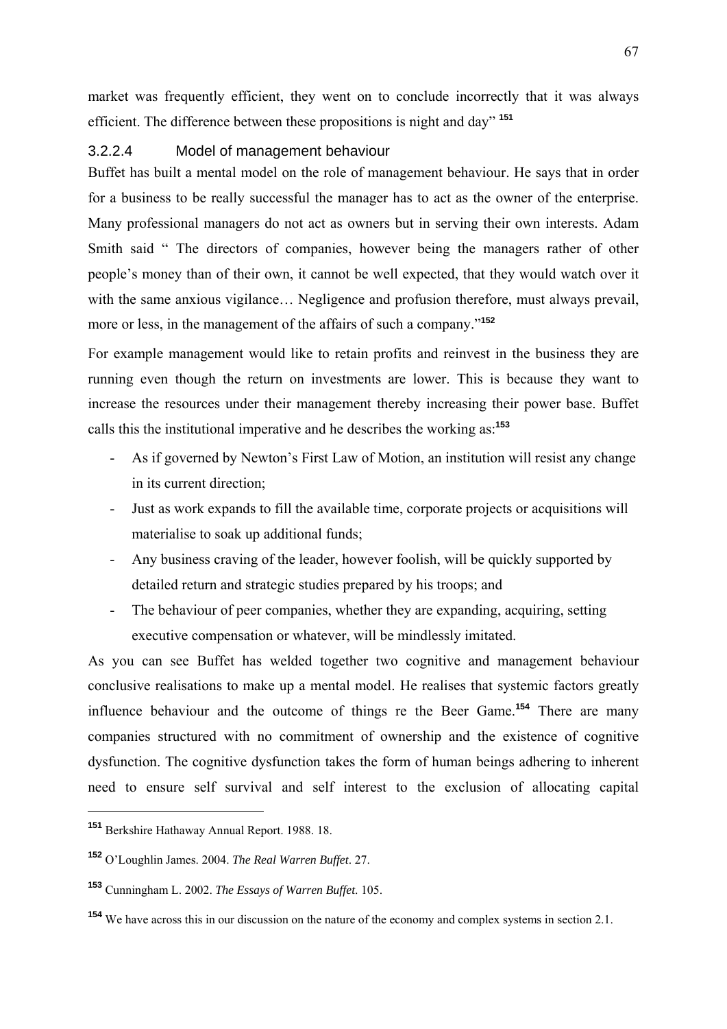market was frequently efficient, they went on to conclude incorrectly that it was always efficient. The difference between these propositions is night and day" [151]

#### 3.2.2.4 Model of management behaviour

Buffet has built a mental model on the role of management behaviour. He says that in order for a business to be really successful the manager has to act as the owner of the enterprise. Many professional managers do not act as owners but in serving their own interests. Adam Smith said " The directors of companies, however being the managers rather of other people's money than of their own, it cannot be well expected, that they would watch over it with the same anxious vigilance… Negligence and profusion therefore, must always prevail, more or less, in the management of the affairs of such a company."[152]

For example management would like to retain profits and reinvest in the business they are running even though the return on investments are lower. This is because they want to increase the resources under their management thereby increasing their power base. Buffet calls this the institutional imperative and he describes the working as:[153]

- As if governed by Newton's First Law of Motion, an institution will resist any change in its current direction;
- Just as work expands to fill the available time, corporate projects or acquisitions will materialise to soak up additional funds;
- Any business craving of the leader, however foolish, will be quickly supported by detailed return and strategic studies prepared by his troops; and
- The behaviour of peer companies, whether they are expanding, acquiring, setting executive compensation or whatever, will be mindlessly imitated.

As you can see Buffet has welded together two cognitive and management behaviour conclusive realisations to make up a mental model. He realises that systemic factors greatly influence behaviour and the outcome of things re the Beer Game.[154] There are many companies structured with no commitment of ownership and the existence of cognitive dysfunction. The cognitive dysfunction takes the form of human beings adhering to inherent need to ensure self survival and self interest to the exclusion of allocating capital

---

[151] Berkshire Hathaway Annual Report. 1988. 18.

[152] O'Loughlin James. 2004. *The Real Warren Buffet*. 27.

[153] Cunningham L. 2002. *The Essays of Warren Buffet*. 105.

[154] We have across this in our discussion on the nature of the economy and complex systems in section 2.1.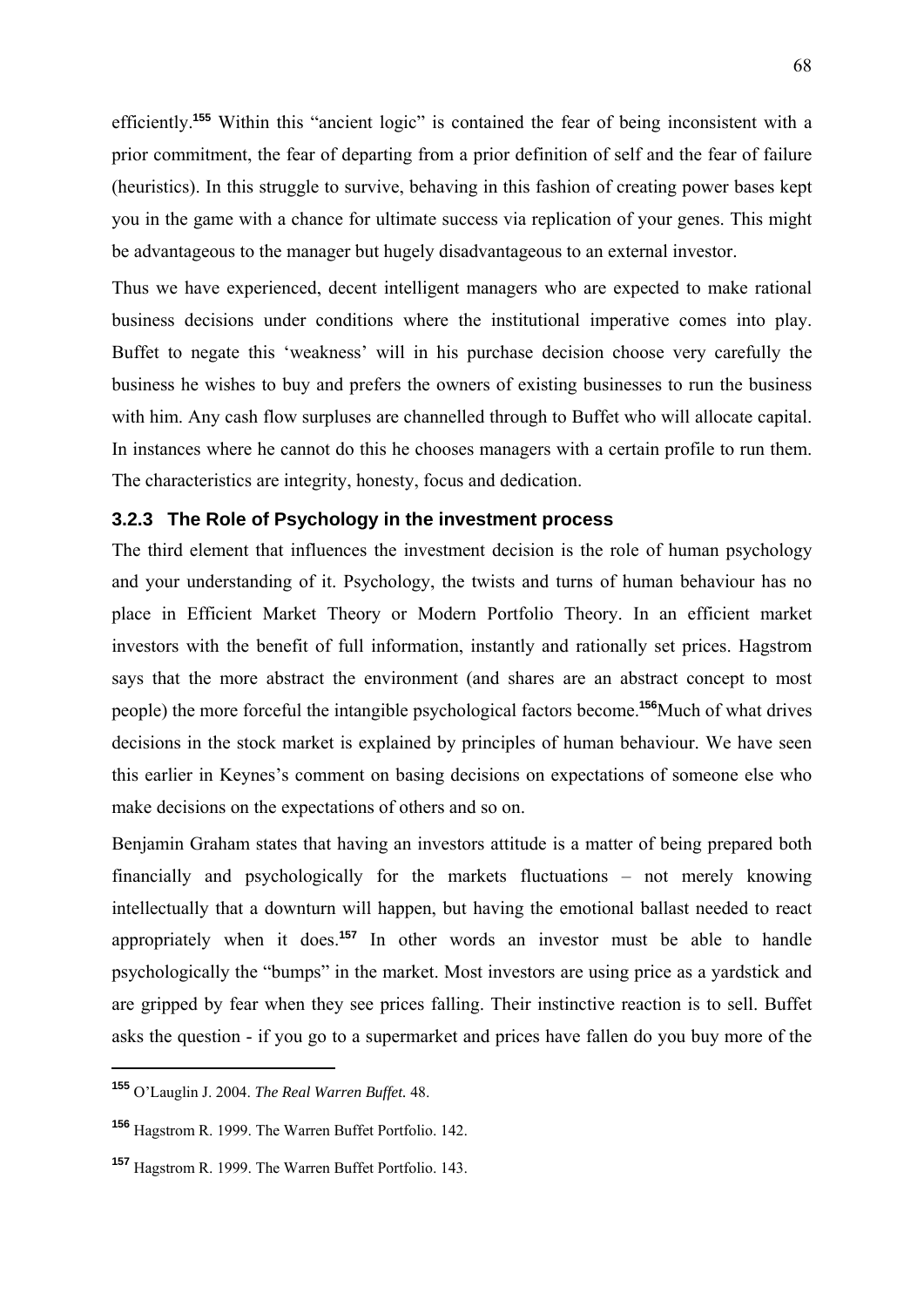efficiently.[155] Within this "ancient logic" is contained the fear of being inconsistent with a prior commitment, the fear of departing from a prior definition of self and the fear of failure (heuristics). In this struggle to survive, behaving in this fashion of creating power bases kept you in the game with a chance for ultimate success via replication of your genes. This might be advantageous to the manager but hugely disadvantageous to an external investor.

Thus we have experienced, decent intelligent managers who are expected to make rational business decisions under conditions where the institutional imperative comes into play. Buffet to negate this 'weakness' will in his purchase decision choose very carefully the business he wishes to buy and prefers the owners of existing businesses to run the business with him. Any cash flow surpluses are channelled through to Buffet who will allocate capital. In instances where he cannot do this he chooses managers with a certain profile to run them. The characteristics are integrity, honesty, focus and dedication.

### 3.2.3 The Role of Psychology in the investment process

The third element that influences the investment decision is the role of human psychology and your understanding of it. Psychology, the twists and turns of human behaviour has no place in Efficient Market Theory or Modern Portfolio Theory. In an efficient market investors with the benefit of full information, instantly and rationally set prices. Hagstrom says that the more abstract the environment (and shares are an abstract concept to most people) the more forceful the intangible psychological factors become.[156]Much of what drives decisions in the stock market is explained by principles of human behaviour. We have seen this earlier in Keynes's comment on basing decisions on expectations of someone else who make decisions on the expectations of others and so on.

Benjamin Graham states that having an investors attitude is a matter of being prepared both financially and psychologically for the markets fluctuations – not merely knowing intellectually that a downturn will happen, but having the emotional ballast needed to react appropriately when it does.[157] In other words an investor must be able to handle psychologically the "bumps" in the market. Most investors are using price as a yardstick and are gripped by fear when they see prices falling. Their instinctive reaction is to sell. Buffet asks the question - if you go to a supermarket and prices have fallen do you buy more of the

---

[155] O'Lauglin J. 2004. *The Real Warren Buffet.* 48.

[156] Hagstrom R. 1999. The Warren Buffet Portfolio. 142.

[157] Hagstrom R. 1999. The Warren Buffet Portfolio. 143.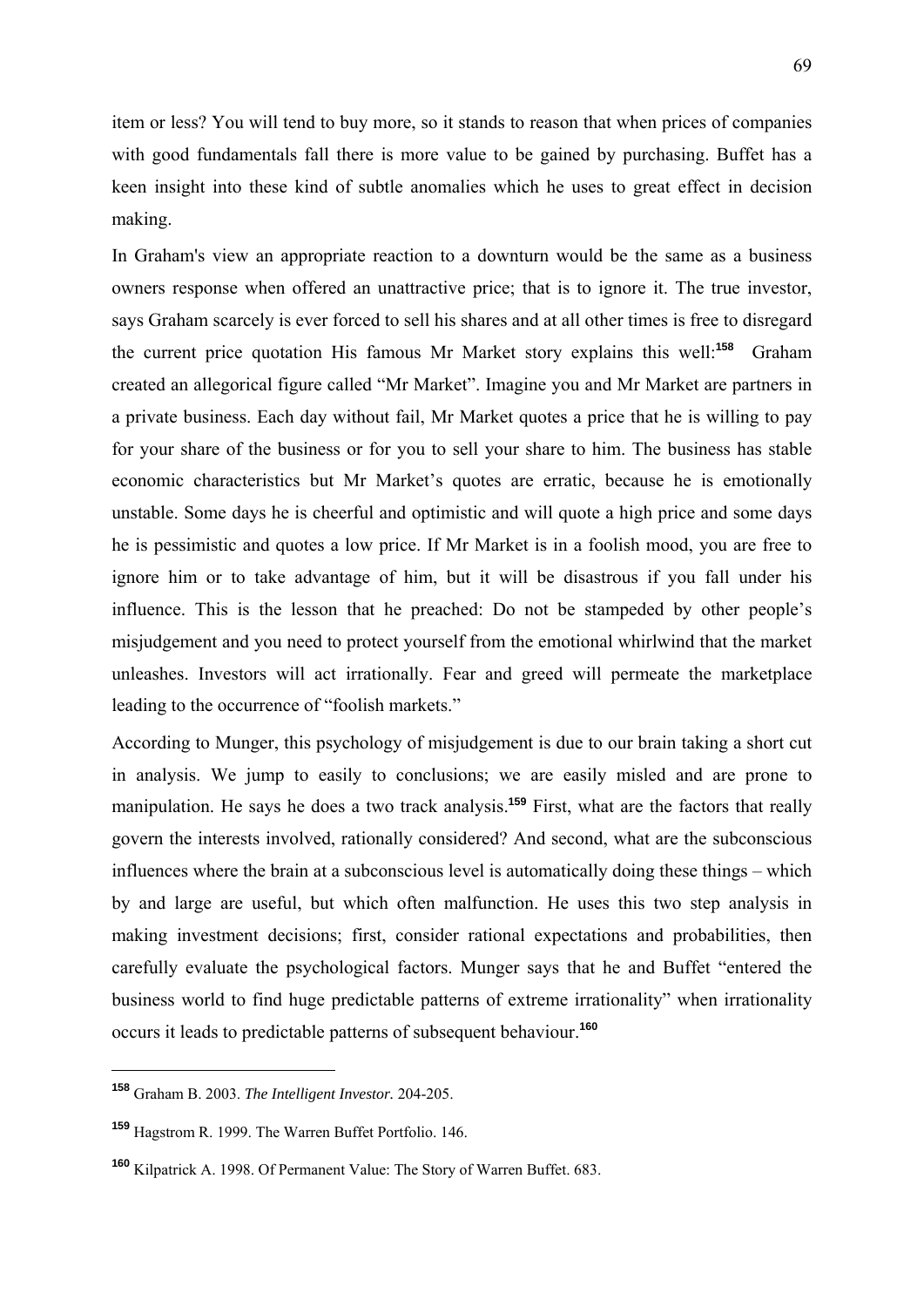item or less? You will tend to buy more, so it stands to reason that when prices of companies with good fundamentals fall there is more value to be gained by purchasing. Buffet has a keen insight into these kind of subtle anomalies which he uses to great effect in decision making.

In Graham's view an appropriate reaction to a downturn would be the same as a business owners response when offered an unattractive price; that is to ignore it. The true investor, says Graham scarcely is ever forced to sell his shares and at all other times is free to disregard the current price quotation His famous Mr Market story explains this well:[158] Graham created an allegorical figure called "Mr Market". Imagine you and Mr Market are partners in a private business. Each day without fail, Mr Market quotes a price that he is willing to pay for your share of the business or for you to sell your share to him. The business has stable economic characteristics but Mr Market's quotes are erratic, because he is emotionally unstable. Some days he is cheerful and optimistic and will quote a high price and some days he is pessimistic and quotes a low price. If Mr Market is in a foolish mood, you are free to ignore him or to take advantage of him, but it will be disastrous if you fall under his influence. This is the lesson that he preached: Do not be stampeded by other people's misjudgement and you need to protect yourself from the emotional whirlwind that the market unleashes. Investors will act irrationally. Fear and greed will permeate the marketplace leading to the occurrence of "foolish markets."

According to Munger, this psychology of misjudgement is due to our brain taking a short cut in analysis. We jump to easily to conclusions; we are easily misled and are prone to manipulation. He says he does a two track analysis.[159] First, what are the factors that really govern the interests involved, rationally considered? And second, what are the subconscious influences where the brain at a subconscious level is automatically doing these things – which by and large are useful, but which often malfunction. He uses this two step analysis in making investment decisions; first, consider rational expectations and probabilities, then carefully evaluate the psychological factors. Munger says that he and Buffet "entered the business world to find huge predictable patterns of extreme irrationality" when irrationality occurs it leads to predictable patterns of subsequent behaviour.[160]

---

[158] Graham B. 2003. *The Intelligent Investor.* 204-205.

[159] Hagstrom R. 1999. The Warren Buffet Portfolio. 146.

[160] Kilpatrick A. 1998. Of Permanent Value: The Story of Warren Buffet. 683.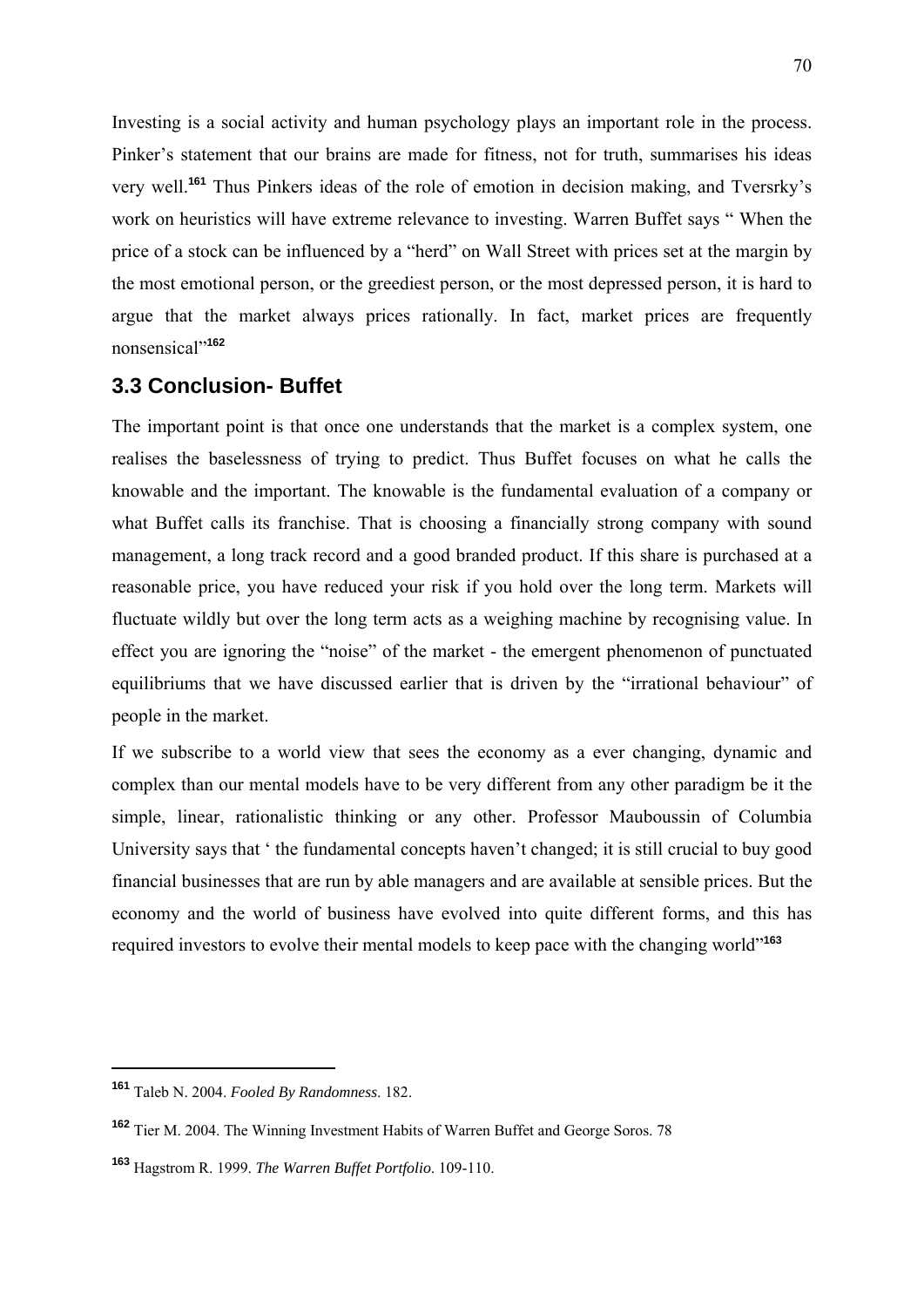Investing is a social activity and human psychology plays an important role in the process. Pinker's statement that our brains are made for fitness, not for truth, summarises his ideas very well.[161] Thus Pinkers ideas of the role of emotion in decision making, and Tversrky's work on heuristics will have extreme relevance to investing. Warren Buffet says " When the price of a stock can be influenced by a "herd" on Wall Street with prices set at the margin by the most emotional person, or the greediest person, or the most depressed person, it is hard to argue that the market always prices rationally. In fact, market prices are frequently nonsensical"[162]

## 3.3 Conclusion- Buffet

The important point is that once one understands that the market is a complex system, one realises the baselessness of trying to predict. Thus Buffet focuses on what he calls the knowable and the important. The knowable is the fundamental evaluation of a company or what Buffet calls its franchise. That is choosing a financially strong company with sound management, a long track record and a good branded product. If this share is purchased at a reasonable price, you have reduced your risk if you hold over the long term. Markets will fluctuate wildly but over the long term acts as a weighing machine by recognising value. In effect you are ignoring the "noise" of the market - the emergent phenomenon of punctuated equilibriums that we have discussed earlier that is driven by the "irrational behaviour" of people in the market.

If we subscribe to a world view that sees the economy as a ever changing, dynamic and complex than our mental models have to be very different from any other paradigm be it the simple, linear, rationalistic thinking or any other. Professor Mauboussin of Columbia University says that ' the fundamental concepts haven't changed; it is still crucial to buy good financial businesses that are run by able managers and are available at sensible prices. But the economy and the world of business have evolved into quite different forms, and this has required investors to evolve their mental models to keep pace with the changing world"[163]

---

[161] Taleb N. 2004. *Fooled By Randomness*. 182.

[162] Tier M. 2004. The Winning Investment Habits of Warren Buffet and George Soros. 78

[163] Hagstrom R. 1999. *The Warren Buffet Portfolio*. 109-110.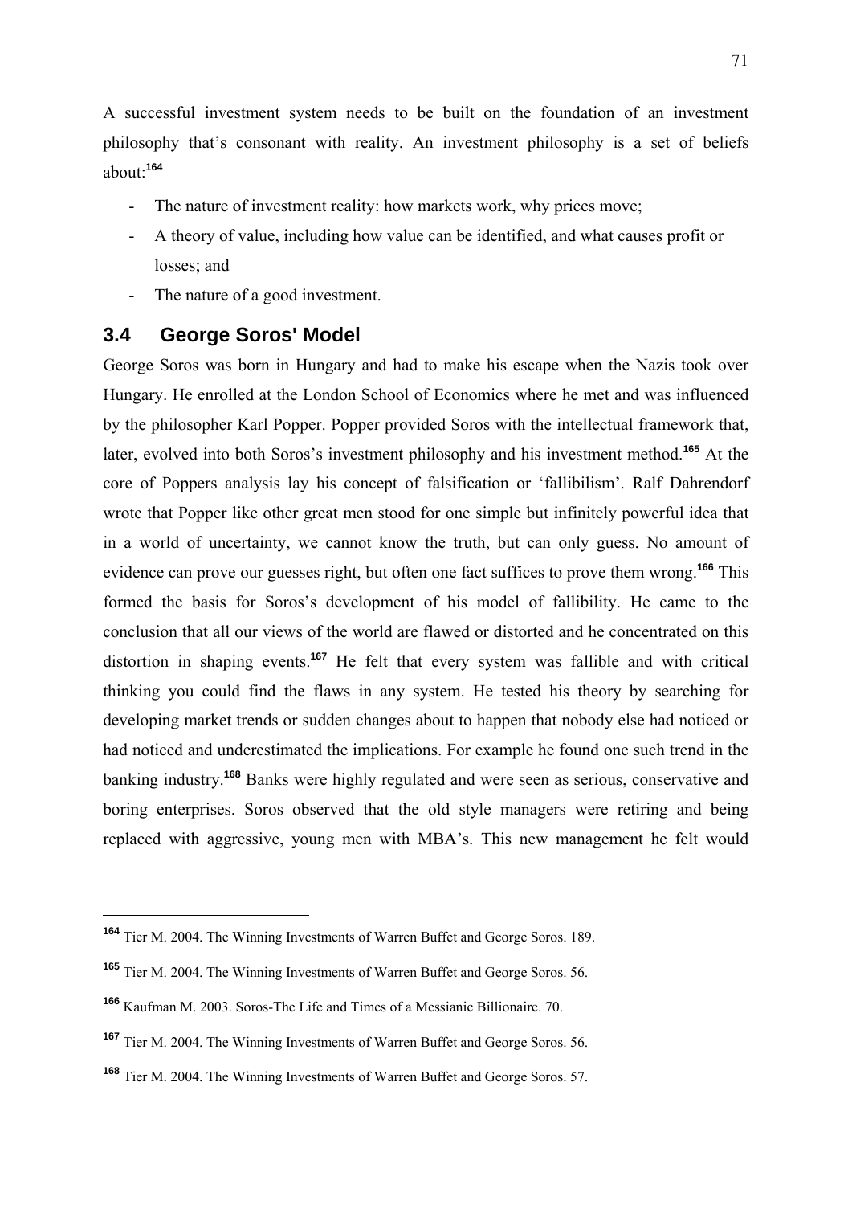A successful investment system needs to be built on the foundation of an investment philosophy that's consonant with reality. An investment philosophy is a set of beliefs about:[164]

- The nature of investment reality: how markets work, why prices move;
- A theory of value, including how value can be identified, and what causes profit or losses; and
- The nature of a good investment.

## 3.4 George Soros' Model

George Soros was born in Hungary and had to make his escape when the Nazis took over Hungary. He enrolled at the London School of Economics where he met and was influenced by the philosopher Karl Popper. Popper provided Soros with the intellectual framework that, later, evolved into both Soros's investment philosophy and his investment method.[165] At the core of Poppers analysis lay his concept of falsification or 'fallibilism'. Ralf Dahrendorf wrote that Popper like other great men stood for one simple but infinitely powerful idea that in a world of uncertainty, we cannot know the truth, but can only guess. No amount of evidence can prove our guesses right, but often one fact suffices to prove them wrong.[166] This formed the basis for Soros's development of his model of fallibility. He came to the conclusion that all our views of the world are flawed or distorted and he concentrated on this distortion in shaping events.[167] He felt that every system was fallible and with critical thinking you could find the flaws in any system. He tested his theory by searching for developing market trends or sudden changes about to happen that nobody else had noticed or had noticed and underestimated the implications. For example he found one such trend in the banking industry.[168] Banks were highly regulated and were seen as serious, conservative and boring enterprises. Soros observed that the old style managers were retiring and being replaced with aggressive, young men with MBA's. This new management he felt would

---

[164] Tier M. 2004. The Winning Investments of Warren Buffet and George Soros. 189.

[165] Tier M. 2004. The Winning Investments of Warren Buffet and George Soros. 56.

[166] Kaufman M. 2003. Soros-The Life and Times of a Messianic Billionaire. 70.

[167] Tier M. 2004. The Winning Investments of Warren Buffet and George Soros. 56.

[168] Tier M. 2004. The Winning Investments of Warren Buffet and George Soros. 57.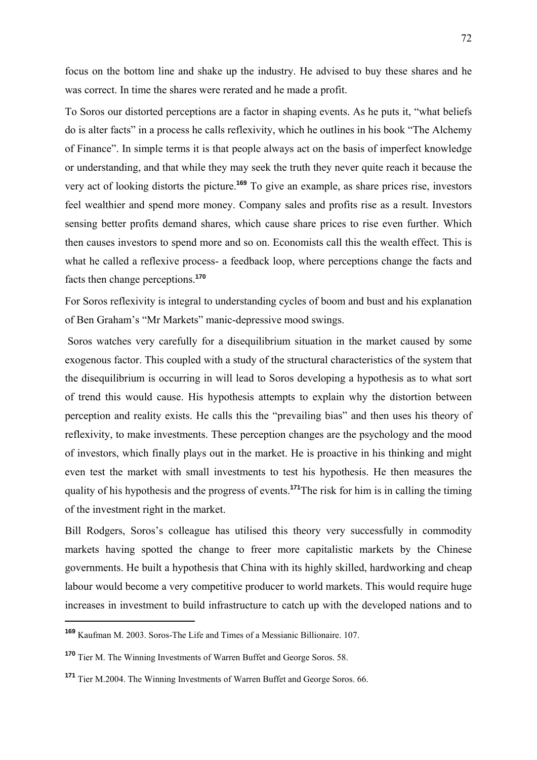focus on the bottom line and shake up the industry. He advised to buy these shares and he was correct. In time the shares were rerated and he made a profit.

To Soros our distorted perceptions are a factor in shaping events. As he puts it, "what beliefs do is alter facts" in a process he calls reflexivity, which he outlines in his book "The Alchemy of Finance". In simple terms it is that people always act on the basis of imperfect knowledge or understanding, and that while they may seek the truth they never quite reach it because the very act of looking distorts the picture.[169] To give an example, as share prices rise, investors feel wealthier and spend more money. Company sales and profits rise as a result. Investors sensing better profits demand shares, which cause share prices to rise even further. Which then causes investors to spend more and so on. Economists call this the wealth effect. This is what he called a reflexive process- a feedback loop, where perceptions change the facts and facts then change perceptions.[170]

For Soros reflexivity is integral to understanding cycles of boom and bust and his explanation of Ben Graham's "Mr Markets" manic-depressive mood swings.

Soros watches very carefully for a disequilibrium situation in the market caused by some exogenous factor. This coupled with a study of the structural characteristics of the system that the disequilibrium is occurring in will lead to Soros developing a hypothesis as to what sort of trend this would cause. His hypothesis attempts to explain why the distortion between perception and reality exists. He calls this the "prevailing bias" and then uses his theory of reflexivity, to make investments. These perception changes are the psychology and the mood of investors, which finally plays out in the market. He is proactive in his thinking and might even test the market with small investments to test his hypothesis. He then measures the quality of his hypothesis and the progress of events.[171]The risk for him is in calling the timing of the investment right in the market.

Bill Rodgers, Soros's colleague has utilised this theory very successfully in commodity markets having spotted the change to freer more capitalistic markets by the Chinese governments. He built a hypothesis that China with its highly skilled, hardworking and cheap labour would become a very competitive producer to world markets. This would require huge increases in investment to build infrastructure to catch up with the developed nations and to

---

[169] Kaufman M. 2003. Soros-The Life and Times of a Messianic Billionaire. 107.

[170] Tier M. The Winning Investments of Warren Buffet and George Soros. 58.

[171] Tier M.2004. The Winning Investments of Warren Buffet and George Soros. 66.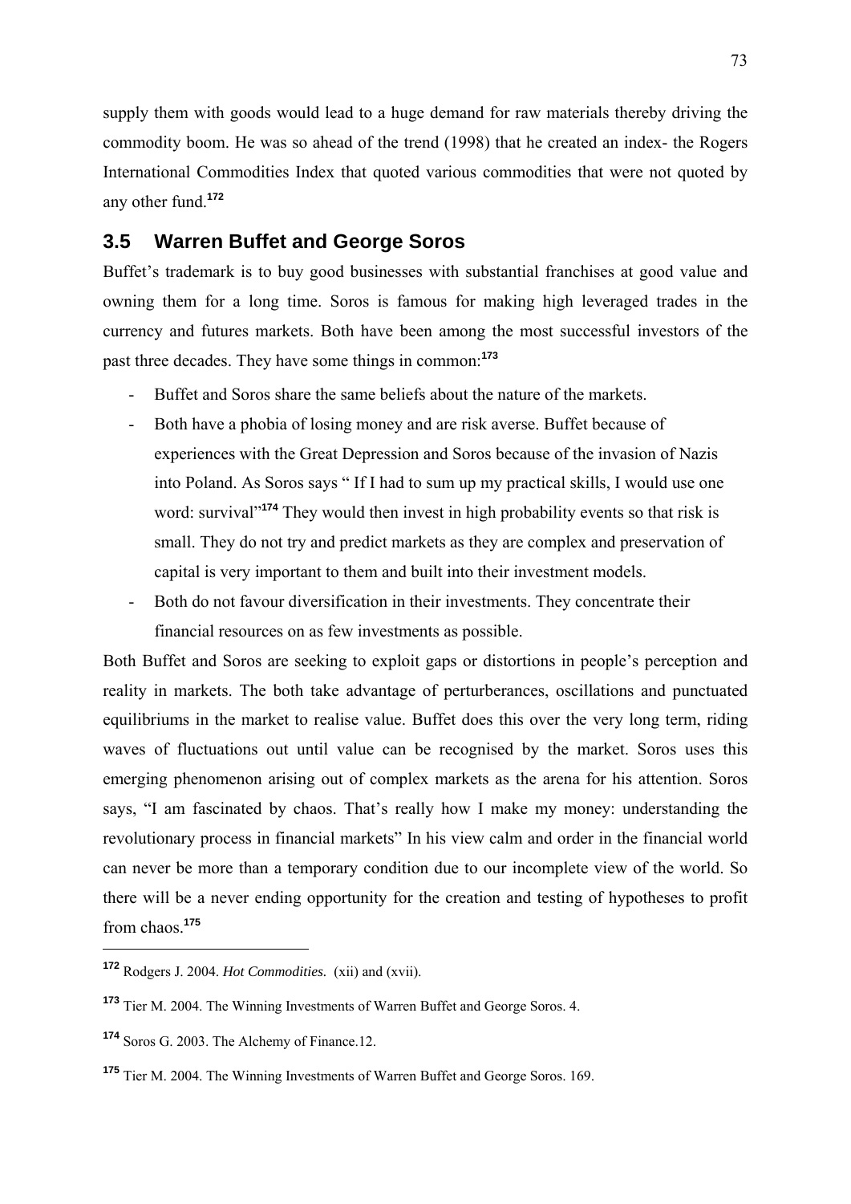supply them with goods would lead to a huge demand for raw materials thereby driving the commodity boom. He was so ahead of the trend (1998) that he created an index- the Rogers International Commodities Index that quoted various commodities that were not quoted by any other fund.[172]

## 3.5 Warren Buffet and George Soros

Buffet's trademark is to buy good businesses with substantial franchises at good value and owning them for a long time. Soros is famous for making high leveraged trades in the currency and futures markets. Both have been among the most successful investors of the past three decades. They have some things in common:[173]

- Buffet and Soros share the same beliefs about the nature of the markets.
- Both have a phobia of losing money and are risk averse. Buffet because of experiences with the Great Depression and Soros because of the invasion of Nazis into Poland. As Soros says " If I had to sum up my practical skills, I would use one word: survival"[174] They would then invest in high probability events so that risk is small. They do not try and predict markets as they are complex and preservation of capital is very important to them and built into their investment models.
- Both do not favour diversification in their investments. They concentrate their financial resources on as few investments as possible.

Both Buffet and Soros are seeking to exploit gaps or distortions in people's perception and reality in markets. The both take advantage of perturberances, oscillations and punctuated equilibriums in the market to realise value. Buffet does this over the very long term, riding waves of fluctuations out until value can be recognised by the market. Soros uses this emerging phenomenon arising out of complex markets as the arena for his attention. Soros says, "I am fascinated by chaos. That's really how I make my money: understanding the revolutionary process in financial markets" In his view calm and order in the financial world can never be more than a temporary condition due to our incomplete view of the world. So there will be a never ending opportunity for the creation and testing of hypotheses to profit from chaos.[175]

---

[172] Rodgers J. 2004. *Hot Commodities.* (xii) and (xvii).

[173] Tier M. 2004. The Winning Investments of Warren Buffet and George Soros. 4.

[174] Soros G. 2003. The Alchemy of Finance.12.

[175] Tier M. 2004. The Winning Investments of Warren Buffet and George Soros. 169.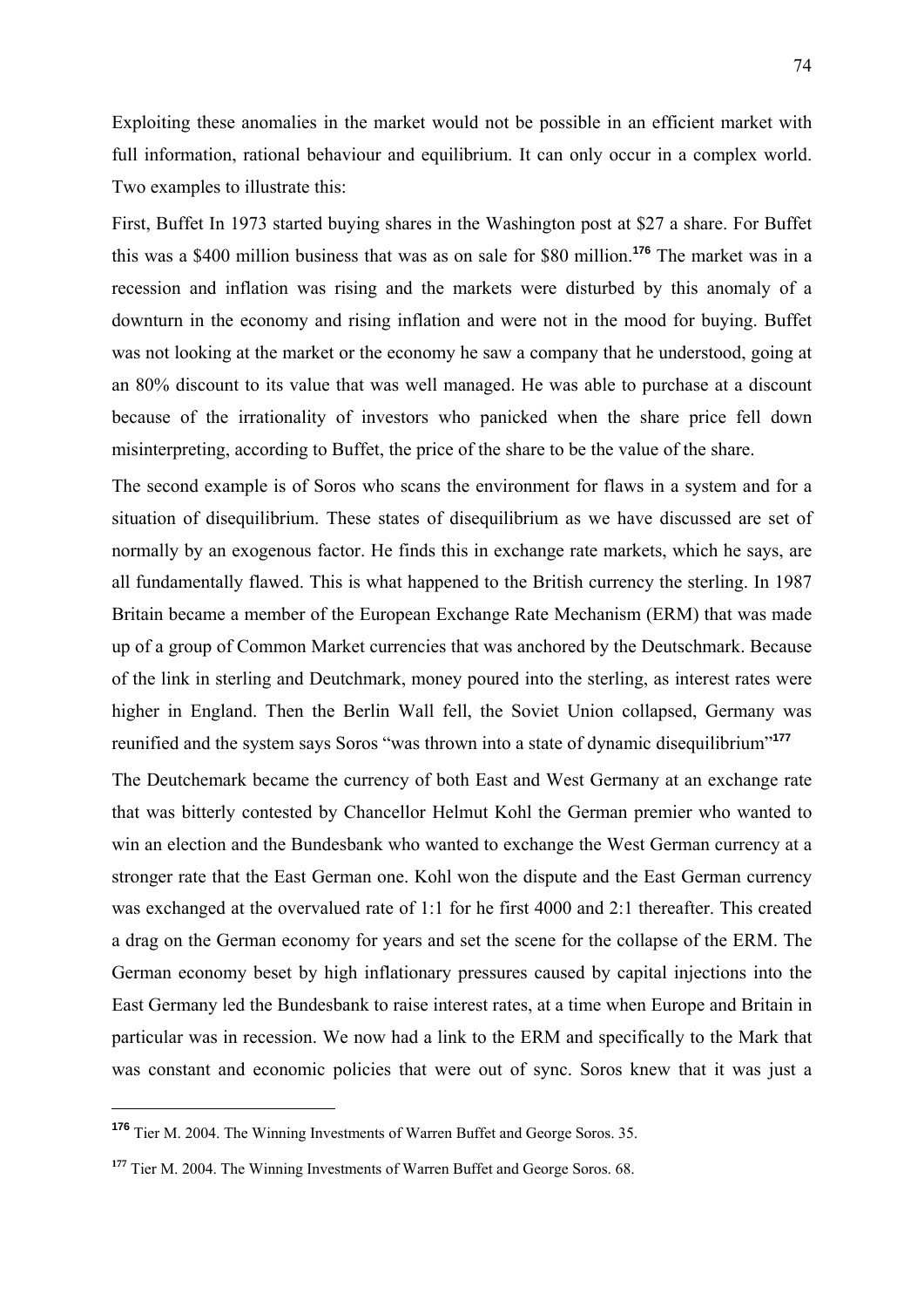Exploiting these anomalies in the market would not be possible in an efficient market with full information, rational behaviour and equilibrium. It can only occur in a complex world. Two examples to illustrate this:

First, Buffet In 1973 started buying shares in the Washington post at $27 a share. For Buffet this was a $400 million business that was as on sale for $80 million.[176] The market was in a recession and inflation was rising and the markets were disturbed by this anomaly of a downturn in the economy and rising inflation and were not in the mood for buying. Buffet was not looking at the market or the economy he saw a company that he understood, going at an 80% discount to its value that was well managed. He was able to purchase at a discount because of the irrationality of investors who panicked when the share price fell down misinterpreting, according to Buffet, the price of the share to be the value of the share.

The second example is of Soros who scans the environment for flaws in a system and for a situation of disequilibrium. These states of disequilibrium as we have discussed are set of normally by an exogenous factor. He finds this in exchange rate markets, which he says, are all fundamentally flawed. This is what happened to the British currency the sterling. In 1987 Britain became a member of the European Exchange Rate Mechanism (ERM) that was made up of a group of Common Market currencies that was anchored by the Deutschmark. Because of the link in sterling and Deutchmark, money poured into the sterling, as interest rates were higher in England. Then the Berlin Wall fell, the Soviet Union collapsed, Germany was reunified and the system says Soros "was thrown into a state of dynamic disequilibrium"[177]

The Deutchemark became the currency of both East and West Germany at an exchange rate that was bitterly contested by Chancellor Helmut Kohl the German premier who wanted to win an election and the Bundesbank who wanted to exchange the West German currency at a stronger rate that the East German one. Kohl won the dispute and the East German currency was exchanged at the overvalued rate of 1:1 for he first 4000 and 2:1 thereafter. This created a drag on the German economy for years and set the scene for the collapse of the ERM. The German economy beset by high inflationary pressures caused by capital injections into the East Germany led the Bundesbank to raise interest rates, at a time when Europe and Britain in particular was in recession. We now had a link to the ERM and specifically to the Mark that was constant and economic policies that were out of sync. Soros knew that it was just a

---

[176] Tier M. 2004. The Winning Investments of Warren Buffet and George Soros. 35.

[177] Tier M. 2004. The Winning Investments of Warren Buffet and George Soros. 68.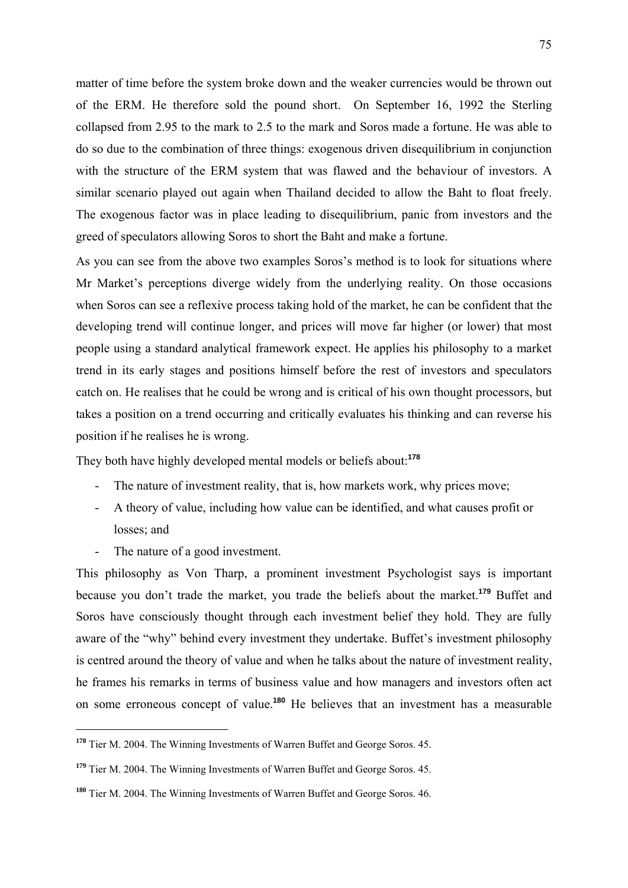matter of time before the system broke down and the weaker currencies would be thrown out of the ERM. He therefore sold the pound short. On September 16, 1992 the Sterling collapsed from 2.95 to the mark to 2.5 to the mark and Soros made a fortune. He was able to do so due to the combination of three things: exogenous driven disequilibrium in conjunction with the structure of the ERM system that was flawed and the behaviour of investors. A similar scenario played out again when Thailand decided to allow the Baht to float freely. The exogenous factor was in place leading to disequilibrium, panic from investors and the greed of speculators allowing Soros to short the Baht and make a fortune.

As you can see from the above two examples Soros's method is to look for situations where Mr Market's perceptions diverge widely from the underlying reality. On those occasions when Soros can see a reflexive process taking hold of the market, he can be confident that the developing trend will continue longer, and prices will move far higher (or lower) that most people using a standard analytical framework expect. He applies his philosophy to a market trend in its early stages and positions himself before the rest of investors and speculators catch on. He realises that he could be wrong and is critical of his own thought processors, but takes a position on a trend occurring and critically evaluates his thinking and can reverse his position if he realises he is wrong.

They both have highly developed mental models or beliefs about:[178]

- The nature of investment reality, that is, how markets work, why prices move;
- A theory of value, including how value can be identified, and what causes profit or losses; and
- The nature of a good investment.

This philosophy as Von Tharp, a prominent investment Psychologist says is important because you don't trade the market, you trade the beliefs about the market.[179] Buffet and Soros have consciously thought through each investment belief they hold. They are fully aware of the "why" behind every investment they undertake. Buffet's investment philosophy is centred around the theory of value and when he talks about the nature of investment reality, he frames his remarks in terms of business value and how managers and investors often act on some erroneous concept of value.[180] He believes that an investment has a measurable

---

[178] Tier M. 2004. The Winning Investments of Warren Buffet and George Soros. 45.

[179] Tier M. 2004. The Winning Investments of Warren Buffet and George Soros. 45.

[180] Tier M. 2004. The Winning Investments of Warren Buffet and George Soros. 46.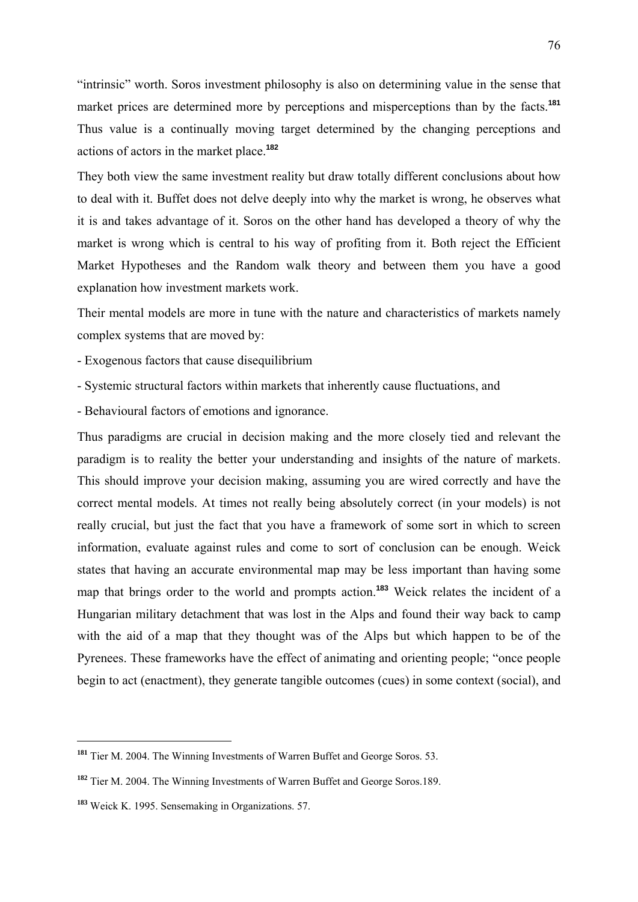"intrinsic" worth. Soros investment philosophy is also on determining value in the sense that market prices are determined more by perceptions and misperceptions than by the facts.[181] Thus value is a continually moving target determined by the changing perceptions and actions of actors in the market place.[182]

They both view the same investment reality but draw totally different conclusions about how to deal with it. Buffet does not delve deeply into why the market is wrong, he observes what it is and takes advantage of it. Soros on the other hand has developed a theory of why the market is wrong which is central to his way of profiting from it. Both reject the Efficient Market Hypotheses and the Random walk theory and between them you have a good explanation how investment markets work.

Their mental models are more in tune with the nature and characteristics of markets namely complex systems that are moved by:

- Exogenous factors that cause disequilibrium
- Systemic structural factors within markets that inherently cause fluctuations, and
- Behavioural factors of emotions and ignorance.

Thus paradigms are crucial in decision making and the more closely tied and relevant the paradigm is to reality the better your understanding and insights of the nature of markets. This should improve your decision making, assuming you are wired correctly and have the correct mental models. At times not really being absolutely correct (in your models) is not really crucial, but just the fact that you have a framework of some sort in which to screen information, evaluate against rules and come to sort of conclusion can be enough. Weick states that having an accurate environmental map may be less important than having some map that brings order to the world and prompts action.[183] Weick relates the incident of a Hungarian military detachment that was lost in the Alps and found their way back to camp with the aid of a map that they thought was of the Alps but which happen to be of the Pyrenees. These frameworks have the effect of animating and orienting people; "once people begin to act (enactment), they generate tangible outcomes (cues) in some context (social), and

---

[181] Tier M. 2004. The Winning Investments of Warren Buffet and George Soros. 53.

[182] Tier M. 2004. The Winning Investments of Warren Buffet and George Soros.189.

[183] Weick K. 1995. Sensemaking in Organizations. 57.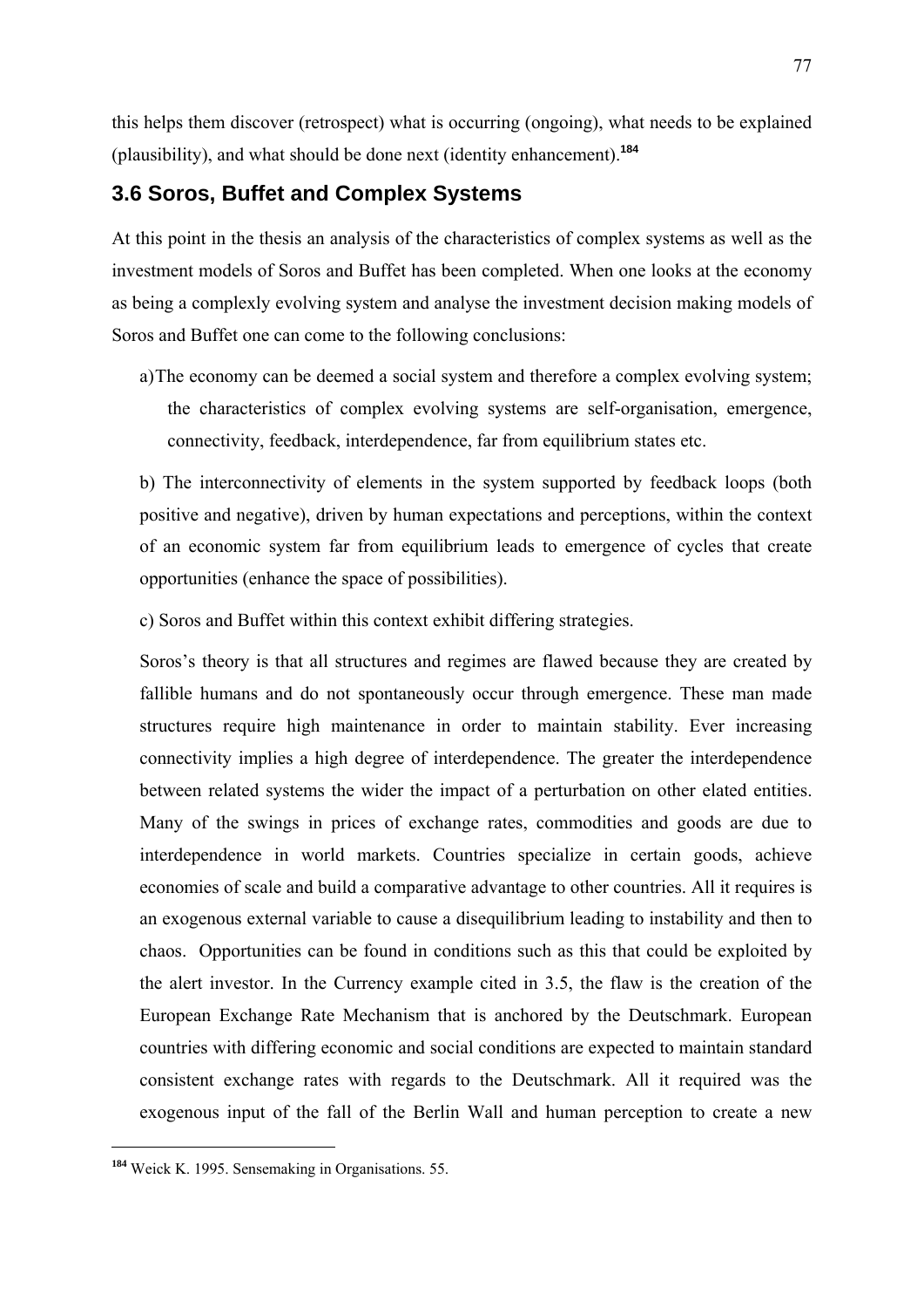this helps them discover (retrospect) what is occurring (ongoing), what needs to be explained (plausibility), and what should be done next (identity enhancement).[184]

## 3.6 Soros, Buffet and Complex Systems

At this point in the thesis an analysis of the characteristics of complex systems as well as the investment models of Soros and Buffet has been completed. When one looks at the economy as being a complexly evolving system and analyse the investment decision making models of Soros and Buffet one can come to the following conclusions:

a) The economy can be deemed a social system and therefore a complex evolving system; the characteristics of complex evolving systems are self-organisation, emergence, connectivity, feedback, interdependence, far from equilibrium states etc.

b) The interconnectivity of elements in the system supported by feedback loops (both positive and negative), driven by human expectations and perceptions, within the context of an economic system far from equilibrium leads to emergence of cycles that create opportunities (enhance the space of possibilities).

c) Soros and Buffet within this context exhibit differing strategies.

Soros's theory is that all structures and regimes are flawed because they are created by fallible humans and do not spontaneously occur through emergence. These man made structures require high maintenance in order to maintain stability. Ever increasing connectivity implies a high degree of interdependence. The greater the interdependence between related systems the wider the impact of a perturbation on other elated entities. Many of the swings in prices of exchange rates, commodities and goods are due to interdependence in world markets. Countries specialize in certain goods, achieve economies of scale and build a comparative advantage to other countries. All it requires is an exogenous external variable to cause a disequilibrium leading to instability and then to chaos. Opportunities can be found in conditions such as this that could be exploited by the alert investor. In the Currency example cited in 3.5, the flaw is the creation of the European Exchange Rate Mechanism that is anchored by the Deutschmark. European countries with differing economic and social conditions are expected to maintain standard consistent exchange rates with regards to the Deutschmark. All it required was the exogenous input of the fall of the Berlin Wall and human perception to create a new

---

[184] Weick K. 1995. Sensemaking in Organisations. 55.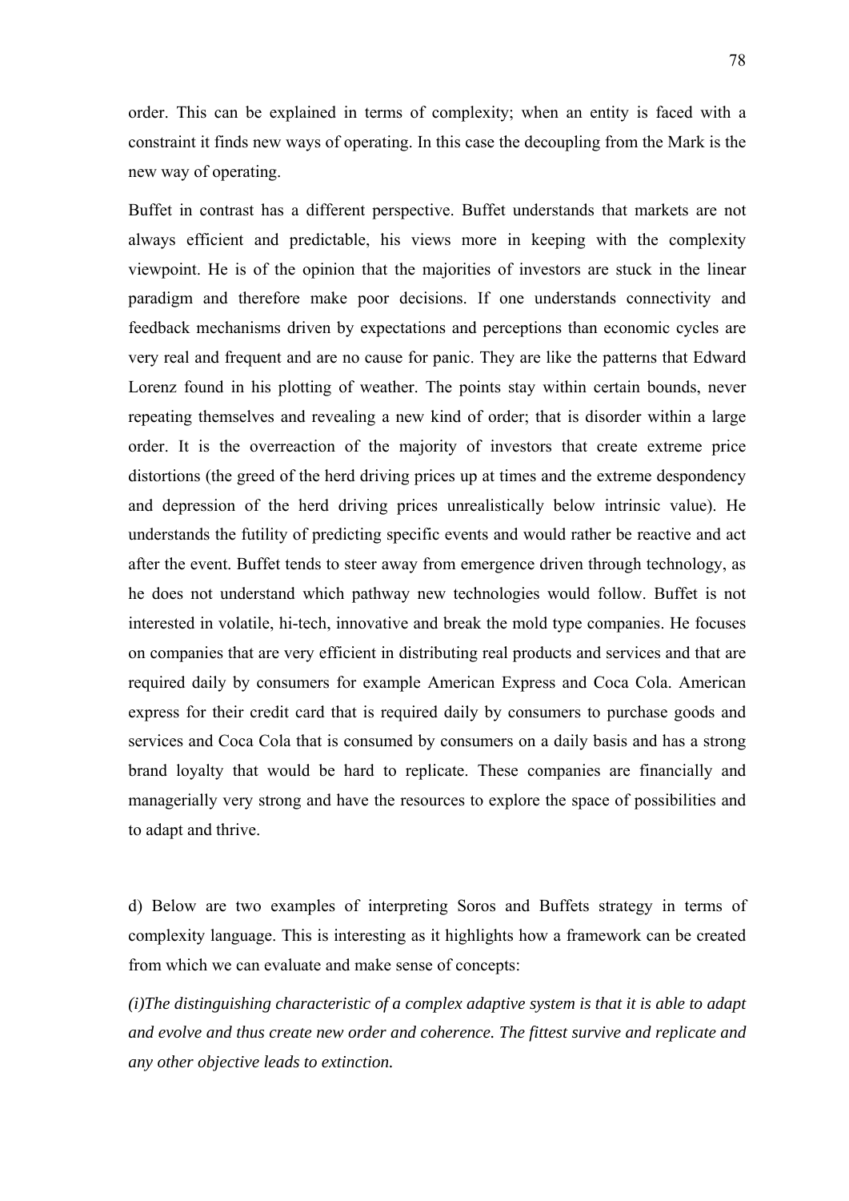order. This can be explained in terms of complexity; when an entity is faced with a constraint it finds new ways of operating. In this case the decoupling from the Mark is the new way of operating.

Buffet in contrast has a different perspective. Buffet understands that markets are not always efficient and predictable, his views more in keeping with the complexity viewpoint. He is of the opinion that the majorities of investors are stuck in the linear paradigm and therefore make poor decisions. If one understands connectivity and feedback mechanisms driven by expectations and perceptions than economic cycles are very real and frequent and are no cause for panic. They are like the patterns that Edward Lorenz found in his plotting of weather. The points stay within certain bounds, never repeating themselves and revealing a new kind of order; that is disorder within a large order. It is the overreaction of the majority of investors that create extreme price distortions (the greed of the herd driving prices up at times and the extreme despondency and depression of the herd driving prices unrealistically below intrinsic value). He understands the futility of predicting specific events and would rather be reactive and act after the event. Buffet tends to steer away from emergence driven through technology, as he does not understand which pathway new technologies would follow. Buffet is not interested in volatile, hi-tech, innovative and break the mold type companies. He focuses on companies that are very efficient in distributing real products and services and that are required daily by consumers for example American Express and Coca Cola. American express for their credit card that is required daily by consumers to purchase goods and services and Coca Cola that is consumed by consumers on a daily basis and has a strong brand loyalty that would be hard to replicate. These companies are financially and managerially very strong and have the resources to explore the space of possibilities and to adapt and thrive.

d) Below are two examples of interpreting Soros and Buffets strategy in terms of complexity language. This is interesting as it highlights how a framework can be created from which we can evaluate and make sense of concepts:

*(i)The distinguishing characteristic of a complex adaptive system is that it is able to adapt and evolve and thus create new order and coherence. The fittest survive and replicate and any other objective leads to extinction.*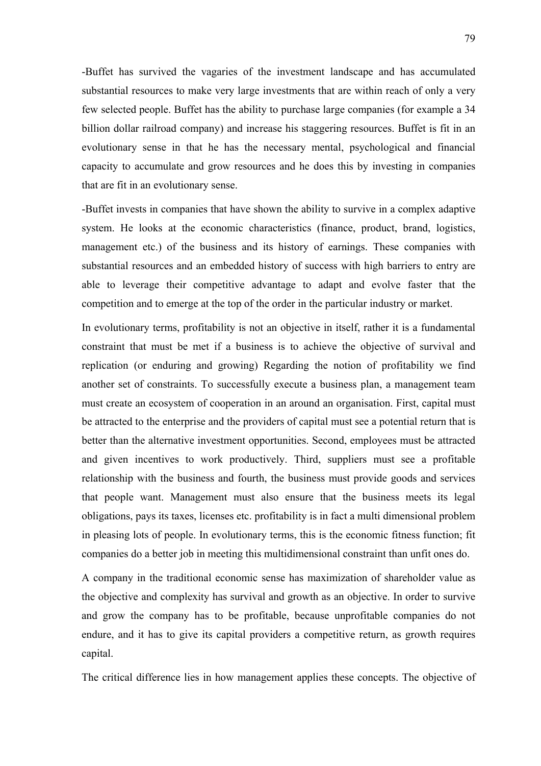-Buffet has survived the vagaries of the investment landscape and has accumulated substantial resources to make very large investments that are within reach of only a very few selected people. Buffet has the ability to purchase large companies (for example a 34 billion dollar railroad company) and increase his staggering resources. Buffet is fit in an evolutionary sense in that he has the necessary mental, psychological and financial capacity to accumulate and grow resources and he does this by investing in companies that are fit in an evolutionary sense.

-Buffet invests in companies that have shown the ability to survive in a complex adaptive system. He looks at the economic characteristics (finance, product, brand, logistics, management etc.) of the business and its history of earnings. These companies with substantial resources and an embedded history of success with high barriers to entry are able to leverage their competitive advantage to adapt and evolve faster that the competition and to emerge at the top of the order in the particular industry or market.

In evolutionary terms, profitability is not an objective in itself, rather it is a fundamental constraint that must be met if a business is to achieve the objective of survival and replication (or enduring and growing) Regarding the notion of profitability we find another set of constraints. To successfully execute a business plan, a management team must create an ecosystem of cooperation in an around an organisation. First, capital must be attracted to the enterprise and the providers of capital must see a potential return that is better than the alternative investment opportunities. Second, employees must be attracted and given incentives to work productively. Third, suppliers must see a profitable relationship with the business and fourth, the business must provide goods and services that people want. Management must also ensure that the business meets its legal obligations, pays its taxes, licenses etc. profitability is in fact a multi dimensional problem in pleasing lots of people. In evolutionary terms, this is the economic fitness function; fit companies do a better job in meeting this multidimensional constraint than unfit ones do.

A company in the traditional economic sense has maximization of shareholder value as the objective and complexity has survival and growth as an objective. In order to survive and grow the company has to be profitable, because unprofitable companies do not endure, and it has to give its capital providers a competitive return, as growth requires capital.

The critical difference lies in how management applies these concepts. The objective of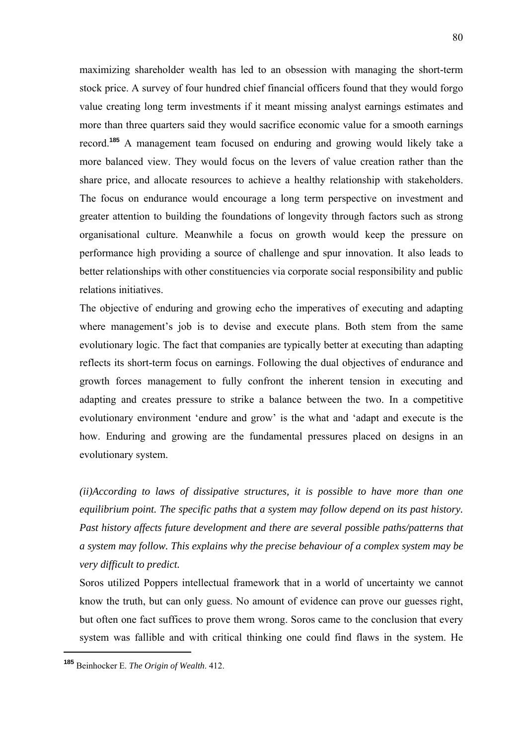maximizing shareholder wealth has led to an obsession with managing the short-term stock price. A survey of four hundred chief financial officers found that they would forgo value creating long term investments if it meant missing analyst earnings estimates and more than three quarters said they would sacrifice economic value for a smooth earnings record.[185] A management team focused on enduring and growing would likely take a more balanced view. They would focus on the levers of value creation rather than the share price, and allocate resources to achieve a healthy relationship with stakeholders. The focus on endurance would encourage a long term perspective on investment and greater attention to building the foundations of longevity through factors such as strong organisational culture. Meanwhile a focus on growth would keep the pressure on performance high providing a source of challenge and spur innovation. It also leads to better relationships with other constituencies via corporate social responsibility and public relations initiatives.

The objective of enduring and growing echo the imperatives of executing and adapting where management's job is to devise and execute plans. Both stem from the same evolutionary logic. The fact that companies are typically better at executing than adapting reflects its short-term focus on earnings. Following the dual objectives of endurance and growth forces management to fully confront the inherent tension in executing and adapting and creates pressure to strike a balance between the two. In a competitive evolutionary environment 'endure and grow' is the what and 'adapt and execute is the how. Enduring and growing are the fundamental pressures placed on designs in an evolutionary system.

*(ii)According to laws of dissipative structures, it is possible to have more than one equilibrium point. The specific paths that a system may follow depend on its past history. Past history affects future development and there are several possible paths/patterns that a system may follow. This explains why the precise behaviour of a complex system may be very difficult to predict.*

Soros utilized Poppers intellectual framework that in a world of uncertainty we cannot know the truth, but can only guess. No amount of evidence can prove our guesses right, but often one fact suffices to prove them wrong. Soros came to the conclusion that every system was fallible and with critical thinking one could find flaws in the system. He

---

[185] Beinhocker E. *The Origin of Wealth*. 412.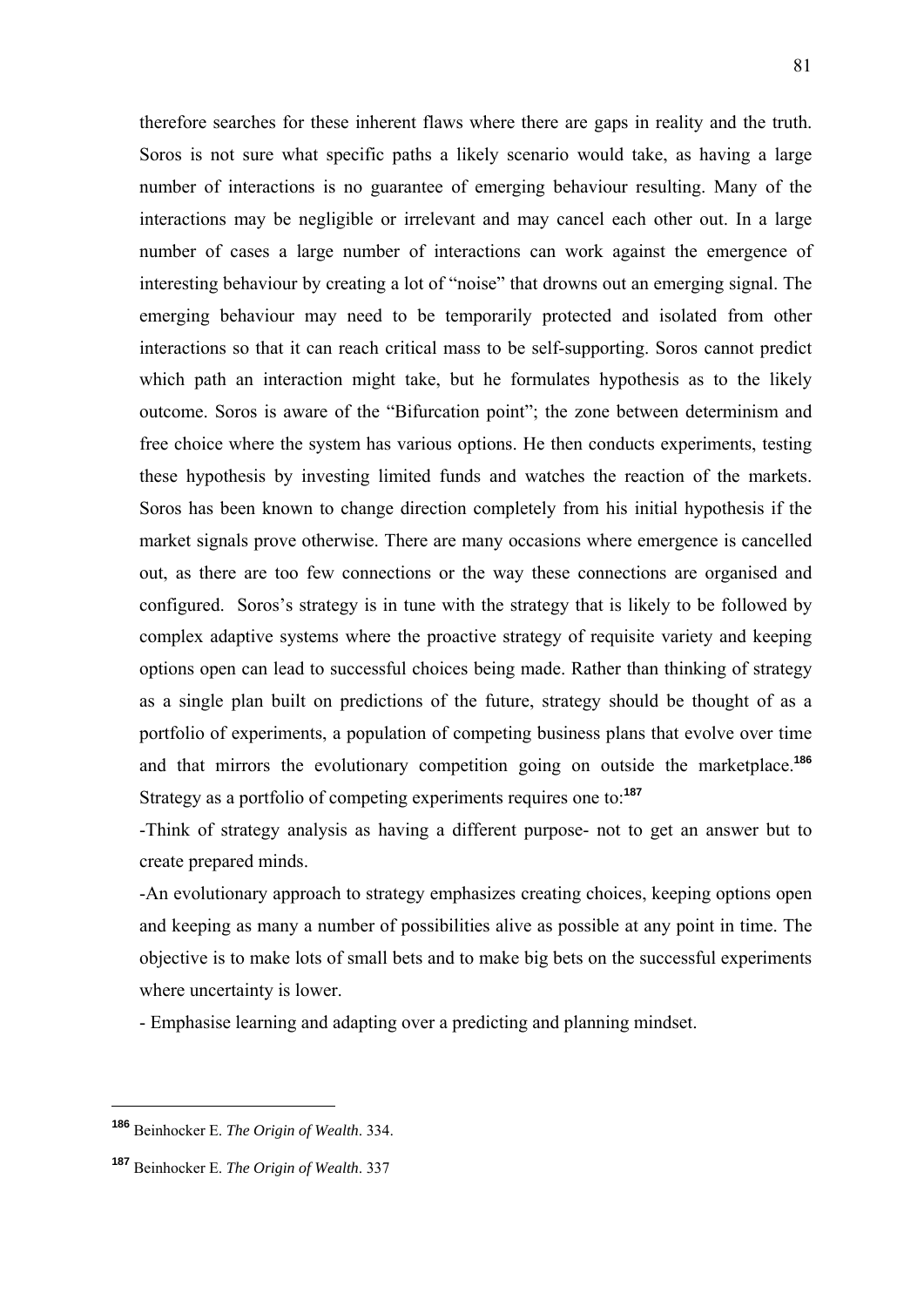therefore searches for these inherent flaws where there are gaps in reality and the truth. Soros is not sure what specific paths a likely scenario would take, as having a large number of interactions is no guarantee of emerging behaviour resulting. Many of the interactions may be negligible or irrelevant and may cancel each other out. In a large number of cases a large number of interactions can work against the emergence of interesting behaviour by creating a lot of "noise" that drowns out an emerging signal. The emerging behaviour may need to be temporarily protected and isolated from other interactions so that it can reach critical mass to be self-supporting. Soros cannot predict which path an interaction might take, but he formulates hypothesis as to the likely outcome. Soros is aware of the "Bifurcation point"; the zone between determinism and free choice where the system has various options. He then conducts experiments, testing these hypothesis by investing limited funds and watches the reaction of the markets. Soros has been known to change direction completely from his initial hypothesis if the market signals prove otherwise. There are many occasions where emergence is cancelled out, as there are too few connections or the way these connections are organised and configured. Soros's strategy is in tune with the strategy that is likely to be followed by complex adaptive systems where the proactive strategy of requisite variety and keeping options open can lead to successful choices being made. Rather than thinking of strategy as a single plan built on predictions of the future, strategy should be thought of as a portfolio of experiments, a population of competing business plans that evolve over time and that mirrors the evolutionary competition going on outside the marketplace.[186] Strategy as a portfolio of competing experiments requires one to:[187]

-Think of strategy analysis as having a different purpose- not to get an answer but to create prepared minds.

-An evolutionary approach to strategy emphasizes creating choices, keeping options open and keeping as many a number of possibilities alive as possible at any point in time. The objective is to make lots of small bets and to make big bets on the successful experiments where uncertainty is lower.

- Emphasise learning and adapting over a predicting and planning mindset.

---

[186] Beinhocker E. *The Origin of Wealth*. 334.

[187] Beinhocker E. *The Origin of Wealth*. 337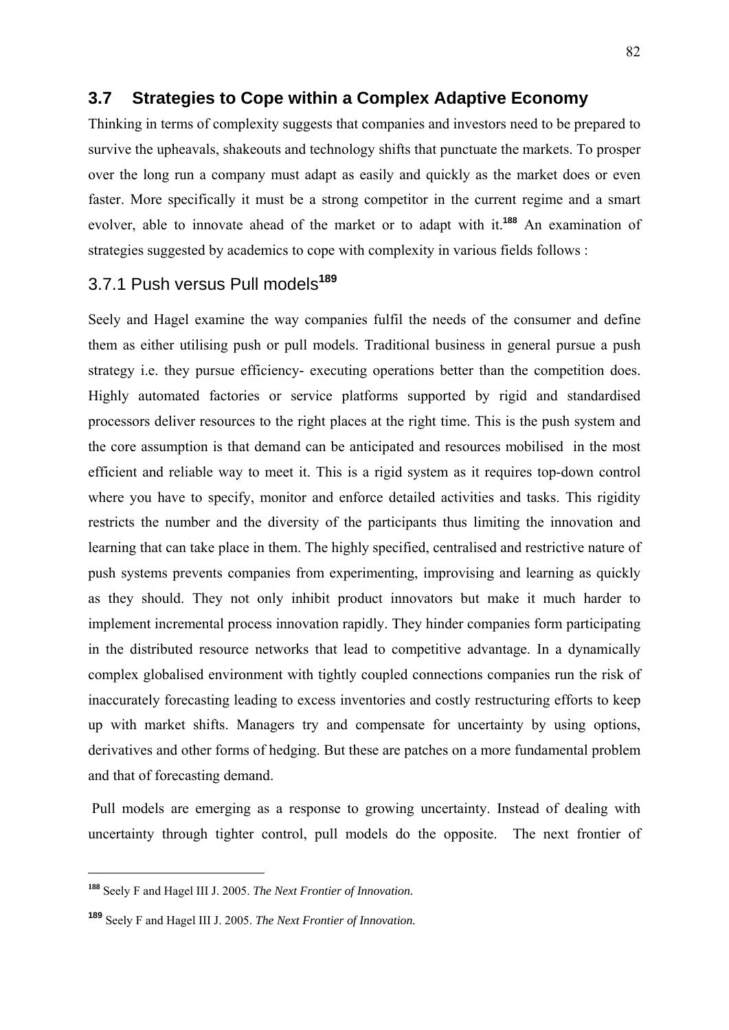## 3.7 Strategies to Cope within a Complex Adaptive Economy

Thinking in terms of complexity suggests that companies and investors need to be prepared to survive the upheavals, shakeouts and technology shifts that punctuate the markets. To prosper over the long run a company must adapt as easily and quickly as the market does or even faster. More specifically it must be a strong competitor in the current regime and a smart evolver, able to innovate ahead of the market or to adapt with it.[188] An examination of strategies suggested by academics to cope with complexity in various fields follows :

### 3.7.1 Push versus Pull models[189]

Seely and Hagel examine the way companies fulfil the needs of the consumer and define them as either utilising push or pull models. Traditional business in general pursue a push strategy i.e. they pursue efficiency- executing operations better than the competition does. Highly automated factories or service platforms supported by rigid and standardised processors deliver resources to the right places at the right time. This is the push system and the core assumption is that demand can be anticipated and resources mobilised in the most efficient and reliable way to meet it. This is a rigid system as it requires top-down control where you have to specify, monitor and enforce detailed activities and tasks. This rigidity restricts the number and the diversity of the participants thus limiting the innovation and learning that can take place in them. The highly specified, centralised and restrictive nature of push systems prevents companies from experimenting, improvising and learning as quickly as they should. They not only inhibit product innovators but make it much harder to implement incremental process innovation rapidly. They hinder companies form participating in the distributed resource networks that lead to competitive advantage. In a dynamically complex globalised environment with tightly coupled connections companies run the risk of inaccurately forecasting leading to excess inventories and costly restructuring efforts to keep up with market shifts. Managers try and compensate for uncertainty by using options, derivatives and other forms of hedging. But these are patches on a more fundamental problem and that of forecasting demand.

Pull models are emerging as a response to growing uncertainty. Instead of dealing with uncertainty through tighter control, pull models do the opposite. The next frontier of

---

[188] Seely F and Hagel III J. 2005. *The Next Frontier of Innovation.*

[189] Seely F and Hagel III J. 2005. *The Next Frontier of Innovation.*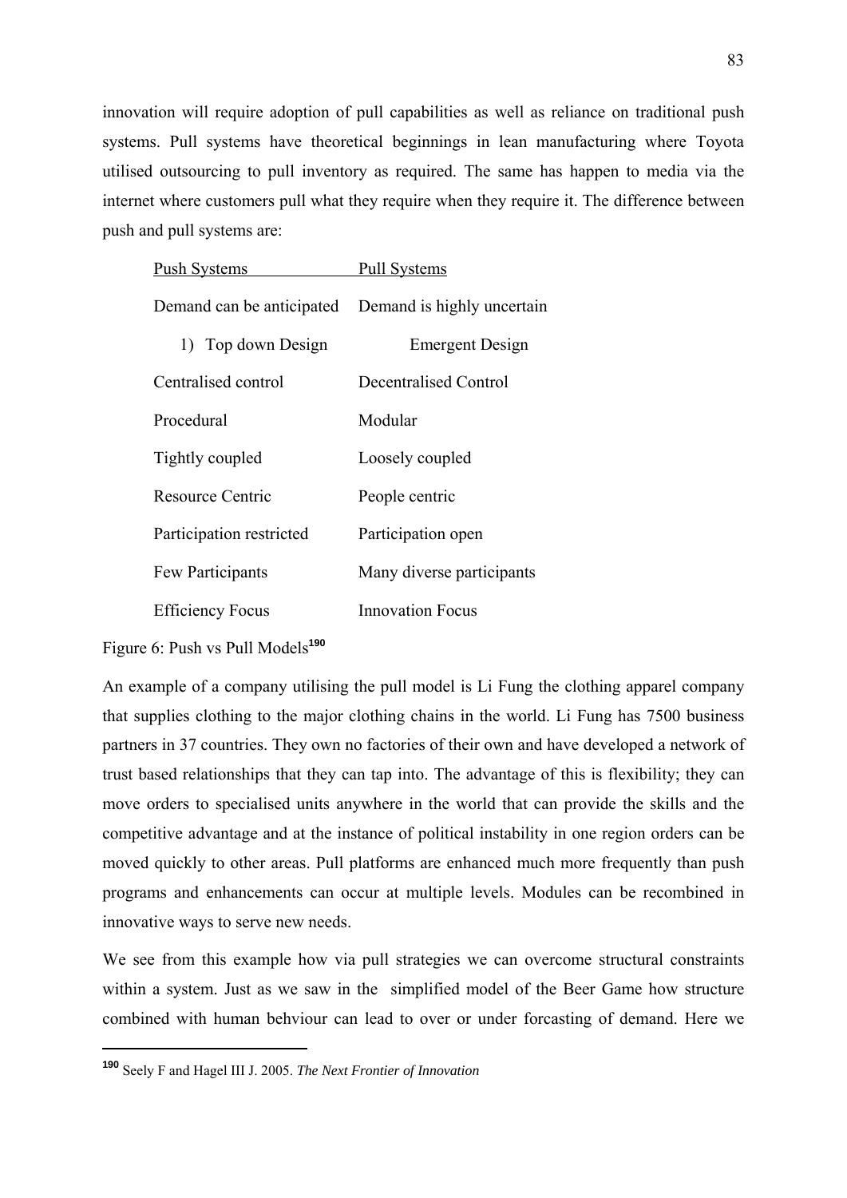innovation will require adoption of pull capabilities as well as reliance on traditional push systems. Pull systems have theoretical beginnings in lean manufacturing where Toyota utilised outsourcing to pull inventory as required. The same has happen to media via the internet where customers pull what they require when they require it. The difference between push and pull systems are:

| Push Systems | Pull Systems |
|---|---|
| Demand can be anticipated | Demand is highly uncertain |
| 1) Top down Design | Emergent Design |
| Centralised control | Decentralised Control |
| Procedural | Modular |
| Tightly coupled | Loosely coupled |
| Resource Centric | People centric |
| Participation restricted | Participation open |
| Few Participants | Many diverse participants |
| Efficiency Focus | Innovation Focus |

Figure 6: Push vs Pull Models[190]

An example of a company utilising the pull model is Li Fung the clothing apparel company that supplies clothing to the major clothing chains in the world. Li Fung has 7500 business partners in 37 countries. They own no factories of their own and have developed a network of trust based relationships that they can tap into. The advantage of this is flexibility; they can move orders to specialised units anywhere in the world that can provide the skills and the competitive advantage and at the instance of political instability in one region orders can be moved quickly to other areas. Pull platforms are enhanced much more frequently than push programs and enhancements can occur at multiple levels. Modules can be recombined in innovative ways to serve new needs.

We see from this example how via pull strategies we can overcome structural constraints within a system. Just as we saw in the simplified model of the Beer Game how structure combined with human behviour can lead to over or under forcasting of demand. Here we

---

[190] Seely F and Hagel III J. 2005. *The Next Frontier of Innovation*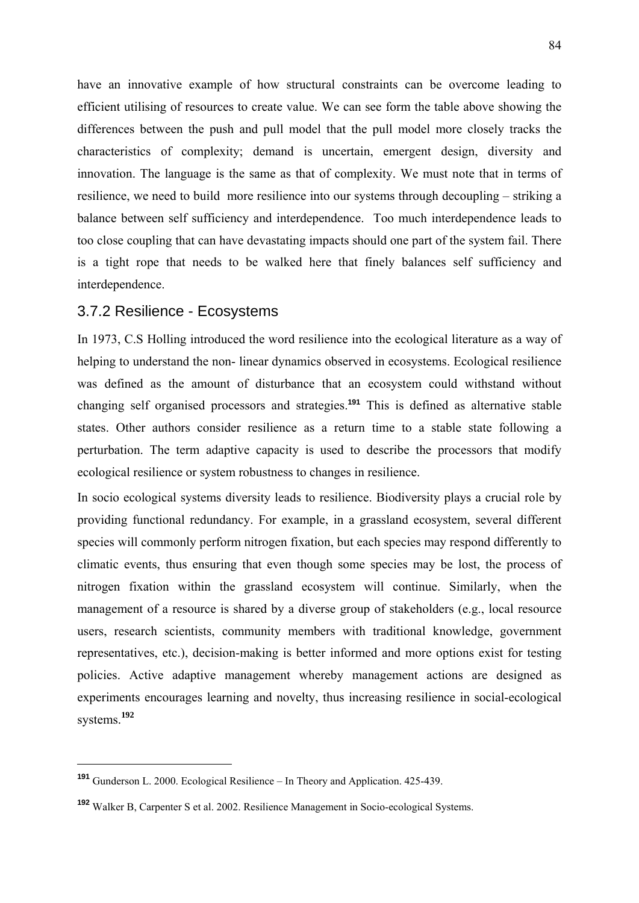have an innovative example of how structural constraints can be overcome leading to efficient utilising of resources to create value. We can see form the table above showing the differences between the push and pull model that the pull model more closely tracks the characteristics of complexity; demand is uncertain, emergent design, diversity and innovation. The language is the same as that of complexity. We must note that in terms of resilience, we need to build more resilience into our systems through decoupling – striking a balance between self sufficiency and interdependence. Too much interdependence leads to too close coupling that can have devastating impacts should one part of the system fail. There is a tight rope that needs to be walked here that finely balances self sufficiency and interdependence.

### 3.7.2 Resilience - Ecosystems

In 1973, C.S Holling introduced the word resilience into the ecological literature as a way of helping to understand the non- linear dynamics observed in ecosystems. Ecological resilience was defined as the amount of disturbance that an ecosystem could withstand without changing self organised processors and strategies.[191] This is defined as alternative stable states. Other authors consider resilience as a return time to a stable state following a perturbation. The term adaptive capacity is used to describe the processors that modify ecological resilience or system robustness to changes in resilience.

In socio ecological systems diversity leads to resilience. Biodiversity plays a crucial role by providing functional redundancy. For example, in a grassland ecosystem, several different species will commonly perform nitrogen fixation, but each species may respond differently to climatic events, thus ensuring that even though some species may be lost, the process of nitrogen fixation within the grassland ecosystem will continue. Similarly, when the management of a resource is shared by a diverse group of stakeholders (e.g., local resource users, research scientists, community members with traditional knowledge, government representatives, etc.), decision-making is better informed and more options exist for testing policies. Active adaptive management whereby management actions are designed as experiments encourages learning and novelty, thus increasing resilience in social-ecological systems.[192]

---

[191] Gunderson L. 2000. Ecological Resilience – In Theory and Application. 425-439.

[192] Walker B, Carpenter S et al. 2002. Resilience Management in Socio-ecological Systems.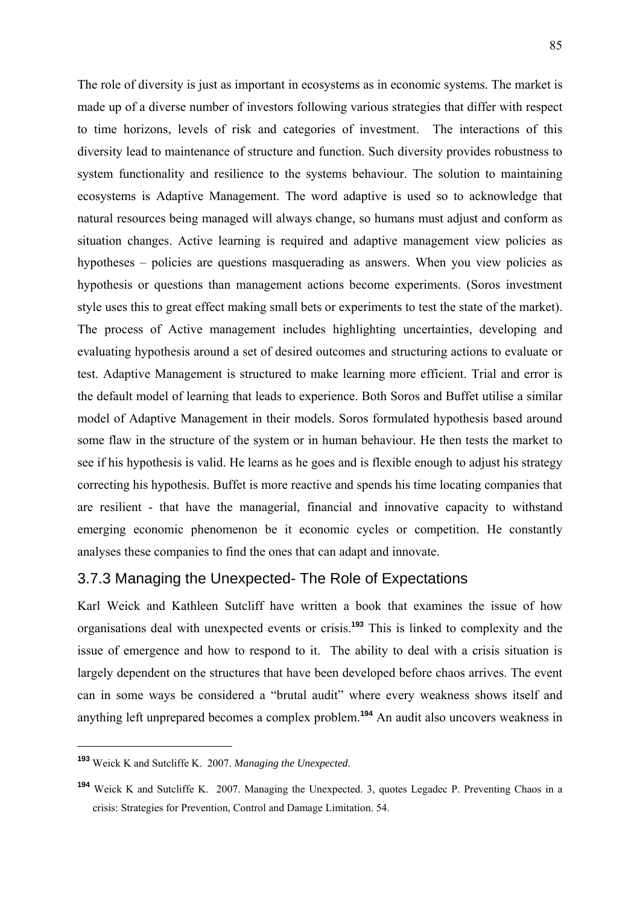The role of diversity is just as important in ecosystems as in economic systems. The market is made up of a diverse number of investors following various strategies that differ with respect to time horizons, levels of risk and categories of investment. The interactions of this diversity lead to maintenance of structure and function. Such diversity provides robustness to system functionality and resilience to the systems behaviour. The solution to maintaining ecosystems is Adaptive Management. The word adaptive is used so to acknowledge that natural resources being managed will always change, so humans must adjust and conform as situation changes. Active learning is required and adaptive management view policies as hypotheses – policies are questions masquerading as answers. When you view policies as hypothesis or questions than management actions become experiments. (Soros investment style uses this to great effect making small bets or experiments to test the state of the market). The process of Active management includes highlighting uncertainties, developing and evaluating hypothesis around a set of desired outcomes and structuring actions to evaluate or test. Adaptive Management is structured to make learning more efficient. Trial and error is the default model of learning that leads to experience. Both Soros and Buffet utilise a similar model of Adaptive Management in their models. Soros formulated hypothesis based around some flaw in the structure of the system or in human behaviour. He then tests the market to see if his hypothesis is valid. He learns as he goes and is flexible enough to adjust his strategy correcting his hypothesis. Buffet is more reactive and spends his time locating companies that are resilient - that have the managerial, financial and innovative capacity to withstand emerging economic phenomenon be it economic cycles or competition. He constantly analyses these companies to find the ones that can adapt and innovate.

### 3.7.3 Managing the Unexpected- The Role of Expectations

Karl Weick and Kathleen Sutcliff have written a book that examines the issue of how organisations deal with unexpected events or crisis.[193] This is linked to complexity and the issue of emergence and how to respond to it. The ability to deal with a crisis situation is largely dependent on the structures that have been developed before chaos arrives. The event can in some ways be considered a "brutal audit" where every weakness shows itself and anything left unprepared becomes a complex problem.[194] An audit also uncovers weakness in

---

[193] Weick K and Sutcliffe K. 2007. *Managing the Unexpected*.

[194] Weick K and Sutcliffe K. 2007. Managing the Unexpected. 3, quotes Legadec P. Preventing Chaos in a crisis: Strategies for Prevention, Control and Damage Limitation. 54.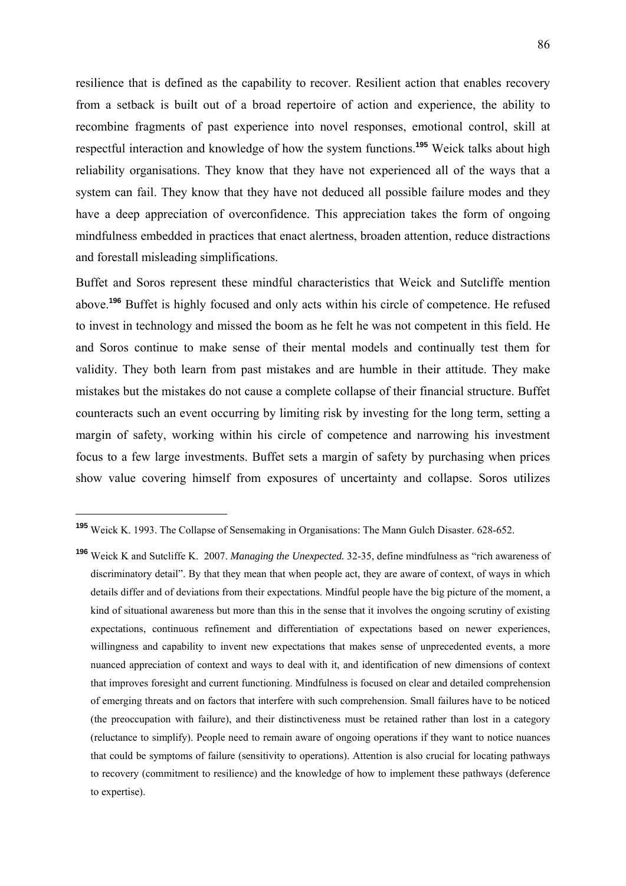resilience that is defined as the capability to recover. Resilient action that enables recovery from a setback is built out of a broad repertoire of action and experience, the ability to recombine fragments of past experience into novel responses, emotional control, skill at respectful interaction and knowledge of how the system functions.[195] Weick talks about high reliability organisations. They know that they have not experienced all of the ways that a system can fail. They know that they have not deduced all possible failure modes and they have a deep appreciation of overconfidence. This appreciation takes the form of ongoing mindfulness embedded in practices that enact alertness, broaden attention, reduce distractions and forestall misleading simplifications.

Buffet and Soros represent these mindful characteristics that Weick and Sutcliffe mention above.[196] Buffet is highly focused and only acts within his circle of competence. He refused to invest in technology and missed the boom as he felt he was not competent in this field. He and Soros continue to make sense of their mental models and continually test them for validity. They both learn from past mistakes and are humble in their attitude. They make mistakes but the mistakes do not cause a complete collapse of their financial structure. Buffet counteracts such an event occurring by limiting risk by investing for the long term, setting a margin of safety, working within his circle of competence and narrowing his investment focus to a few large investments. Buffet sets a margin of safety by purchasing when prices show value covering himself from exposures of uncertainty and collapse. Soros utilizes

---

[195] Weick K. 1993. The Collapse of Sensemaking in Organisations: The Mann Gulch Disaster. 628-652.

[196] Weick K and Sutcliffe K. 2007. *Managing the Unexpected.* 32-35, define mindfulness as "rich awareness of discriminatory detail". By that they mean that when people act, they are aware of context, of ways in which details differ and of deviations from their expectations. Mindful people have the big picture of the moment, a kind of situational awareness but more than this in the sense that it involves the ongoing scrutiny of existing expectations, continuous refinement and differentiation of expectations based on newer experiences, willingness and capability to invent new expectations that makes sense of unprecedented events, a more nuanced appreciation of context and ways to deal with it, and identification of new dimensions of context that improves foresight and current functioning. Mindfulness is focused on clear and detailed comprehension of emerging threats and on factors that interfere with such comprehension. Small failures have to be noticed (the preoccupation with failure), and their distinctiveness must be retained rather than lost in a category (reluctance to simplify). People need to remain aware of ongoing operations if they want to notice nuances that could be symptoms of failure (sensitivity to operations). Attention is also crucial for locating pathways to recovery (commitment to resilience) and the knowledge of how to implement these pathways (deference to expertise).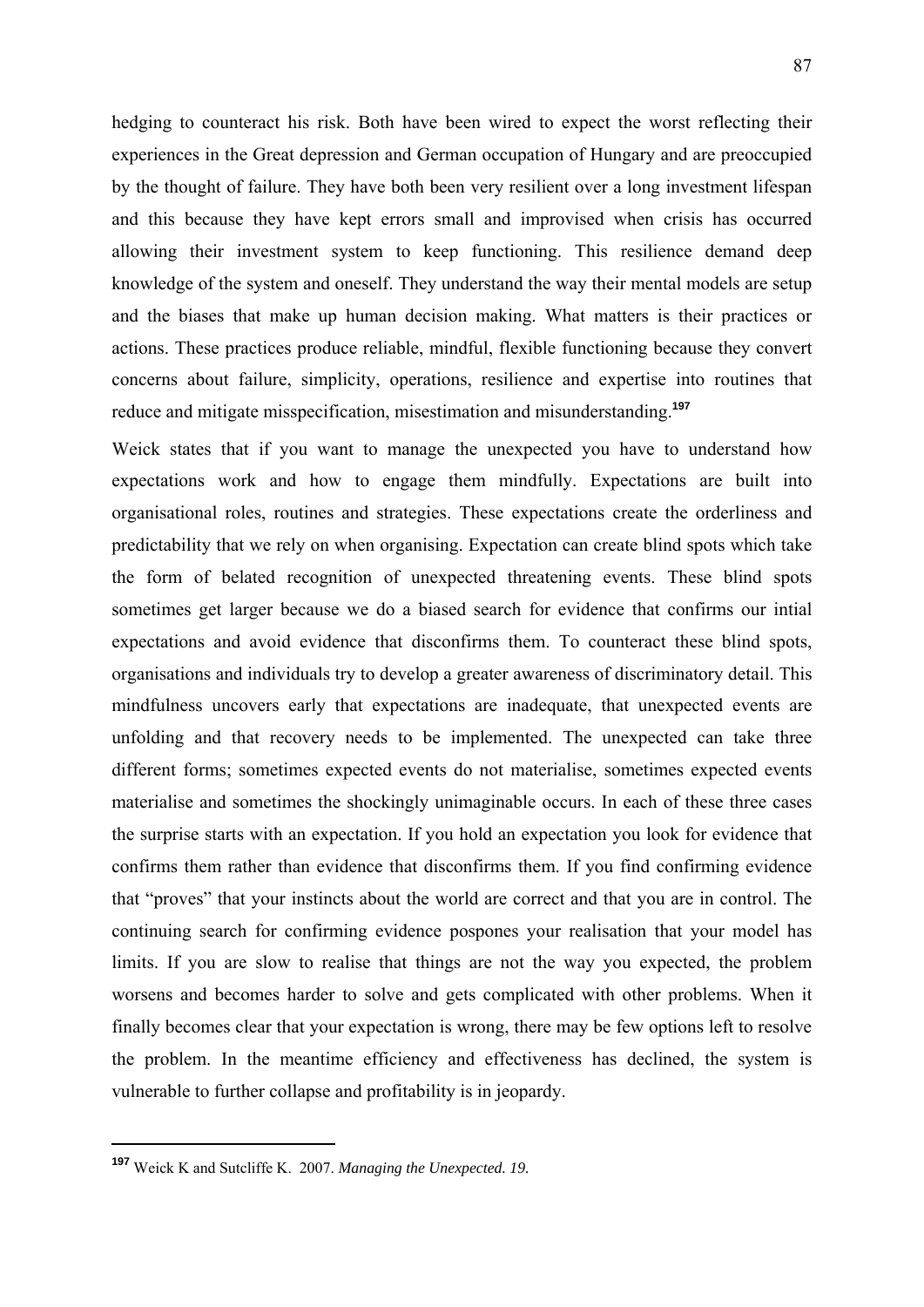hedging to counteract his risk. Both have been wired to expect the worst reflecting their experiences in the Great depression and German occupation of Hungary and are preoccupied by the thought of failure. They have both been very resilient over a long investment lifespan and this because they have kept errors small and improvised when crisis has occurred allowing their investment system to keep functioning. This resilience demand deep knowledge of the system and oneself. They understand the way their mental models are setup and the biases that make up human decision making. What matters is their practices or actions. These practices produce reliable, mindful, flexible functioning because they convert concerns about failure, simplicity, operations, resilience and expertise into routines that reduce and mitigate misspecification, misestimation and misunderstanding.[197]

Weick states that if you want to manage the unexpected you have to understand how expectations work and how to engage them mindfully. Expectations are built into organisational roles, routines and strategies. These expectations create the orderliness and predictability that we rely on when organising. Expectation can create blind spots which take the form of belated recognition of unexpected threatening events. These blind spots sometimes get larger because we do a biased search for evidence that confirms our intial expectations and avoid evidence that disconfirms them. To counteract these blind spots, organisations and individuals try to develop a greater awareness of discriminatory detail. This mindfulness uncovers early that expectations are inadequate, that unexpected events are unfolding and that recovery needs to be implemented. The unexpected can take three different forms; sometimes expected events do not materialise, sometimes expected events materialise and sometimes the shockingly unimaginable occurs. In each of these three cases the surprise starts with an expectation. If you hold an expectation you look for evidence that confirms them rather than evidence that disconfirms them. If you find confirming evidence that "proves" that your instincts about the world are correct and that you are in control. The continuing search for confirming evidence pospones your realisation that your model has limits. If you are slow to realise that things are not the way you expected, the problem worsens and becomes harder to solve and gets complicated with other problems. When it finally becomes clear that your expectation is wrong, there may be few options left to resolve the problem. In the meantime efficiency and effectiveness has declined, the system is vulnerable to further collapse and profitability is in jeopardy.

---

[197] Weick K and Sutcliffe K. 2007. *Managing the Unexpected. 19.*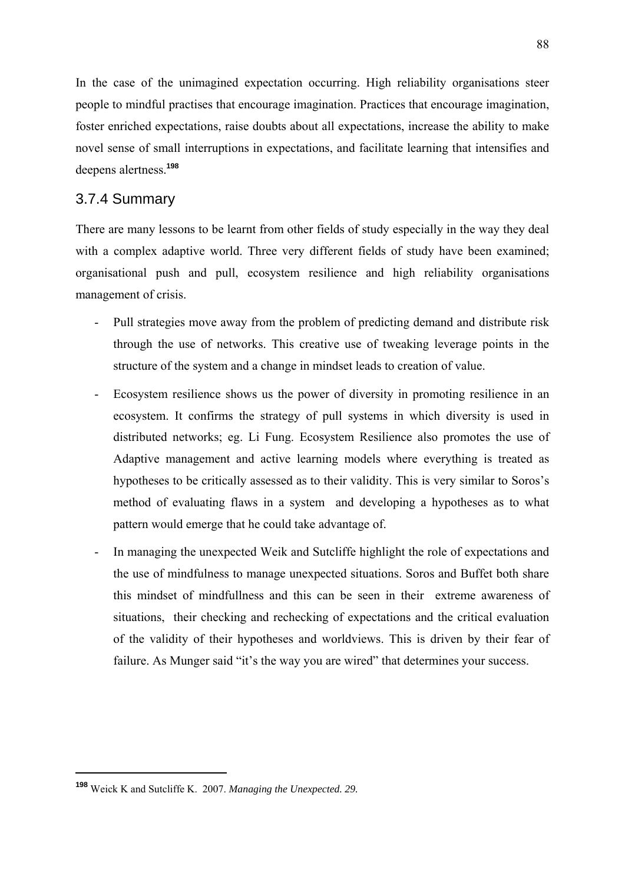In the case of the unimagined expectation occurring. High reliability organisations steer people to mindful practises that encourage imagination. Practices that encourage imagination, foster enriched expectations, raise doubts about all expectations, increase the ability to make novel sense of small interruptions in expectations, and facilitate learning that intensifies and deepens alertness.[198]

### 3.7.4 Summary

There are many lessons to be learnt from other fields of study especially in the way they deal with a complex adaptive world. Three very different fields of study have been examined; organisational push and pull, ecosystem resilience and high reliability organisations management of crisis.

- Pull strategies move away from the problem of predicting demand and distribute risk through the use of networks. This creative use of tweaking leverage points in the structure of the system and a change in mindset leads to creation of value.
- Ecosystem resilience shows us the power of diversity in promoting resilience in an ecosystem. It confirms the strategy of pull systems in which diversity is used in distributed networks; eg. Li Fung. Ecosystem Resilience also promotes the use of Adaptive management and active learning models where everything is treated as hypotheses to be critically assessed as to their validity. This is very similar to Soros's method of evaluating flaws in a system and developing a hypotheses as to what pattern would emerge that he could take advantage of.
- In managing the unexpected Weik and Sutcliffe highlight the role of expectations and the use of mindfulness to manage unexpected situations. Soros and Buffet both share this mindset of mindfullness and this can be seen in their extreme awareness of situations, their checking and rechecking of expectations and the critical evaluation of the validity of their hypotheses and worldviews. This is driven by their fear of failure. As Munger said "it's the way you are wired" that determines your success.

---

[198] Weick K and Sutcliffe K. 2007. *Managing the Unexpected. 29.*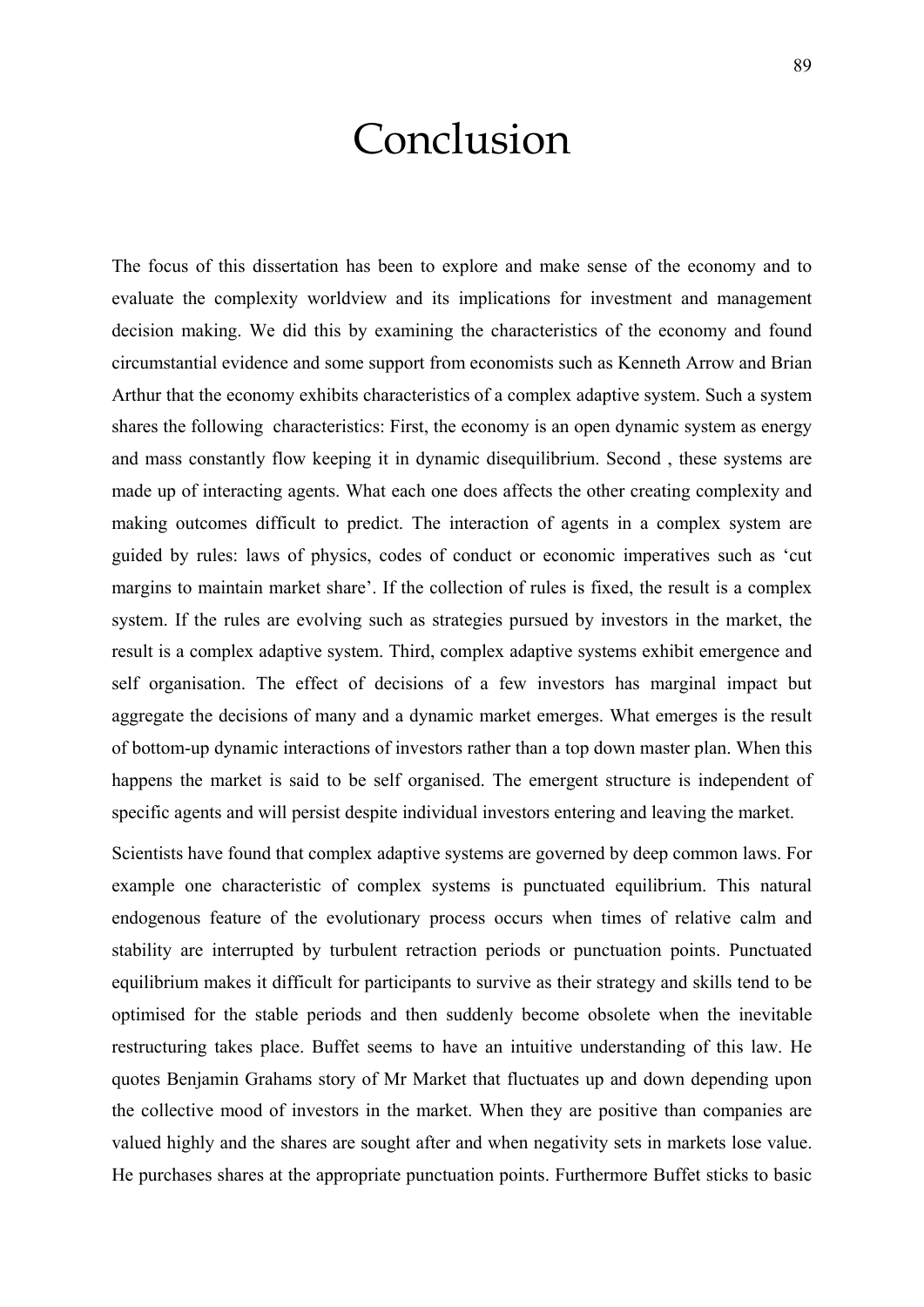# Conclusion

The focus of this dissertation has been to explore and make sense of the economy and to evaluate the complexity worldview and its implications for investment and management decision making. We did this by examining the characteristics of the economy and found circumstantial evidence and some support from economists such as Kenneth Arrow and Brian Arthur that the economy exhibits characteristics of a complex adaptive system. Such a system shares the following characteristics: First, the economy is an open dynamic system as energy and mass constantly flow keeping it in dynamic disequilibrium. Second , these systems are made up of interacting agents. What each one does affects the other creating complexity and making outcomes difficult to predict. The interaction of agents in a complex system are guided by rules: laws of physics, codes of conduct or economic imperatives such as 'cut margins to maintain market share'. If the collection of rules is fixed, the result is a complex system. If the rules are evolving such as strategies pursued by investors in the market, the result is a complex adaptive system. Third, complex adaptive systems exhibit emergence and self organisation. The effect of decisions of a few investors has marginal impact but aggregate the decisions of many and a dynamic market emerges. What emerges is the result of bottom-up dynamic interactions of investors rather than a top down master plan. When this happens the market is said to be self organised. The emergent structure is independent of specific agents and will persist despite individual investors entering and leaving the market.

Scientists have found that complex adaptive systems are governed by deep common laws. For example one characteristic of complex systems is punctuated equilibrium. This natural endogenous feature of the evolutionary process occurs when times of relative calm and stability are interrupted by turbulent retraction periods or punctuation points. Punctuated equilibrium makes it difficult for participants to survive as their strategy and skills tend to be optimised for the stable periods and then suddenly become obsolete when the inevitable restructuring takes place. Buffet seems to have an intuitive understanding of this law. He quotes Benjamin Grahams story of Mr Market that fluctuates up and down depending upon the collective mood of investors in the market. When they are positive than companies are valued highly and the shares are sought after and when negativity sets in markets lose value. He purchases shares at the appropriate punctuation points. Furthermore Buffet sticks to basic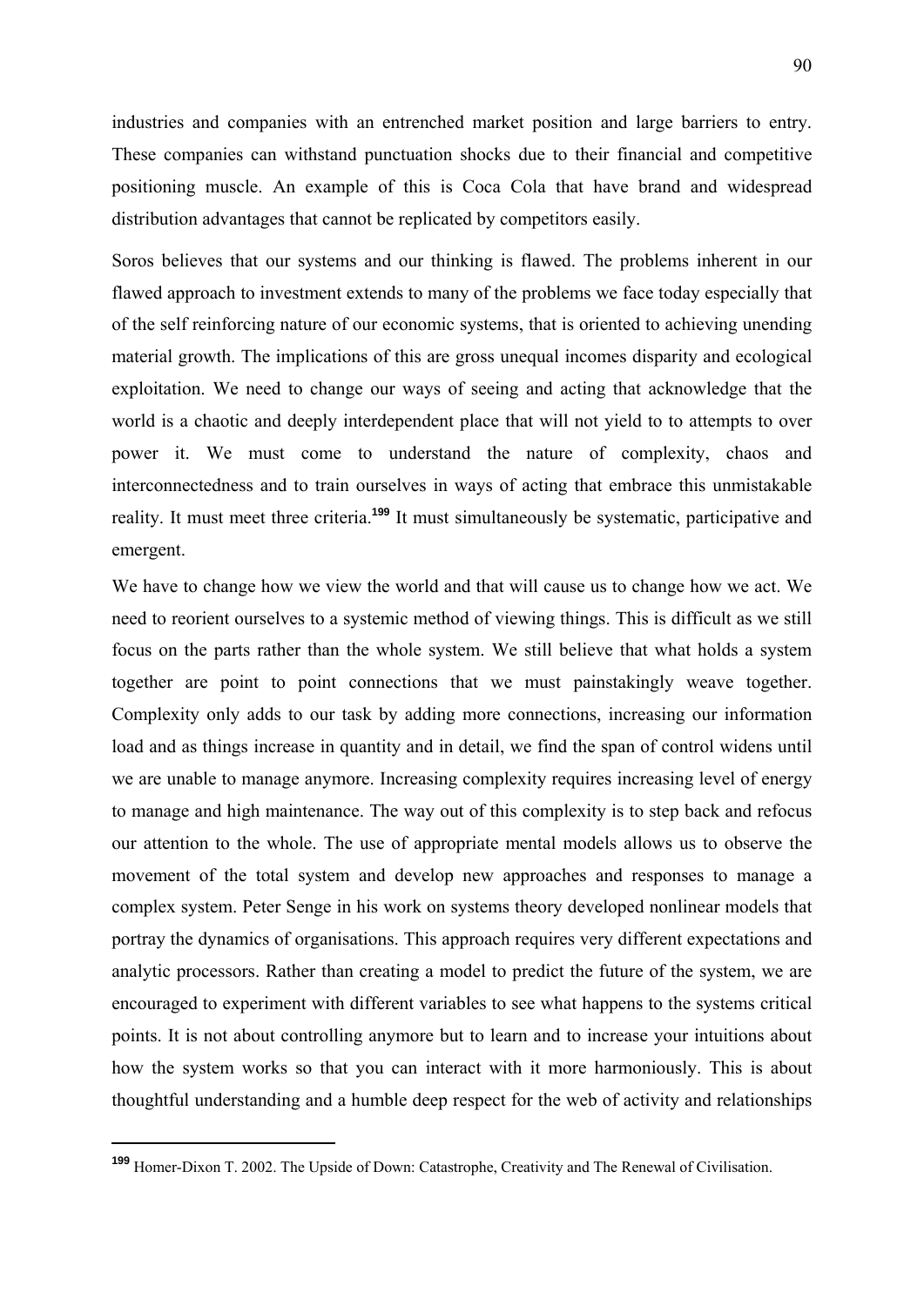industries and companies with an entrenched market position and large barriers to entry. These companies can withstand punctuation shocks due to their financial and competitive positioning muscle. An example of this is Coca Cola that have brand and widespread distribution advantages that cannot be replicated by competitors easily.

Soros believes that our systems and our thinking is flawed. The problems inherent in our flawed approach to investment extends to many of the problems we face today especially that of the self reinforcing nature of our economic systems, that is oriented to achieving unending material growth. The implications of this are gross unequal incomes disparity and ecological exploitation. We need to change our ways of seeing and acting that acknowledge that the world is a chaotic and deeply interdependent place that will not yield to to attempts to over power it. We must come to understand the nature of complexity, chaos and interconnectedness and to train ourselves in ways of acting that embrace this unmistakable reality. It must meet three criteria.[199] It must simultaneously be systematic, participative and emergent.

We have to change how we view the world and that will cause us to change how we act. We need to reorient ourselves to a systemic method of viewing things. This is difficult as we still focus on the parts rather than the whole system. We still believe that what holds a system together are point to point connections that we must painstakingly weave together. Complexity only adds to our task by adding more connections, increasing our information load and as things increase in quantity and in detail, we find the span of control widens until we are unable to manage anymore. Increasing complexity requires increasing level of energy to manage and high maintenance. The way out of this complexity is to step back and refocus our attention to the whole. The use of appropriate mental models allows us to observe the movement of the total system and develop new approaches and responses to manage a complex system. Peter Senge in his work on systems theory developed nonlinear models that portray the dynamics of organisations. This approach requires very different expectations and analytic processors. Rather than creating a model to predict the future of the system, we are encouraged to experiment with different variables to see what happens to the systems critical points. It is not about controlling anymore but to learn and to increase your intuitions about how the system works so that you can interact with it more harmoniously. This is about thoughtful understanding and a humble deep respect for the web of activity and relationships

[199] Homer-Dixon T. 2002. The Upside of Down: Catastrophe, Creativity and The Renewal of Civilisation.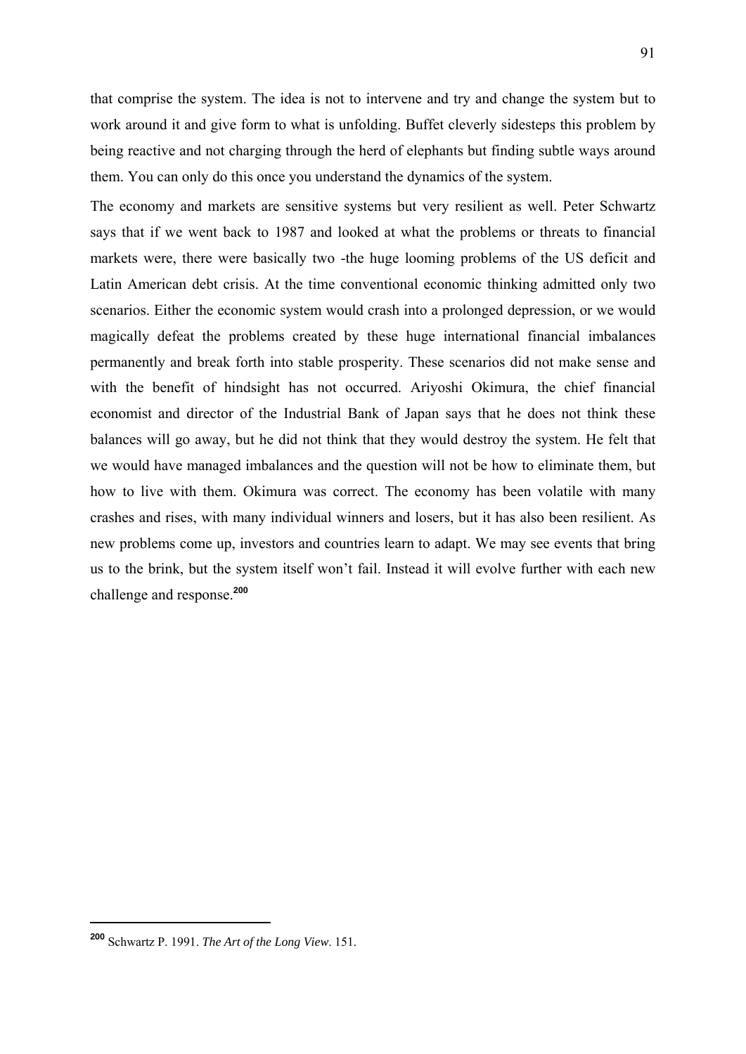that comprise the system. The idea is not to intervene and try and change the system but to work around it and give form to what is unfolding. Buffet cleverly sidesteps this problem by being reactive and not charging through the herd of elephants but finding subtle ways around them. You can only do this once you understand the dynamics of the system.

The economy and markets are sensitive systems but very resilient as well. Peter Schwartz says that if we went back to 1987 and looked at what the problems or threats to financial markets were, there were basically two -the huge looming problems of the US deficit and Latin American debt crisis. At the time conventional economic thinking admitted only two scenarios. Either the economic system would crash into a prolonged depression, or we would magically defeat the problems created by these huge international financial imbalances permanently and break forth into stable prosperity. These scenarios did not make sense and with the benefit of hindsight has not occurred. Ariyoshi Okimura, the chief financial economist and director of the Industrial Bank of Japan says that he does not think these balances will go away, but he did not think that they would destroy the system. He felt that we would have managed imbalances and the question will not be how to eliminate them, but how to live with them. Okimura was correct. The economy has been volatile with many crashes and rises, with many individual winners and losers, but it has also been resilient. As new problems come up, investors and countries learn to adapt. We may see events that bring us to the brink, but the system itself won't fail. Instead it will evolve further with each new challenge and response.[200]

---

[200] Schwartz P. 1991. *The Art of the Long View*. 151.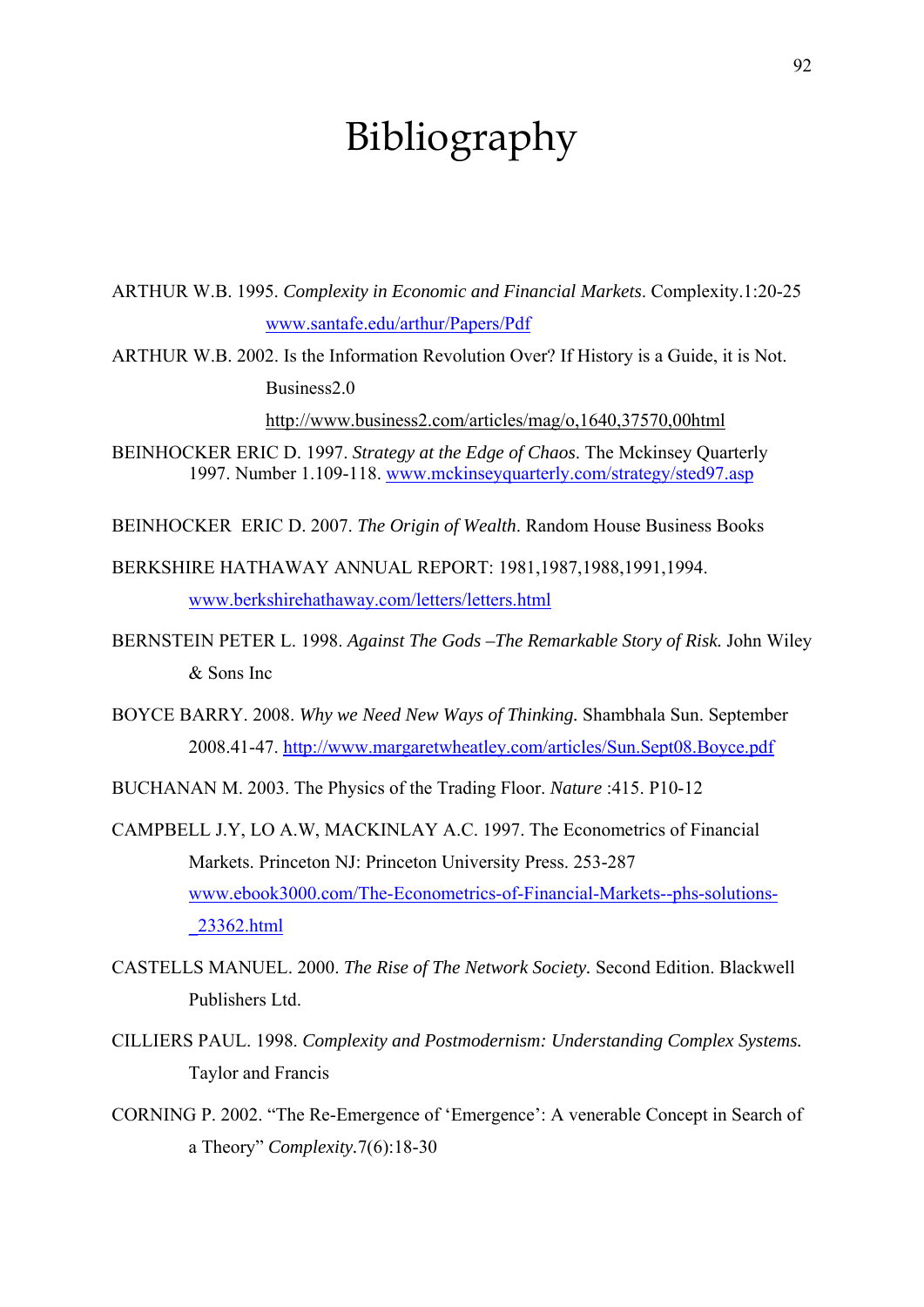# Bibliography

ARTHUR W.B. 1995. *Complexity in Economic and Financial Markets*. Complexity.1:20-25 www.santafe.edu/arthur/Papers/Pdf

ARTHUR W.B. 2002. Is the Information Revolution Over? If History is a Guide, it is Not. Business2.0 http://www.business2.com/articles/mag/o,1640,37570,00html

BEINHOCKER ERIC D. 1997. *Strategy at the Edge of Chaos*. The Mckinsey Quarterly 1997. Number 1.109-118. www.mckinseyquarterly.com/strategy/sted97.asp

BEINHOCKER ERIC D. 2007. *The Origin of Wealth*. Random House Business Books

BERKSHIRE HATHAWAY ANNUAL REPORT: 1981,1987,1988,1991,1994. www.berkshirehathaway.com/letters/letters.html

BERNSTEIN PETER L. 1998. *Against The Gods –The Remarkable Story of Risk.* John Wiley & Sons Inc

BOYCE BARRY. 2008. *Why we Need New Ways of Thinking.* Shambhala Sun. September 2008.41-47. http://www.margaretwheatley.com/articles/Sun.Sept08.Boyce.pdf

BUCHANAN M. 2003. The Physics of the Trading Floor. *Nature* :415. P10-12

CAMPBELL J.Y, LO A.W, MACKINLAY A.C. 1997. The Econometrics of Financial Markets. Princeton NJ: Princeton University Press. 253-287 www.ebook3000.com/The-Econometrics-of-Financial-Markets--phs-solutions-_23362.html

CASTELLS MANUEL. 2000. *The Rise of The Network Society.* Second Edition. Blackwell Publishers Ltd.

CILLIERS PAUL. 1998. *Complexity and Postmodernism: Understanding Complex Systems.* Taylor and Francis

CORNING P. 2002. "The Re-Emergence of 'Emergence': A venerable Concept in Search of a Theory" *Complexity.*7(6):18-30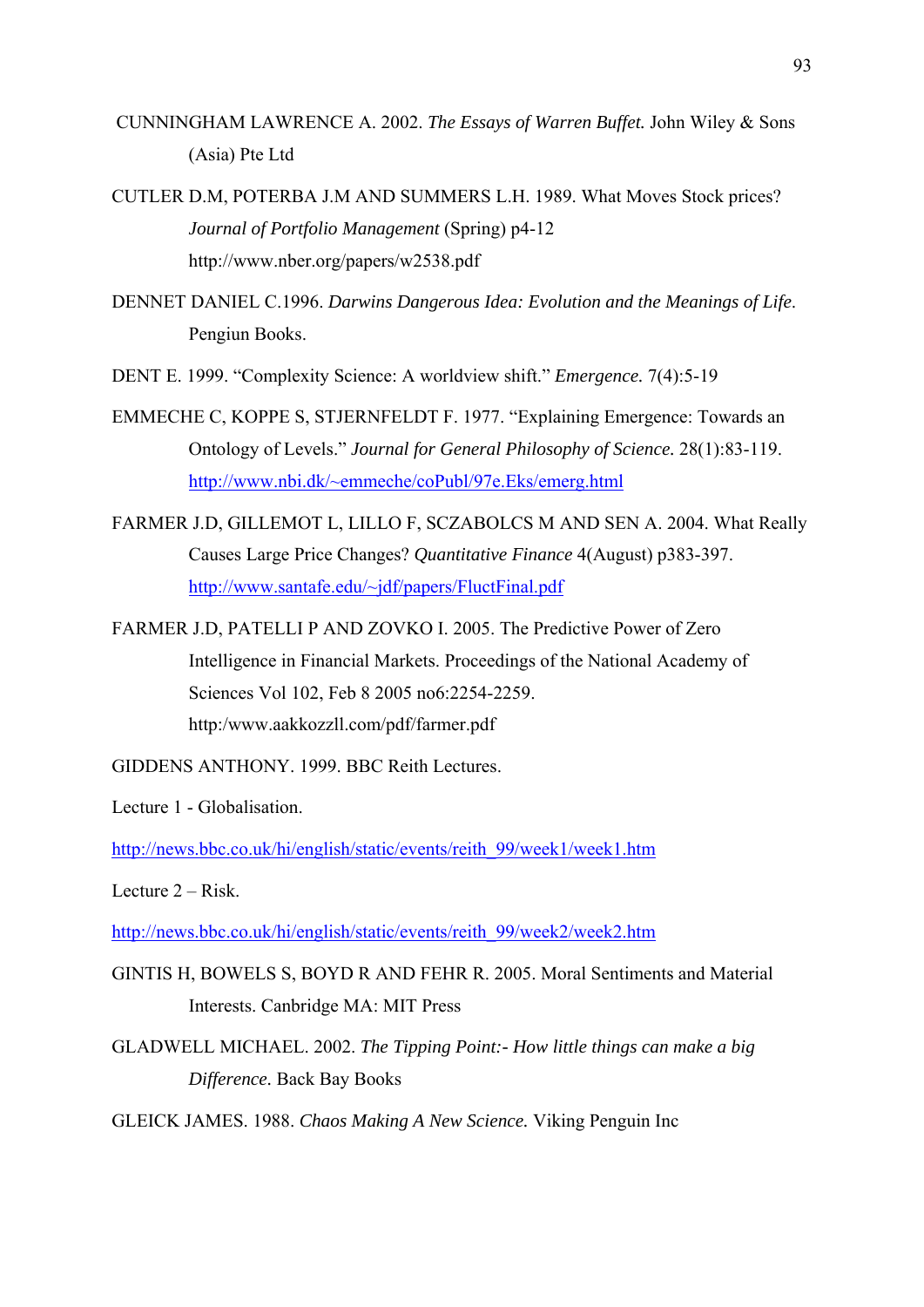CUNNINGHAM LAWRENCE A. 2002. *The Essays of Warren Buffet.* John Wiley & Sons (Asia) Pte Ltd

CUTLER D.M, POTERBA J.M AND SUMMERS L.H. 1989. What Moves Stock prices? *Journal of Portfolio Management* (Spring) p4-12 http://www.nber.org/papers/w2538.pdf

DENNET DANIEL C.1996. *Darwins Dangerous Idea: Evolution and the Meanings of Life*. Pengiun Books.

DENT E. 1999. "Complexity Science: A worldview shift." *Emergence.* 7(4):5-19

EMMECHE C, KOPPE S, STJERNFELDT F. 1977. "Explaining Emergence: Towards an Ontology of Levels." *Journal for General Philosophy of Science.* 28(1):83-119. http://www.nbi.dk/~emmeche/coPubl/97e.Eks/emerg.html

FARMER J.D, GILLEMOT L, LILLO F, SCZABOLCS M AND SEN A. 2004. What Really Causes Large Price Changes? *Quantitative Finance* 4(August) p383-397. http://www.santafe.edu/~jdf/papers/FluctFinal.pdf

FARMER J.D, PATELLI P AND ZOVKO I. 2005. The Predictive Power of Zero Intelligence in Financial Markets. Proceedings of the National Academy of Sciences Vol 102, Feb 8 2005 no6:2254-2259. http:/www.aakkozzll.com/pdf/farmer.pdf

GIDDENS ANTHONY. 1999. BBC Reith Lectures.

Lecture 1 - Globalisation.

http://news.bbc.co.uk/hi/english/static/events/reith_99/week1/week1.htm

Lecture 2 – Risk.

http://news.bbc.co.uk/hi/english/static/events/reith_99/week2/week2.htm

GINTIS H, BOWELS S, BOYD R AND FEHR R. 2005. Moral Sentiments and Material Interests. Canbridge MA: MIT Press

GLADWELL MICHAEL. 2002. *The Tipping Point:- How little things can make a big Difference.* Back Bay Books

GLEICK JAMES. 1988. *Chaos Making A New Science.* Viking Penguin Inc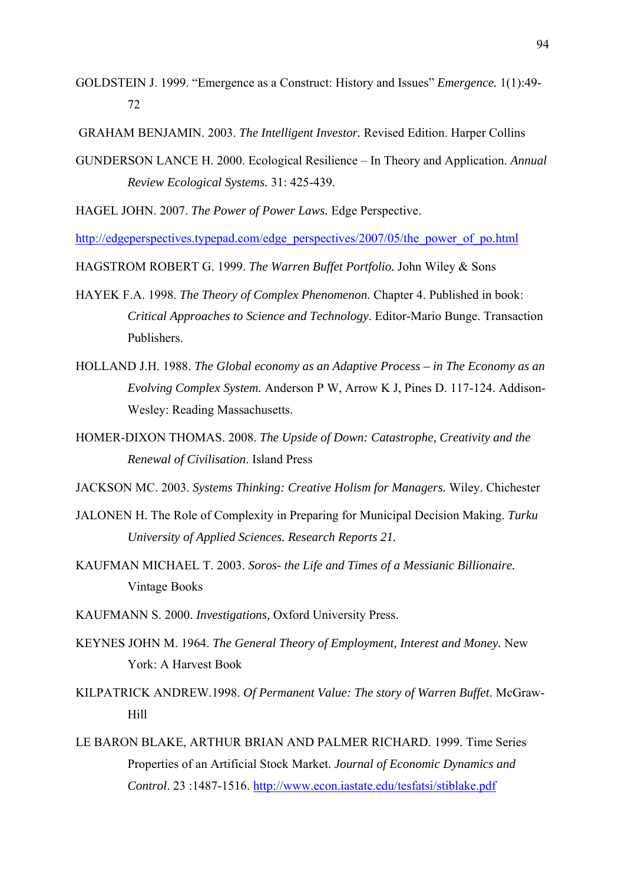GOLDSTEIN J. 1999. "Emergence as a Construct: History and Issues" *Emergence.* 1(1):49-72

GRAHAM BENJAMIN. 2003. *The Intelligent Investor.* Revised Edition. Harper Collins

GUNDERSON LANCE H. 2000. Ecological Resilience – In Theory and Application. *Annual Review Ecological Systems.* 31: 425-439.

HAGEL JOHN. 2007. *The Power of Power Laws.* Edge Perspective.

http://edgeperspectives.typepad.com/edge_perspectives/2007/05/the_power_of_po.html

HAGSTROM ROBERT G. 1999. *The Warren Buffet Portfolio.* John Wiley & Sons

HAYEK F.A. 1998. *The Theory of Complex Phenomenon*. Chapter 4. Published in book: *Critical Approaches to Science and Technology*. Editor-Mario Bunge. Transaction Publishers.

HOLLAND J.H. 1988. *The Global economy as an Adaptive Process – in The Economy as an Evolving Complex System.* Anderson P W, Arrow K J, Pines D. 117-124. Addison-Wesley: Reading Massachusetts.

HOMER-DIXON THOMAS. 2008. *The Upside of Down: Catastrophe, Creativity and the Renewal of Civilisation*. Island Press

JACKSON MC. 2003. *Systems Thinking: Creative Holism for Managers.* Wiley. Chichester

JALONEN H. The Role of Complexity in Preparing for Municipal Decision Making. *Turku University of Applied Sciences. Research Reports 21.*

KAUFMAN MICHAEL T. 2003. *Soros- the Life and Times of a Messianic Billionaire.* Vintage Books

KAUFMANN S. 2000. *Investigations,* Oxford University Press.

KEYNES JOHN M. 1964. *The General Theory of Employment, Interest and Money.* New York: A Harvest Book

KILPATRICK ANDREW.1998. *Of Permanent Value: The story of Warren Buffet*. McGraw-Hill

LE BARON BLAKE, ARTHUR BRIAN AND PALMER RICHARD. 1999. Time Series Properties of an Artificial Stock Market. *Journal of Economic Dynamics and Control*. 23 :1487-1516. http://www.econ.iastate.edu/tesfatsi/stiblake.pdf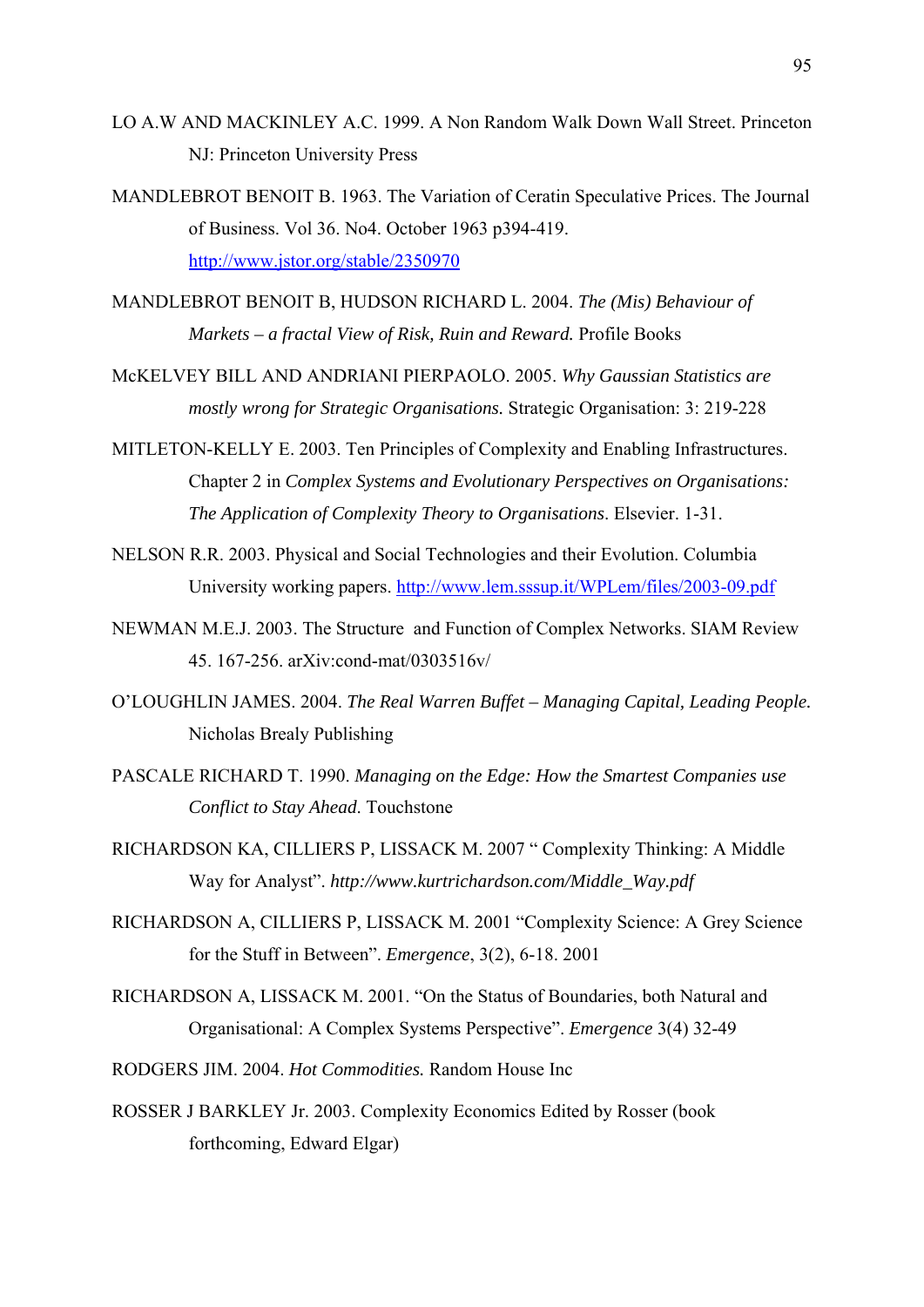LO A.W AND MACKINLEY A.C. 1999. A Non Random Walk Down Wall Street. Princeton NJ: Princeton University Press

MANDLEBROT BENOIT B. 1963. The Variation of Ceratin Speculative Prices. The Journal of Business. Vol 36. No4. October 1963 p394-419. http://www.jstor.org/stable/2350970

MANDLEBROT BENOIT B, HUDSON RICHARD L. 2004. *The (Mis) Behaviour of Markets – a fractal View of Risk, Ruin and Reward.* Profile Books

McKELVEY BILL AND ANDRIANI PIERPAOLO. 2005. *Why Gaussian Statistics are mostly wrong for Strategic Organisations.* Strategic Organisation: 3: 219-228

MITLETON-KELLY E. 2003. Ten Principles of Complexity and Enabling Infrastructures. Chapter 2 in *Complex Systems and Evolutionary Perspectives on Organisations: The Application of Complexity Theory to Organisations*. Elsevier. 1-31.

NELSON R.R. 2003. Physical and Social Technologies and their Evolution. Columbia University working papers. http://www.lem.sssup.it/WPLem/files/2003-09.pdf

NEWMAN M.E.J. 2003. The Structure and Function of Complex Networks. SIAM Review 45. 167-256. arXiv:cond-mat/0303516v/

O'LOUGHLIN JAMES. 2004. *The Real Warren Buffet – Managing Capital, Leading People.* Nicholas Brealy Publishing

PASCALE RICHARD T. 1990. *Managing on the Edge: How the Smartest Companies use Conflict to Stay Ahead.* Touchstone

RICHARDSON KA, CILLIERS P, LISSACK M. 2007 " Complexity Thinking: A Middle Way for Analyst". *http://www.kurtrichardson.com/Middle_Way.pdf*

RICHARDSON A, CILLIERS P, LISSACK M. 2001 "Complexity Science: A Grey Science for the Stuff in Between". *Emergence*, 3(2), 6-18. 2001

RICHARDSON A, LISSACK M. 2001. "On the Status of Boundaries, both Natural and Organisational: A Complex Systems Perspective". *Emergence* 3(4) 32-49

RODGERS JIM. 2004. *Hot Commodities.* Random House Inc

ROSSER J BARKLEY Jr. 2003. Complexity Economics Edited by Rosser (book forthcoming, Edward Elgar)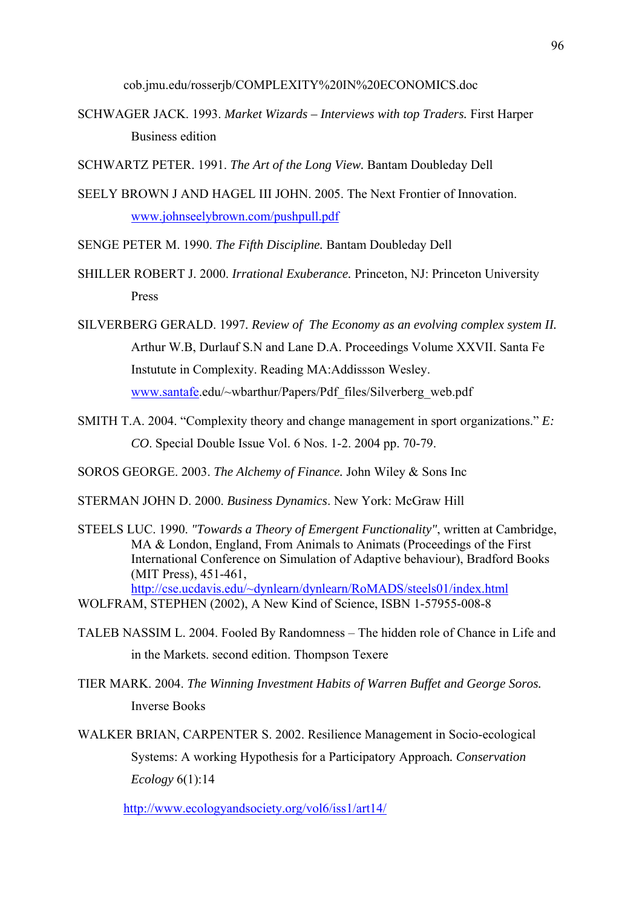cob.jmu.edu/rosserjb/COMPLEXITY%20IN%20ECONOMICS.doc

SCHWAGER JACK. 1993. *Market Wizards – Interviews with top Traders.* First Harper Business edition

SCHWARTZ PETER. 1991. *The Art of the Long View.* Bantam Doubleday Dell

SEELY BROWN J AND HAGEL III JOHN. 2005. The Next Frontier of Innovation. www.johnseelybrown.com/pushpull.pdf

SENGE PETER M. 1990. *The Fifth Discipline.* Bantam Doubleday Dell

SHILLER ROBERT J. 2000. *Irrational Exuberance.* Princeton, NJ: Princeton University Press

SILVERBERG GERALD. 1997. *Review of The Economy as an evolving complex system II.* Arthur W.B, Durlauf S.N and Lane D.A. Proceedings Volume XXVII. Santa Fe Instutute in Complexity. Reading MA:Addissson Wesley. www.santafe.edu/~wbarthur/Papers/Pdf_files/Silverberg_web.pdf

SMITH T.A. 2004. "Complexity theory and change management in sport organizations." *E: CO*. Special Double Issue Vol. 6 Nos. 1-2. 2004 pp. 70-79.

SOROS GEORGE. 2003. *The Alchemy of Finance.* John Wiley & Sons Inc

STERMAN JOHN D. 2000. *Business Dynamics*. New York: McGraw Hill

STEELS LUC. 1990. *"Towards a Theory of Emergent Functionality"*, written at Cambridge, MA & London, England, From Animals to Animats (Proceedings of the First International Conference on Simulation of Adaptive behaviour), Bradford Books (MIT Press), 451-461, http://cse.ucdavis.edu/~dynlearn/dynlearn/RoMADS/steels01/index.html

WOLFRAM, STEPHEN (2002), A New Kind of Science, ISBN 1-57955-008-8

TALEB NASSIM L. 2004. Fooled By Randomness – The hidden role of Chance in Life and in the Markets. second edition. Thompson Texere

TIER MARK. 2004. *The Winning Investment Habits of Warren Buffet and George Soros.* Inverse Books

WALKER BRIAN, CARPENTER S. 2002. Resilience Management in Socio-ecological Systems: A working Hypothesis for a Participatory Approach. *Conservation Ecology* 6(1):14

http://www.ecologyandsociety.org/vol6/iss1/art14/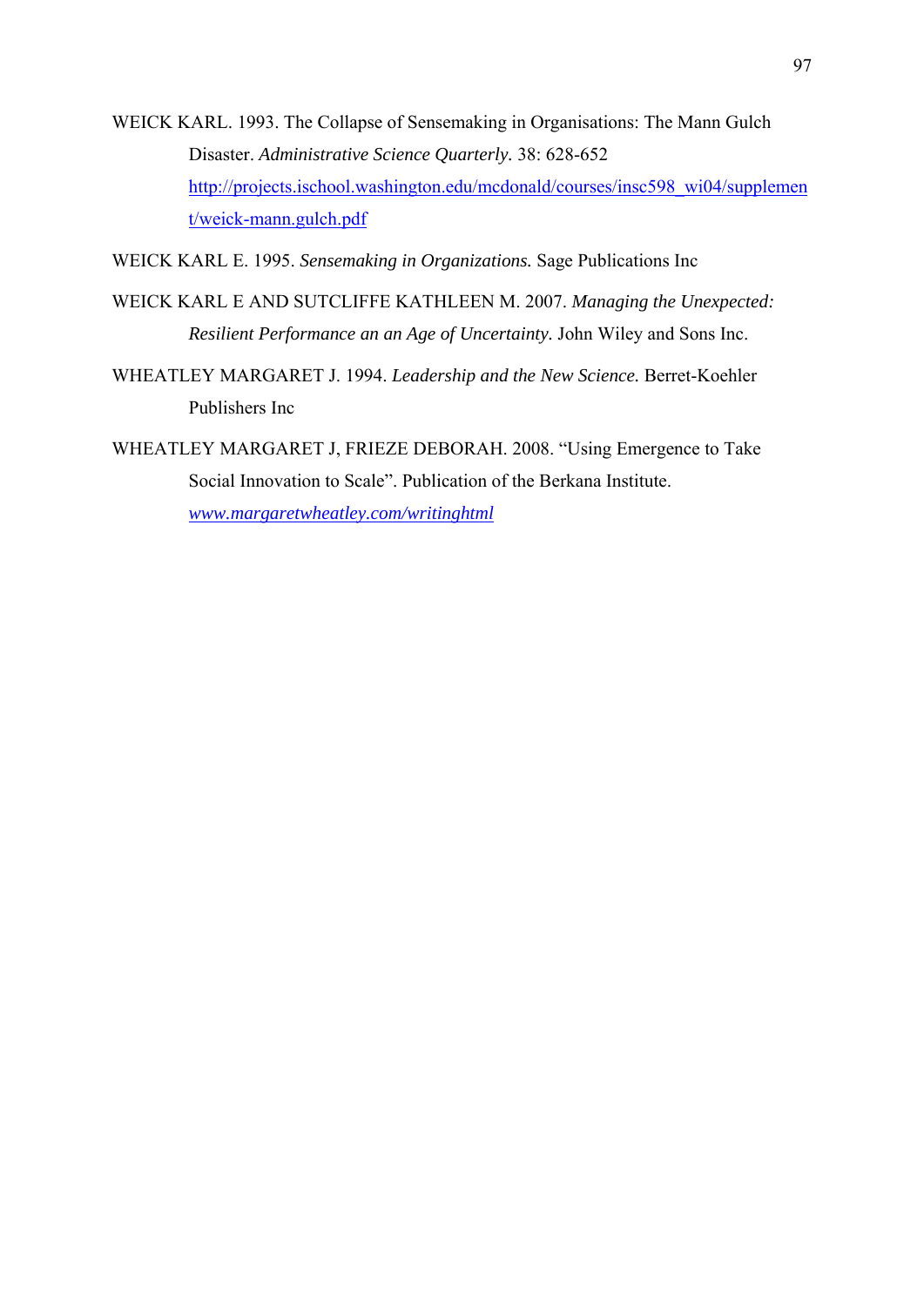WEICK KARL. 1993. The Collapse of Sensemaking in Organisations: The Mann Gulch Disaster. *Administrative Science Quarterly.* 38: 628-652 http://projects.ischool.washington.edu/mcdonald/courses/insc598_wi04/supplement/weick-mann.gulch.pdf

WEICK KARL E. 1995. *Sensemaking in Organizations.* Sage Publications Inc

WEICK KARL E AND SUTCLIFFE KATHLEEN M. 2007. *Managing the Unexpected: Resilient Performance an an Age of Uncertainty.* John Wiley and Sons Inc.

WHEATLEY MARGARET J. 1994. *Leadership and the New Science.* Berret-Koehler Publishers Inc

WHEATLEY MARGARET J, FRIEZE DEBORAH. 2008. "Using Emergence to Take Social Innovation to Scale". Publication of the Berkana Institute. *www.margaretwheatley.com/writinghtml*